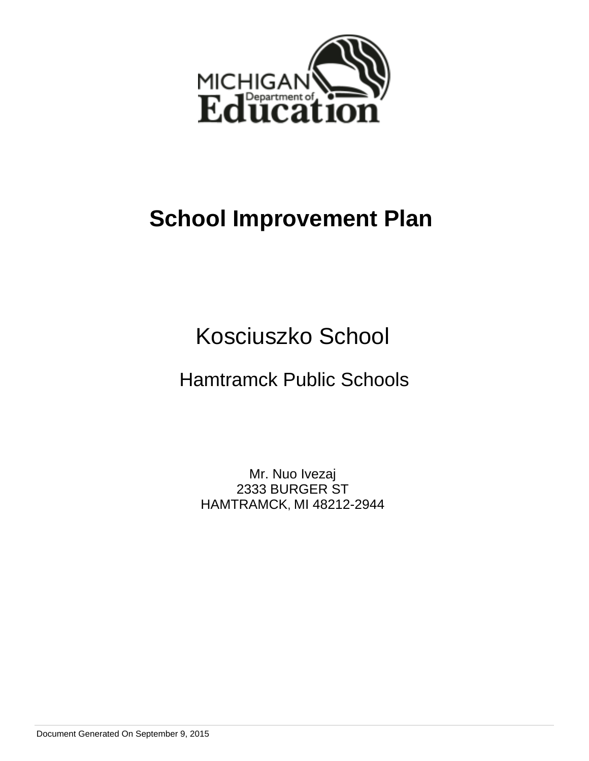# School Improvement Plan

## Kosciuszko School

### Hamtramck Public Schools

Mr. Nuo Ivezaj
2333 BURGER ST
HAMTRAMCK, MI 48212-2944

Document Generated On September 9, 2015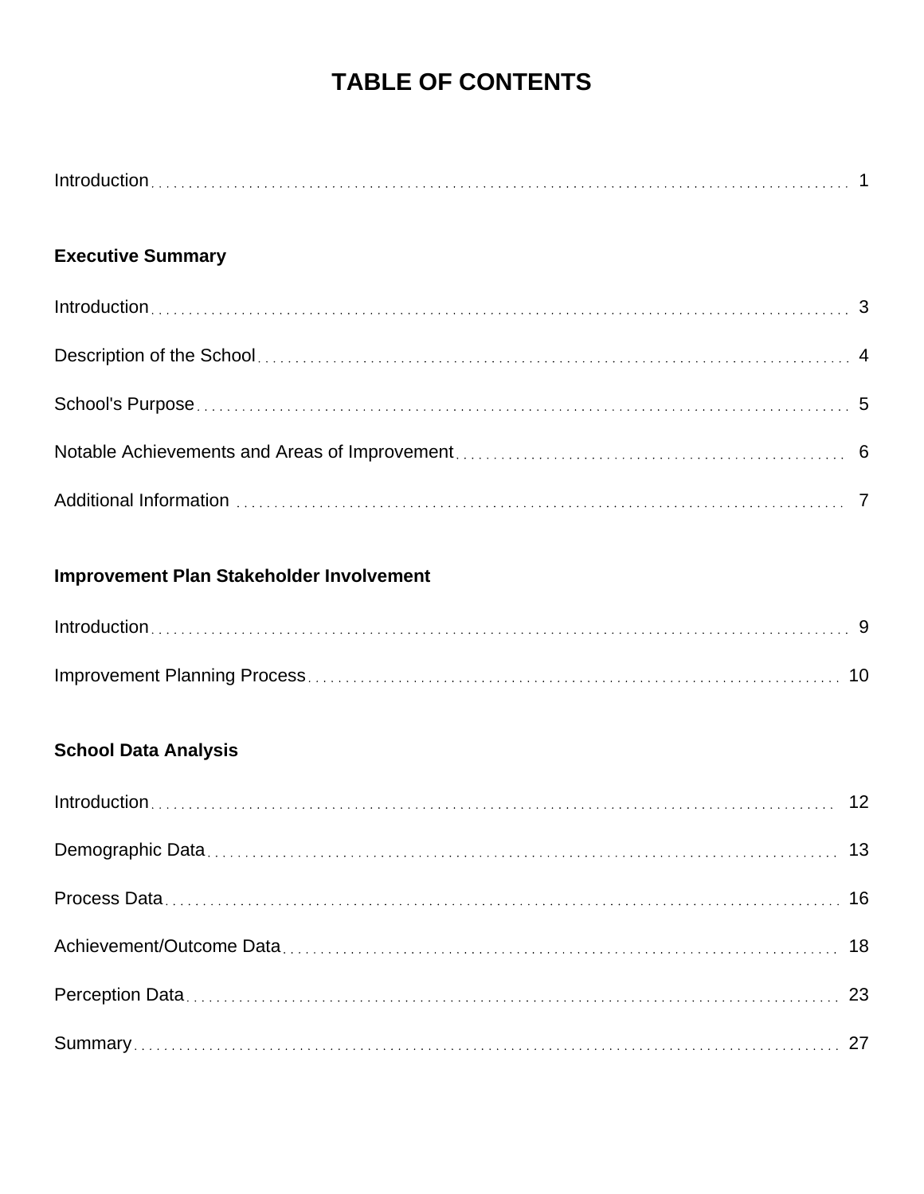# TABLE OF CONTENTS

Introduction ... 1

**Executive Summary**

Introduction ... 3

Description of the School ... 4

School's Purpose ... 5

Notable Achievements and Areas of Improvement ... 6

Additional Information ... 7

**Improvement Plan Stakeholder Involvement**

Introduction ... 9

Improvement Planning Process ... 10

**School Data Analysis**

Introduction ... 12

Demographic Data ... 13

Process Data ... 16

Achievement/Outcome Data ... 18

Perception Data ... 23

Summary ... 27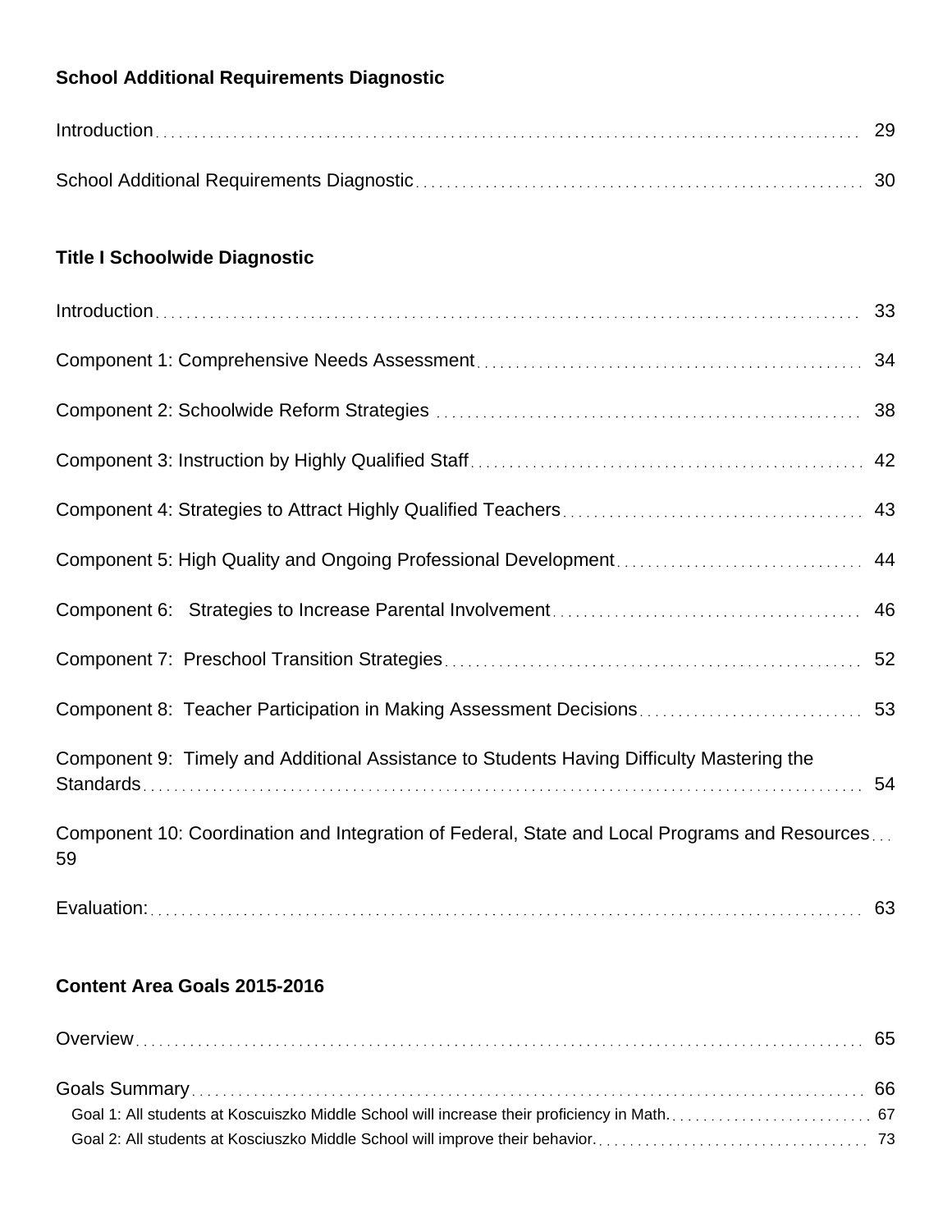**School Additional Requirements Diagnostic**

Introduction ... 29

School Additional Requirements Diagnostic ... 30

**Title I Schoolwide Diagnostic**

Introduction ... 33

Component 1: Comprehensive Needs Assessment ... 34

Component 2: Schoolwide Reform Strategies ... 38

Component 3: Instruction by Highly Qualified Staff ... 42

Component 4: Strategies to Attract Highly Qualified Teachers ... 43

Component 5: High Quality and Ongoing Professional Development ... 44

Component 6: Strategies to Increase Parental Involvement ... 46

Component 7: Preschool Transition Strategies ... 52

Component 8: Teacher Participation in Making Assessment Decisions ... 53

Component 9: Timely and Additional Assistance to Students Having Difficulty Mastering the Standards ... 54

Component 10: Coordination and Integration of Federal, State and Local Programs and Resources ... 59

Evaluation: ... 63

**Content Area Goals 2015-2016**

Overview ... 65

Goals Summary ... 66

- Goal 1: All students at Koscuiszko Middle School will increase their proficiency in Math. ... 67
- Goal 2: All students at Kosciuszko Middle School will improve their behavior. ... 73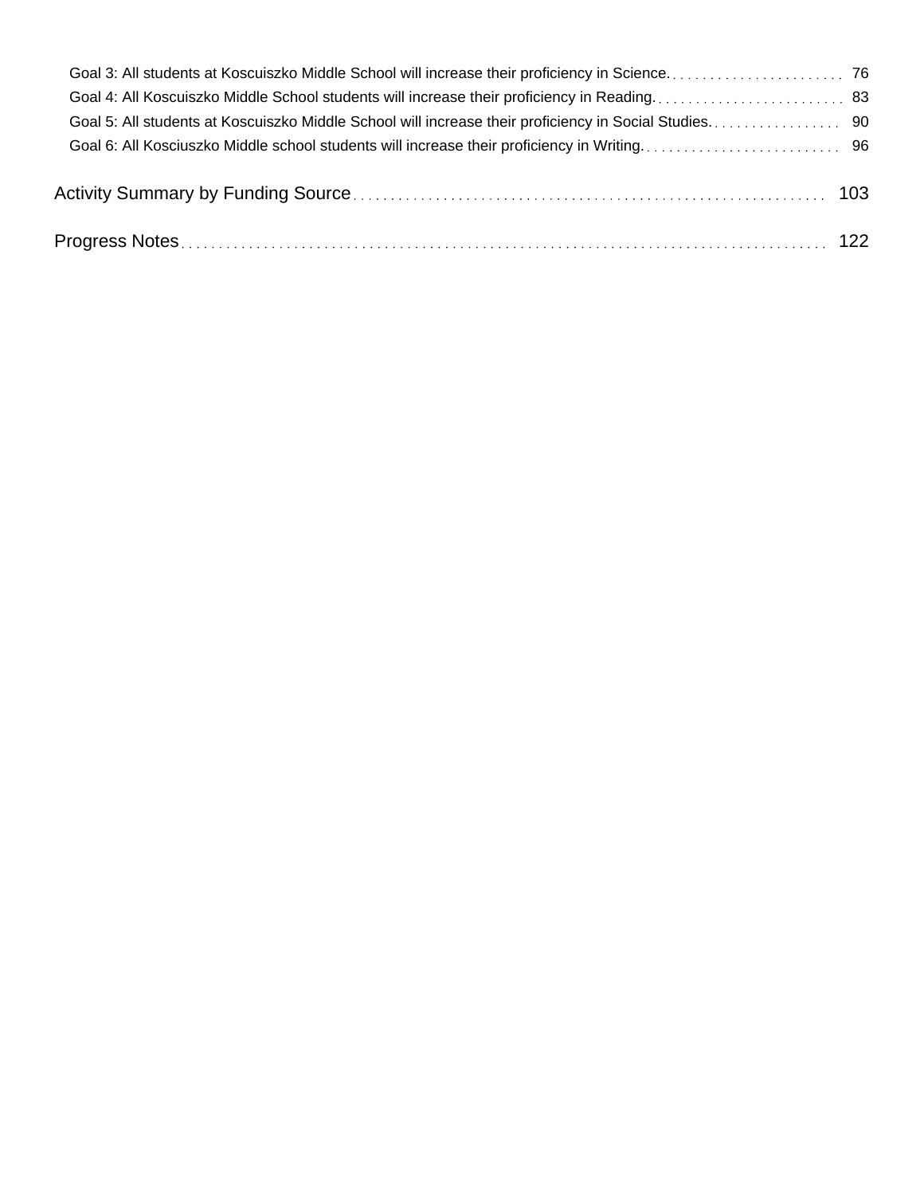Goal 3: All students at Koscuiszko Middle School will increase their proficiency in Science. . . . . . . . . . . . . . . . . . . . . . . . . 76

Goal 4: All Koscuiszko Middle School students will increase their proficiency in Reading. . . . . . . . . . . . . . . . . . . . . . . . . . . 83

Goal 5: All students at Koscuiszko Middle School will increase their proficiency in Social Studies. . . . . . . . . . . . . . . . . . . 90

Goal 6: All Kosciuszko Middle school students will increase their proficiency in Writing. . . . . . . . . . . . . . . . . . . . . . . . . . . . 96

Activity Summary by Funding Source . . . . . . . . . . . . . . . . . . . . . . . . . . . . . . . . . . . . . . . . . . . . . . . . . . . . . . . . . . . . . . . . . 103

Progress Notes . . . . . . . . . . . . . . . . . . . . . . . . . . . . . . . . . . . . . . . . . . . . . . . . . . . . . . . . . . . . . . . . . . . . . . . . . . . . . . . . . . . . . 122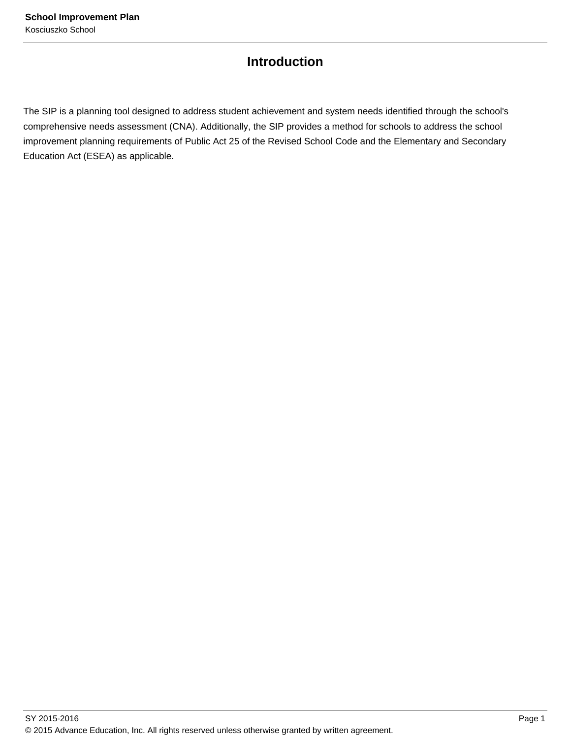# Introduction

The SIP is a planning tool designed to address student achievement and system needs identified through the school's comprehensive needs assessment (CNA). Additionally, the SIP provides a method for schools to address the school improvement planning requirements of Public Act 25 of the Revised School Code and the Elementary and Secondary Education Act (ESEA) as applicable.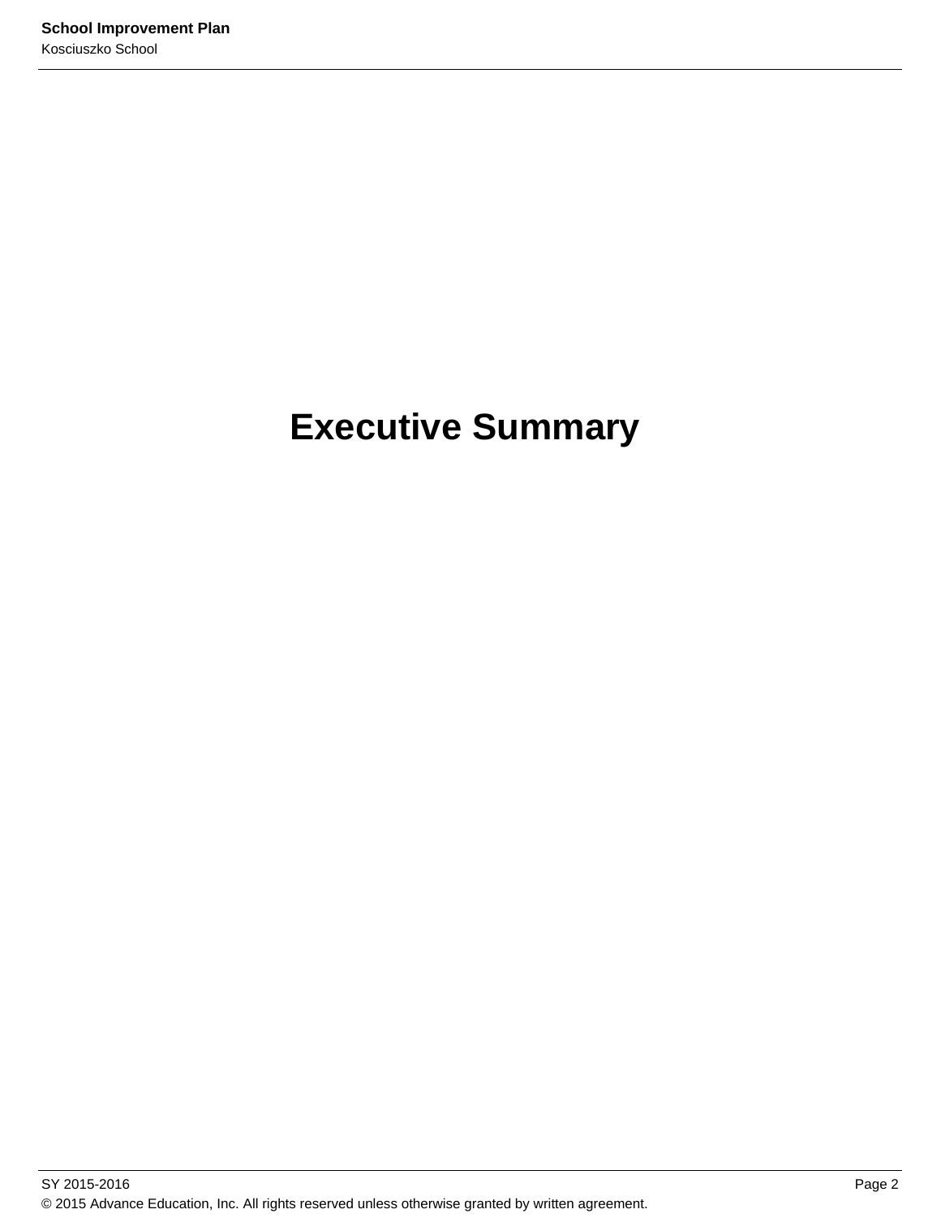# Executive Summary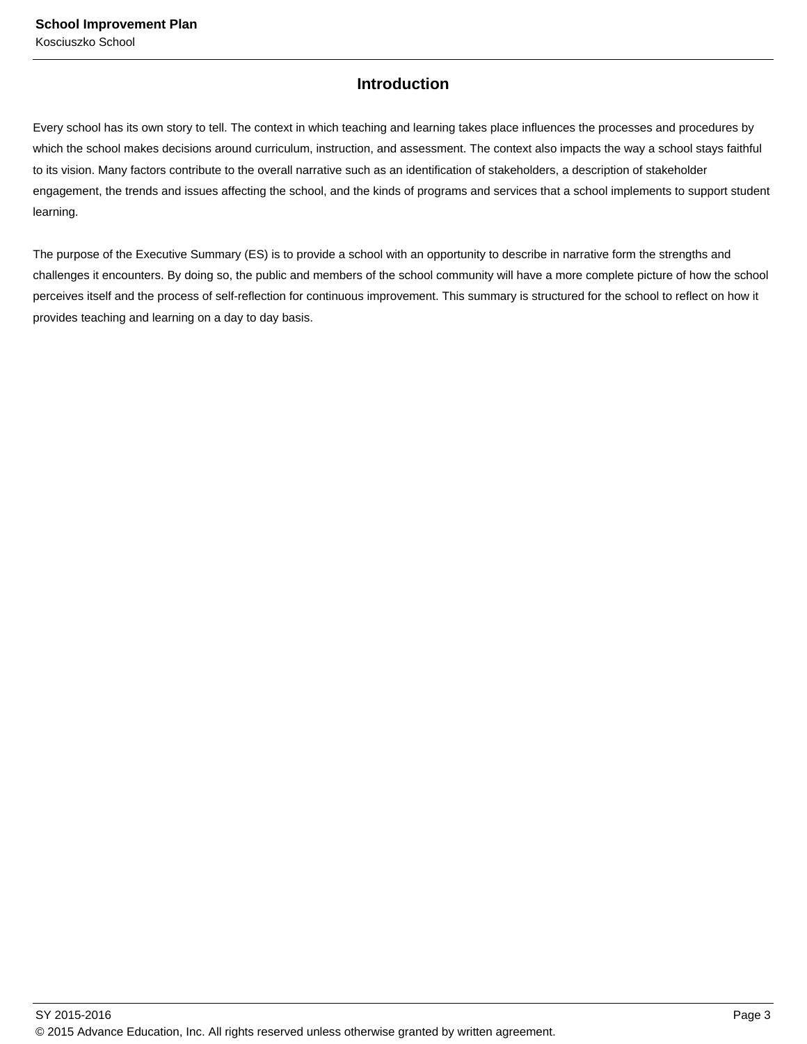## Introduction

Every school has its own story to tell. The context in which teaching and learning takes place influences the processes and procedures by which the school makes decisions around curriculum, instruction, and assessment. The context also impacts the way a school stays faithful to its vision. Many factors contribute to the overall narrative such as an identification of stakeholders, a description of stakeholder engagement, the trends and issues affecting the school, and the kinds of programs and services that a school implements to support student learning.

The purpose of the Executive Summary (ES) is to provide a school with an opportunity to describe in narrative form the strengths and challenges it encounters. By doing so, the public and members of the school community will have a more complete picture of how the school perceives itself and the process of self-reflection for continuous improvement. This summary is structured for the school to reflect on how it provides teaching and learning on a day to day basis.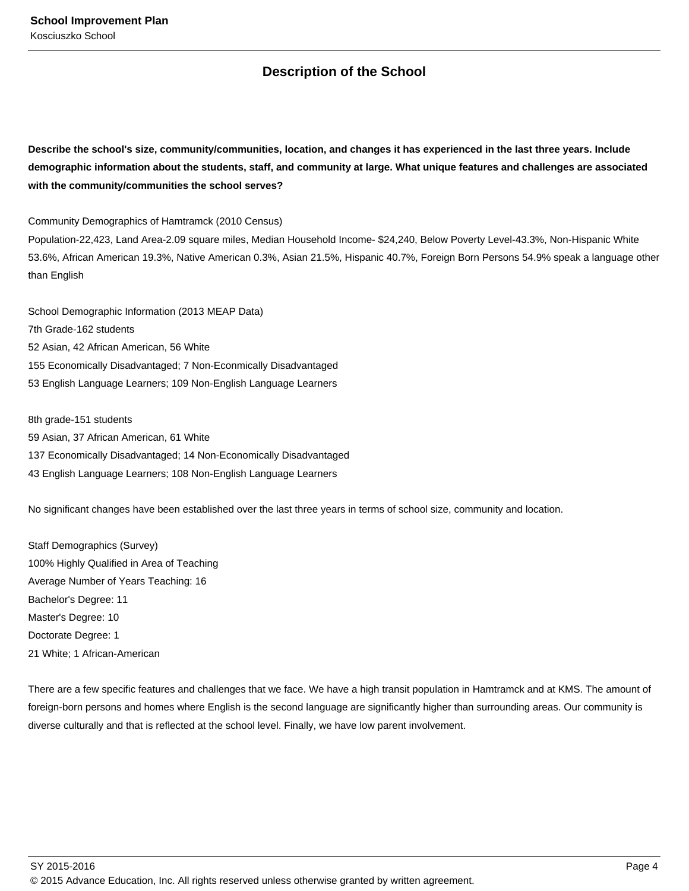## Description of the School

**Describe the school's size, community/communities, location, and changes it has experienced in the last three years. Include demographic information about the students, staff, and community at large. What unique features and challenges are associated with the community/communities the school serves?**

Community Demographics of Hamtramck (2010 Census)
Population-22,423, Land Area-2.09 square miles, Median Household Income- $24,240, Below Poverty Level-43.3%, Non-Hispanic White 53.6%, African American 19.3%, Native American 0.3%, Asian 21.5%, Hispanic 40.7%, Foreign Born Persons 54.9% speak a language other than English

School Demographic Information (2013 MEAP Data)
7th Grade-162 students
52 Asian, 42 African American, 56 White
155 Economically Disadvantaged; 7 Non-Econmically Disadvantaged
53 English Language Learners; 109 Non-English Language Learners

8th grade-151 students
59 Asian, 37 African American, 61 White
137 Economically Disadvantaged; 14 Non-Economically Disadvantaged
43 English Language Learners; 108 Non-English Language Learners

No significant changes have been established over the last three years in terms of school size, community and location.

Staff Demographics (Survey)
100% Highly Qualified in Area of Teaching
Average Number of Years Teaching: 16
Bachelor's Degree: 11
Master's Degree: 10
Doctorate Degree: 1
21 White; 1 African-American

There are a few specific features and challenges that we face. We have a high transit population in Hamtramck and at KMS. The amount of foreign-born persons and homes where English is the second language are significantly higher than surrounding areas. Our community is diverse culturally and that is reflected at the school level. Finally, we have low parent involvement.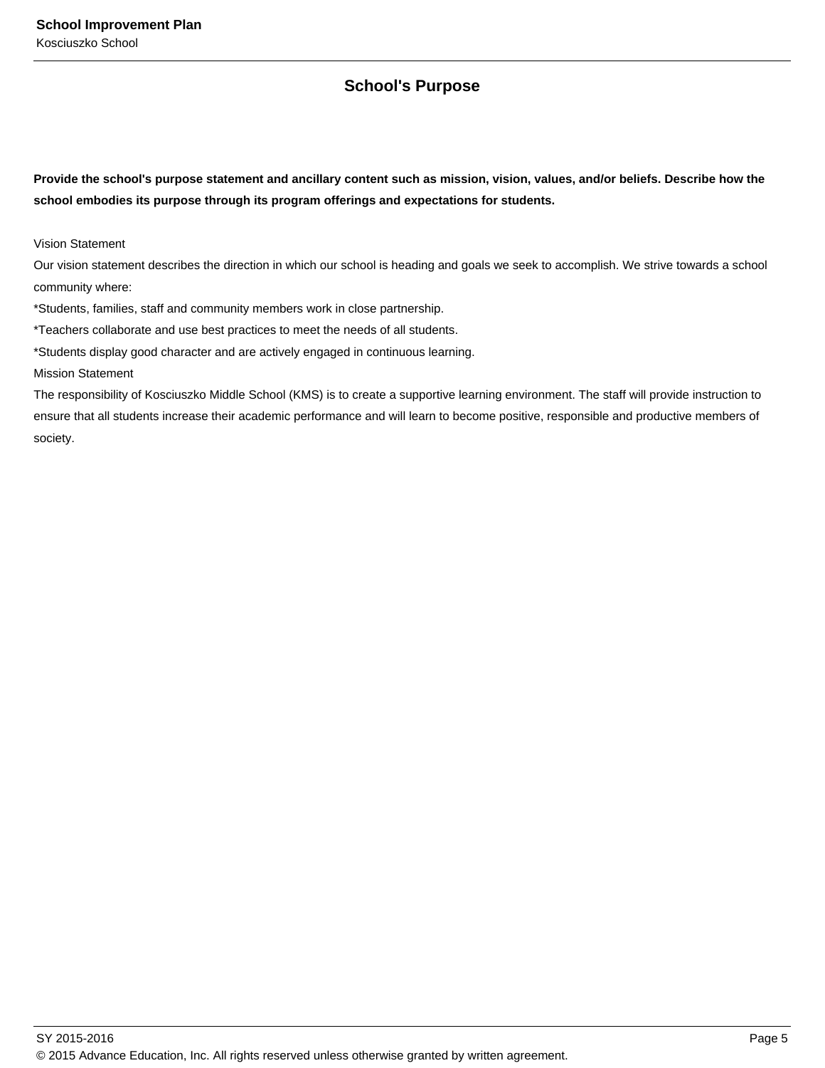## School's Purpose

**Provide the school's purpose statement and ancillary content such as mission, vision, values, and/or beliefs. Describe how the school embodies its purpose through its program offerings and expectations for students.**

Vision Statement
Our vision statement describes the direction in which our school is heading and goals we seek to accomplish. We strive towards a school community where:
*Students, families, staff and community members work in close partnership.
*Teachers collaborate and use best practices to meet the needs of all students.
*Students display good character and are actively engaged in continuous learning.
Mission Statement
The responsibility of Kosciuszko Middle School (KMS) is to create a supportive learning environment. The staff will provide instruction to ensure that all students increase their academic performance and will learn to become positive, responsible and productive members of society.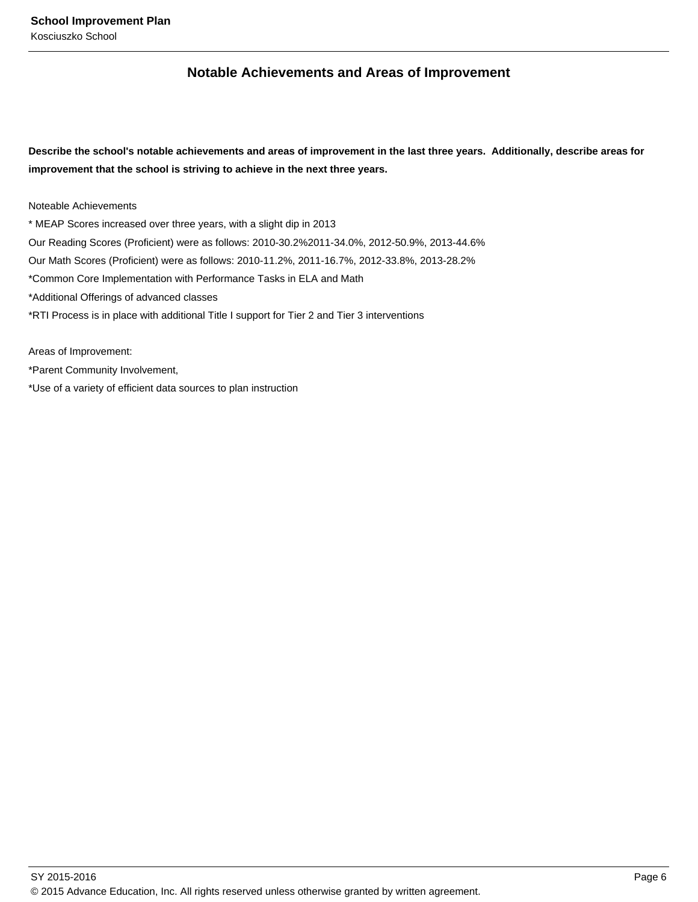## Notable Achievements and Areas of Improvement

**Describe the school's notable achievements and areas of improvement in the last three years. Additionally, describe areas for improvement that the school is striving to achieve in the next three years.**

Noteable Achievements

* MEAP Scores increased over three years, with a slight dip in 2013

Our Reading Scores (Proficient) were as follows: 2010-30.2%2011-34.0%, 2012-50.9%, 2013-44.6%

Our Math Scores (Proficient) were as follows: 2010-11.2%, 2011-16.7%, 2012-33.8%, 2013-28.2%

*Common Core Implementation with Performance Tasks in ELA and Math

*Additional Offerings of advanced classes

*RTI Process is in place with additional Title I support for Tier 2 and Tier 3 interventions

Areas of Improvement:

*Parent Community Involvement,

*Use of a variety of efficient data sources to plan instruction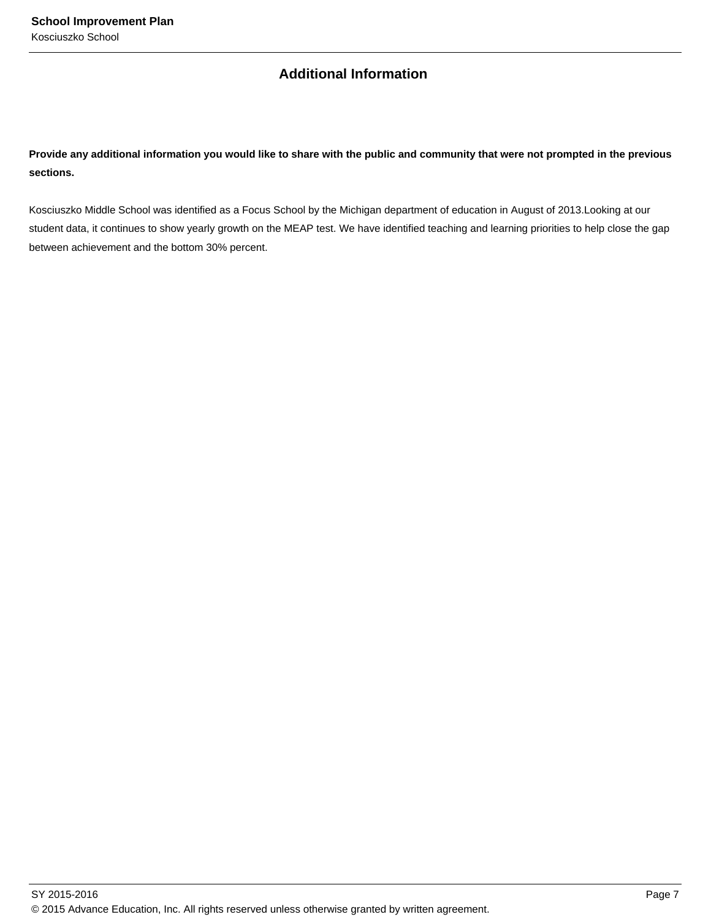## Additional Information

**Provide any additional information you would like to share with the public and community that were not prompted in the previous sections.**

Kosciuszko Middle School was identified as a Focus School by the Michigan department of education in August of 2013.Looking at our student data, it continues to show yearly growth on the MEAP test. We have identified teaching and learning priorities to help close the gap between achievement and the bottom 30% percent.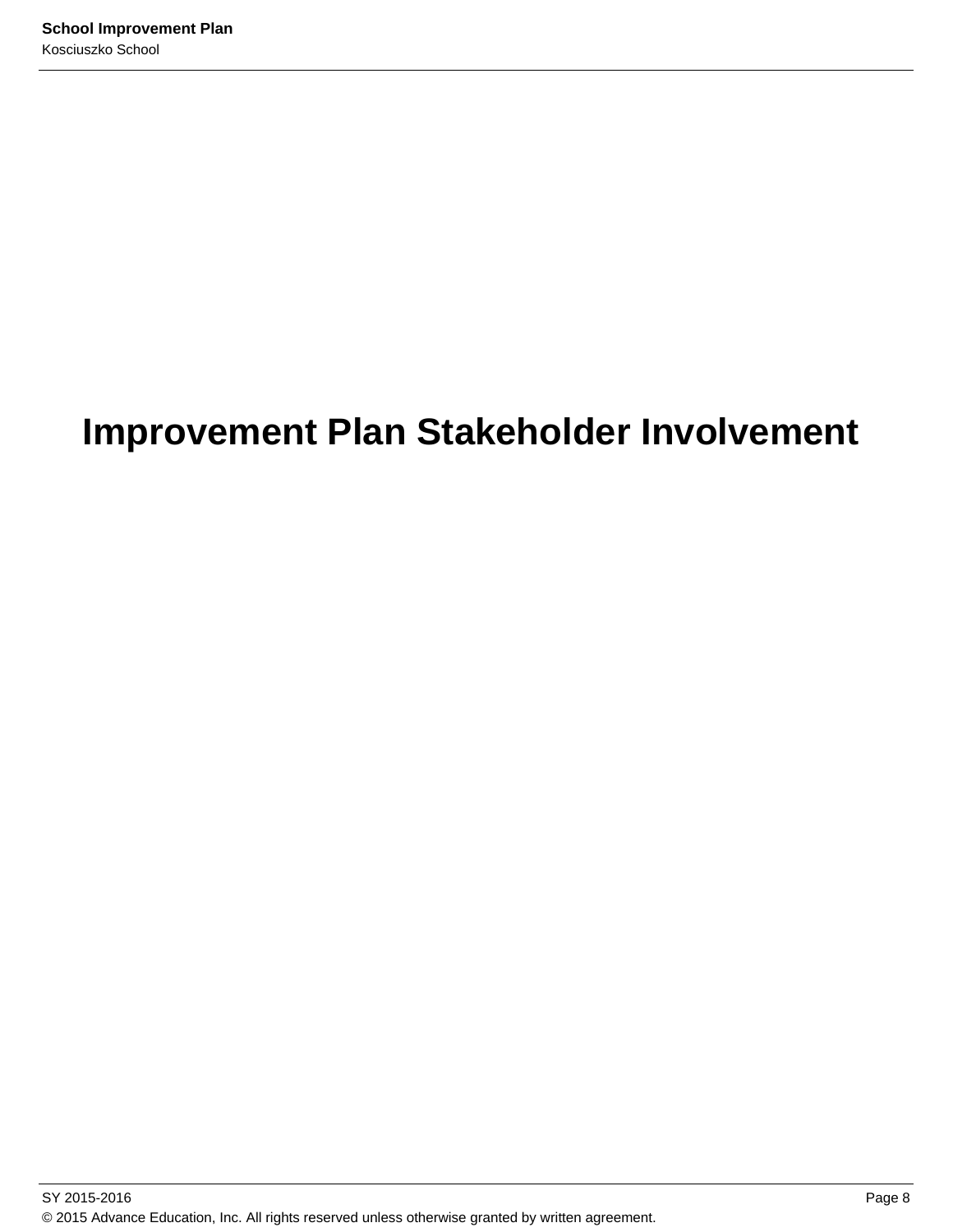# Improvement Plan Stakeholder Involvement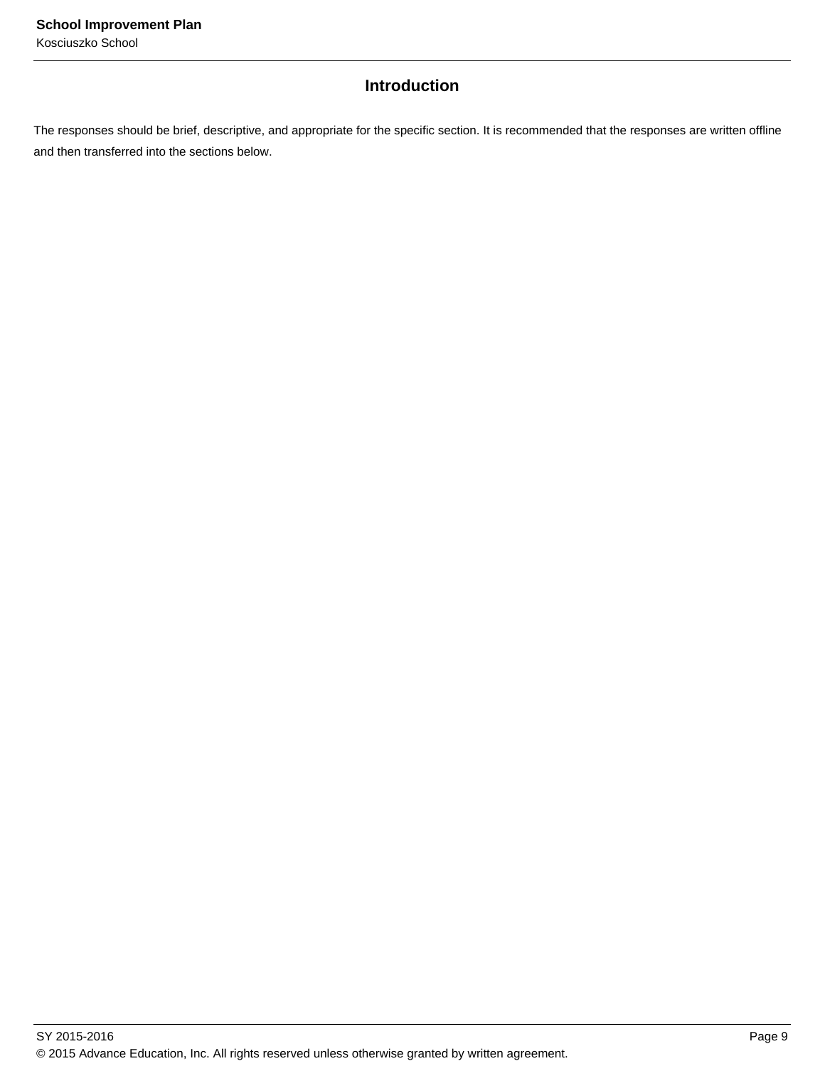## Introduction

The responses should be brief, descriptive, and appropriate for the specific section. It is recommended that the responses are written offline and then transferred into the sections below.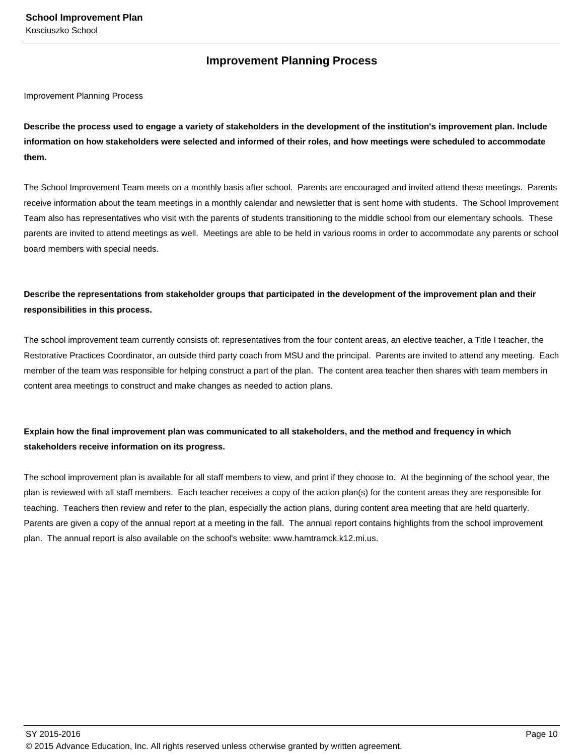## Improvement Planning Process

Improvement Planning Process

**Describe the process used to engage a variety of stakeholders in the development of the institution's improvement plan. Include information on how stakeholders were selected and informed of their roles, and how meetings were scheduled to accommodate them.**

The School Improvement Team meets on a monthly basis after school. Parents are encouraged and invited attend these meetings. Parents receive information about the team meetings in a monthly calendar and newsletter that is sent home with students. The School Improvement Team also has representatives who visit with the parents of students transitioning to the middle school from our elementary schools. These parents are invited to attend meetings as well. Meetings are able to be held in various rooms in order to accommodate any parents or school board members with special needs.

**Describe the representations from stakeholder groups that participated in the development of the improvement plan and their responsibilities in this process.**

The school improvement team currently consists of: representatives from the four content areas, an elective teacher, a Title I teacher, the Restorative Practices Coordinator, an outside third party coach from MSU and the principal. Parents are invited to attend any meeting. Each member of the team was responsible for helping construct a part of the plan. The content area teacher then shares with team members in content area meetings to construct and make changes as needed to action plans.

**Explain how the final improvement plan was communicated to all stakeholders, and the method and frequency in which stakeholders receive information on its progress.**

The school improvement plan is available for all staff members to view, and print if they choose to. At the beginning of the school year, the plan is reviewed with all staff members. Each teacher receives a copy of the action plan(s) for the content areas they are responsible for teaching. Teachers then review and refer to the plan, especially the action plans, during content area meeting that are held quarterly. Parents are given a copy of the annual report at a meeting in the fall. The annual report contains highlights from the school improvement plan. The annual report is also available on the school's website: www.hamtramck.k12.mi.us.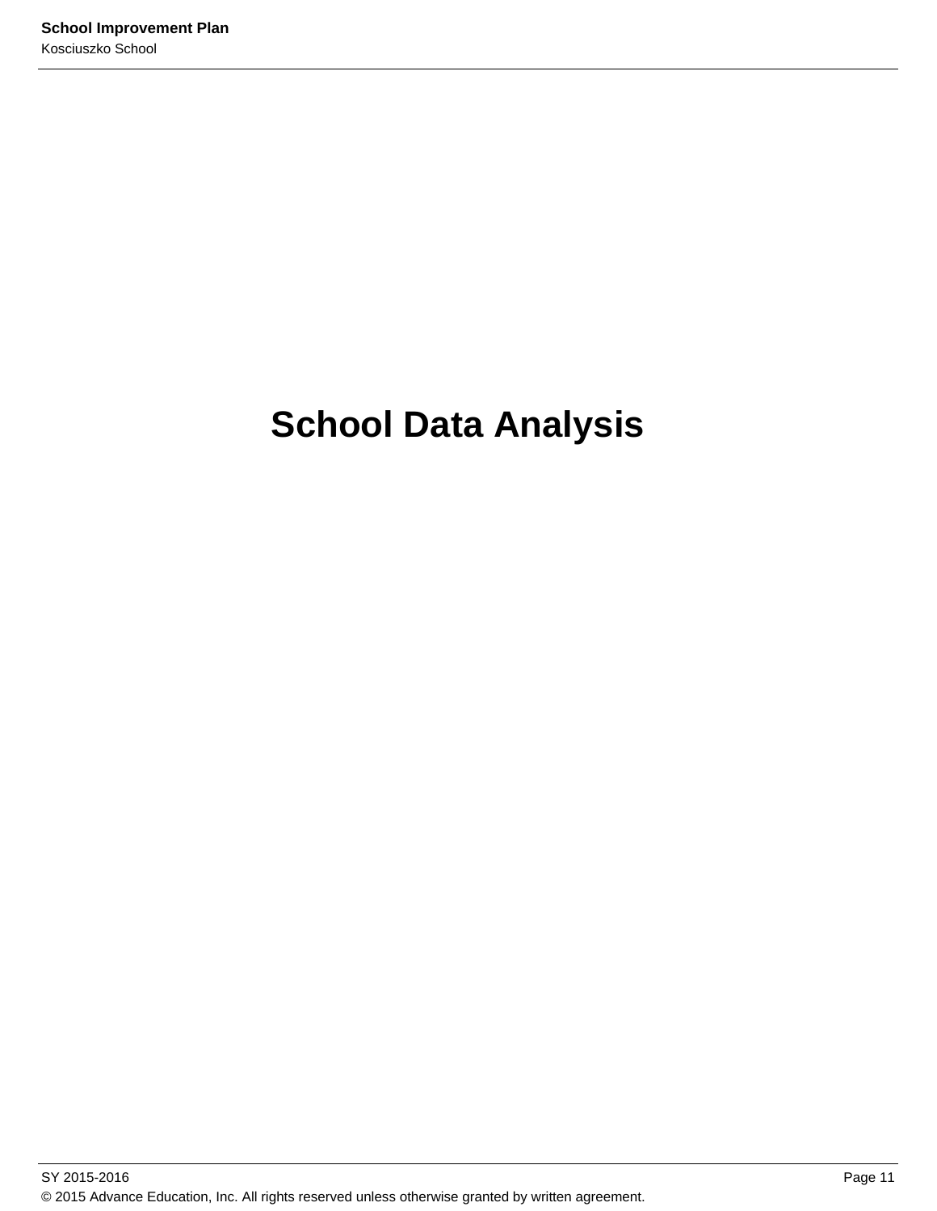# School Data Analysis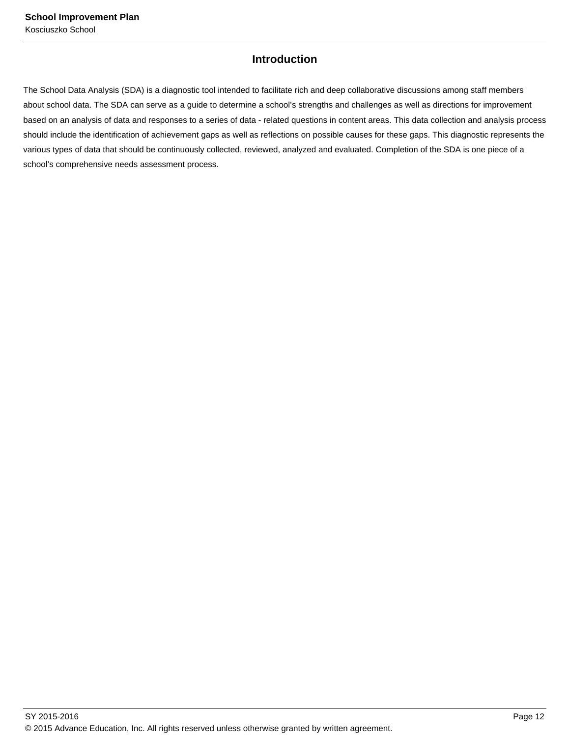## Introduction

The School Data Analysis (SDA) is a diagnostic tool intended to facilitate rich and deep collaborative discussions among staff members about school data. The SDA can serve as a guide to determine a school's strengths and challenges as well as directions for improvement based on an analysis of data and responses to a series of data - related questions in content areas. This data collection and analysis process should include the identification of achievement gaps as well as reflections on possible causes for these gaps. This diagnostic represents the various types of data that should be continuously collected, reviewed, analyzed and evaluated. Completion of the SDA is one piece of a school's comprehensive needs assessment process.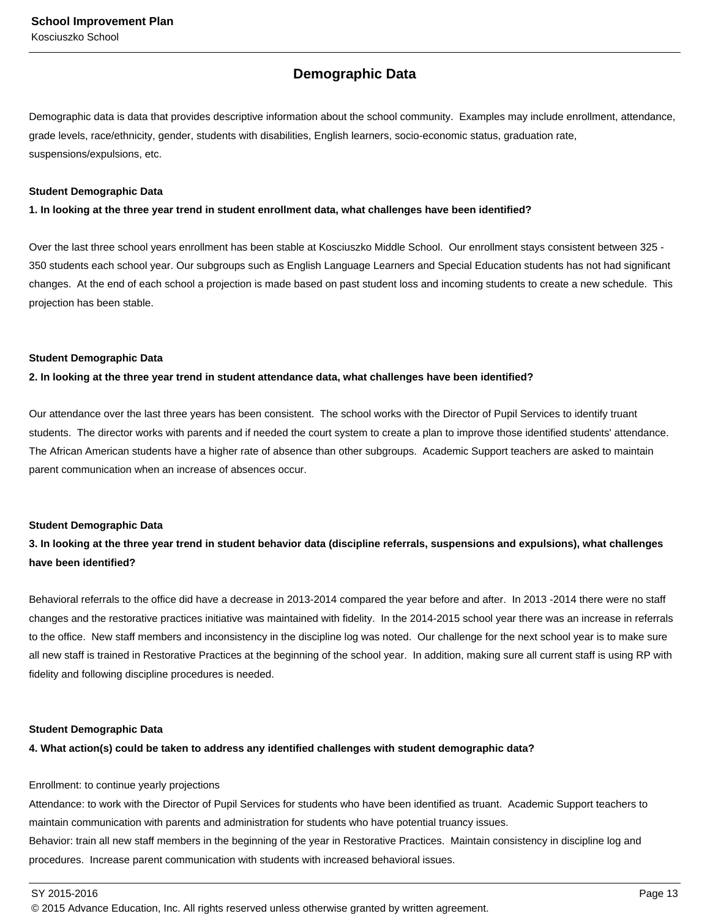## Demographic Data

Demographic data is data that provides descriptive information about the school community. Examples may include enrollment, attendance, grade levels, race/ethnicity, gender, students with disabilities, English learners, socio-economic status, graduation rate, suspensions/expulsions, etc.

**Student Demographic Data**

**1. In looking at the three year trend in student enrollment data, what challenges have been identified?**

Over the last three school years enrollment has been stable at Kosciuszko Middle School. Our enrollment stays consistent between 325 - 350 students each school year. Our subgroups such as English Language Learners and Special Education students has not had significant changes. At the end of each school a projection is made based on past student loss and incoming students to create a new schedule. This projection has been stable.

**Student Demographic Data**

**2. In looking at the three year trend in student attendance data, what challenges have been identified?**

Our attendance over the last three years has been consistent. The school works with the Director of Pupil Services to identify truant students. The director works with parents and if needed the court system to create a plan to improve those identified students' attendance. The African American students have a higher rate of absence than other subgroups. Academic Support teachers are asked to maintain parent communication when an increase of absences occur.

**Student Demographic Data**

**3. In looking at the three year trend in student behavior data (discipline referrals, suspensions and expulsions), what challenges have been identified?**

Behavioral referrals to the office did have a decrease in 2013-2014 compared the year before and after. In 2013 -2014 there were no staff changes and the restorative practices initiative was maintained with fidelity. In the 2014-2015 school year there was an increase in referrals to the office. New staff members and inconsistency in the discipline log was noted. Our challenge for the next school year is to make sure all new staff is trained in Restorative Practices at the beginning of the school year. In addition, making sure all current staff is using RP with fidelity and following discipline procedures is needed.

**Student Demographic Data**

**4. What action(s) could be taken to address any identified challenges with student demographic data?**

Enrollment: to continue yearly projections
Attendance: to work with the Director of Pupil Services for students who have been identified as truant. Academic Support teachers to maintain communication with parents and administration for students who have potential truancy issues.
Behavior: train all new staff members in the beginning of the year in Restorative Practices. Maintain consistency in discipline log and procedures. Increase parent communication with students with increased behavioral issues.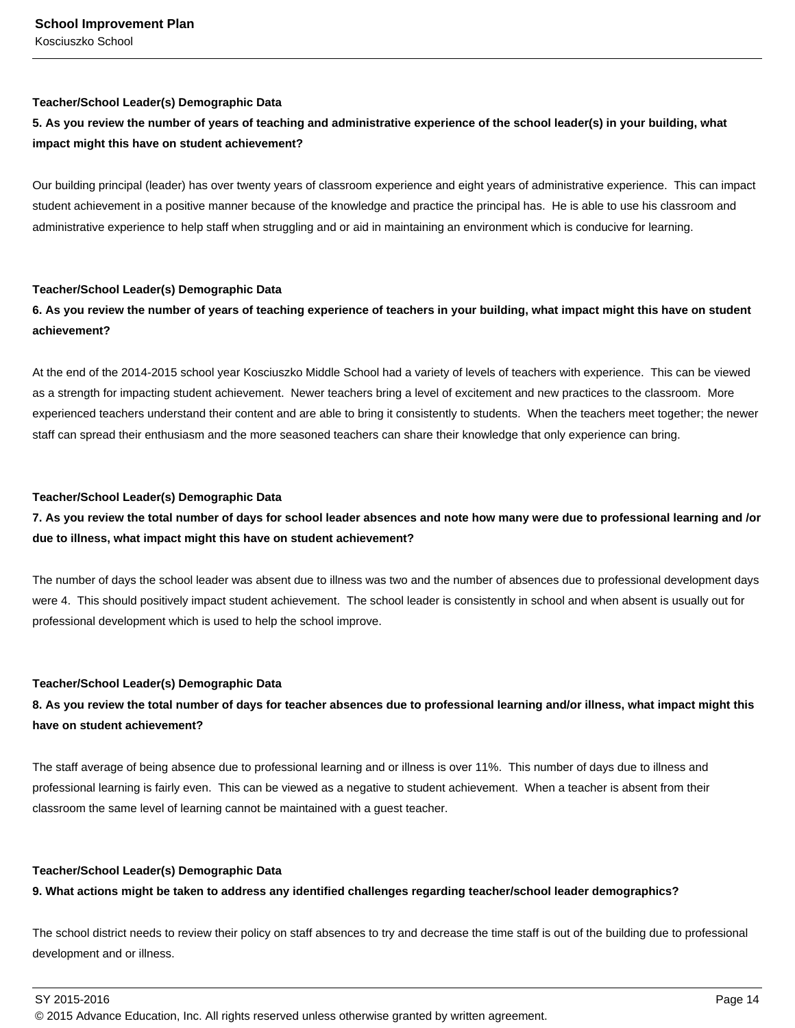**Teacher/School Leader(s) Demographic Data**

**5. As you review the number of years of teaching and administrative experience of the school leader(s) in your building, what impact might this have on student achievement?**

Our building principal (leader) has over twenty years of classroom experience and eight years of administrative experience.  This can impact student achievement in a positive manner because of the knowledge and practice the principal has.  He is able to use his classroom and administrative experience to help staff when struggling and or aid in maintaining an environment which is conducive for learning.

**Teacher/School Leader(s) Demographic Data**

**6. As you review the number of years of teaching experience of teachers in your building, what impact might this have on student achievement?**

At the end of the 2014-2015 school year Kosciuszko Middle School had a variety of levels of teachers with experience.  This can be viewed as a strength for impacting student achievement.  Newer teachers bring a level of excitement and new practices to the classroom.  More experienced teachers understand their content and are able to bring it consistently to students.  When the teachers meet together; the newer staff can spread their enthusiasm and the more seasoned teachers can share their knowledge that only experience can bring.

**Teacher/School Leader(s) Demographic Data**

**7. As you review the total number of days for school leader absences and note how many were due to professional learning and /or due to illness, what impact might this have on student achievement?**

The number of days the school leader was absent due to illness was two and the number of absences due to professional development days were 4.  This should positively impact student achievement.  The school leader is consistently in school and when absent is usually out for professional development which is used to help the school improve.

**Teacher/School Leader(s) Demographic Data**

**8. As you review the total number of days for teacher absences due to professional learning and/or illness, what impact might this have on student achievement?**

The staff average of being absence due to professional learning and or illness is over 11%.  This number of days due to illness and professional learning is fairly even.  This can be viewed as a negative to student achievement.  When a teacher is absent from their classroom the same level of learning cannot be maintained with a guest teacher.

**Teacher/School Leader(s) Demographic Data**

**9. What actions might be taken to address any identified challenges regarding teacher/school leader demographics?**

The school district needs to review their policy on staff absences to try and decrease the time staff is out of the building due to professional development and or illness.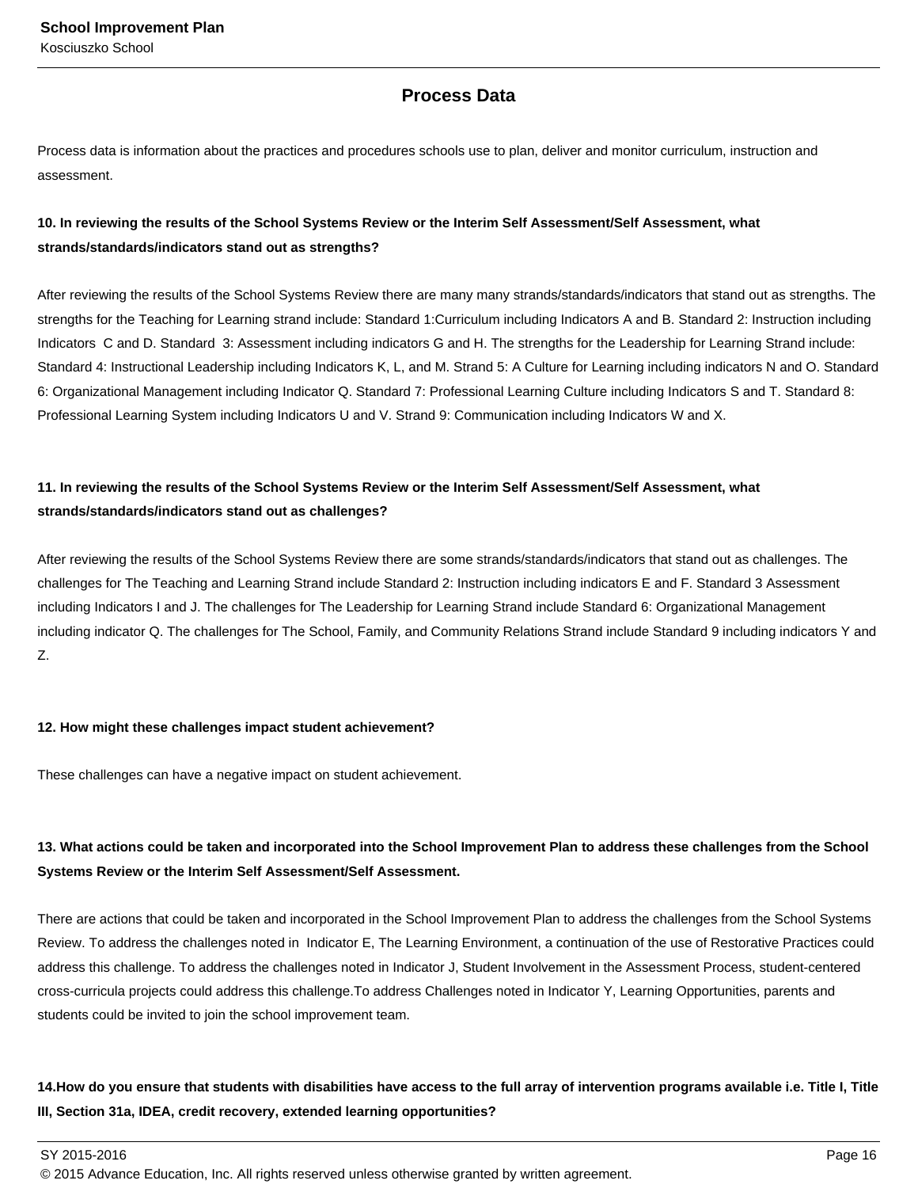## Process Data

Process data is information about the practices and procedures schools use to plan, deliver and monitor curriculum, instruction and assessment.

**10. In reviewing the results of the School Systems Review or the Interim Self Assessment/Self Assessment, what strands/standards/indicators stand out as strengths?**

After reviewing the results of the School Systems Review there are many many strands/standards/indicators that stand out as strengths. The strengths for the Teaching for Learning strand include: Standard 1:Curriculum including Indicators A and B. Standard 2: Instruction including Indicators C and D. Standard 3: Assessment including indicators G and H. The strengths for the Leadership for Learning Strand include: Standard 4: Instructional Leadership including Indicators K, L, and M. Strand 5: A Culture for Learning including indicators N and O. Standard 6: Organizational Management including Indicator Q. Standard 7: Professional Learning Culture including Indicators S and T. Standard 8: Professional Learning System including Indicators U and V. Strand 9: Communication including Indicators W and X.

**11. In reviewing the results of the School Systems Review or the Interim Self Assessment/Self Assessment, what strands/standards/indicators stand out as challenges?**

After reviewing the results of the School Systems Review there are some strands/standards/indicators that stand out as challenges. The challenges for The Teaching and Learning Strand include Standard 2: Instruction including indicators E and F. Standard 3 Assessment including Indicators I and J. The challenges for The Leadership for Learning Strand include Standard 6: Organizational Management including indicator Q. The challenges for The School, Family, and Community Relations Strand include Standard 9 including indicators Y and Z.

**12. How might these challenges impact student achievement?**

These challenges can have a negative impact on student achievement.

**13. What actions could be taken and incorporated into the School Improvement Plan to address these challenges from the School Systems Review or the Interim Self Assessment/Self Assessment.**

There are actions that could be taken and incorporated in the School Improvement Plan to address the challenges from the School Systems Review. To address the challenges noted in Indicator E, The Learning Environment, a continuation of the use of Restorative Practices could address this challenge. To address the challenges noted in Indicator J, Student Involvement in the Assessment Process, student-centered cross-curricula projects could address this challenge.To address Challenges noted in Indicator Y, Learning Opportunities, parents and students could be invited to join the school improvement team.

**14.How do you ensure that students with disabilities have access to the full array of intervention programs available i.e. Title I, Title III, Section 31a, IDEA, credit recovery, extended learning opportunities?**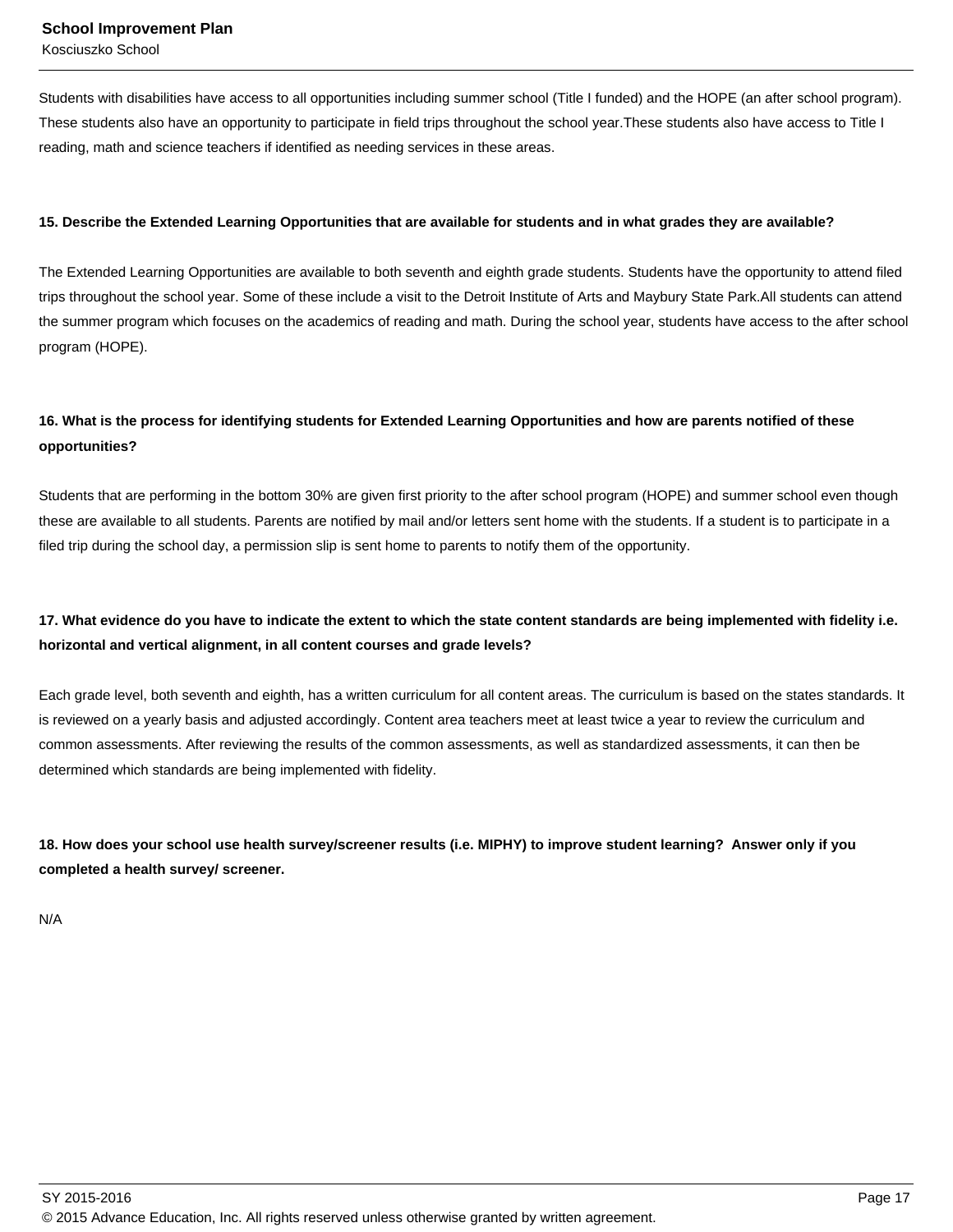Students with disabilities have access to all opportunities including summer school (Title I funded) and the HOPE (an after school program). These students also have an opportunity to participate in field trips throughout the school year.These students also have access to Title I reading, math and science teachers if identified as needing services in these areas.

**15. Describe the Extended Learning Opportunities that are available for students and in what grades they are available?**

The Extended Learning Opportunities are available to both seventh and eighth grade students. Students have the opportunity to attend filed trips throughout the school year. Some of these include a visit to the Detroit Institute of Arts and Maybury State Park.All students can attend the summer program which focuses on the academics of reading and math. During the school year, students have access to the after school program (HOPE).

**16. What is the process for identifying students for Extended Learning Opportunities and how are parents notified of these opportunities?**

Students that are performing in the bottom 30% are given first priority to the after school program (HOPE) and summer school even though these are available to all students. Parents are notified by mail and/or letters sent home with the students. If a student is to participate in a filed trip during the school day, a permission slip is sent home to parents to notify them of the opportunity.

**17. What evidence do you have to indicate the extent to which the state content standards are being implemented with fidelity i.e. horizontal and vertical alignment, in all content courses and grade levels?**

Each grade level, both seventh and eighth, has a written curriculum for all content areas. The curriculum is based on the states standards. It is reviewed on a yearly basis and adjusted accordingly. Content area teachers meet at least twice a year to review the curriculum and common assessments. After reviewing the results of the common assessments, as well as standardized assessments, it can then be determined which standards are being implemented with fidelity.

**18. How does your school use health survey/screener results (i.e. MIPHY) to improve student learning? Answer only if you completed a health survey/ screener.**

N/A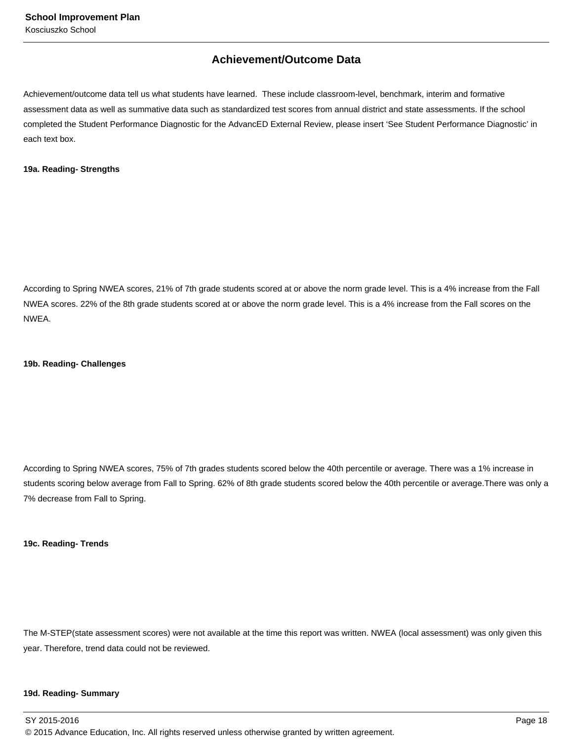## Achievement/Outcome Data

Achievement/outcome data tell us what students have learned. These include classroom-level, benchmark, interim and formative assessment data as well as summative data such as standardized test scores from annual district and state assessments. If the school completed the Student Performance Diagnostic for the AdvancED External Review, please insert 'See Student Performance Diagnostic' in each text box.

**19a. Reading- Strengths**

According to Spring NWEA scores, 21% of 7th grade students scored at or above the norm grade level. This is a 4% increase from the Fall NWEA scores. 22% of the 8th grade students scored at or above the norm grade level. This is a 4% increase from the Fall scores on the NWEA.

**19b. Reading- Challenges**

According to Spring NWEA scores, 75% of 7th grades students scored below the 40th percentile or average. There was a 1% increase in students scoring below average from Fall to Spring. 62% of 8th grade students scored below the 40th percentile or average.There was only a 7% decrease from Fall to Spring.

**19c. Reading- Trends**

The M-STEP(state assessment scores) were not available at the time this report was written. NWEA (local assessment) was only given this year. Therefore, trend data could not be reviewed.

**19d. Reading- Summary**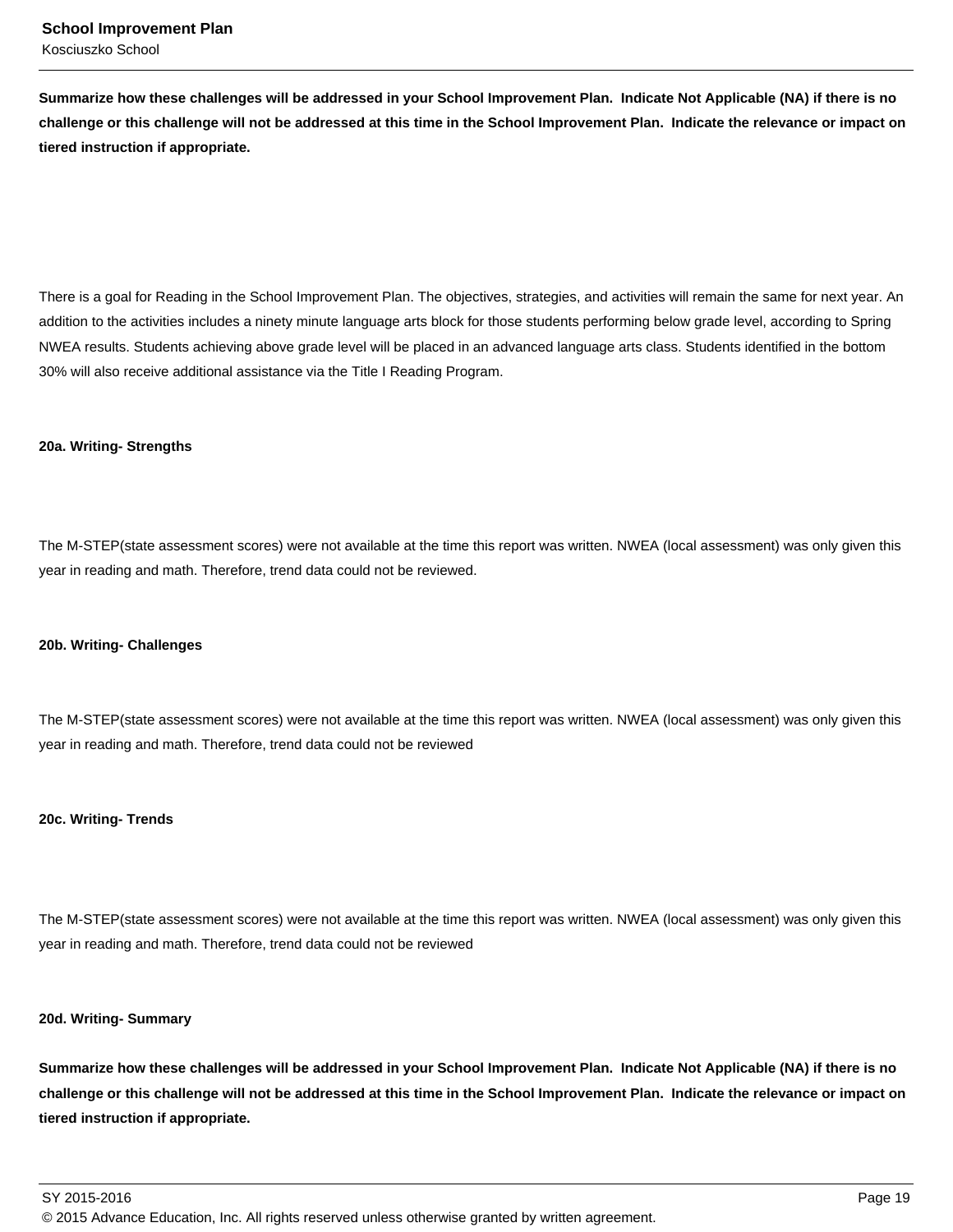**Summarize how these challenges will be addressed in your School Improvement Plan. Indicate Not Applicable (NA) if there is no challenge or this challenge will not be addressed at this time in the School Improvement Plan. Indicate the relevance or impact on tiered instruction if appropriate.**

There is a goal for Reading in the School Improvement Plan. The objectives, strategies, and activities will remain the same for next year. An addition to the activities includes a ninety minute language arts block for those students performing below grade level, according to Spring NWEA results. Students achieving above grade level will be placed in an advanced language arts class. Students identified in the bottom 30% will also receive additional assistance via the Title I Reading Program.

**20a. Writing- Strengths**

The M-STEP(state assessment scores) were not available at the time this report was written. NWEA (local assessment) was only given this year in reading and math. Therefore, trend data could not be reviewed.

**20b. Writing- Challenges**

The M-STEP(state assessment scores) were not available at the time this report was written. NWEA (local assessment) was only given this year in reading and math. Therefore, trend data could not be reviewed

**20c. Writing- Trends**

The M-STEP(state assessment scores) were not available at the time this report was written. NWEA (local assessment) was only given this year in reading and math. Therefore, trend data could not be reviewed

**20d. Writing- Summary**

**Summarize how these challenges will be addressed in your School Improvement Plan. Indicate Not Applicable (NA) if there is no challenge or this challenge will not be addressed at this time in the School Improvement Plan. Indicate the relevance or impact on tiered instruction if appropriate.**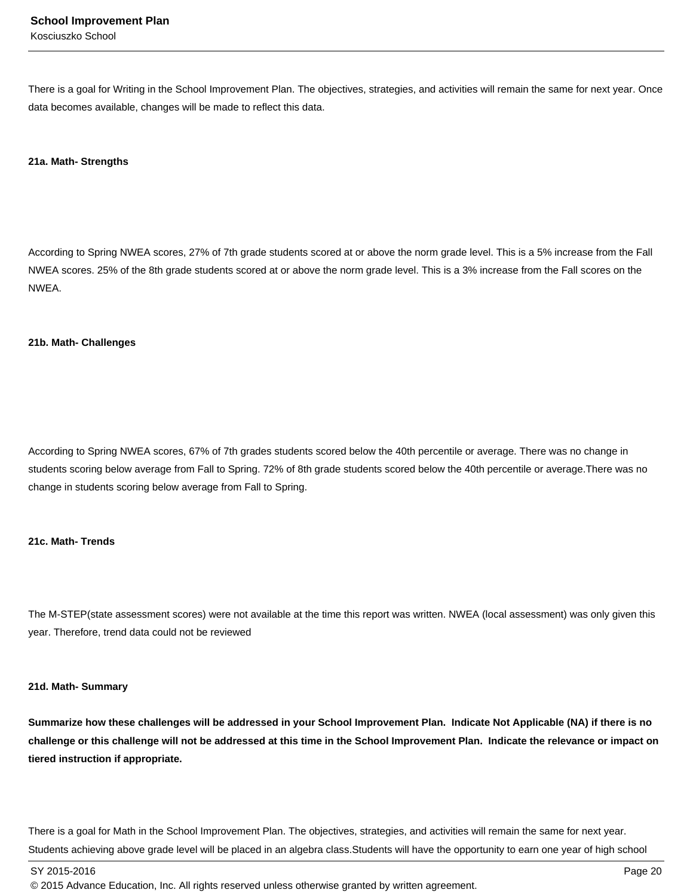There is a goal for Writing in the School Improvement Plan. The objectives, strategies, and activities will remain the same for next year. Once data becomes available, changes will be made to reflect this data.

**21a. Math- Strengths**

According to Spring NWEA scores, 27% of 7th grade students scored at or above the norm grade level. This is a 5% increase from the Fall NWEA scores. 25% of the 8th grade students scored at or above the norm grade level. This is a 3% increase from the Fall scores on the NWEA.

**21b. Math- Challenges**

According to Spring NWEA scores, 67% of 7th grades students scored below the 40th percentile or average. There was no change in students scoring below average from Fall to Spring. 72% of 8th grade students scored below the 40th percentile or average.There was no change in students scoring below average from Fall to Spring.

**21c. Math- Trends**

The M-STEP(state assessment scores) were not available at the time this report was written. NWEA (local assessment) was only given this year. Therefore, trend data could not be reviewed

**21d. Math- Summary**

**Summarize how these challenges will be addressed in your School Improvement Plan. Indicate Not Applicable (NA) if there is no challenge or this challenge will not be addressed at this time in the School Improvement Plan. Indicate the relevance or impact on tiered instruction if appropriate.**

There is a goal for Math in the School Improvement Plan. The objectives, strategies, and activities will remain the same for next year. Students achieving above grade level will be placed in an algebra class.Students will have the opportunity to earn one year of high school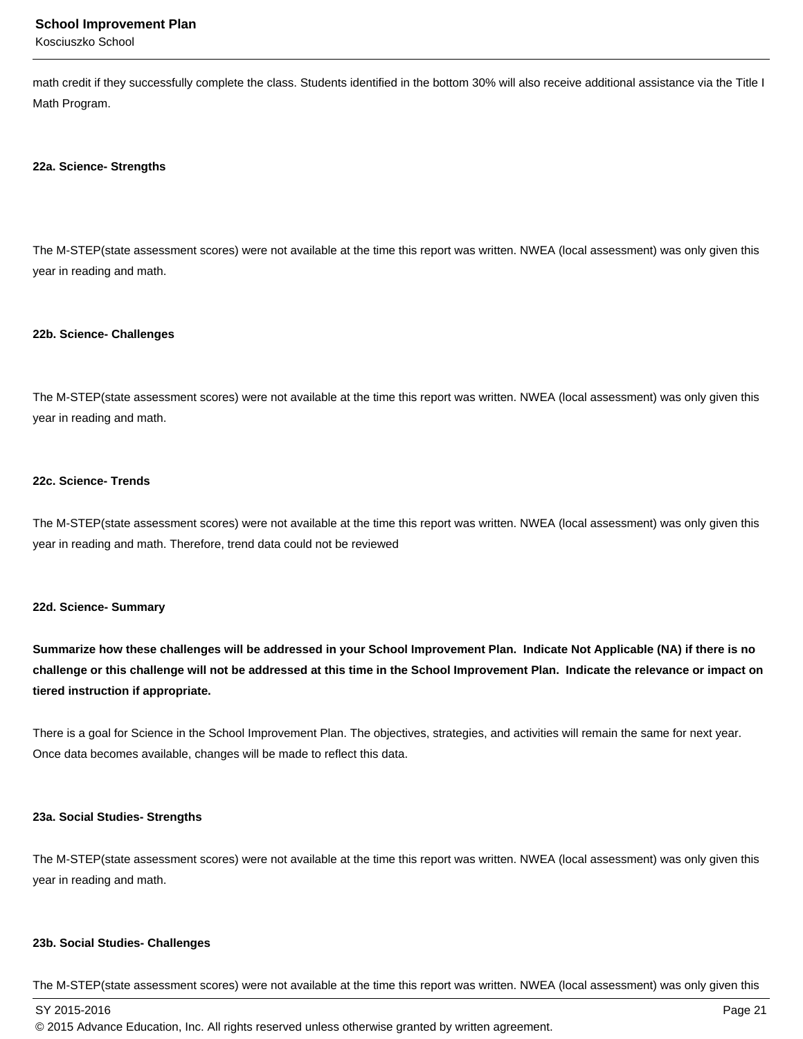math credit if they successfully complete the class. Students identified in the bottom 30% will also receive additional assistance via the Title I Math Program.

**22a. Science- Strengths**

The M-STEP(state assessment scores) were not available at the time this report was written. NWEA (local assessment) was only given this year in reading and math.

**22b. Science- Challenges**

The M-STEP(state assessment scores) were not available at the time this report was written. NWEA (local assessment) was only given this year in reading and math.

**22c. Science- Trends**

The M-STEP(state assessment scores) were not available at the time this report was written. NWEA (local assessment) was only given this year in reading and math. Therefore, trend data could not be reviewed

**22d. Science- Summary**

**Summarize how these challenges will be addressed in your School Improvement Plan. Indicate Not Applicable (NA) if there is no challenge or this challenge will not be addressed at this time in the School Improvement Plan. Indicate the relevance or impact on tiered instruction if appropriate.**

There is a goal for Science in the School Improvement Plan. The objectives, strategies, and activities will remain the same for next year. Once data becomes available, changes will be made to reflect this data.

**23a. Social Studies- Strengths**

The M-STEP(state assessment scores) were not available at the time this report was written. NWEA (local assessment) was only given this year in reading and math.

**23b. Social Studies- Challenges**

The M-STEP(state assessment scores) were not available at the time this report was written. NWEA (local assessment) was only given this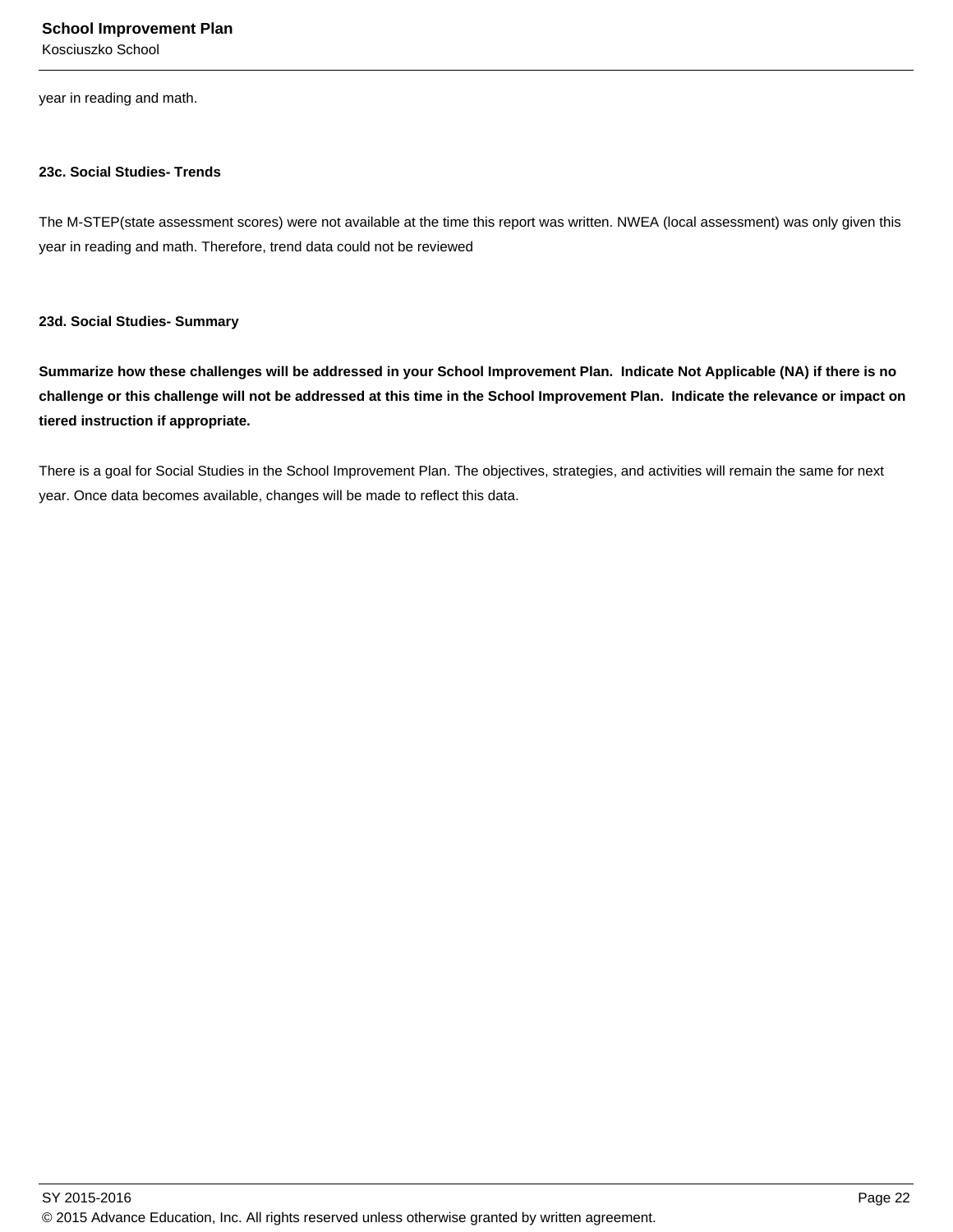year in reading and math.

**23c. Social Studies- Trends**

The M-STEP(state assessment scores) were not available at the time this report was written. NWEA (local assessment) was only given this year in reading and math. Therefore, trend data could not be reviewed

**23d. Social Studies- Summary**

**Summarize how these challenges will be addressed in your School Improvement Plan.  Indicate Not Applicable (NA) if there is no challenge or this challenge will not be addressed at this time in the School Improvement Plan.  Indicate the relevance or impact on tiered instruction if appropriate.**

There is a goal for Social Studies in the School Improvement Plan. The objectives, strategies, and activities will remain the same for next year. Once data becomes available, changes will be made to reflect this data.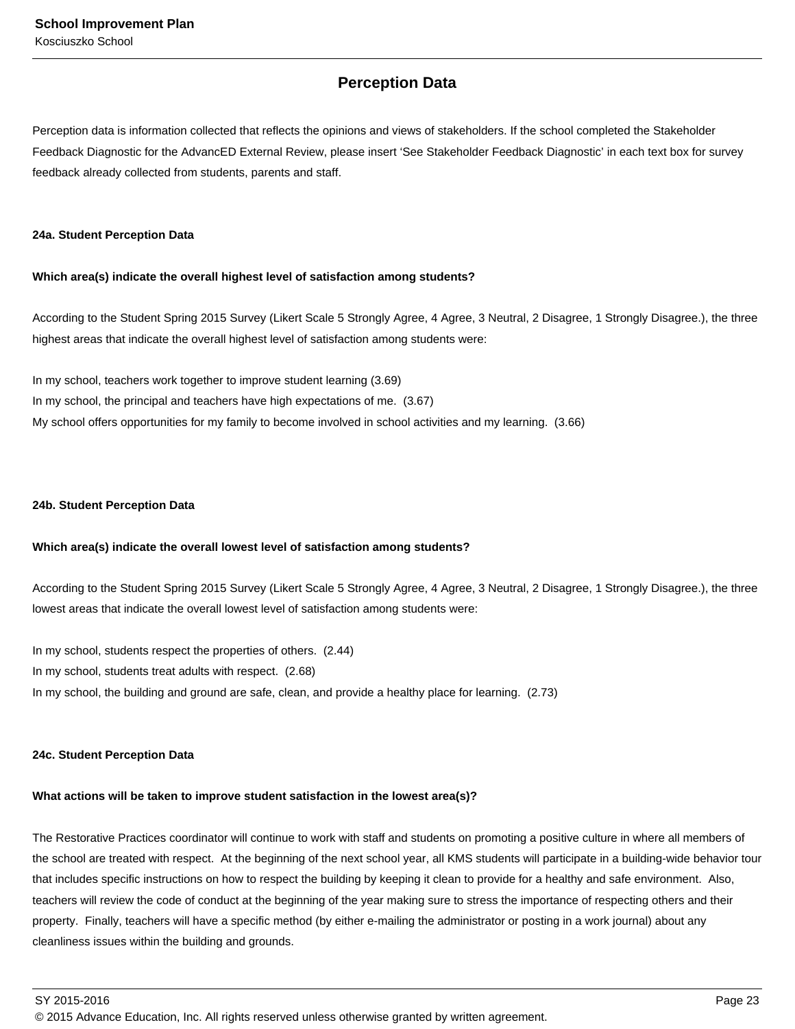## Perception Data

Perception data is information collected that reflects the opinions and views of stakeholders. If the school completed the Stakeholder Feedback Diagnostic for the AdvancED External Review, please insert 'See Stakeholder Feedback Diagnostic' in each text box for survey feedback already collected from students, parents and staff.

### 24a. Student Perception Data

**Which area(s) indicate the overall highest level of satisfaction among students?**

According to the Student Spring 2015 Survey (Likert Scale 5 Strongly Agree, 4 Agree, 3 Neutral, 2 Disagree, 1 Strongly Disagree.), the three highest areas that indicate the overall highest level of satisfaction among students were:

In my school, teachers work together to improve student learning (3.69)
In my school, the principal and teachers have high expectations of me. (3.67)
My school offers opportunities for my family to become involved in school activities and my learning. (3.66)

### 24b. Student Perception Data

**Which area(s) indicate the overall lowest level of satisfaction among students?**

According to the Student Spring 2015 Survey (Likert Scale 5 Strongly Agree, 4 Agree, 3 Neutral, 2 Disagree, 1 Strongly Disagree.), the three lowest areas that indicate the overall lowest level of satisfaction among students were:

In my school, students respect the properties of others. (2.44)
In my school, students treat adults with respect. (2.68)
In my school, the building and ground are safe, clean, and provide a healthy place for learning. (2.73)

### 24c. Student Perception Data

**What actions will be taken to improve student satisfaction in the lowest area(s)?**

The Restorative Practices coordinator will continue to work with staff and students on promoting a positive culture in where all members of the school are treated with respect. At the beginning of the next school year, all KMS students will participate in a building-wide behavior tour that includes specific instructions on how to respect the building by keeping it clean to provide for a healthy and safe environment. Also, teachers will review the code of conduct at the beginning of the year making sure to stress the importance of respecting others and their property. Finally, teachers will have a specific method (by either e-mailing the administrator or posting in a work journal) about any cleanliness issues within the building and grounds.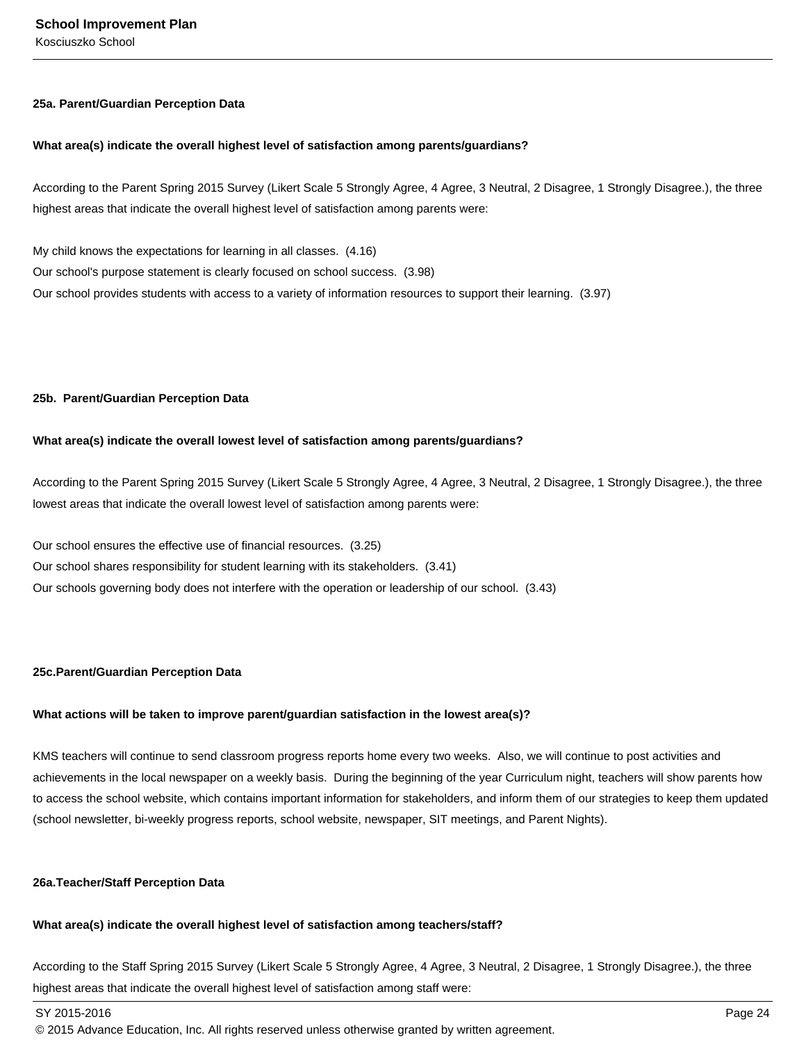**25a. Parent/Guardian Perception Data**

**What area(s) indicate the overall highest level of satisfaction among parents/guardians?**

According to the Parent Spring 2015 Survey (Likert Scale 5 Strongly Agree, 4 Agree, 3 Neutral, 2 Disagree, 1 Strongly Disagree.), the three highest areas that indicate the overall highest level of satisfaction among parents were:

My child knows the expectations for learning in all classes. (4.16)
Our school's purpose statement is clearly focused on school success. (3.98)
Our school provides students with access to a variety of information resources to support their learning. (3.97)

**25b. Parent/Guardian Perception Data**

**What area(s) indicate the overall lowest level of satisfaction among parents/guardians?**

According to the Parent Spring 2015 Survey (Likert Scale 5 Strongly Agree, 4 Agree, 3 Neutral, 2 Disagree, 1 Strongly Disagree.), the three lowest areas that indicate the overall lowest level of satisfaction among parents were:

Our school ensures the effective use of financial resources. (3.25)
Our school shares responsibility for student learning with its stakeholders. (3.41)
Our schools governing body does not interfere with the operation or leadership of our school. (3.43)

**25c.Parent/Guardian Perception Data**

**What actions will be taken to improve parent/guardian satisfaction in the lowest area(s)?**

KMS teachers will continue to send classroom progress reports home every two weeks. Also, we will continue to post activities and achievements in the local newspaper on a weekly basis. During the beginning of the year Curriculum night, teachers will show parents how to access the school website, which contains important information for stakeholders, and inform them of our strategies to keep them updated (school newsletter, bi-weekly progress reports, school website, newspaper, SIT meetings, and Parent Nights).

**26a.Teacher/Staff Perception Data**

**What area(s) indicate the overall highest level of satisfaction among teachers/staff?**

According to the Staff Spring 2015 Survey (Likert Scale 5 Strongly Agree, 4 Agree, 3 Neutral, 2 Disagree, 1 Strongly Disagree.), the three highest areas that indicate the overall highest level of satisfaction among staff were: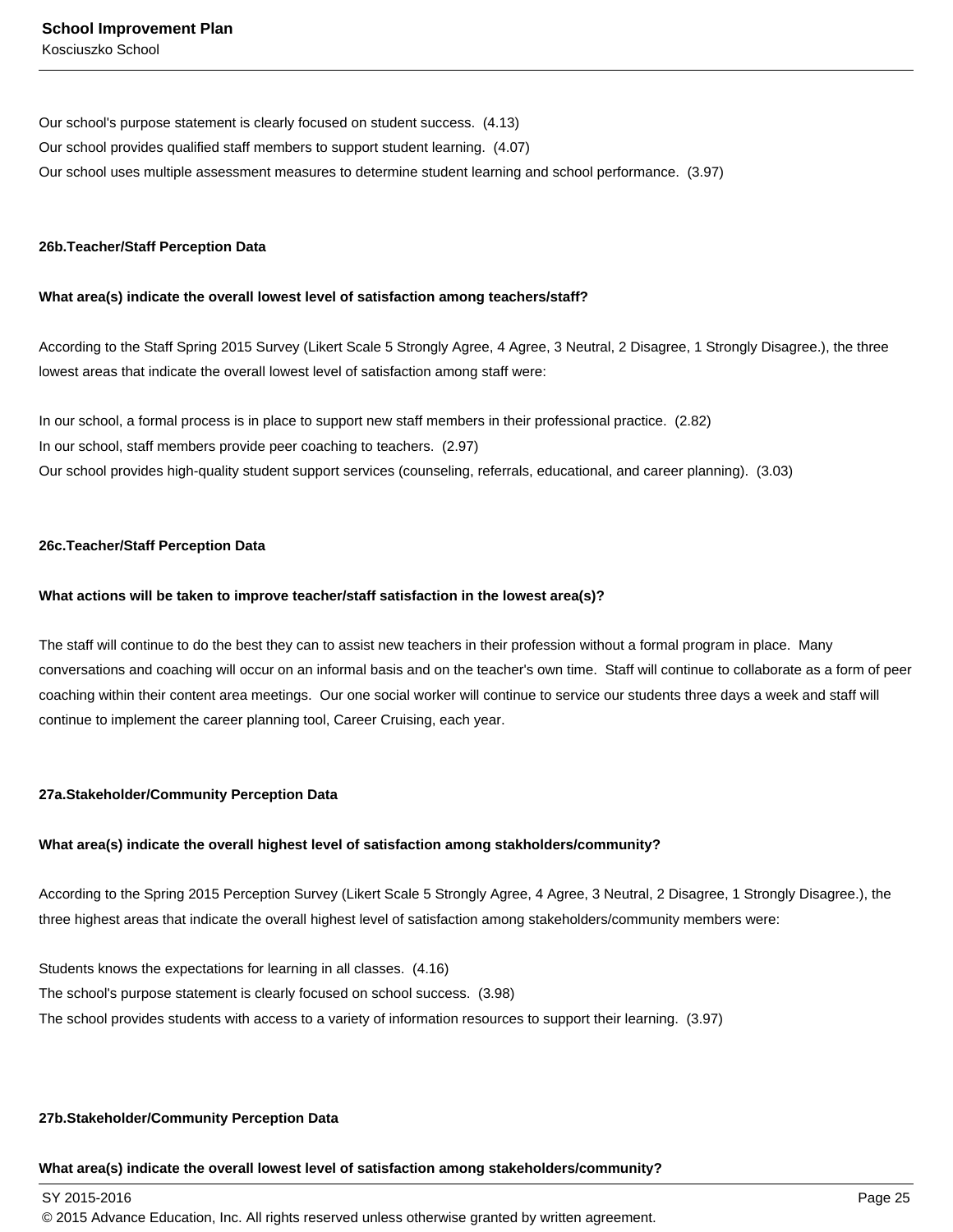Our school's purpose statement is clearly focused on student success. (4.13)
Our school provides qualified staff members to support student learning. (4.07)
Our school uses multiple assessment measures to determine student learning and school performance. (3.97)

**26b.Teacher/Staff Perception Data**

**What area(s) indicate the overall lowest level of satisfaction among teachers/staff?**

According to the Staff Spring 2015 Survey (Likert Scale 5 Strongly Agree, 4 Agree, 3 Neutral, 2 Disagree, 1 Strongly Disagree.), the three lowest areas that indicate the overall lowest level of satisfaction among staff were:

In our school, a formal process is in place to support new staff members in their professional practice. (2.82)
In our school, staff members provide peer coaching to teachers. (2.97)
Our school provides high-quality student support services (counseling, referrals, educational, and career planning). (3.03)

**26c.Teacher/Staff Perception Data**

**What actions will be taken to improve teacher/staff satisfaction in the lowest area(s)?**

The staff will continue to do the best they can to assist new teachers in their profession without a formal program in place. Many conversations and coaching will occur on an informal basis and on the teacher's own time. Staff will continue to collaborate as a form of peer coaching within their content area meetings. Our one social worker will continue to service our students three days a week and staff will continue to implement the career planning tool, Career Cruising, each year.

**27a.Stakeholder/Community Perception Data**

**What area(s) indicate the overall highest level of satisfaction among stakholders/community?**

According to the Spring 2015 Perception Survey (Likert Scale 5 Strongly Agree, 4 Agree, 3 Neutral, 2 Disagree, 1 Strongly Disagree.), the three highest areas that indicate the overall highest level of satisfaction among stakeholders/community members were:

Students knows the expectations for learning in all classes. (4.16)
The school's purpose statement is clearly focused on school success. (3.98)
The school provides students with access to a variety of information resources to support their learning. (3.97)

**27b.Stakeholder/Community Perception Data**

**What area(s) indicate the overall lowest level of satisfaction among stakeholders/community?**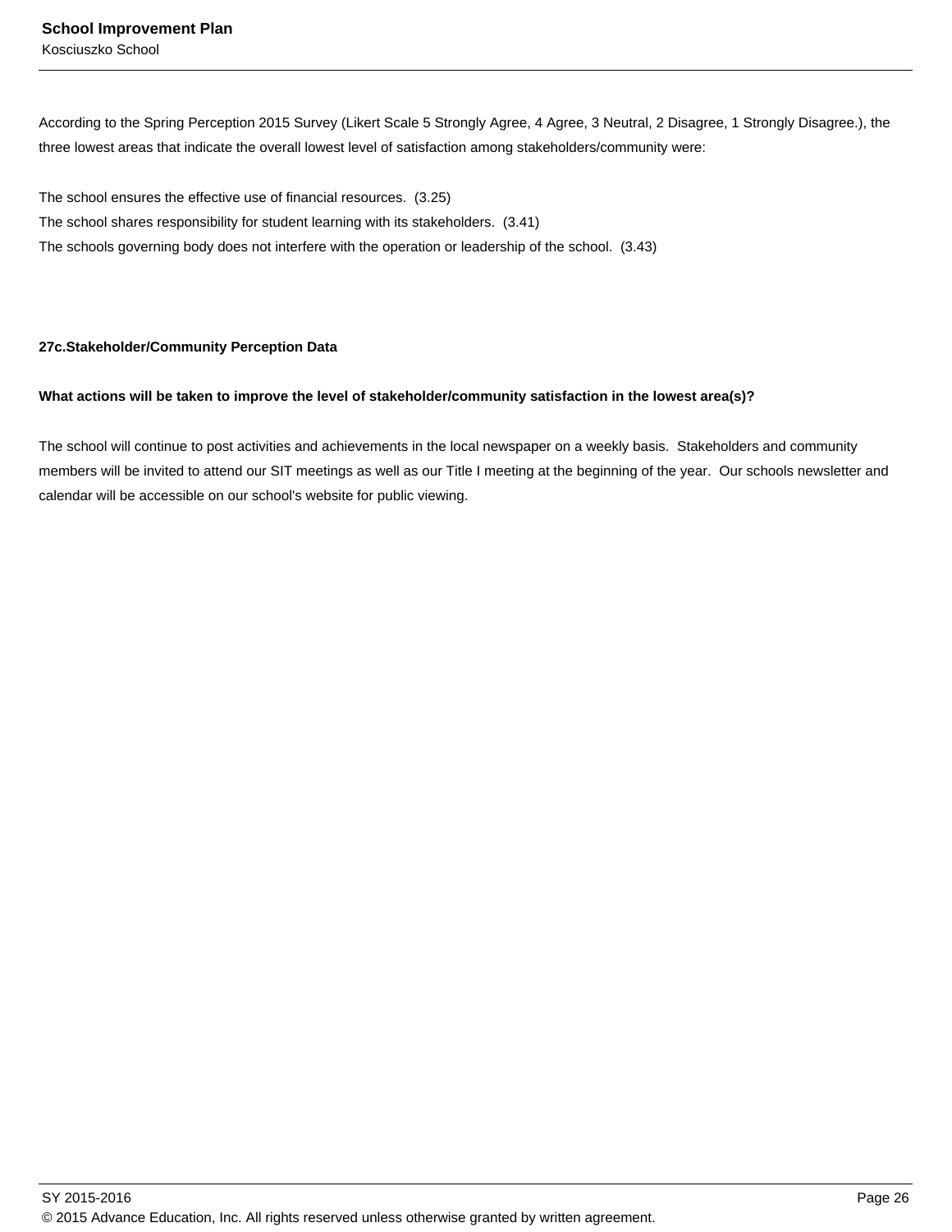According to the Spring Perception 2015 Survey (Likert Scale 5 Strongly Agree, 4 Agree, 3 Neutral, 2 Disagree, 1 Strongly Disagree.), the three lowest areas that indicate the overall lowest level of satisfaction among stakeholders/community were:

The school ensures the effective use of financial resources. (3.25)
The school shares responsibility for student learning with its stakeholders. (3.41)
The schools governing body does not interfere with the operation or leadership of the school. (3.43)

**27c.Stakeholder/Community Perception Data**

**What actions will be taken to improve the level of stakeholder/community satisfaction in the lowest area(s)?**

The school will continue to post activities and achievements in the local newspaper on a weekly basis. Stakeholders and community members will be invited to attend our SIT meetings as well as our Title I meeting at the beginning of the year. Our schools newsletter and calendar will be accessible on our school's website for public viewing.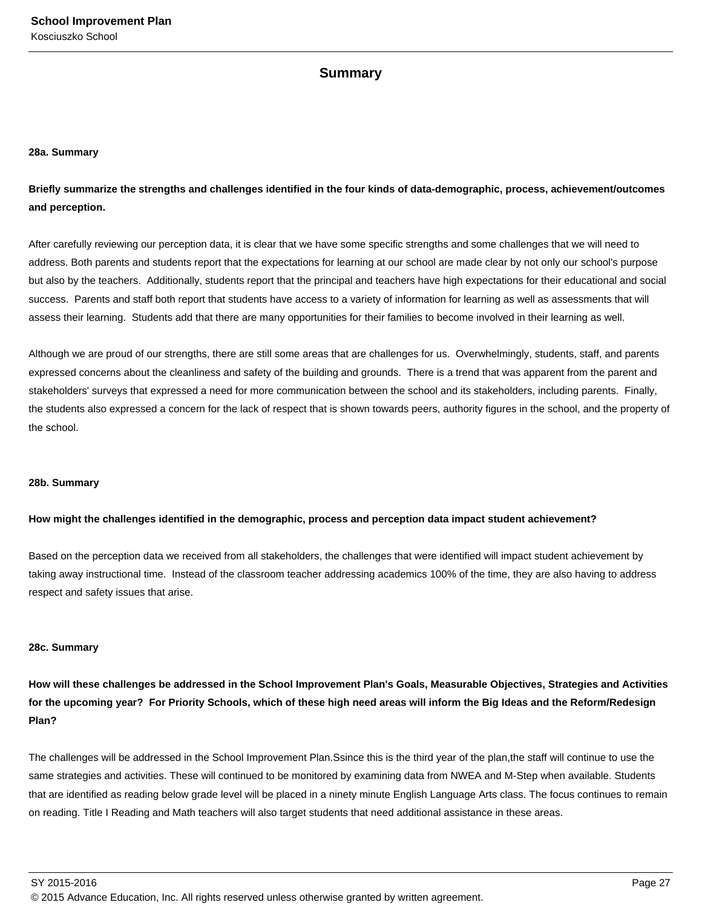## Summary

**28a. Summary**

**Briefly summarize the strengths and challenges identified in the four kinds of data-demographic, process, achievement/outcomes and perception.**

After carefully reviewing our perception data, it is clear that we have some specific strengths and some challenges that we will need to address. Both parents and students report that the expectations for learning at our school are made clear by not only our school's purpose but also by the teachers. Additionally, students report that the principal and teachers have high expectations for their educational and social success. Parents and staff both report that students have access to a variety of information for learning as well as assessments that will assess their learning. Students add that there are many opportunities for their families to become involved in their learning as well.

Although we are proud of our strengths, there are still some areas that are challenges for us. Overwhelmingly, students, staff, and parents expressed concerns about the cleanliness and safety of the building and grounds. There is a trend that was apparent from the parent and stakeholders' surveys that expressed a need for more communication between the school and its stakeholders, including parents. Finally, the students also expressed a concern for the lack of respect that is shown towards peers, authority figures in the school, and the property of the school.

**28b. Summary**

**How might the challenges identified in the demographic, process and perception data impact student achievement?**

Based on the perception data we received from all stakeholders, the challenges that were identified will impact student achievement by taking away instructional time. Instead of the classroom teacher addressing academics 100% of the time, they are also having to address respect and safety issues that arise.

**28c. Summary**

**How will these challenges be addressed in the School Improvement Plan's Goals, Measurable Objectives, Strategies and Activities for the upcoming year? For Priority Schools, which of these high need areas will inform the Big Ideas and the Reform/Redesign Plan?**

The challenges will be addressed in the School Improvement Plan.Ssince this is the third year of the plan,the staff will continue to use the same strategies and activities. These will continued to be monitored by examining data from NWEA and M-Step when available. Students that are identified as reading below grade level will be placed in a ninety minute English Language Arts class. The focus continues to remain on reading. Title I Reading and Math teachers will also target students that need additional assistance in these areas.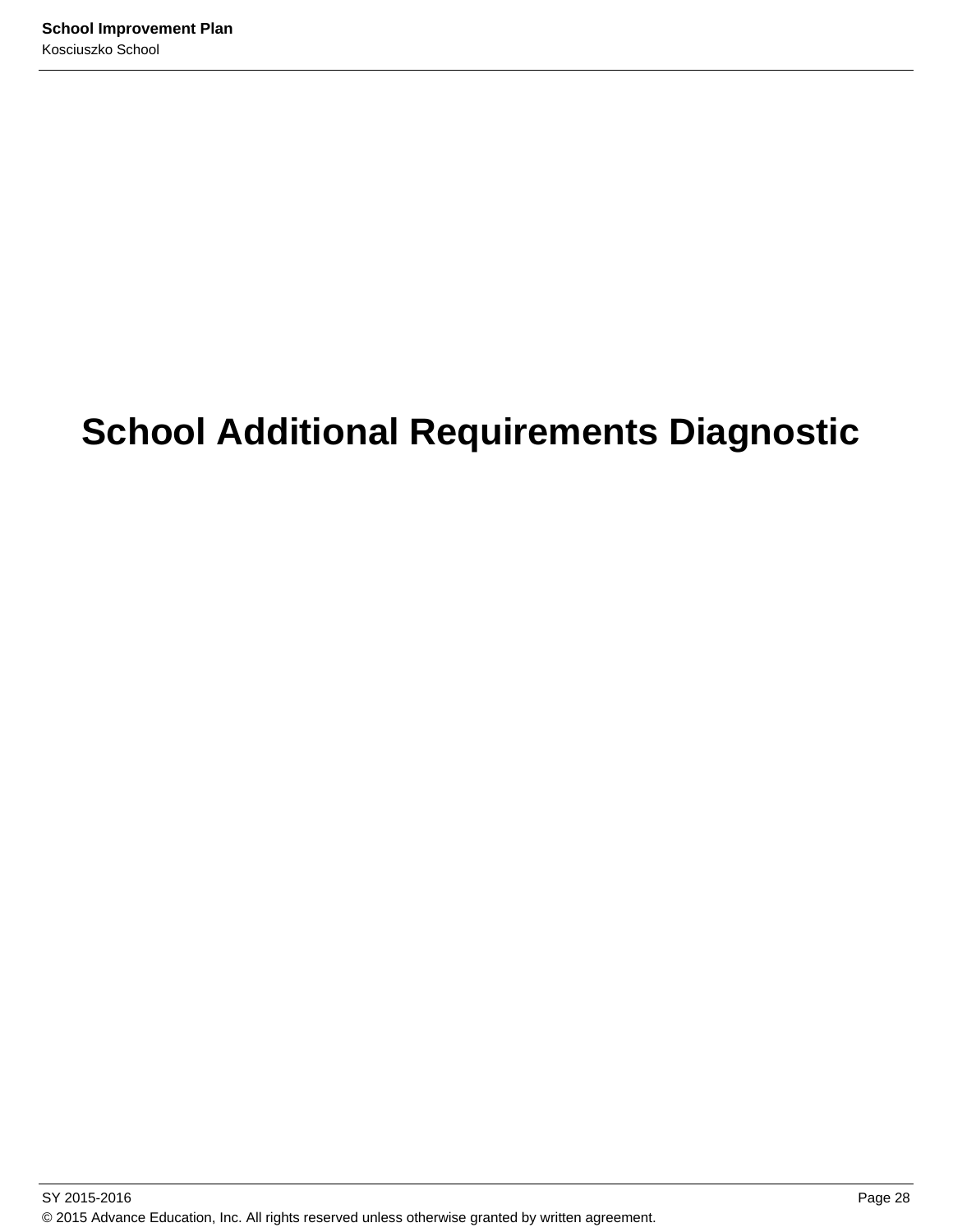# School Additional Requirements Diagnostic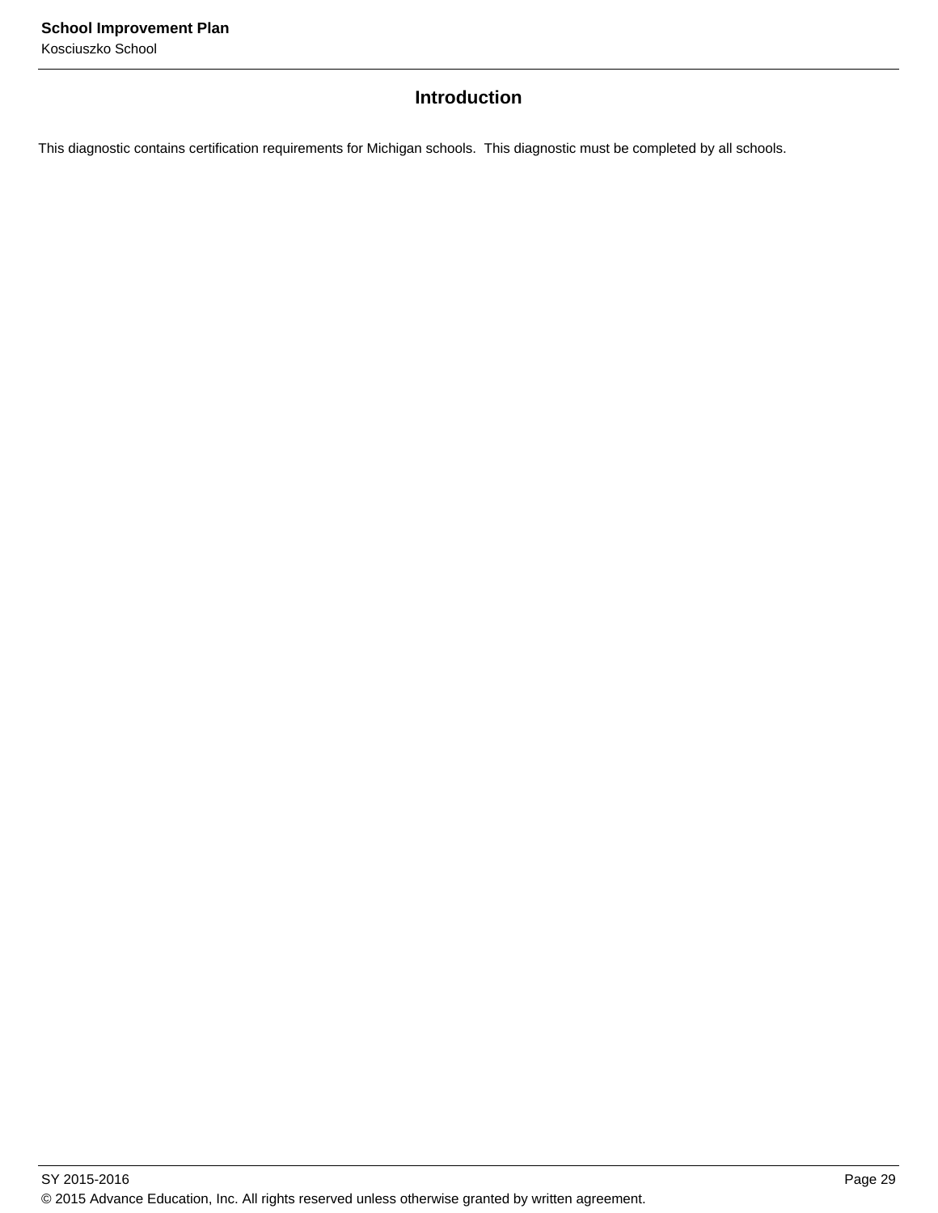## Introduction

This diagnostic contains certification requirements for Michigan schools.  This diagnostic must be completed by all schools.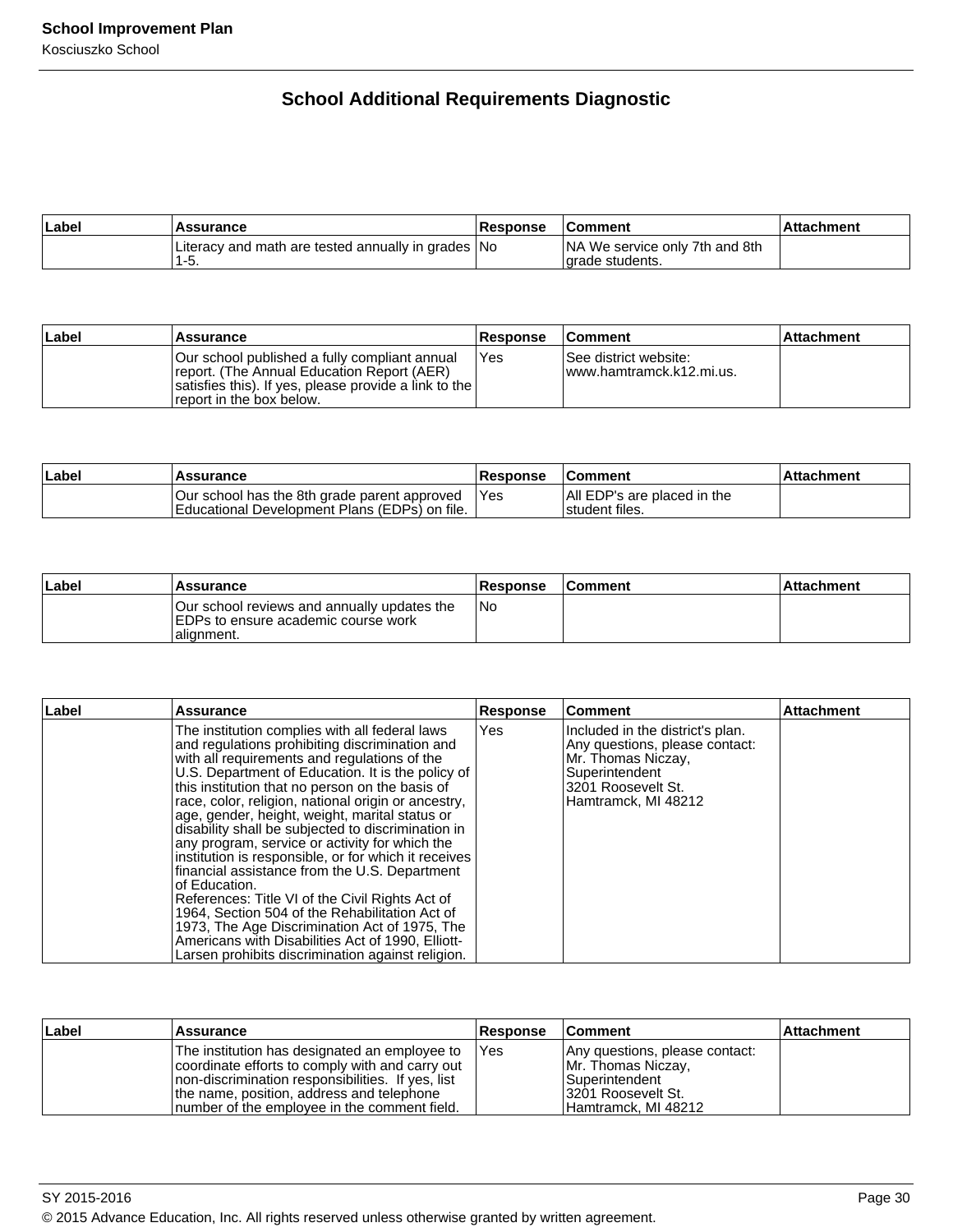## School Additional Requirements Diagnostic

| Label | Assurance | Response | Comment | Attachment |
|---|---|---|---|---|
| | Literacy and math are tested annually in grades 1-5. | No | NA We service only 7th and 8th grade students. | |

| Label | Assurance | Response | Comment | Attachment |
|---|---|---|---|---|
| | Our school published a fully compliant annual report. (The Annual Education Report (AER) satisfies this). If yes, please provide a link to the report in the box below. | Yes | See district website: www.hamtramck.k12.mi.us. | |

| Label | Assurance | Response | Comment | Attachment |
|---|---|---|---|---|
| | Our school has the 8th grade parent approved Educational Development Plans (EDPs) on file. | Yes | All EDP's are placed in the student files. | |

| Label | Assurance | Response | Comment | Attachment |
|---|---|---|---|---|
| | Our school reviews and annually updates the EDPs to ensure academic course work alignment. | No | | |

| Label | Assurance | Response | Comment | Attachment |
|---|---|---|---|---|
| | The institution complies with all federal laws and regulations prohibiting discrimination and with all requirements and regulations of the U.S. Department of Education. It is the policy of this institution that no person on the basis of race, color, religion, national origin or ancestry, age, gender, height, weight, marital status or disability shall be subjected to discrimination in any program, service or activity for which the institution is responsible, or for which it receives financial assistance from the U.S. Department of Education.<br>References: Title VI of the Civil Rights Act of 1964, Section 504 of the Rehabilitation Act of 1973, The Age Discrimination Act of 1975, The Americans with Disabilities Act of 1990, Elliott-Larsen prohibits discrimination against religion. | Yes | Included in the district's plan.<br>Any questions, please contact:<br>Mr. Thomas Niczay, Superintendent<br>3201 Roosevelt St.<br>Hamtramck, MI 48212 | |

| Label | Assurance | Response | Comment | Attachment |
|---|---|---|---|---|
| | The institution has designated an employee to coordinate efforts to comply with and carry out non-discrimination responsibilities. If yes, list the name, position, address and telephone number of the employee in the comment field. | Yes | Any questions, please contact:<br>Mr. Thomas Niczay, Superintendent<br>3201 Roosevelt St.<br>Hamtramck, MI 48212 | |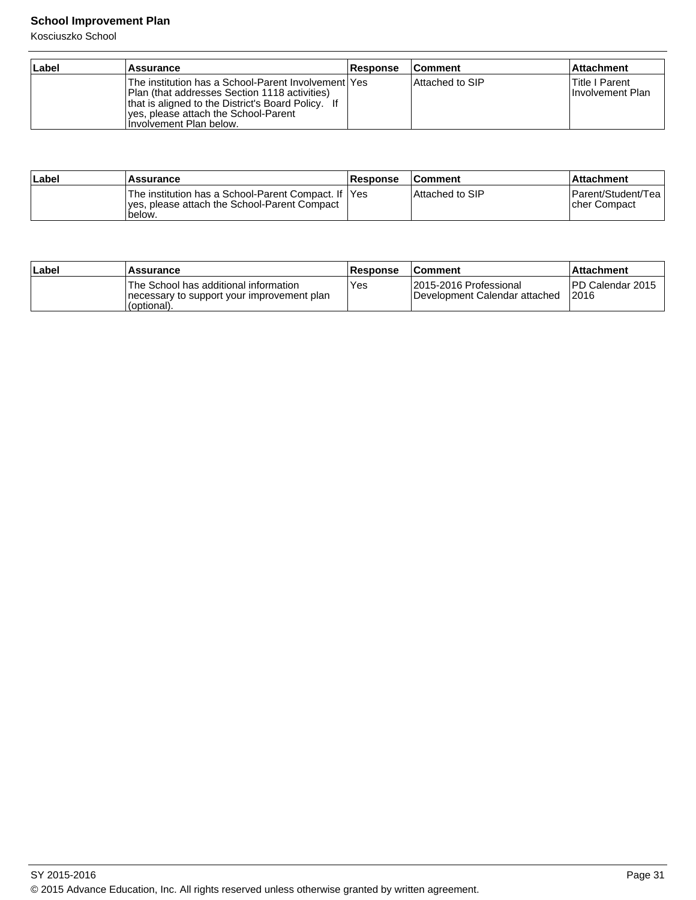| Label | Assurance | Response | Comment | Attachment |
| --- | --- | --- | --- | --- |
| | The institution has a School-Parent Involvement Plan (that addresses Section 1118 activities) that is aligned to the District's Board Policy. If yes, please attach the School-Parent Involvement Plan below. | Yes | Attached to SIP | Title I Parent Involvement Plan |

| Label | Assurance | Response | Comment | Attachment |
| --- | --- | --- | --- | --- |
| | The institution has a School-Parent Compact. If yes, please attach the School-Parent Compact below. | Yes | Attached to SIP | Parent/Student/Teacher Compact |

| Label | Assurance | Response | Comment | Attachment |
| --- | --- | --- | --- | --- |
| | The School has additional information necessary to support your improvement plan (optional). | Yes | 2015-2016 Professional Development Calendar attached | PD Calendar 2015 2016 |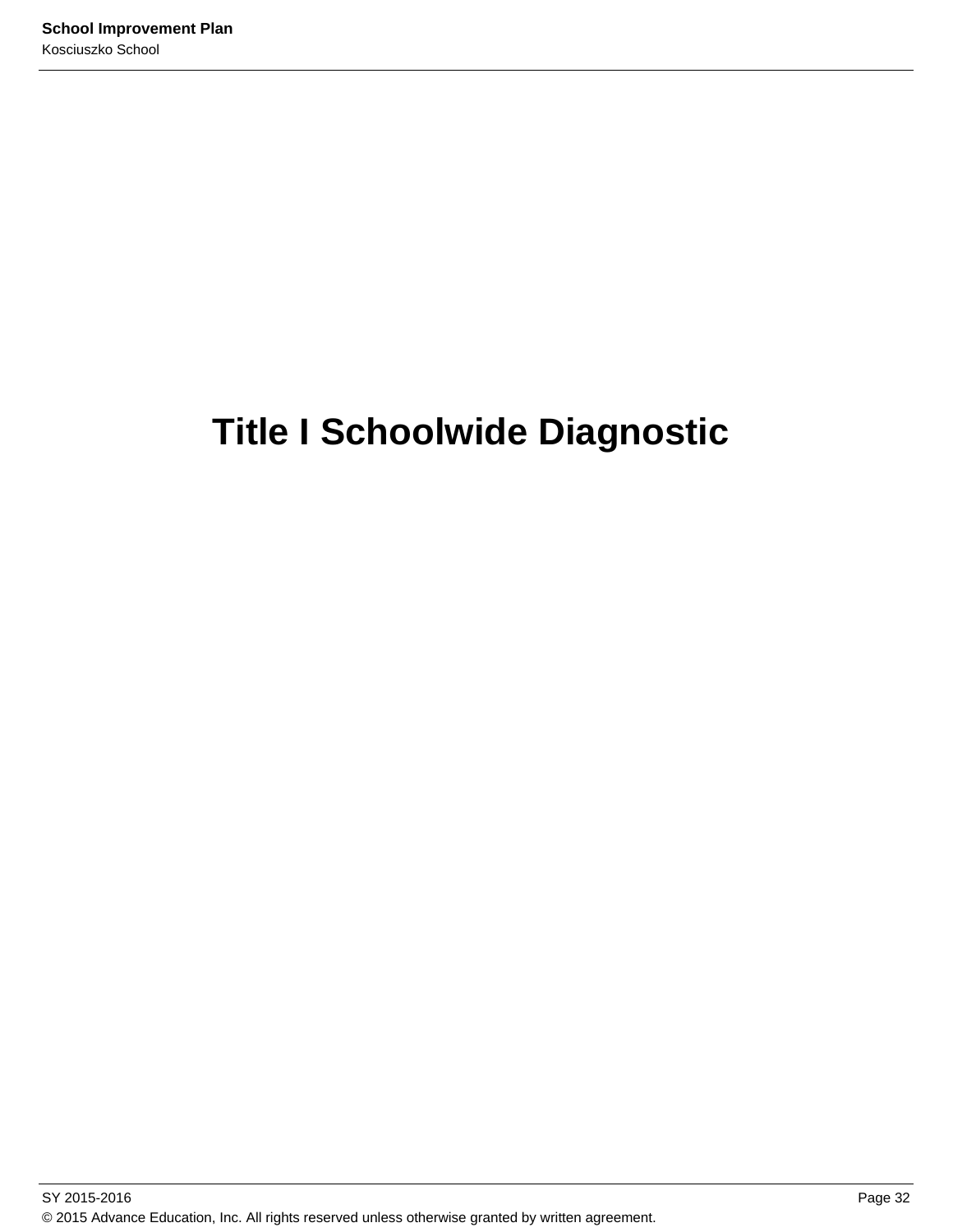# Title I Schoolwide Diagnostic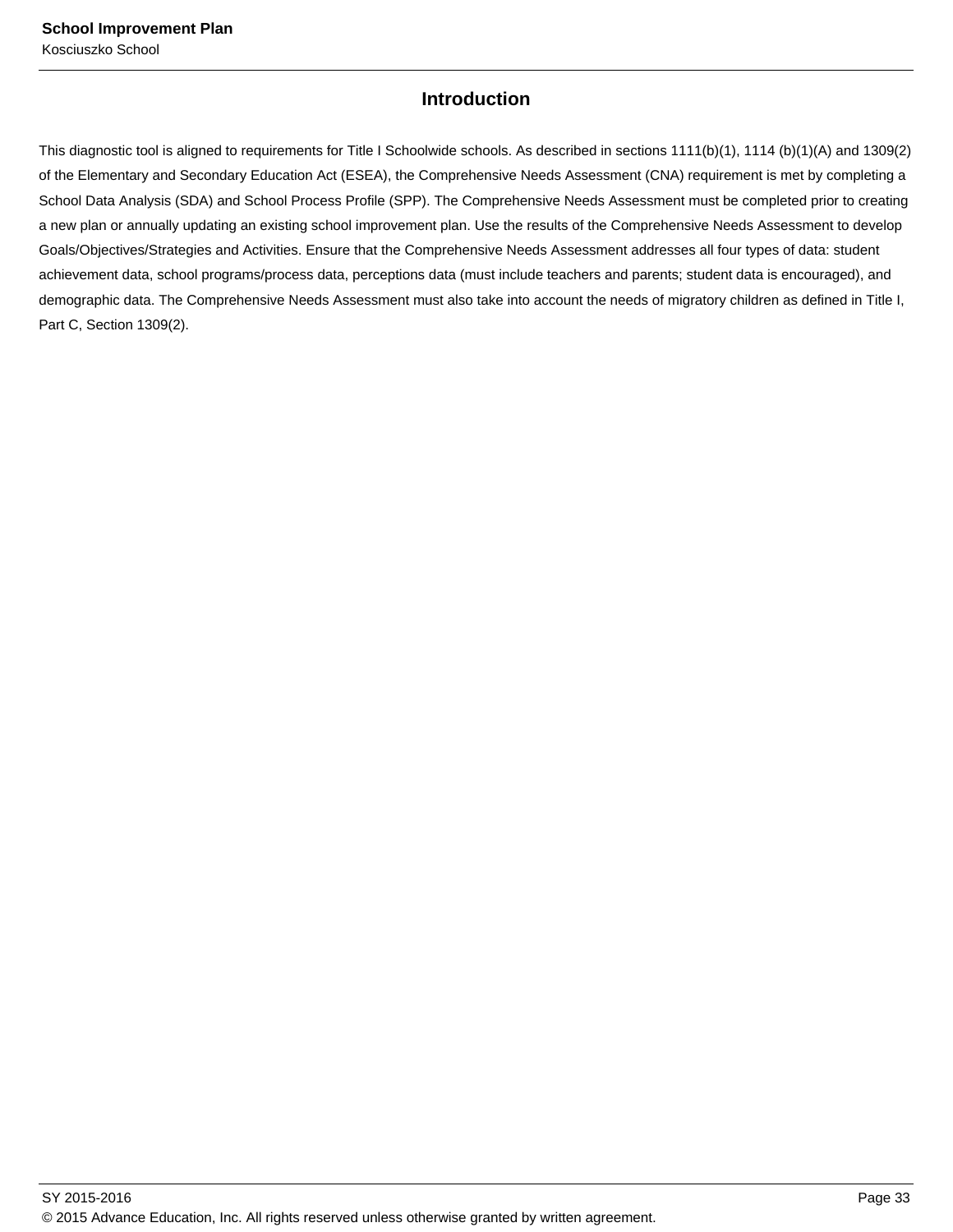## Introduction

This diagnostic tool is aligned to requirements for Title I Schoolwide schools. As described in sections 1111(b)(1), 1114 (b)(1)(A) and 1309(2) of the Elementary and Secondary Education Act (ESEA), the Comprehensive Needs Assessment (CNA) requirement is met by completing a School Data Analysis (SDA) and School Process Profile (SPP). The Comprehensive Needs Assessment must be completed prior to creating a new plan or annually updating an existing school improvement plan. Use the results of the Comprehensive Needs Assessment to develop Goals/Objectives/Strategies and Activities. Ensure that the Comprehensive Needs Assessment addresses all four types of data: student achievement data, school programs/process data, perceptions data (must include teachers and parents; student data is encouraged), and demographic data. The Comprehensive Needs Assessment must also take into account the needs of migratory children as defined in Title I, Part C, Section 1309(2).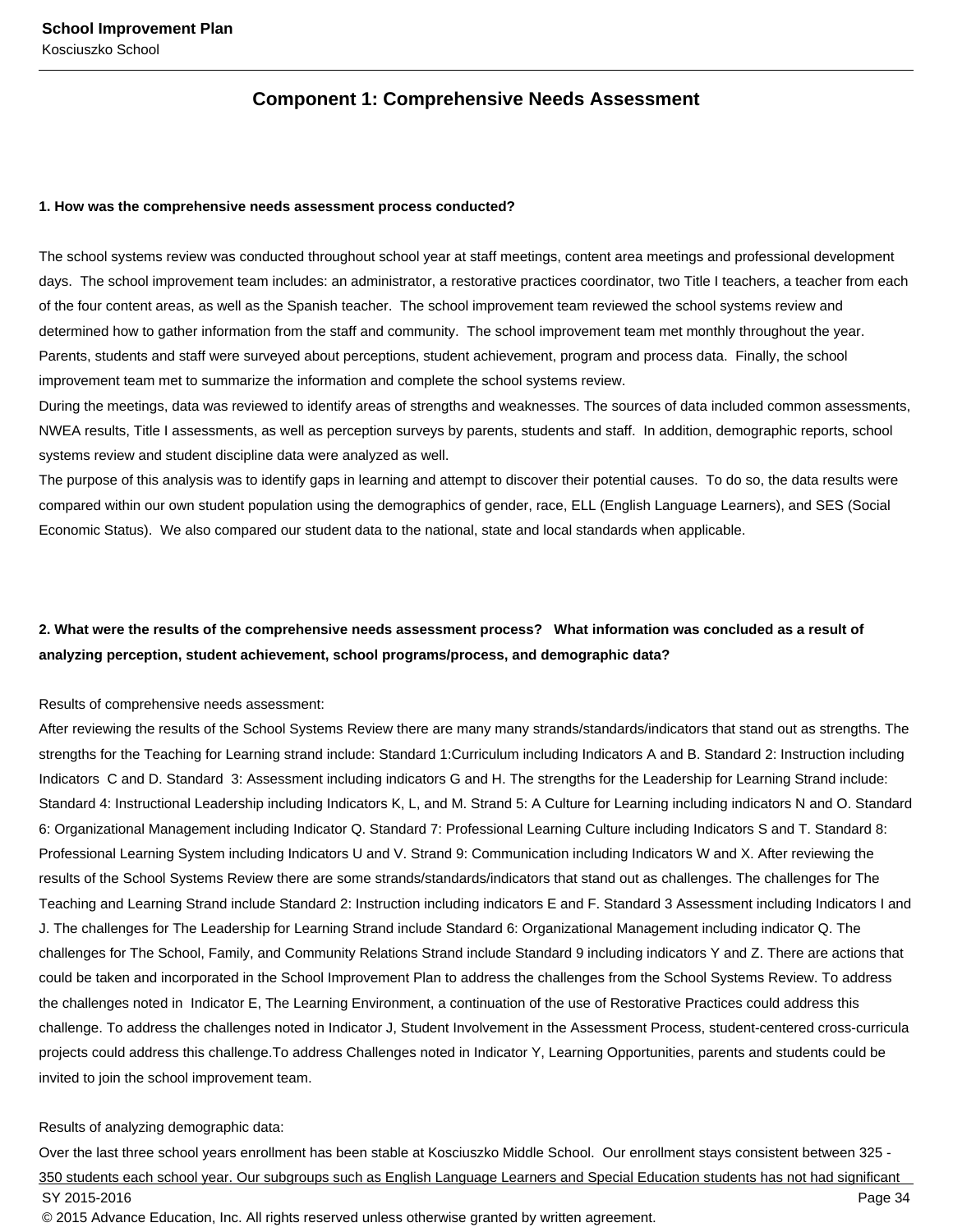## Component 1: Comprehensive Needs Assessment

**1. How was the comprehensive needs assessment process conducted?**

The school systems review was conducted throughout school year at staff meetings, content area meetings and professional development days. The school improvement team includes: an administrator, a restorative practices coordinator, two Title I teachers, a teacher from each of the four content areas, as well as the Spanish teacher. The school improvement team reviewed the school systems review and determined how to gather information from the staff and community. The school improvement team met monthly throughout the year. Parents, students and staff were surveyed about perceptions, student achievement, program and process data. Finally, the school improvement team met to summarize the information and complete the school systems review.
During the meetings, data was reviewed to identify areas of strengths and weaknesses. The sources of data included common assessments, NWEA results, Title I assessments, as well as perception surveys by parents, students and staff. In addition, demographic reports, school systems review and student discipline data were analyzed as well.
The purpose of this analysis was to identify gaps in learning and attempt to discover their potential causes. To do so, the data results were compared within our own student population using the demographics of gender, race, ELL (English Language Learners), and SES (Social Economic Status). We also compared our student data to the national, state and local standards when applicable.

**2. What were the results of the comprehensive needs assessment process? What information was concluded as a result of analyzing perception, student achievement, school programs/process, and demographic data?**

Results of comprehensive needs assessment:
After reviewing the results of the School Systems Review there are many many strands/standards/indicators that stand out as strengths. The strengths for the Teaching for Learning strand include: Standard 1:Curriculum including Indicators A and B. Standard 2: Instruction including Indicators C and D. Standard 3: Assessment including indicators G and H. The strengths for the Leadership for Learning Strand include: Standard 4: Instructional Leadership including Indicators K, L, and M. Strand 5: A Culture for Learning including indicators N and O. Standard 6: Organizational Management including Indicator Q. Standard 7: Professional Learning Culture including Indicators S and T. Standard 8: Professional Learning System including Indicators U and V. Strand 9: Communication including Indicators W and X. After reviewing the results of the School Systems Review there are some strands/standards/indicators that stand out as challenges. The challenges for The Teaching and Learning Strand include Standard 2: Instruction including indicators E and F. Standard 3 Assessment including Indicators I and J. The challenges for The Leadership for Learning Strand include Standard 6: Organizational Management including indicator Q. The challenges for The School, Family, and Community Relations Strand include Standard 9 including indicators Y and Z. There are actions that could be taken and incorporated in the School Improvement Plan to address the challenges from the School Systems Review. To address the challenges noted in Indicator E, The Learning Environment, a continuation of the use of Restorative Practices could address this challenge. To address the challenges noted in Indicator J, Student Involvement in the Assessment Process, student-centered cross-curricula projects could address this challenge.To address Challenges noted in Indicator Y, Learning Opportunities, parents and students could be invited to join the school improvement team.

Results of analyzing demographic data:
Over the last three school years enrollment has been stable at Kosciuszko Middle School. Our enrollment stays consistent between 325 - 350 students each school year. Our subgroups such as English Language Learners and Special Education students has not had significant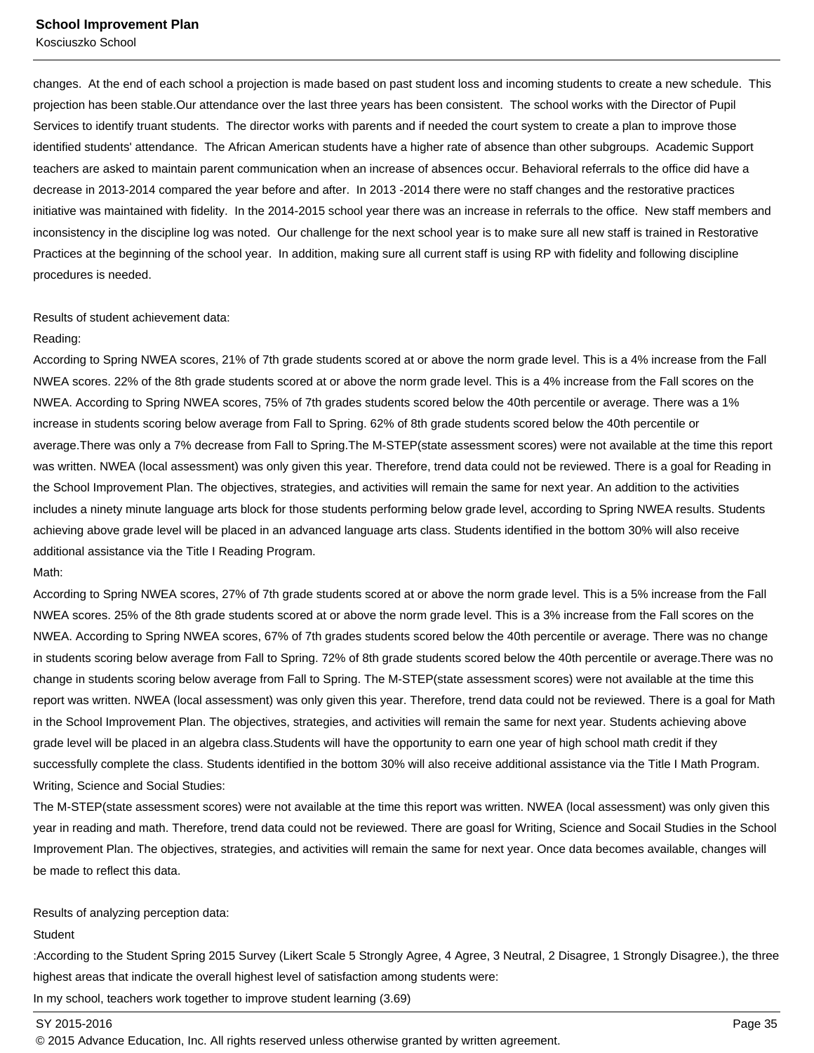changes. At the end of each school a projection is made based on past student loss and incoming students to create a new schedule. This projection has been stable.Our attendance over the last three years has been consistent. The school works with the Director of Pupil Services to identify truant students. The director works with parents and if needed the court system to create a plan to improve those identified students' attendance. The African American students have a higher rate of absence than other subgroups. Academic Support teachers are asked to maintain parent communication when an increase of absences occur. Behavioral referrals to the office did have a decrease in 2013-2014 compared the year before and after. In 2013 -2014 there were no staff changes and the restorative practices initiative was maintained with fidelity. In the 2014-2015 school year there was an increase in referrals to the office. New staff members and inconsistency in the discipline log was noted. Our challenge for the next school year is to make sure all new staff is trained in Restorative Practices at the beginning of the school year. In addition, making sure all current staff is using RP with fidelity and following discipline procedures is needed.

Results of student achievement data:

Reading:

According to Spring NWEA scores, 21% of 7th grade students scored at or above the norm grade level. This is a 4% increase from the Fall NWEA scores. 22% of the 8th grade students scored at or above the norm grade level. This is a 4% increase from the Fall scores on the NWEA. According to Spring NWEA scores, 75% of 7th grades students scored below the 40th percentile or average. There was a 1% increase in students scoring below average from Fall to Spring. 62% of 8th grade students scored below the 40th percentile or average.There was only a 7% decrease from Fall to Spring.The M-STEP(state assessment scores) were not available at the time this report was written. NWEA (local assessment) was only given this year. Therefore, trend data could not be reviewed. There is a goal for Reading in the School Improvement Plan. The objectives, strategies, and activities will remain the same for next year. An addition to the activities includes a ninety minute language arts block for those students performing below grade level, according to Spring NWEA results. Students achieving above grade level will be placed in an advanced language arts class. Students identified in the bottom 30% will also receive additional assistance via the Title I Reading Program.

Math:

According to Spring NWEA scores, 27% of 7th grade students scored at or above the norm grade level. This is a 5% increase from the Fall NWEA scores. 25% of the 8th grade students scored at or above the norm grade level. This is a 3% increase from the Fall scores on the NWEA. According to Spring NWEA scores, 67% of 7th grades students scored below the 40th percentile or average. There was no change in students scoring below average from Fall to Spring. 72% of 8th grade students scored below the 40th percentile or average.There was no change in students scoring below average from Fall to Spring. The M-STEP(state assessment scores) were not available at the time this report was written. NWEA (local assessment) was only given this year. Therefore, trend data could not be reviewed. There is a goal for Math in the School Improvement Plan. The objectives, strategies, and activities will remain the same for next year. Students achieving above grade level will be placed in an algebra class.Students will have the opportunity to earn one year of high school math credit if they successfully complete the class. Students identified in the bottom 30% will also receive additional assistance via the Title I Math Program.

Writing, Science and Social Studies:

The M-STEP(state assessment scores) were not available at the time this report was written. NWEA (local assessment) was only given this year in reading and math. Therefore, trend data could not be reviewed. There are goasl for Writing, Science and Socail Studies in the School Improvement Plan. The objectives, strategies, and activities will remain the same for next year. Once data becomes available, changes will be made to reflect this data.

Results of analyzing perception data:

Student

:According to the Student Spring 2015 Survey (Likert Scale 5 Strongly Agree, 4 Agree, 3 Neutral, 2 Disagree, 1 Strongly Disagree.), the three highest areas that indicate the overall highest level of satisfaction among students were:

In my school, teachers work together to improve student learning (3.69)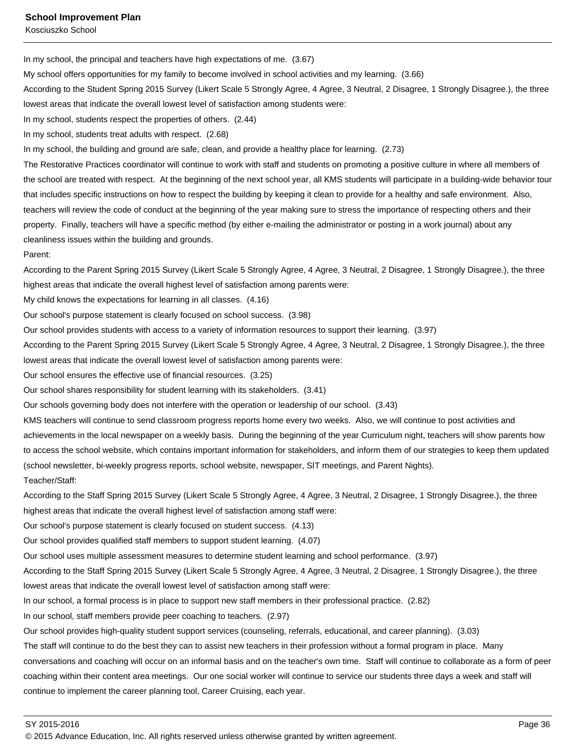In my school, the principal and teachers have high expectations of me. (3.67)

My school offers opportunities for my family to become involved in school activities and my learning. (3.66)

According to the Student Spring 2015 Survey (Likert Scale 5 Strongly Agree, 4 Agree, 3 Neutral, 2 Disagree, 1 Strongly Disagree.), the three lowest areas that indicate the overall lowest level of satisfaction among students were:

In my school, students respect the properties of others. (2.44)

In my school, students treat adults with respect. (2.68)

In my school, the building and ground are safe, clean, and provide a healthy place for learning. (2.73)

The Restorative Practices coordinator will continue to work with staff and students on promoting a positive culture in where all members of the school are treated with respect. At the beginning of the next school year, all KMS students will participate in a building-wide behavior tour that includes specific instructions on how to respect the building by keeping it clean to provide for a healthy and safe environment. Also, teachers will review the code of conduct at the beginning of the year making sure to stress the importance of respecting others and their property. Finally, teachers will have a specific method (by either e-mailing the administrator or posting in a work journal) about any cleanliness issues within the building and grounds.

Parent:

According to the Parent Spring 2015 Survey (Likert Scale 5 Strongly Agree, 4 Agree, 3 Neutral, 2 Disagree, 1 Strongly Disagree.), the three highest areas that indicate the overall highest level of satisfaction among parents were:

My child knows the expectations for learning in all classes. (4.16)

Our school's purpose statement is clearly focused on school success. (3.98)

Our school provides students with access to a variety of information resources to support their learning. (3.97)

According to the Parent Spring 2015 Survey (Likert Scale 5 Strongly Agree, 4 Agree, 3 Neutral, 2 Disagree, 1 Strongly Disagree.), the three lowest areas that indicate the overall lowest level of satisfaction among parents were:

Our school ensures the effective use of financial resources. (3.25)

Our school shares responsibility for student learning with its stakeholders. (3.41)

Our schools governing body does not interfere with the operation or leadership of our school. (3.43)

KMS teachers will continue to send classroom progress reports home every two weeks. Also, we will continue to post activities and achievements in the local newspaper on a weekly basis. During the beginning of the year Curriculum night, teachers will show parents how to access the school website, which contains important information for stakeholders, and inform them of our strategies to keep them updated (school newsletter, bi-weekly progress reports, school website, newspaper, SIT meetings, and Parent Nights).

Teacher/Staff:

According to the Staff Spring 2015 Survey (Likert Scale 5 Strongly Agree, 4 Agree, 3 Neutral, 2 Disagree, 1 Strongly Disagree.), the three highest areas that indicate the overall highest level of satisfaction among staff were:

Our school's purpose statement is clearly focused on student success. (4.13)

Our school provides qualified staff members to support student learning. (4.07)

Our school uses multiple assessment measures to determine student learning and school performance. (3.97)

According to the Staff Spring 2015 Survey (Likert Scale 5 Strongly Agree, 4 Agree, 3 Neutral, 2 Disagree, 1 Strongly Disagree.), the three lowest areas that indicate the overall lowest level of satisfaction among staff were:

In our school, a formal process is in place to support new staff members in their professional practice. (2.82)

In our school, staff members provide peer coaching to teachers. (2.97)

Our school provides high-quality student support services (counseling, referrals, educational, and career planning). (3.03)

The staff will continue to do the best they can to assist new teachers in their profession without a formal program in place. Many conversations and coaching will occur on an informal basis and on the teacher's own time. Staff will continue to collaborate as a form of peer coaching within their content area meetings. Our one social worker will continue to service our students three days a week and staff will continue to implement the career planning tool, Career Cruising, each year.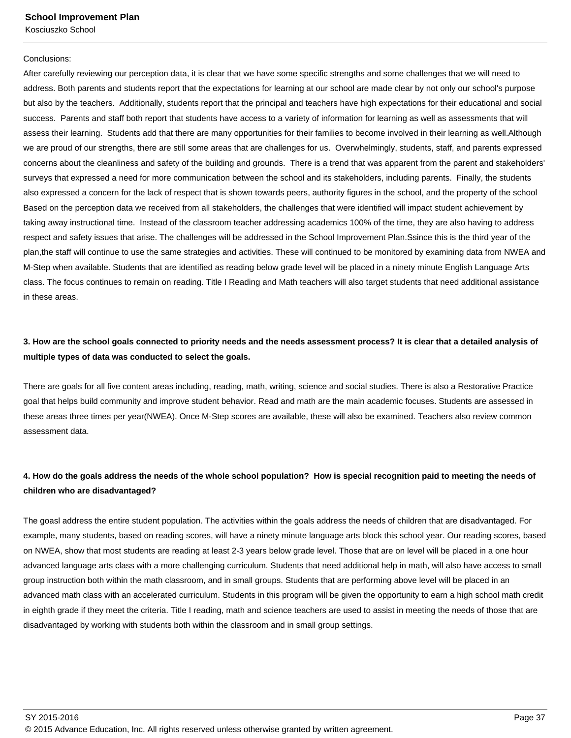Conclusions:

After carefully reviewing our perception data, it is clear that we have some specific strengths and some challenges that we will need to address. Both parents and students report that the expectations for learning at our school are made clear by not only our school's purpose but also by the teachers.  Additionally, students report that the principal and teachers have high expectations for their educational and social success.  Parents and staff both report that students have access to a variety of information for learning as well as assessments that will assess their learning.  Students add that there are many opportunities for their families to become involved in their learning as well.Although we are proud of our strengths, there are still some areas that are challenges for us.  Overwhelmingly, students, staff, and parents expressed concerns about the cleanliness and safety of the building and grounds.  There is a trend that was apparent from the parent and stakeholders' surveys that expressed a need for more communication between the school and its stakeholders, including parents.  Finally, the students also expressed a concern for the lack of respect that is shown towards peers, authority figures in the school, and the property of the school Based on the perception data we received from all stakeholders, the challenges that were identified will impact student achievement by taking away instructional time.  Instead of the classroom teacher addressing academics 100% of the time, they are also having to address respect and safety issues that arise. The challenges will be addressed in the School Improvement Plan.Ssince this is the third year of the plan,the staff will continue to use the same strategies and activities. These will continued to be monitored by examining data from NWEA and M-Step when available. Students that are identified as reading below grade level will be placed in a ninety minute English Language Arts class. The focus continues to remain on reading. Title I Reading and Math teachers will also target students that need additional assistance in these areas.

**3. How are the school goals connected to priority needs and the needs assessment process? It is clear that a detailed analysis of multiple types of data was conducted to select the goals.**

There are goals for all five content areas including, reading, math, writing, science and social studies. There is also a Restorative Practice goal that helps build community and improve student behavior. Read and math are the main academic focuses. Students are assessed in these areas three times per year(NWEA). Once M-Step scores are available, these will also be examined. Teachers also review common assessment data.

**4. How do the goals address the needs of the whole school population?  How is special recognition paid to meeting the needs of children who are disadvantaged?**

The goasl address the entire student population. The activities within the goals address the needs of children that are disadvantaged. For example, many students, based on reading scores, will have a ninety minute language arts block this school year. Our reading scores, based on NWEA, show that most students are reading at least 2-3 years below grade level. Those that are on level will be placed in a one hour advanced language arts class with a more challenging curriculum. Students that need additional help in math, will also have access to small group instruction both within the math classroom, and in small groups. Students that are performing above level will be placed in an advanced math class with an accelerated curriculum. Students in this program will be given the opportunity to earn a high school math credit in eighth grade if they meet the criteria. Title I reading, math and science teachers are used to assist in meeting the needs of those that are disadvantaged by working with students both within the classroom and in small group settings.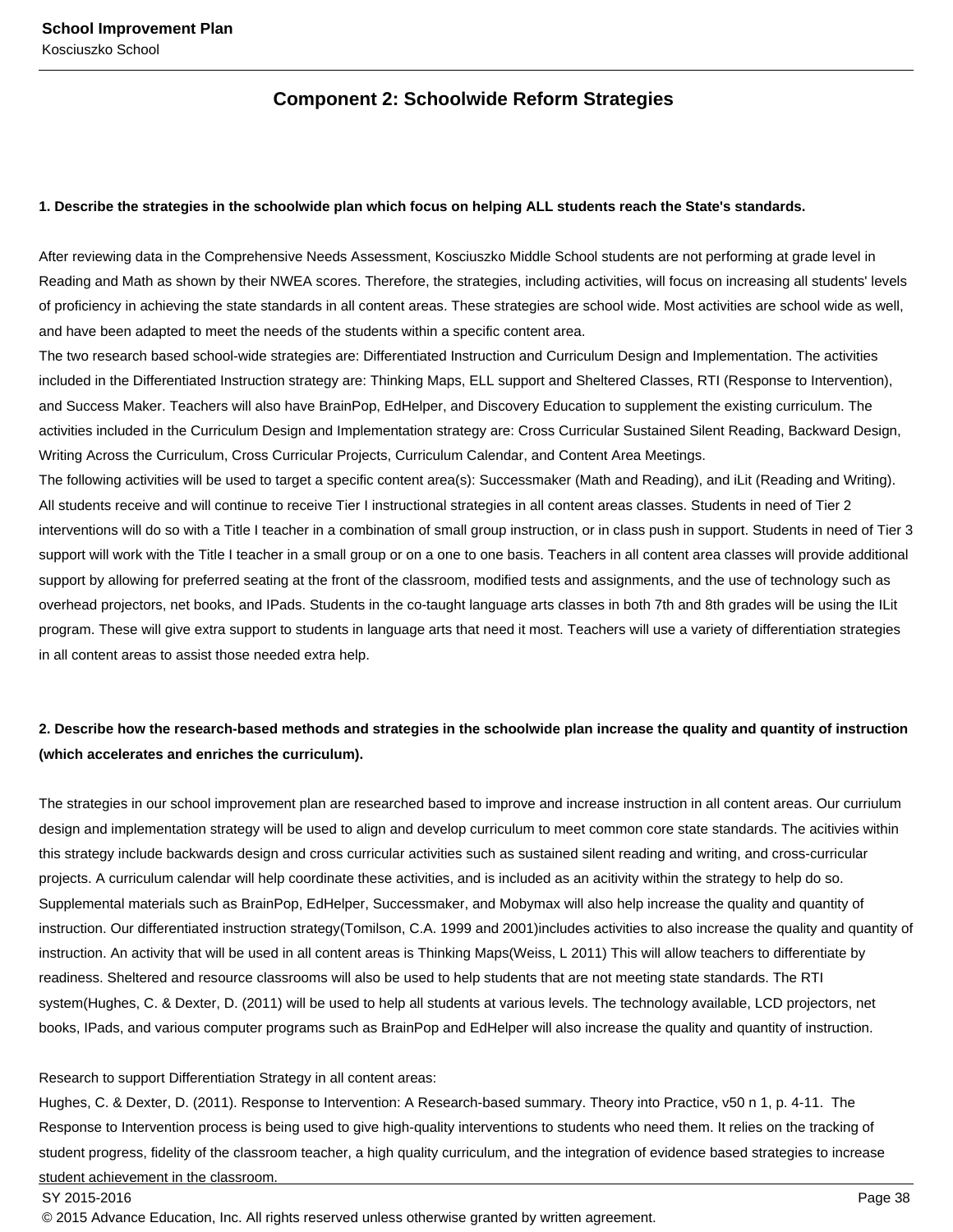## Component 2: Schoolwide Reform Strategies

**1. Describe the strategies in the schoolwide plan which focus on helping ALL students reach the State's standards.**

After reviewing data in the Comprehensive Needs Assessment, Kosciuszko Middle School students are not performing at grade level in Reading and Math as shown by their NWEA scores. Therefore, the strategies, including activities, will focus on increasing all students' levels of proficiency in achieving the state standards in all content areas. These strategies are school wide. Most activities are school wide as well, and have been adapted to meet the needs of the students within a specific content area.
The two research based school-wide strategies are: Differentiated Instruction and Curriculum Design and Implementation. The activities included in the Differentiated Instruction strategy are: Thinking Maps, ELL support and Sheltered Classes, RTI (Response to Intervention), and Success Maker. Teachers will also have BrainPop, EdHelper, and Discovery Education to supplement the existing curriculum. The activities included in the Curriculum Design and Implementation strategy are: Cross Curricular Sustained Silent Reading, Backward Design, Writing Across the Curriculum, Cross Curricular Projects, Curriculum Calendar, and Content Area Meetings.
The following activities will be used to target a specific content area(s): Successmaker (Math and Reading), and iLit (Reading and Writing).
All students receive and will continue to receive Tier I instructional strategies in all content areas classes. Students in need of Tier 2 interventions will do so with a Title I teacher in a combination of small group instruction, or in class push in support. Students in need of Tier 3 support will work with the Title I teacher in a small group or on a one to one basis. Teachers in all content area classes will provide additional support by allowing for preferred seating at the front of the classroom, modified tests and assignments, and the use of technology such as overhead projectors, net books, and IPads. Students in the co-taught language arts classes in both 7th and 8th grades will be using the ILit program. These will give extra support to students in language arts that need it most. Teachers will use a variety of differentiation strategies in all content areas to assist those needed extra help.

**2. Describe how the research-based methods and strategies in the schoolwide plan increase the quality and quantity of instruction (which accelerates and enriches the curriculum).**

The strategies in our school improvement plan are researched based to improve and increase instruction in all content areas. Our curriulum design and implementation strategy will be used to align and develop curriculum to meet common core state standards. The acitivies within this strategy include backwards design and cross curricular activities such as sustained silent reading and writing, and cross-curricular projects. A curriculum calendar will help coordinate these activities, and is included as an acitivity within the strategy to help do so. Supplemental materials such as BrainPop, EdHelper, Successmaker, and Mobymax will also help increase the quality and quantity of instruction. Our differentiated instruction strategy(Tomilson, C.A. 1999 and 2001)includes activities to also increase the quality and quantity of instruction. An activity that will be used in all content areas is Thinking Maps(Weiss, L 2011) This will allow teachers to differentiate by readiness. Sheltered and resource classrooms will also be used to help students that are not meeting state standards. The RTI system(Hughes, C. & Dexter, D. (2011) will be used to help all students at various levels. The technology available, LCD projectors, net books, IPads, and various computer programs such as BrainPop and EdHelper will also increase the quality and quantity of instruction.

Research to support Differentiation Strategy in all content areas:
Hughes, C. & Dexter, D. (2011). Response to Intervention: A Research-based summary. Theory into Practice, v50 n 1, p. 4-11. The Response to Intervention process is being used to give high-quality interventions to students who need them. It relies on the tracking of student progress, fidelity of the classroom teacher, a high quality curriculum, and the integration of evidence based strategies to increase student achievement in the classroom.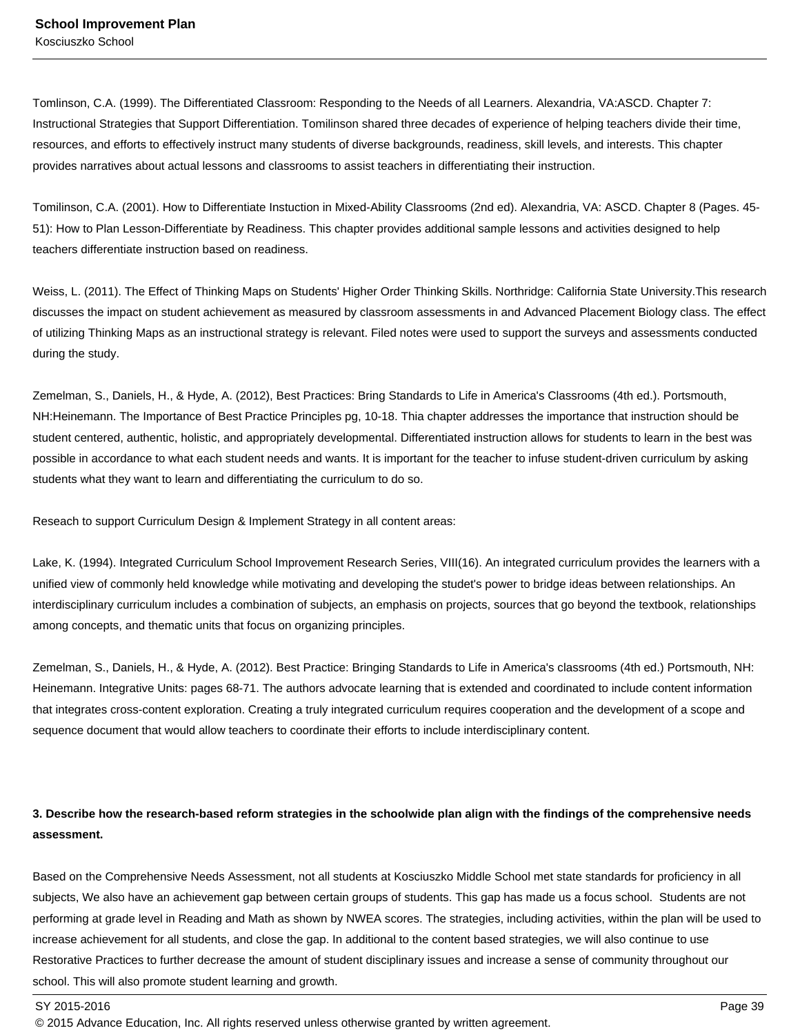Tomlinson, C.A. (1999). The Differentiated Classroom: Responding to the Needs of all Learners. Alexandria, VA:ASCD. Chapter 7: Instructional Strategies that Support Differentiation. Tomilinson shared three decades of experience of helping teachers divide their time, resources, and efforts to effectively instruct many students of diverse backgrounds, readiness, skill levels, and interests. This chapter provides narratives about actual lessons and classrooms to assist teachers in differentiating their instruction.

Tomilinson, C.A. (2001). How to Differentiate Instuction in Mixed-Ability Classrooms (2nd ed). Alexandria, VA: ASCD. Chapter 8 (Pages. 45-51): How to Plan Lesson-Differentiate by Readiness. This chapter provides additional sample lessons and activities designed to help teachers differentiate instruction based on readiness.

Weiss, L. (2011). The Effect of Thinking Maps on Students' Higher Order Thinking Skills. Northridge: California State University.This research discusses the impact on student achievement as measured by classroom assessments in and Advanced Placement Biology class. The effect of utilizing Thinking Maps as an instructional strategy is relevant. Filed notes were used to support the surveys and assessments conducted during the study.

Zemelman, S., Daniels, H., & Hyde, A. (2012), Best Practices: Bring Standards to Life in America's Classrooms (4th ed.). Portsmouth, NH:Heinemann. The Importance of Best Practice Principles pg, 10-18. Thia chapter addresses the importance that instruction should be student centered, authentic, holistic, and appropriately developmental. Differentiated instruction allows for students to learn in the best was possible in accordance to what each student needs and wants. It is important for the teacher to infuse student-driven curriculum by asking students what they want to learn and differentiating the curriculum to do so.

Reseach to support Curriculum Design & Implement Strategy in all content areas:

Lake, K. (1994). Integrated Curriculum School Improvement Research Series, VIII(16). An integrated curriculum provides the learners with a unified view of commonly held knowledge while motivating and developing the studet's power to bridge ideas between relationships. An interdisciplinary curriculum includes a combination of subjects, an emphasis on projects, sources that go beyond the textbook, relationships among concepts, and thematic units that focus on organizing principles.

Zemelman, S., Daniels, H., & Hyde, A. (2012). Best Practice: Bringing Standards to Life in America's classrooms (4th ed.) Portsmouth, NH: Heinemann. Integrative Units: pages 68-71. The authors advocate learning that is extended and coordinated to include content information that integrates cross-content exploration. Creating a truly integrated curriculum requires cooperation and the development of a scope and sequence document that would allow teachers to coordinate their efforts to include interdisciplinary content.

**3. Describe how the research-based reform strategies in the schoolwide plan align with the findings of the comprehensive needs assessment.**

Based on the Comprehensive Needs Assessment, not all students at Kosciuszko Middle School met state standards for proficiency in all subjects, We also have an achievement gap between certain groups of students. This gap has made us a focus school. Students are not performing at grade level in Reading and Math as shown by NWEA scores. The strategies, including activities, within the plan will be used to increase achievement for all students, and close the gap. In additional to the content based strategies, we will also continue to use Restorative Practices to further decrease the amount of student disciplinary issues and increase a sense of community throughout our school. This will also promote student learning and growth.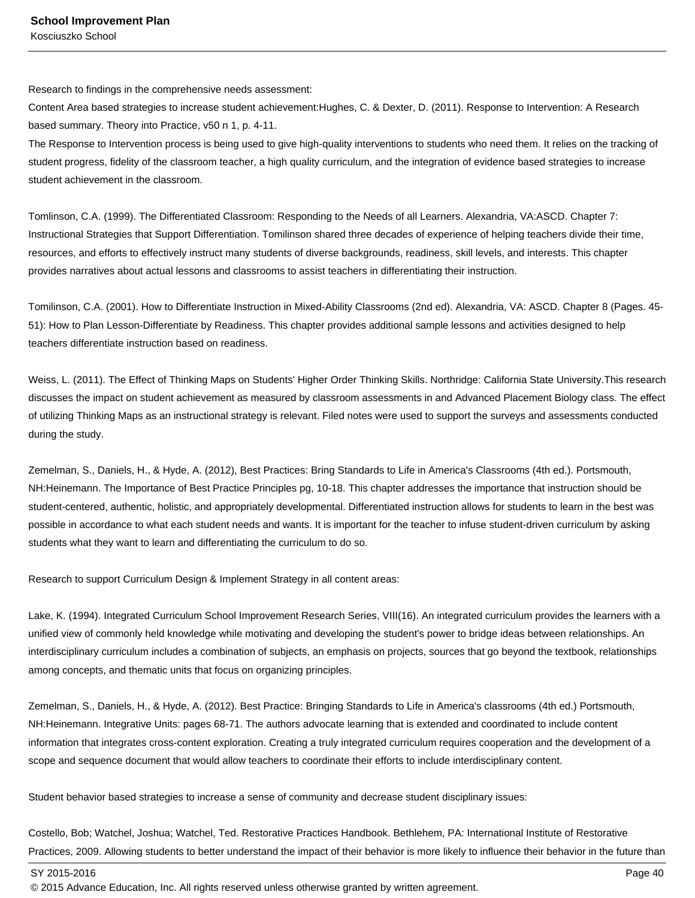Research to findings in the comprehensive needs assessment:
Content Area based strategies to increase student achievement:Hughes, C. & Dexter, D. (2011). Response to Intervention: A Research based summary. Theory into Practice, v50 n 1, p. 4-11.
The Response to Intervention process is being used to give high-quality interventions to students who need them. It relies on the tracking of student progress, fidelity of the classroom teacher, a high quality curriculum, and the integration of evidence based strategies to increase student achievement in the classroom.

Tomlinson, C.A. (1999). The Differentiated Classroom: Responding to the Needs of all Learners. Alexandria, VA:ASCD. Chapter 7: Instructional Strategies that Support Differentiation. Tomilinson shared three decades of experience of helping teachers divide their time, resources, and efforts to effectively instruct many students of diverse backgrounds, readiness, skill levels, and interests. This chapter provides narratives about actual lessons and classrooms to assist teachers in differentiating their instruction.

Tomilinson, C.A. (2001). How to Differentiate Instruction in Mixed-Ability Classrooms (2nd ed). Alexandria, VA: ASCD. Chapter 8 (Pages. 45-51): How to Plan Lesson-Differentiate by Readiness. This chapter provides additional sample lessons and activities designed to help teachers differentiate instruction based on readiness.

Weiss, L. (2011). The Effect of Thinking Maps on Students' Higher Order Thinking Skills. Northridge: California State University.This research discusses the impact on student achievement as measured by classroom assessments in and Advanced Placement Biology class. The effect of utilizing Thinking Maps as an instructional strategy is relevant. Filed notes were used to support the surveys and assessments conducted during the study.

Zemelman, S., Daniels, H., & Hyde, A. (2012), Best Practices: Bring Standards to Life in America's Classrooms (4th ed.). Portsmouth, NH:Heinemann. The Importance of Best Practice Principles pg, 10-18. This chapter addresses the importance that instruction should be student-centered, authentic, holistic, and appropriately developmental. Differentiated instruction allows for students to learn in the best was possible in accordance to what each student needs and wants. It is important for the teacher to infuse student-driven curriculum by asking students what they want to learn and differentiating the curriculum to do so.

Research to support Curriculum Design & Implement Strategy in all content areas:

Lake, K. (1994). Integrated Curriculum School Improvement Research Series, VIII(16). An integrated curriculum provides the learners with a unified view of commonly held knowledge while motivating and developing the student's power to bridge ideas between relationships. An interdisciplinary curriculum includes a combination of subjects, an emphasis on projects, sources that go beyond the textbook, relationships among concepts, and thematic units that focus on organizing principles.

Zemelman, S., Daniels, H., & Hyde, A. (2012). Best Practice: Bringing Standards to Life in America's classrooms (4th ed.) Portsmouth, NH:Heinemann. Integrative Units: pages 68-71. The authors advocate learning that is extended and coordinated to include content information that integrates cross-content exploration. Creating a truly integrated curriculum requires cooperation and the development of a scope and sequence document that would allow teachers to coordinate their efforts to include interdisciplinary content.

Student behavior based strategies to increase a sense of community and decrease student disciplinary issues:

Costello, Bob; Watchel, Joshua; Watchel, Ted. Restorative Practices Handbook. Bethlehem, PA: International Institute of Restorative Practices, 2009. Allowing students to better understand the impact of their behavior is more likely to influence their behavior in the future than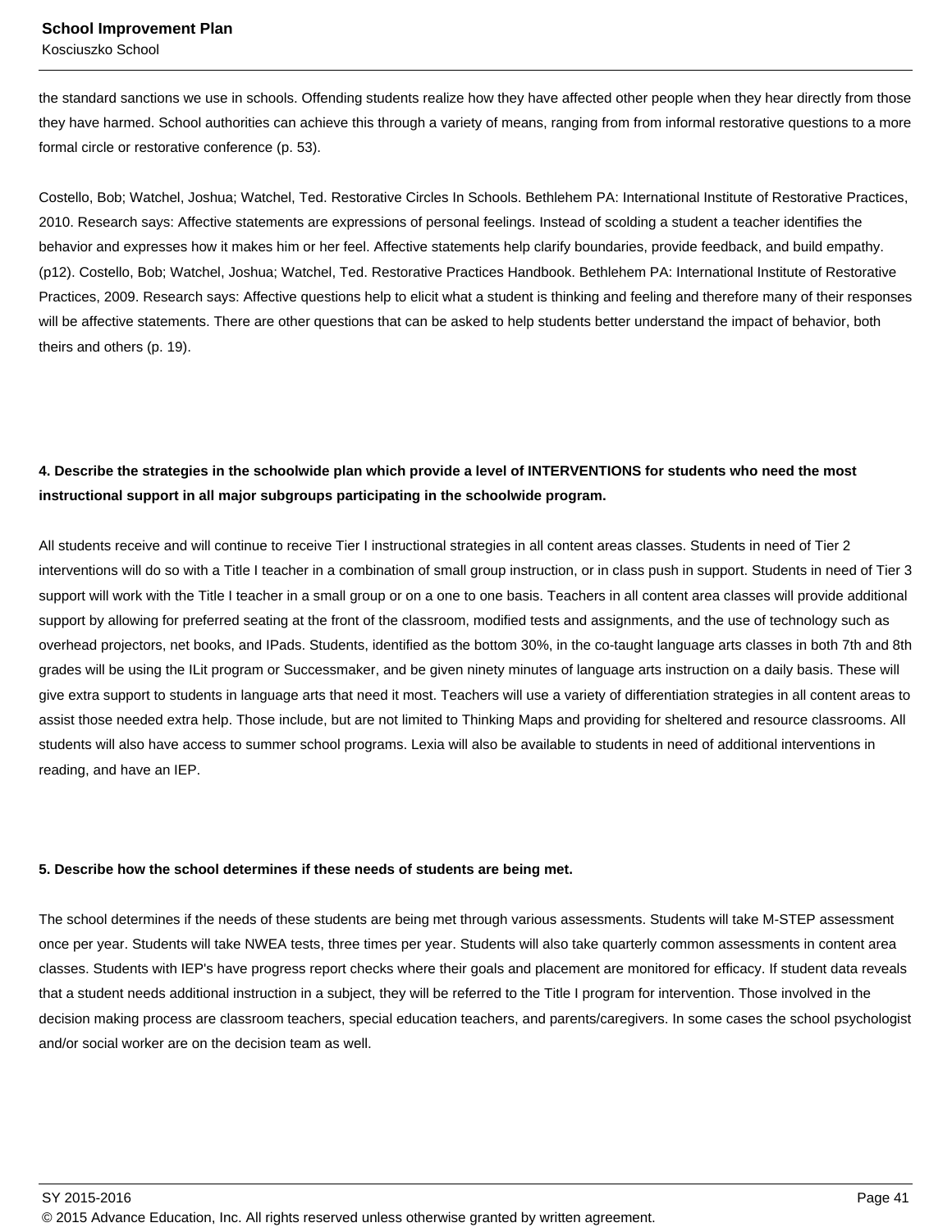the standard sanctions we use in schools. Offending students realize how they have affected other people when they hear directly from those they have harmed. School authorities can achieve this through a variety of means, ranging from from informal restorative questions to a more formal circle or restorative conference (p. 53).

Costello, Bob; Watchel, Joshua; Watchel, Ted. Restorative Circles In Schools. Bethlehem PA: International Institute of Restorative Practices, 2010. Research says: Affective statements are expressions of personal feelings. Instead of scolding a student a teacher identifies the behavior and expresses how it makes him or her feel. Affective statements help clarify boundaries, provide feedback, and build empathy. (p12). Costello, Bob; Watchel, Joshua; Watchel, Ted. Restorative Practices Handbook. Bethlehem PA: International Institute of Restorative Practices, 2009. Research says: Affective questions help to elicit what a student is thinking and feeling and therefore many of their responses will be affective statements. There are other questions that can be asked to help students better understand the impact of behavior, both theirs and others (p. 19).

**4. Describe the strategies in the schoolwide plan which provide a level of INTERVENTIONS for students who need the most instructional support in all major subgroups participating in the schoolwide program.**

All students receive and will continue to receive Tier I instructional strategies in all content areas classes. Students in need of Tier 2 interventions will do so with a Title I teacher in a combination of small group instruction, or in class push in support. Students in need of Tier 3 support will work with the Title I teacher in a small group or on a one to one basis. Teachers in all content area classes will provide additional support by allowing for preferred seating at the front of the classroom, modified tests and assignments, and the use of technology such as overhead projectors, net books, and IPads. Students, identified as the bottom 30%, in the co-taught language arts classes in both 7th and 8th grades will be using the ILit program or Successmaker, and be given ninety minutes of language arts instruction on a daily basis. These will give extra support to students in language arts that need it most. Teachers will use a variety of differentiation strategies in all content areas to assist those needed extra help. Those include, but are not limited to Thinking Maps and providing for sheltered and resource classrooms. All students will also have access to summer school programs. Lexia will also be available to students in need of additional interventions in reading, and have an IEP.

**5. Describe how the school determines if these needs of students are being met.**

The school determines if the needs of these students are being met through various assessments. Students will take M-STEP assessment once per year. Students will take NWEA tests, three times per year. Students will also take quarterly common assessments in content area classes. Students with IEP's have progress report checks where their goals and placement are monitored for efficacy. If student data reveals that a student needs additional instruction in a subject, they will be referred to the Title I program for intervention. Those involved in the decision making process are classroom teachers, special education teachers, and parents/caregivers. In some cases the school psychologist and/or social worker are on the decision team as well.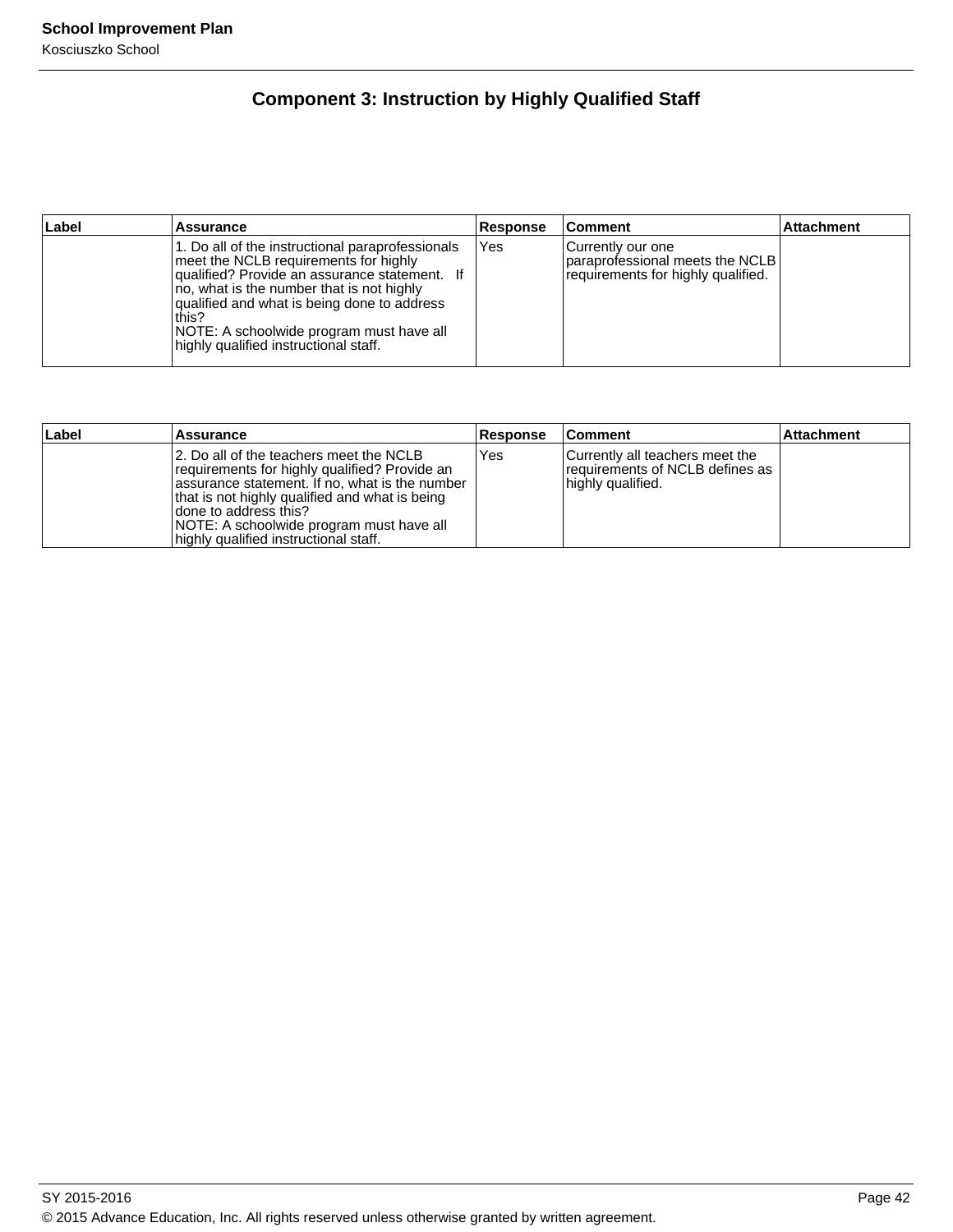## Component 3: Instruction by Highly Qualified Staff

| Label | Assurance | Response | Comment | Attachment |
|---|---|---|---|---|
| | 1. Do all of the instructional paraprofessionals meet the NCLB requirements for highly qualified? Provide an assurance statement. If no, what is the number that is not highly qualified and what is being done to address this?<br>NOTE: A schoolwide program must have all highly qualified instructional staff. | Yes | Currently our one paraprofessional meets the NCLB requirements for highly qualified. | |

| Label | Assurance | Response | Comment | Attachment |
|---|---|---|---|---|
| | 2. Do all of the teachers meet the NCLB requirements for highly qualified? Provide an assurance statement. If no, what is the number that is not highly qualified and what is being done to address this?<br>NOTE: A schoolwide program must have all highly qualified instructional staff. | Yes | Currently all teachers meet the requirements of NCLB defines as highly qualified. | |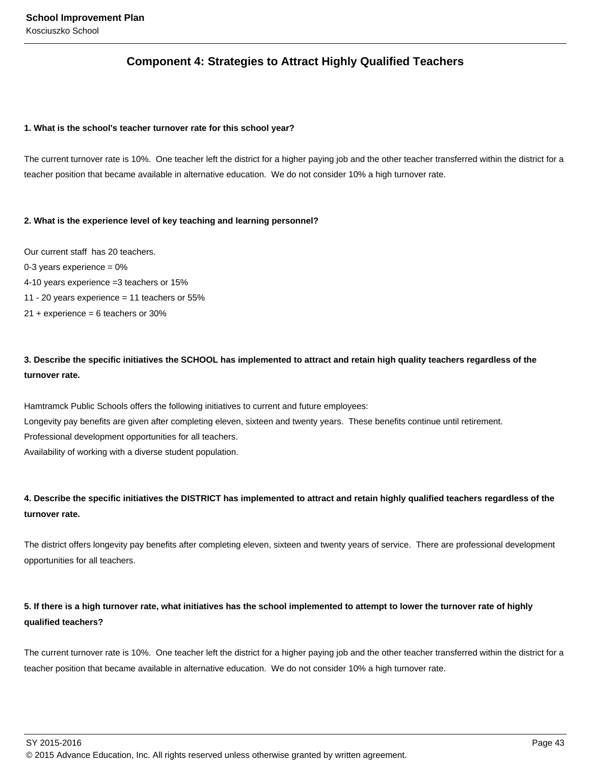## Component 4: Strategies to Attract Highly Qualified Teachers

**1. What is the school's teacher turnover rate for this school year?**

The current turnover rate is 10%. One teacher left the district for a higher paying job and the other teacher transferred within the district for a teacher position that became available in alternative education. We do not consider 10% a high turnover rate.

**2. What is the experience level of key teaching and learning personnel?**

Our current staff has 20 teachers.
0-3 years experience = 0%
4-10 years experience =3 teachers or 15%
11 - 20 years experience = 11 teachers or 55%
21 + experience = 6 teachers or 30%

**3. Describe the specific initiatives the SCHOOL has implemented to attract and retain high quality teachers regardless of the turnover rate.**

Hamtramck Public Schools offers the following initiatives to current and future employees:
Longevity pay benefits are given after completing eleven, sixteen and twenty years. These benefits continue until retirement.
Professional development opportunities for all teachers.
Availability of working with a diverse student population.

**4. Describe the specific initiatives the DISTRICT has implemented to attract and retain highly qualified teachers regardless of the turnover rate.**

The district offers longevity pay benefits after completing eleven, sixteen and twenty years of service. There are professional development opportunities for all teachers.

**5. If there is a high turnover rate, what initiatives has the school implemented to attempt to lower the turnover rate of highly qualified teachers?**

The current turnover rate is 10%. One teacher left the district for a higher paying job and the other teacher transferred within the district for a teacher position that became available in alternative education. We do not consider 10% a high turnover rate.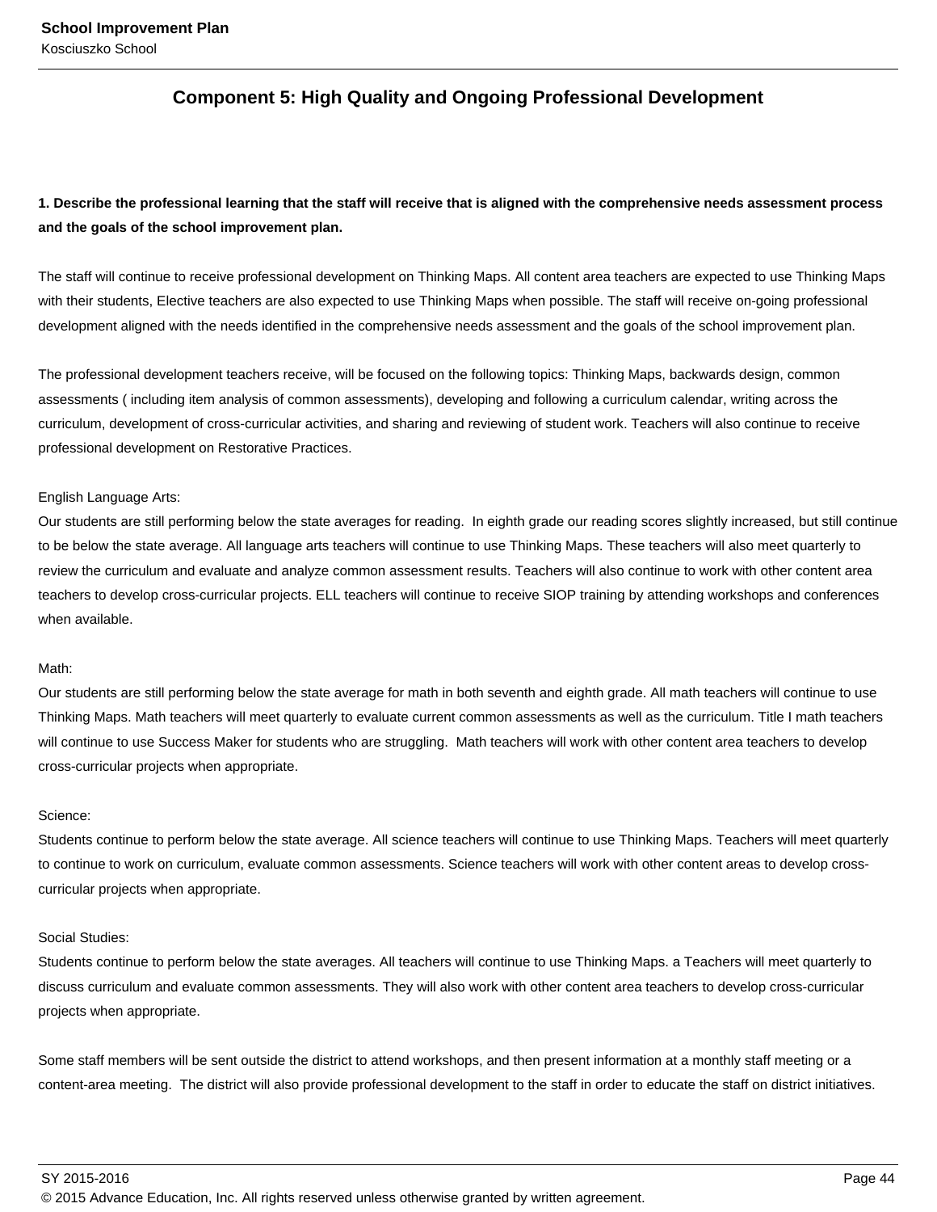## Component 5: High Quality and Ongoing Professional Development

**1. Describe the professional learning that the staff will receive that is aligned with the comprehensive needs assessment process and the goals of the school improvement plan.**

The staff will continue to receive professional development on Thinking Maps. All content area teachers are expected to use Thinking Maps with their students, Elective teachers are also expected to use Thinking Maps when possible. The staff will receive on-going professional development aligned with the needs identified in the comprehensive needs assessment and the goals of the school improvement plan.

The professional development teachers receive, will be focused on the following topics: Thinking Maps, backwards design, common assessments ( including item analysis of common assessments), developing and following a curriculum calendar, writing across the curriculum, development of cross-curricular activities, and sharing and reviewing of student work. Teachers will also continue to receive professional development on Restorative Practices.

English Language Arts:
Our students are still performing below the state averages for reading. In eighth grade our reading scores slightly increased, but still continue to be below the state average. All language arts teachers will continue to use Thinking Maps. These teachers will also meet quarterly to review the curriculum and evaluate and analyze common assessment results. Teachers will also continue to work with other content area teachers to develop cross-curricular projects. ELL teachers will continue to receive SIOP training by attending workshops and conferences when available.

Math:
Our students are still performing below the state average for math in both seventh and eighth grade. All math teachers will continue to use Thinking Maps. Math teachers will meet quarterly to evaluate current common assessments as well as the curriculum. Title I math teachers will continue to use Success Maker for students who are struggling. Math teachers will work with other content area teachers to develop cross-curricular projects when appropriate.

Science:
Students continue to perform below the state average. All science teachers will continue to use Thinking Maps. Teachers will meet quarterly to continue to work on curriculum, evaluate common assessments. Science teachers will work with other content areas to develop cross-curricular projects when appropriate.

Social Studies:
Students continue to perform below the state averages. All teachers will continue to use Thinking Maps. a Teachers will meet quarterly to discuss curriculum and evaluate common assessments. They will also work with other content area teachers to develop cross-curricular projects when appropriate.

Some staff members will be sent outside the district to attend workshops, and then present information at a monthly staff meeting or a content-area meeting. The district will also provide professional development to the staff in order to educate the staff on district initiatives.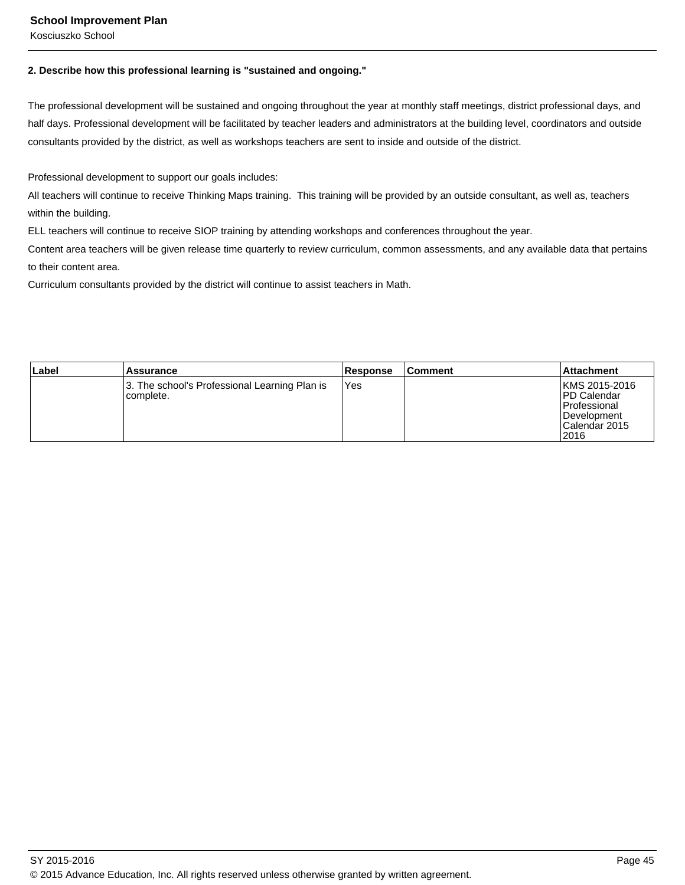**2. Describe how this professional learning is "sustained and ongoing."**

The professional development will be sustained and ongoing throughout the year at monthly staff meetings, district professional days, and half days. Professional development will be facilitated by teacher leaders and administrators at the building level, coordinators and outside consultants provided by the district, as well as workshops teachers are sent to inside and outside of the district.

Professional development to support our goals includes:
All teachers will continue to receive Thinking Maps training.  This training will be provided by an outside consultant, as well as, teachers within the building.
ELL teachers will continue to receive SIOP training by attending workshops and conferences throughout the year.
Content area teachers will be given release time quarterly to review curriculum, common assessments, and any available data that pertains to their content area.
Curriculum consultants provided by the district will continue to assist teachers in Math.

| Label | Assurance | Response | Comment | Attachment |
| --- | --- | --- | --- | --- |
| | 3. The school's Professional Learning Plan is complete. | Yes | | KMS 2015-2016 PD Calendar Professional Development Calendar 2015 2016 |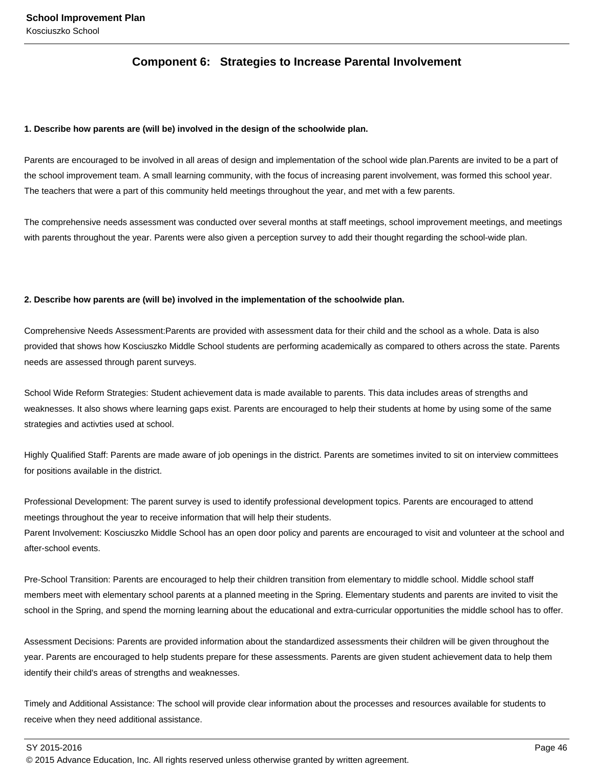## Component 6: Strategies to Increase Parental Involvement

**1. Describe how parents are (will be) involved in the design of the schoolwide plan.**

Parents are encouraged to be involved in all areas of design and implementation of the school wide plan.Parents are invited to be a part of the school improvement team. A small learning community, with the focus of increasing parent involvement, was formed this school year. The teachers that were a part of this community held meetings throughout the year, and met with a few parents.

The comprehensive needs assessment was conducted over several months at staff meetings, school improvement meetings, and meetings with parents throughout the year. Parents were also given a perception survey to add their thought regarding the school-wide plan.

**2. Describe how parents are (will be) involved in the implementation of the schoolwide plan.**

Comprehensive Needs Assessment:Parents are provided with assessment data for their child and the school as a whole. Data is also provided that shows how Kosciuszko Middle School students are performing academically as compared to others across the state. Parents needs are assessed through parent surveys.

School Wide Reform Strategies: Student achievement data is made available to parents. This data includes areas of strengths and weaknesses. It also shows where learning gaps exist. Parents are encouraged to help their students at home by using some of the same strategies and activties used at school.

Highly Qualified Staff: Parents are made aware of job openings in the district. Parents are sometimes invited to sit on interview committees for positions available in the district.

Professional Development: The parent survey is used to identify professional development topics. Parents are encouraged to attend meetings throughout the year to receive information that will help their students.
Parent Involvement: Kosciuszko Middle School has an open door policy and parents are encouraged to visit and volunteer at the school and after-school events.

Pre-School Transition: Parents are encouraged to help their children transition from elementary to middle school. Middle school staff members meet with elementary school parents at a planned meeting in the Spring. Elementary students and parents are invited to visit the school in the Spring, and spend the morning learning about the educational and extra-curricular opportunities the middle school has to offer.

Assessment Decisions: Parents are provided information about the standardized assessments their children will be given throughout the year. Parents are encouraged to help students prepare for these assessments. Parents are given student achievement data to help them identify their child's areas of strengths and weaknesses.

Timely and Additional Assistance: The school will provide clear information about the processes and resources available for students to receive when they need additional assistance.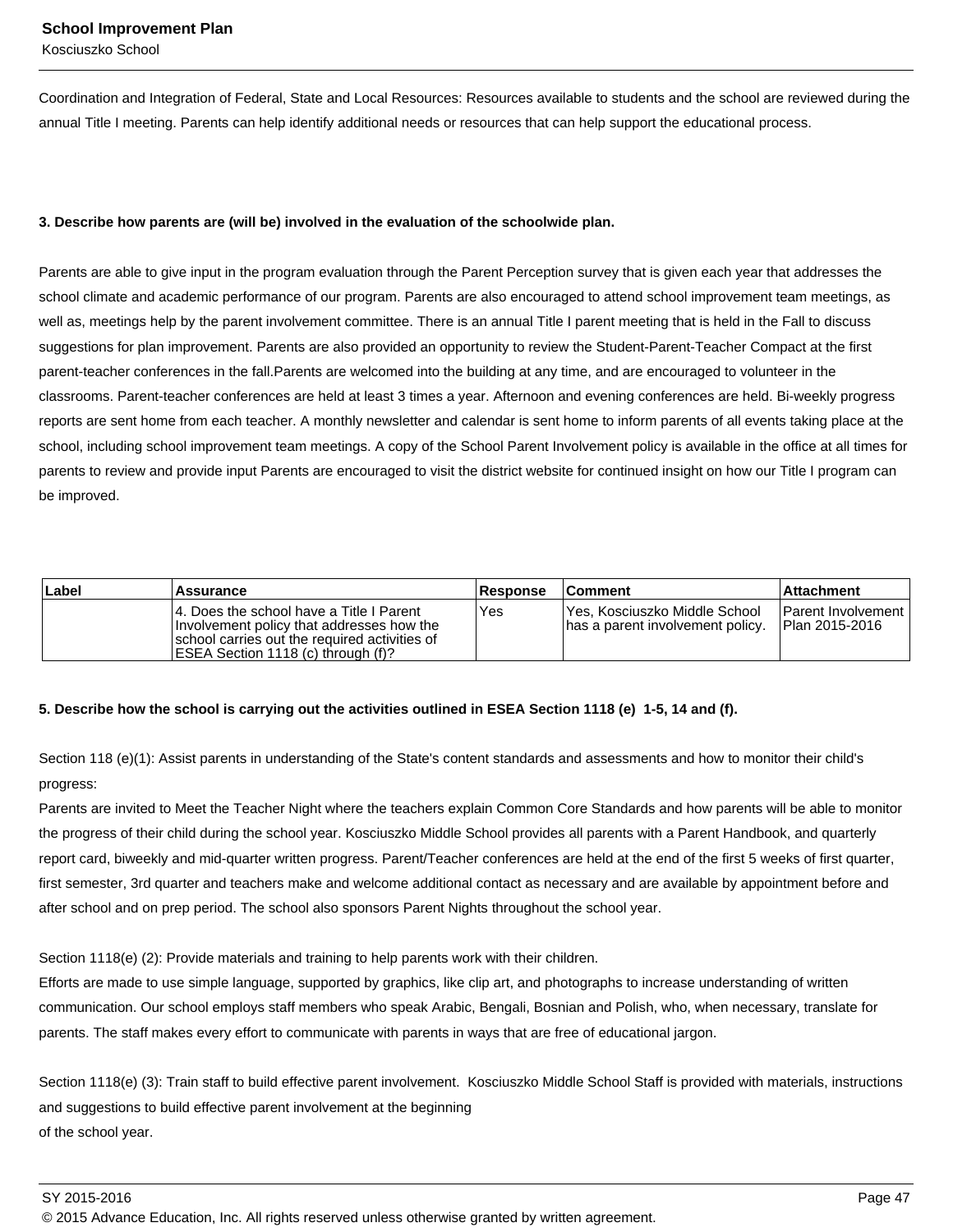Coordination and Integration of Federal, State and Local Resources: Resources available to students and the school are reviewed during the annual Title I meeting. Parents can help identify additional needs or resources that can help support the educational process.

**3. Describe how parents are (will be) involved in the evaluation of the schoolwide plan.**

Parents are able to give input in the program evaluation through the Parent Perception survey that is given each year that addresses the school climate and academic performance of our program. Parents are also encouraged to attend school improvement team meetings, as well as, meetings help by the parent involvement committee. There is an annual Title I parent meeting that is held in the Fall to discuss suggestions for plan improvement. Parents are also provided an opportunity to review the Student-Parent-Teacher Compact at the first parent-teacher conferences in the fall.Parents are welcomed into the building at any time, and are encouraged to volunteer in the classrooms. Parent-teacher conferences are held at least 3 times a year. Afternoon and evening conferences are held. Bi-weekly progress reports are sent home from each teacher. A monthly newsletter and calendar is sent home to inform parents of all events taking place at the school, including school improvement team meetings. A copy of the School Parent Involvement policy is available in the office at all times for parents to review and provide input Parents are encouraged to visit the district website for continued insight on how our Title I program can be improved.

| Label | Assurance | Response | Comment | Attachment |
|---|---|---|---|---|
| | 4. Does the school have a Title I Parent Involvement policy that addresses how the school carries out the required activities of ESEA Section 1118 (c) through (f)? | Yes | Yes, Kosciuszko Middle School has a parent involvement policy. | Parent Involvement Plan 2015-2016 |

**5. Describe how the school is carrying out the activities outlined in ESEA Section 1118 (e) 1-5, 14 and (f).**

Section 118 (e)(1): Assist parents in understanding of the State's content standards and assessments and how to monitor their child's progress:
Parents are invited to Meet the Teacher Night where the teachers explain Common Core Standards and how parents will be able to monitor the progress of their child during the school year. Kosciuszko Middle School provides all parents with a Parent Handbook, and quarterly report card, biweekly and mid-quarter written progress. Parent/Teacher conferences are held at the end of the first 5 weeks of first quarter, first semester, 3rd quarter and teachers make and welcome additional contact as necessary and are available by appointment before and after school and on prep period. The school also sponsors Parent Nights throughout the school year.

Section 1118(e) (2): Provide materials and training to help parents work with their children.
Efforts are made to use simple language, supported by graphics, like clip art, and photographs to increase understanding of written communication. Our school employs staff members who speak Arabic, Bengali, Bosnian and Polish, who, when necessary, translate for parents. The staff makes every effort to communicate with parents in ways that are free of educational jargon.

Section 1118(e) (3): Train staff to build effective parent involvement. Kosciuszko Middle School Staff is provided with materials, instructions and suggestions to build effective parent involvement at the beginning
of the school year.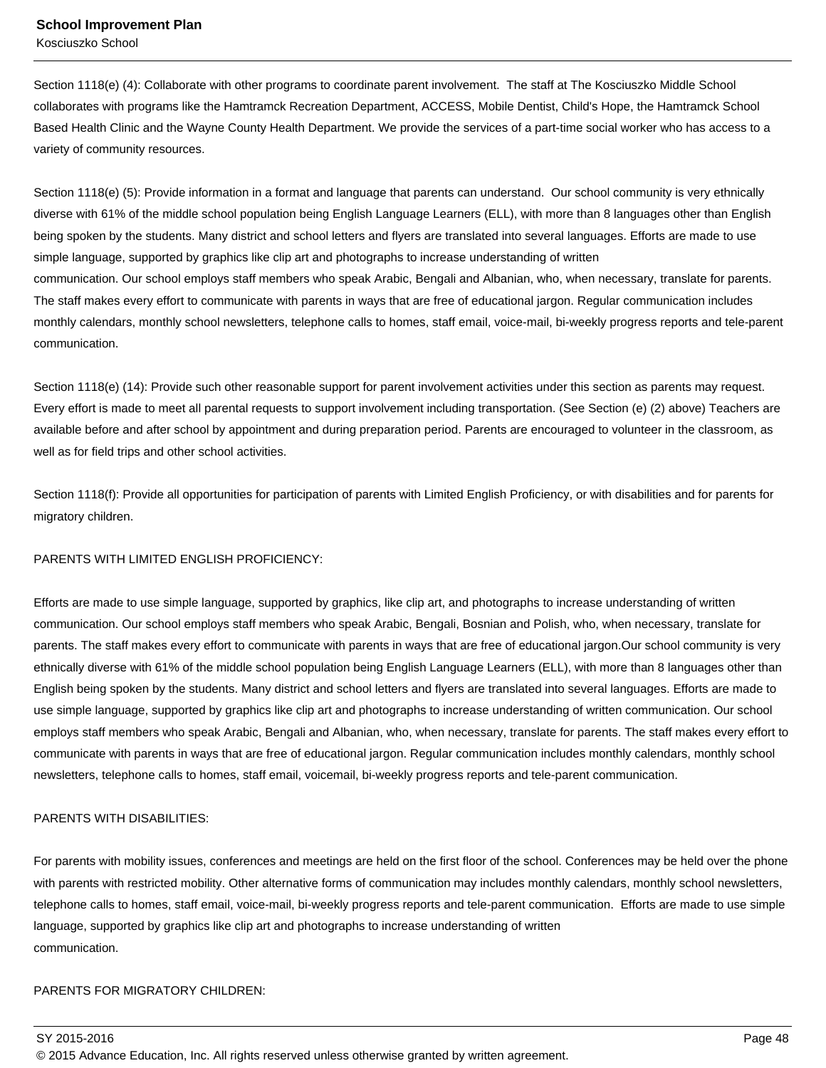Section 1118(e) (4): Collaborate with other programs to coordinate parent involvement. The staff at The Kosciuszko Middle School collaborates with programs like the Hamtramck Recreation Department, ACCESS, Mobile Dentist, Child's Hope, the Hamtramck School Based Health Clinic and the Wayne County Health Department. We provide the services of a part-time social worker who has access to a variety of community resources.

Section 1118(e) (5): Provide information in a format and language that parents can understand. Our school community is very ethnically diverse with 61% of the middle school population being English Language Learners (ELL), with more than 8 languages other than English being spoken by the students. Many district and school letters and flyers are translated into several languages. Efforts are made to use simple language, supported by graphics like clip art and photographs to increase understanding of written communication. Our school employs staff members who speak Arabic, Bengali and Albanian, who, when necessary, translate for parents. The staff makes every effort to communicate with parents in ways that are free of educational jargon. Regular communication includes monthly calendars, monthly school newsletters, telephone calls to homes, staff email, voice-mail, bi-weekly progress reports and tele-parent communication.

Section 1118(e) (14): Provide such other reasonable support for parent involvement activities under this section as parents may request. Every effort is made to meet all parental requests to support involvement including transportation. (See Section (e) (2) above) Teachers are available before and after school by appointment and during preparation period. Parents are encouraged to volunteer in the classroom, as well as for field trips and other school activities.

Section 1118(f): Provide all opportunities for participation of parents with Limited English Proficiency, or with disabilities and for parents for migratory children.

PARENTS WITH LIMITED ENGLISH PROFICIENCY:

Efforts are made to use simple language, supported by graphics, like clip art, and photographs to increase understanding of written communication. Our school employs staff members who speak Arabic, Bengali, Bosnian and Polish, who, when necessary, translate for parents. The staff makes every effort to communicate with parents in ways that are free of educational jargon.Our school community is very ethnically diverse with 61% of the middle school population being English Language Learners (ELL), with more than 8 languages other than English being spoken by the students. Many district and school letters and flyers are translated into several languages. Efforts are made to use simple language, supported by graphics like clip art and photographs to increase understanding of written communication. Our school employs staff members who speak Arabic, Bengali and Albanian, who, when necessary, translate for parents. The staff makes every effort to communicate with parents in ways that are free of educational jargon. Regular communication includes monthly calendars, monthly school newsletters, telephone calls to homes, staff email, voicemail, bi-weekly progress reports and tele-parent communication.

PARENTS WITH DISABILITIES:

For parents with mobility issues, conferences and meetings are held on the first floor of the school. Conferences may be held over the phone with parents with restricted mobility. Other alternative forms of communication may includes monthly calendars, monthly school newsletters, telephone calls to homes, staff email, voice-mail, bi-weekly progress reports and tele-parent communication. Efforts are made to use simple language, supported by graphics like clip art and photographs to increase understanding of written communication.

PARENTS FOR MIGRATORY CHILDREN: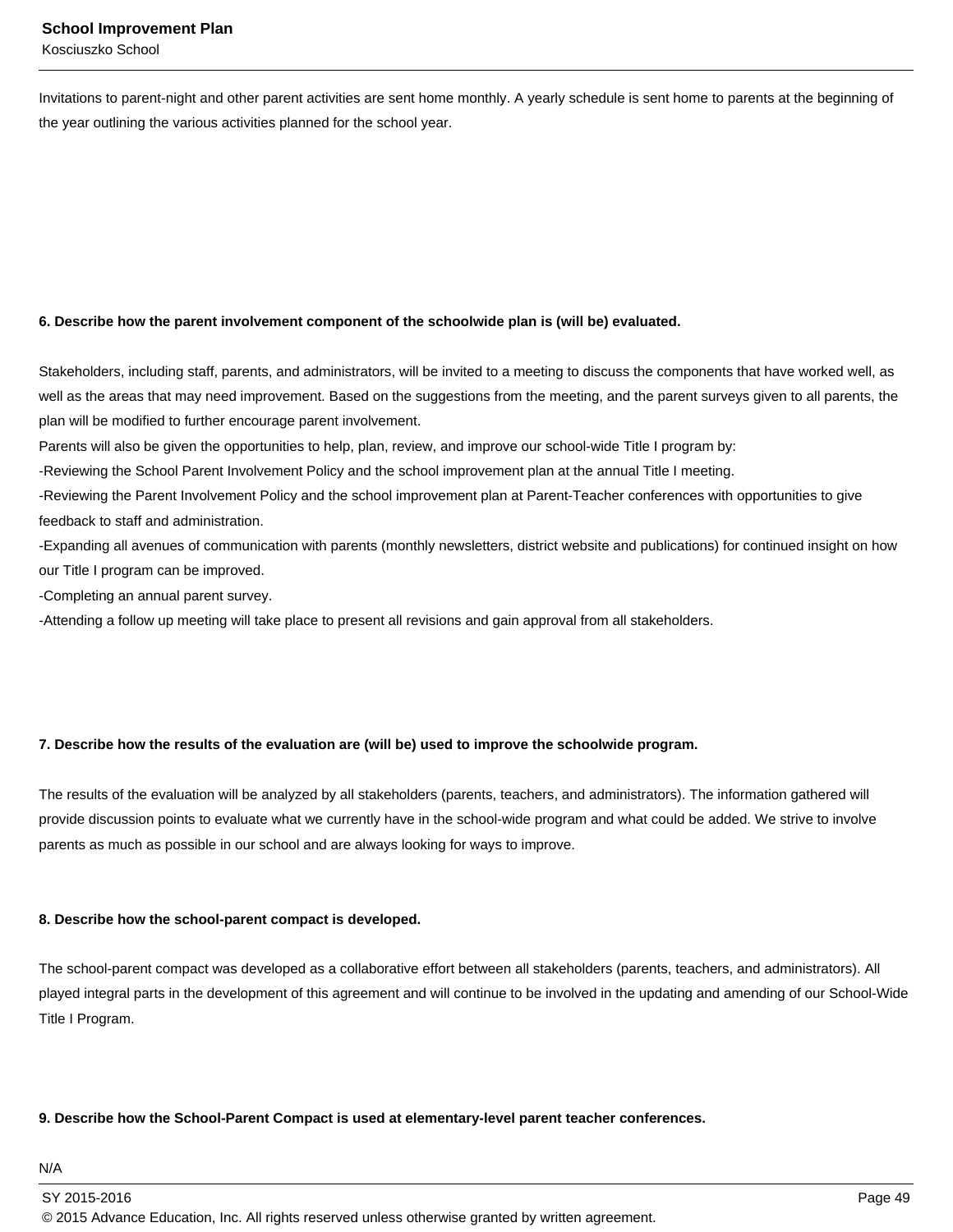Invitations to parent-night and other parent activities are sent home monthly. A yearly schedule is sent home to parents at the beginning of the year outlining the various activities planned for the school year.

**6. Describe how the parent involvement component of the schoolwide plan is (will be) evaluated.**

Stakeholders, including staff, parents, and administrators, will be invited to a meeting to discuss the components that have worked well, as well as the areas that may need improvement. Based on the suggestions from the meeting, and the parent surveys given to all parents, the plan will be modified to further encourage parent involvement.
Parents will also be given the opportunities to help, plan, review, and improve our school-wide Title I program by:
-Reviewing the School Parent Involvement Policy and the school improvement plan at the annual Title I meeting.
-Reviewing the Parent Involvement Policy and the school improvement plan at Parent-Teacher conferences with opportunities to give feedback to staff and administration.
-Expanding all avenues of communication with parents (monthly newsletters, district website and publications) for continued insight on how our Title I program can be improved.
-Completing an annual parent survey.
-Attending a follow up meeting will take place to present all revisions and gain approval from all stakeholders.

**7. Describe how the results of the evaluation are (will be) used to improve the schoolwide program.**

The results of the evaluation will be analyzed by all stakeholders (parents, teachers, and administrators). The information gathered will provide discussion points to evaluate what we currently have in the school-wide program and what could be added. We strive to involve parents as much as possible in our school and are always looking for ways to improve.

**8. Describe how the school-parent compact is developed.**

The school-parent compact was developed as a collaborative effort between all stakeholders (parents, teachers, and administrators). All played integral parts in the development of this agreement and will continue to be involved in the updating and amending of our School-Wide Title I Program.

**9. Describe how the School-Parent Compact is used at elementary-level parent teacher conferences.**

N/A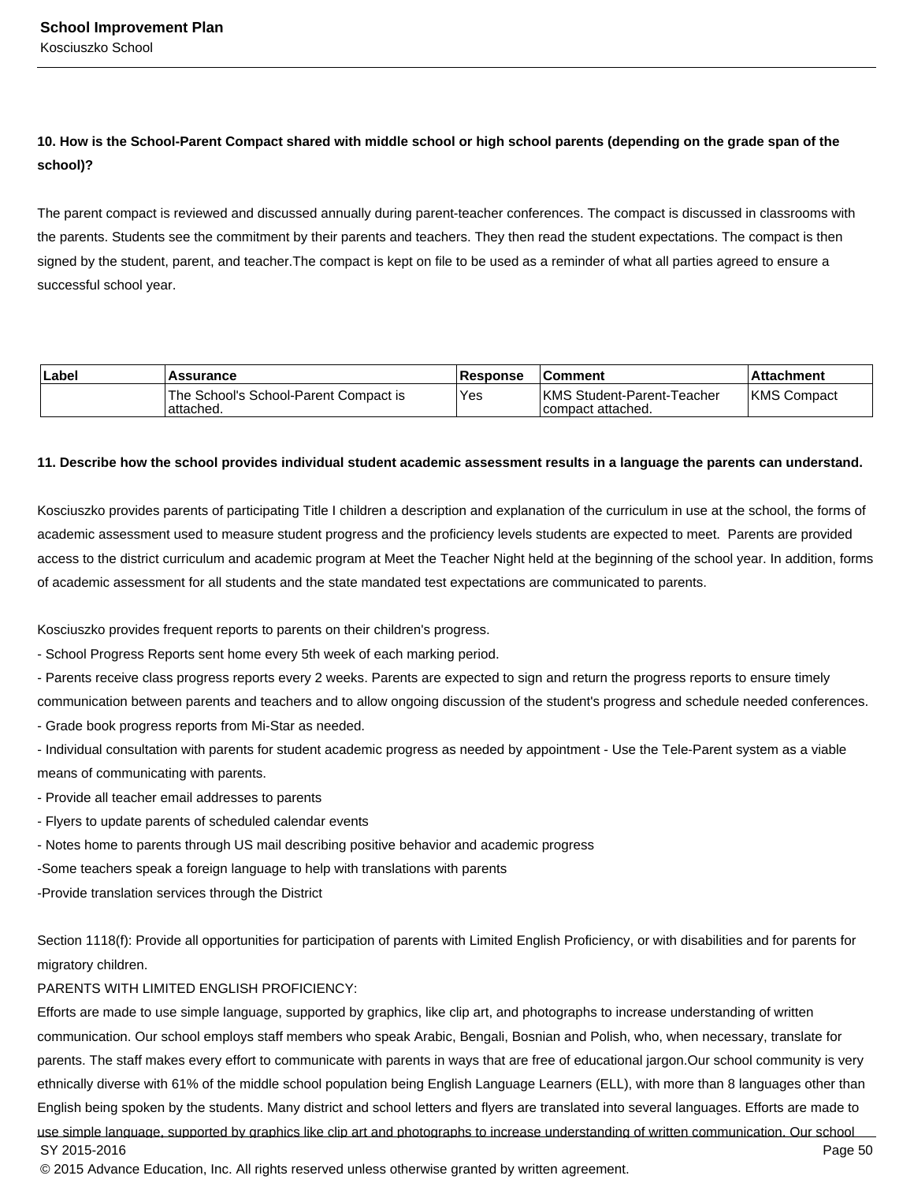**10. How is the School-Parent Compact shared with middle school or high school parents (depending on the grade span of the school)?**

The parent compact is reviewed and discussed annually during parent-teacher conferences. The compact is discussed in classrooms with the parents. Students see the commitment by their parents and teachers. They then read the student expectations. The compact is then signed by the student, parent, and teacher.The compact is kept on file to be used as a reminder of what all parties agreed to ensure a successful school year.

| Label | Assurance | Response | Comment | Attachment |
| --- | --- | --- | --- | --- |
| | The School's School-Parent Compact is attached. | Yes | KMS Student-Parent-Teacher compact attached. | KMS Compact |

**11. Describe how the school provides individual student academic assessment results in a language the parents can understand.**

Kosciuszko provides parents of participating Title I children a description and explanation of the curriculum in use at the school, the forms of academic assessment used to measure student progress and the proficiency levels students are expected to meet.  Parents are provided access to the district curriculum and academic program at Meet the Teacher Night held at the beginning of the school year. In addition, forms of academic assessment for all students and the state mandated test expectations are communicated to parents.

Kosciuszko provides frequent reports to parents on their children's progress.
- School Progress Reports sent home every 5th week of each marking period.
- Parents receive class progress reports every 2 weeks. Parents are expected to sign and return the progress reports to ensure timely communication between parents and teachers and to allow ongoing discussion of the student's progress and schedule needed conferences.
- Grade book progress reports from Mi-Star as needed.
- Individual consultation with parents for student academic progress as needed by appointment - Use the Tele-Parent system as a viable means of communicating with parents.
- Provide all teacher email addresses to parents
- Flyers to update parents of scheduled calendar events
- Notes home to parents through US mail describing positive behavior and academic progress
-Some teachers speak a foreign language to help with translations with parents
-Provide translation services through the District

Section 1118(f): Provide all opportunities for participation of parents with Limited English Proficiency, or with disabilities and for parents for migratory children.
PARENTS WITH LIMITED ENGLISH PROFICIENCY:
Efforts are made to use simple language, supported by graphics, like clip art, and photographs to increase understanding of written communication. Our school employs staff members who speak Arabic, Bengali, Bosnian and Polish, who, when necessary, translate for parents. The staff makes every effort to communicate with parents in ways that are free of educational jargon.Our school community is very ethnically diverse with 61% of the middle school population being English Language Learners (ELL), with more than 8 languages other than English being spoken by the students. Many district and school letters and flyers are translated into several languages. Efforts are made to use simple language, supported by graphics like clip art and photographs to increase understanding of written communication. Our school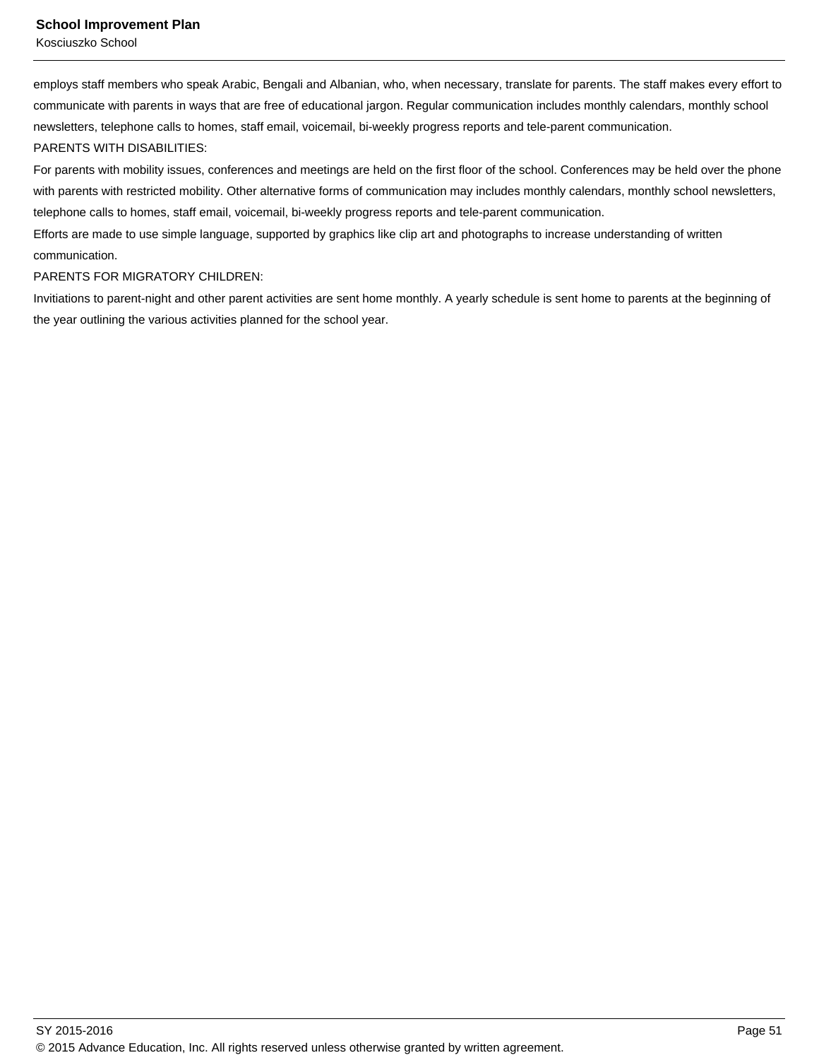employs staff members who speak Arabic, Bengali and Albanian, who, when necessary, translate for parents. The staff makes every effort to communicate with parents in ways that are free of educational jargon. Regular communication includes monthly calendars, monthly school newsletters, telephone calls to homes, staff email, voicemail, bi-weekly progress reports and tele-parent communication.

PARENTS WITH DISABILITIES:

For parents with mobility issues, conferences and meetings are held on the first floor of the school. Conferences may be held over the phone with parents with restricted mobility. Other alternative forms of communication may includes monthly calendars, monthly school newsletters, telephone calls to homes, staff email, voicemail, bi-weekly progress reports and tele-parent communication.

Efforts are made to use simple language, supported by graphics like clip art and photographs to increase understanding of written communication.

PARENTS FOR MIGRATORY CHILDREN:

Invitiations to parent-night and other parent activities are sent home monthly. A yearly schedule is sent home to parents at the beginning of the year outlining the various activities planned for the school year.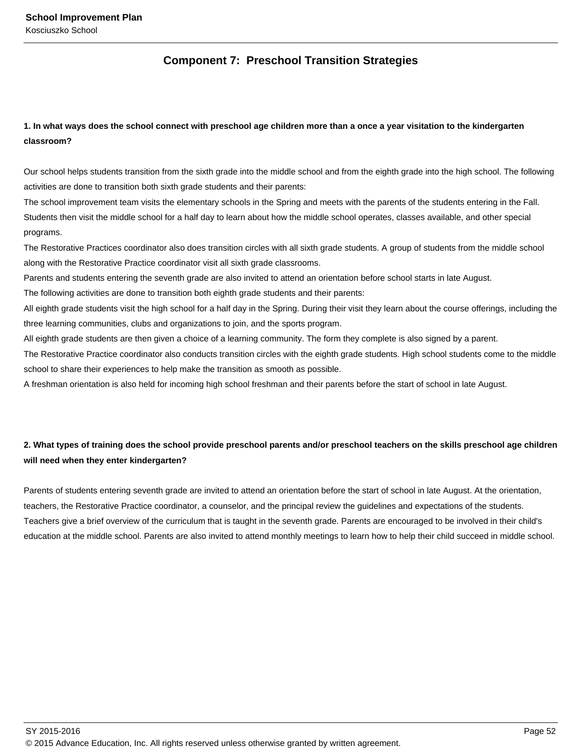## Component 7: Preschool Transition Strategies

**1. In what ways does the school connect with preschool age children more than a once a year visitation to the kindergarten classroom?**

Our school helps students transition from the sixth grade into the middle school and from the eighth grade into the high school. The following activities are done to transition both sixth grade students and their parents:
The school improvement team visits the elementary schools in the Spring and meets with the parents of the students entering in the Fall. Students then visit the middle school for a half day to learn about how the middle school operates, classes available, and other special programs.
The Restorative Practices coordinator also does transition circles with all sixth grade students. A group of students from the middle school along with the Restorative Practice coordinator visit all sixth grade classrooms.
Parents and students entering the seventh grade are also invited to attend an orientation before school starts in late August.
The following activities are done to transition both eighth grade students and their parents:
All eighth grade students visit the high school for a half day in the Spring. During their visit they learn about the course offerings, including the three learning communities, clubs and organizations to join, and the sports program.
All eighth grade students are then given a choice of a learning community. The form they complete is also signed by a parent.
The Restorative Practice coordinator also conducts transition circles with the eighth grade students. High school students come to the middle school to share their experiences to help make the transition as smooth as possible.
A freshman orientation is also held for incoming high school freshman and their parents before the start of school in late August.

**2. What types of training does the school provide preschool parents and/or preschool teachers on the skills preschool age children will need when they enter kindergarten?**

Parents of students entering seventh grade are invited to attend an orientation before the start of school in late August. At the orientation, teachers, the Restorative Practice coordinator, a counselor, and the principal review the guidelines and expectations of the students. Teachers give a brief overview of the curriculum that is taught in the seventh grade. Parents are encouraged to be involved in their child's education at the middle school. Parents are also invited to attend monthly meetings to learn how to help their child succeed in middle school.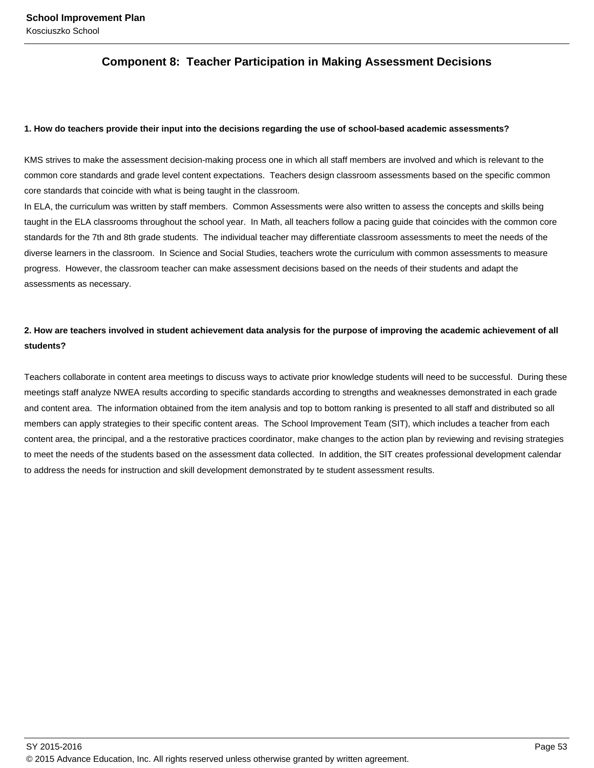## Component 8: Teacher Participation in Making Assessment Decisions

**1. How do teachers provide their input into the decisions regarding the use of school-based academic assessments?**

KMS strives to make the assessment decision-making process one in which all staff members are involved and which is relevant to the common core standards and grade level content expectations. Teachers design classroom assessments based on the specific common core standards that coincide with what is being taught in the classroom.
In ELA, the curriculum was written by staff members. Common Assessments were also written to assess the concepts and skills being taught in the ELA classrooms throughout the school year. In Math, all teachers follow a pacing guide that coincides with the common core standards for the 7th and 8th grade students. The individual teacher may differentiate classroom assessments to meet the needs of the diverse learners in the classroom. In Science and Social Studies, teachers wrote the curriculum with common assessments to measure progress. However, the classroom teacher can make assessment decisions based on the needs of their students and adapt the assessments as necessary.

**2. How are teachers involved in student achievement data analysis for the purpose of improving the academic achievement of all students?**

Teachers collaborate in content area meetings to discuss ways to activate prior knowledge students will need to be successful. During these meetings staff analyze NWEA results according to specific standards according to strengths and weaknesses demonstrated in each grade and content area. The information obtained from the item analysis and top to bottom ranking is presented to all staff and distributed so all members can apply strategies to their specific content areas. The School Improvement Team (SIT), which includes a teacher from each content area, the principal, and a the restorative practices coordinator, make changes to the action plan by reviewing and revising strategies to meet the needs of the students based on the assessment data collected. In addition, the SIT creates professional development calendar to address the needs for instruction and skill development demonstrated by te student assessment results.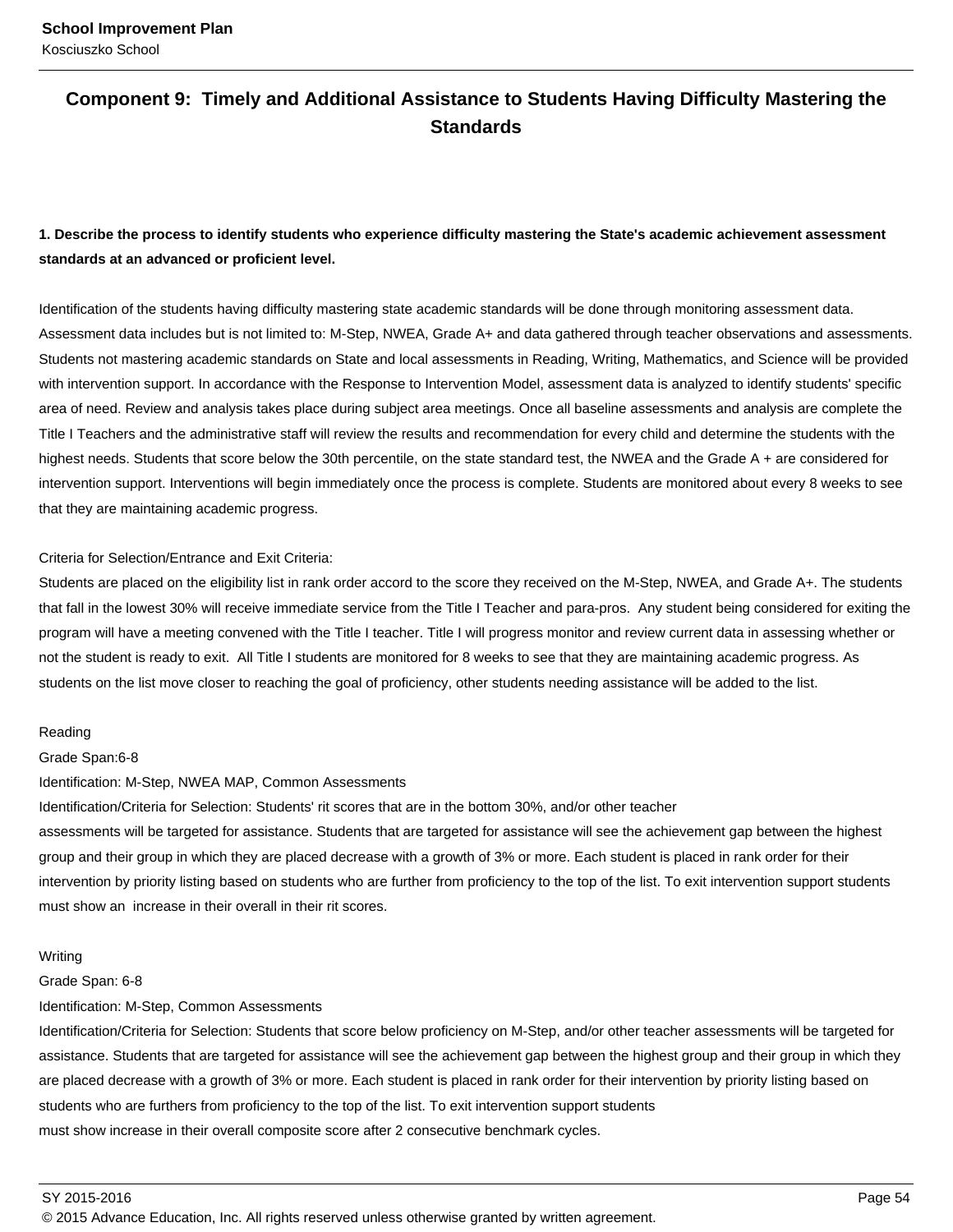## Component 9: Timely and Additional Assistance to Students Having Difficulty Mastering the Standards

**1. Describe the process to identify students who experience difficulty mastering the State's academic achievement assessment standards at an advanced or proficient level.**

Identification of the students having difficulty mastering state academic standards will be done through monitoring assessment data. Assessment data includes but is not limited to: M-Step, NWEA, Grade A+ and data gathered through teacher observations and assessments. Students not mastering academic standards on State and local assessments in Reading, Writing, Mathematics, and Science will be provided with intervention support. In accordance with the Response to Intervention Model, assessment data is analyzed to identify students' specific area of need. Review and analysis takes place during subject area meetings. Once all baseline assessments and analysis are complete the Title I Teachers and the administrative staff will review the results and recommendation for every child and determine the students with the highest needs. Students that score below the 30th percentile, on the state standard test, the NWEA and the Grade A + are considered for intervention support. Interventions will begin immediately once the process is complete. Students are monitored about every 8 weeks to see that they are maintaining academic progress.

Criteria for Selection/Entrance and Exit Criteria:
Students are placed on the eligibility list in rank order accord to the score they received on the M-Step, NWEA, and Grade A+. The students that fall in the lowest 30% will receive immediate service from the Title I Teacher and para-pros. Any student being considered for exiting the program will have a meeting convened with the Title I teacher. Title I will progress monitor and review current data in assessing whether or not the student is ready to exit. All Title I students are monitored for 8 weeks to see that they are maintaining academic progress. As students on the list move closer to reaching the goal of proficiency, other students needing assistance will be added to the list.

Reading
Grade Span:6-8
Identification: M-Step, NWEA MAP, Common Assessments
Identification/Criteria for Selection: Students' rit scores that are in the bottom 30%, and/or other teacher assessments will be targeted for assistance. Students that are targeted for assistance will see the achievement gap between the highest group and their group in which they are placed decrease with a growth of 3% or more. Each student is placed in rank order for their intervention by priority listing based on students who are further from proficiency to the top of the list. To exit intervention support students must show an increase in their overall in their rit scores.

Writing
Grade Span: 6-8
Identification: M-Step, Common Assessments
Identification/Criteria for Selection: Students that score below proficiency on M-Step, and/or other teacher assessments will be targeted for assistance. Students that are targeted for assistance will see the achievement gap between the highest group and their group in which they are placed decrease with a growth of 3% or more. Each student is placed in rank order for their intervention by priority listing based on students who are furthers from proficiency to the top of the list. To exit intervention support students must show increase in their overall composite score after 2 consecutive benchmark cycles.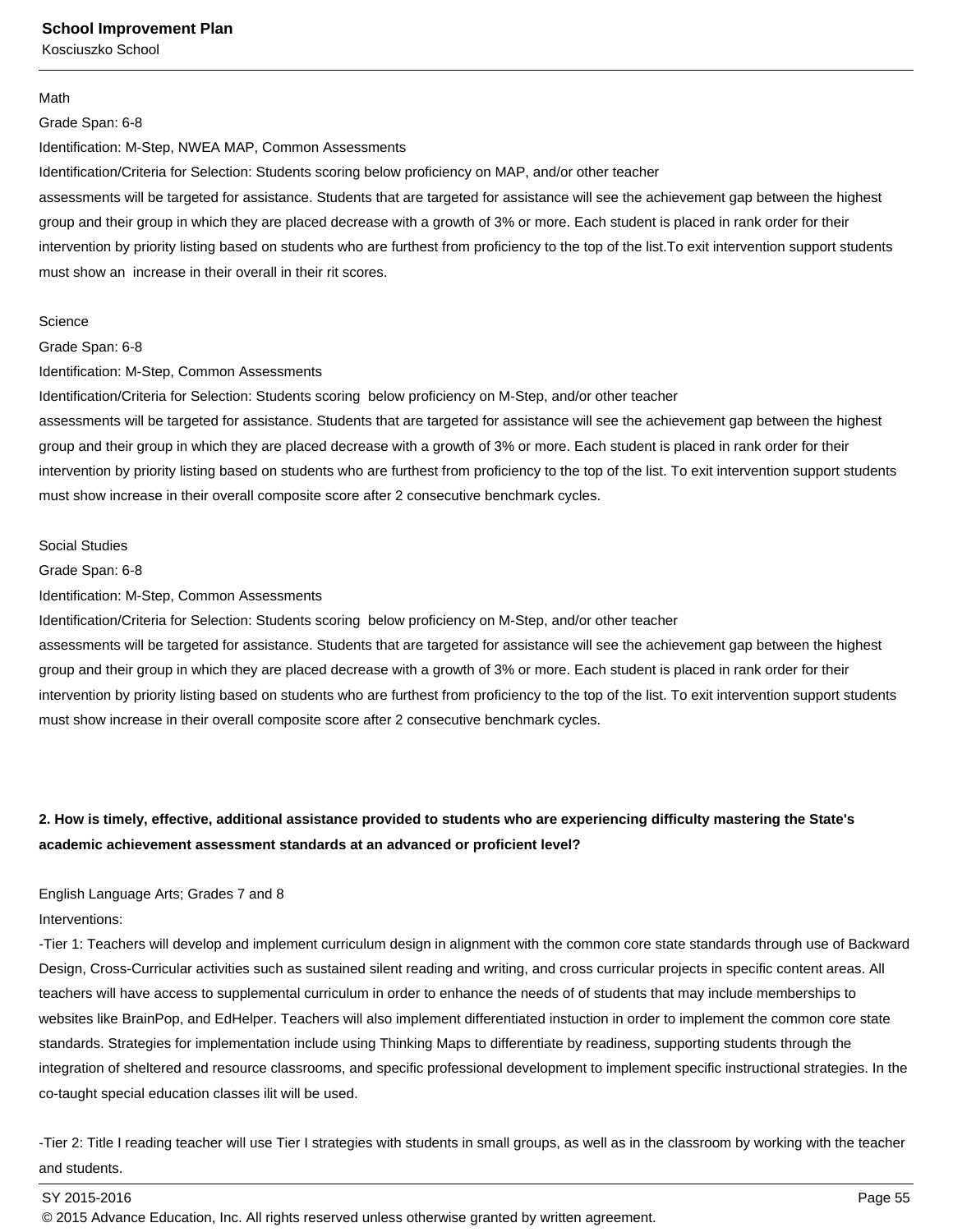Math
Grade Span: 6-8
Identification: M-Step, NWEA MAP, Common Assessments
Identification/Criteria for Selection: Students scoring below proficiency on MAP, and/or other teacher
assessments will be targeted for assistance. Students that are targeted for assistance will see the achievement gap between the highest group and their group in which they are placed decrease with a growth of 3% or more. Each student is placed in rank order for their intervention by priority listing based on students who are furthest from proficiency to the top of the list.To exit intervention support students must show an  increase in their overall in their rit scores.

Science
Grade Span: 6-8
Identification: M-Step, Common Assessments
Identification/Criteria for Selection: Students scoring  below proficiency on M-Step, and/or other teacher
assessments will be targeted for assistance. Students that are targeted for assistance will see the achievement gap between the highest group and their group in which they are placed decrease with a growth of 3% or more. Each student is placed in rank order for their intervention by priority listing based on students who are furthest from proficiency to the top of the list. To exit intervention support students must show increase in their overall composite score after 2 consecutive benchmark cycles.

Social Studies
Grade Span: 6-8
Identification: M-Step, Common Assessments
Identification/Criteria for Selection: Students scoring  below proficiency on M-Step, and/or other teacher
assessments will be targeted for assistance. Students that are targeted for assistance will see the achievement gap between the highest group and their group in which they are placed decrease with a growth of 3% or more. Each student is placed in rank order for their intervention by priority listing based on students who are furthest from proficiency to the top of the list. To exit intervention support students must show increase in their overall composite score after 2 consecutive benchmark cycles.

**2. How is timely, effective, additional assistance provided to students who are experiencing difficulty mastering the State's academic achievement assessment standards at an advanced or proficient level?**

English Language Arts; Grades 7 and 8
Interventions:
-Tier 1: Teachers will develop and implement curriculum design in alignment with the common core state standards through use of Backward Design, Cross-Curricular activities such as sustained silent reading and writing, and cross curricular projects in specific content areas. All teachers will have access to supplemental curriculum in order to enhance the needs of of students that may include memberships to websites like BrainPop, and EdHelper. Teachers will also implement differentiated instuction in order to implement the common core state standards. Strategies for implementation include using Thinking Maps to differentiate by readiness, supporting students through the integration of sheltered and resource classrooms, and specific professional development to implement specific instructional strategies. In the co-taught special education classes ilit will be used.

-Tier 2: Title I reading teacher will use Tier I strategies with students in small groups, as well as in the classroom by working with the teacher and students.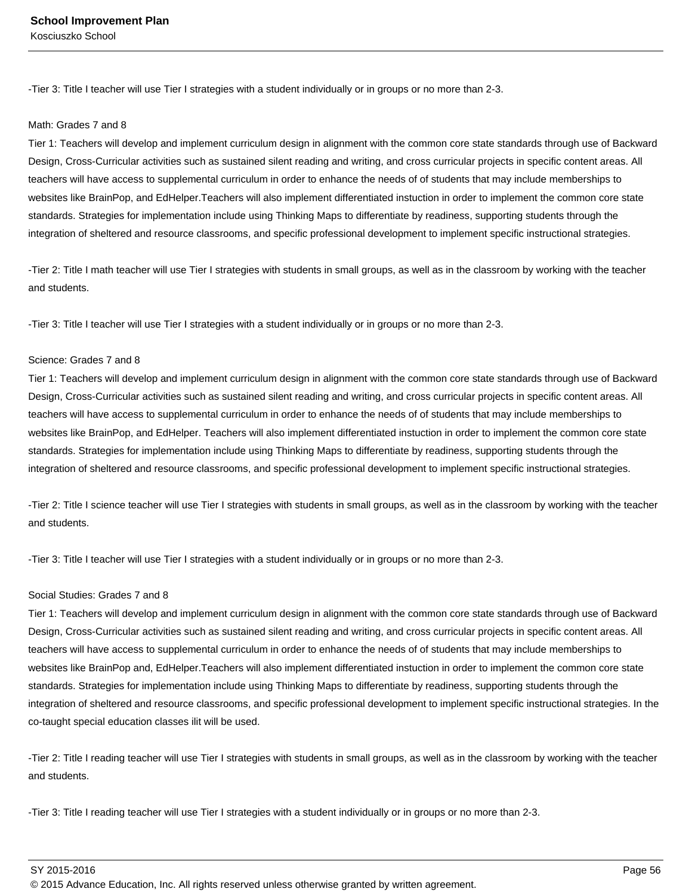-Tier 3: Title I teacher will use Tier I strategies with a student individually or in groups or no more than 2-3.

Math: Grades 7 and 8

Tier 1: Teachers will develop and implement curriculum design in alignment with the common core state standards through use of Backward Design, Cross-Curricular activities such as sustained silent reading and writing, and cross curricular projects in specific content areas. All teachers will have access to supplemental curriculum in order to enhance the needs of of students that may include memberships to websites like BrainPop, and EdHelper.Teachers will also implement differentiated instuction in order to implement the common core state standards. Strategies for implementation include using Thinking Maps to differentiate by readiness, supporting students through the integration of sheltered and resource classrooms, and specific professional development to implement specific instructional strategies.

-Tier 2: Title I math teacher will use Tier I strategies with students in small groups, as well as in the classroom by working with the teacher and students.

-Tier 3: Title I teacher will use Tier I strategies with a student individually or in groups or no more than 2-3.

Science: Grades 7 and 8

Tier 1: Teachers will develop and implement curriculum design in alignment with the common core state standards through use of Backward Design, Cross-Curricular activities such as sustained silent reading and writing, and cross curricular projects in specific content areas. All teachers will have access to supplemental curriculum in order to enhance the needs of of students that may include memberships to websites like BrainPop, and EdHelper. Teachers will also implement differentiated instuction in order to implement the common core state standards. Strategies for implementation include using Thinking Maps to differentiate by readiness, supporting students through the integration of sheltered and resource classrooms, and specific professional development to implement specific instructional strategies.

-Tier 2: Title I science teacher will use Tier I strategies with students in small groups, as well as in the classroom by working with the teacher and students.

-Tier 3: Title I teacher will use Tier I strategies with a student individually or in groups or no more than 2-3.

Social Studies: Grades 7 and 8

Tier 1: Teachers will develop and implement curriculum design in alignment with the common core state standards through use of Backward Design, Cross-Curricular activities such as sustained silent reading and writing, and cross curricular projects in specific content areas. All teachers will have access to supplemental curriculum in order to enhance the needs of of students that may include memberships to websites like BrainPop and, EdHelper.Teachers will also implement differentiated instuction in order to implement the common core state standards. Strategies for implementation include using Thinking Maps to differentiate by readiness, supporting students through the integration of sheltered and resource classrooms, and specific professional development to implement specific instructional strategies. In the co-taught special education classes ilit will be used.

-Tier 2: Title I reading teacher will use Tier I strategies with students in small groups, as well as in the classroom by working with the teacher and students.

-Tier 3: Title I reading teacher will use Tier I strategies with a student individually or in groups or no more than 2-3.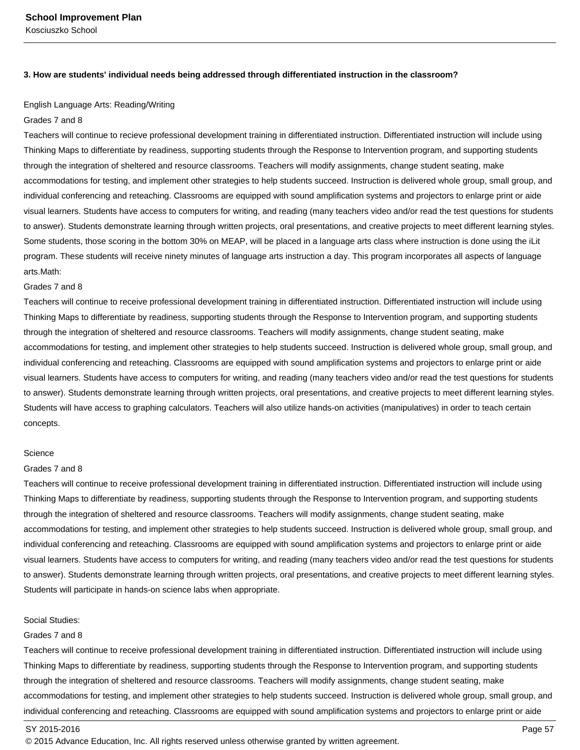**3. How are students' individual needs being addressed through differentiated instruction in the classroom?**

English Language Arts: Reading/Writing

Grades 7 and 8

Teachers will continue to recieve professional development training in differentiated instruction. Differentiated instruction will include using Thinking Maps to differentiate by readiness, supporting students through the Response to Intervention program, and supporting students through the integration of sheltered and resource classrooms. Teachers will modify assignments, change student seating, make accommodations for testing, and implement other strategies to help students succeed. Instruction is delivered whole group, small group, and individual conferencing and reteaching. Classrooms are equipped with sound amplification systems and projectors to enlarge print or aide visual learners. Students have access to computers for writing, and reading (many teachers video and/or read the test questions for students to answer). Students demonstrate learning through written projects, oral presentations, and creative projects to meet different learning styles. Some students, those scoring in the bottom 30% on MEAP, will be placed in a language arts class where instruction is done using the iLit program. These students will receive ninety minutes of language arts instruction a day. This program incorporates all aspects of language arts.Math:

Grades 7 and 8

Teachers will continue to receive professional development training in differentiated instruction. Differentiated instruction will include using Thinking Maps to differentiate by readiness, supporting students through the Response to Intervention program, and supporting students through the integration of sheltered and resource classrooms. Teachers will modify assignments, change student seating, make accommodations for testing, and implement other strategies to help students succeed. Instruction is delivered whole group, small group, and individual conferencing and reteaching. Classrooms are equipped with sound amplification systems and projectors to enlarge print or aide visual learners. Students have access to computers for writing, and reading (many teachers video and/or read the test questions for students to answer). Students demonstrate learning through written projects, oral presentations, and creative projects to meet different learning styles. Students will have access to graphing calculators. Teachers will also utilize hands-on activities (manipulatives) in order to teach certain concepts.

Science

Grades 7 and 8

Teachers will continue to receive professional development training in differentiated instruction. Differentiated instruction will include using Thinking Maps to differentiate by readiness, supporting students through the Response to Intervention program, and supporting students through the integration of sheltered and resource classrooms. Teachers will modify assignments, change student seating, make accommodations for testing, and implement other strategies to help students succeed. Instruction is delivered whole group, small group, and individual conferencing and reteaching. Classrooms are equipped with sound amplification systems and projectors to enlarge print or aide visual learners. Students have access to computers for writing, and reading (many teachers video and/or read the test questions for students to answer). Students demonstrate learning through written projects, oral presentations, and creative projects to meet different learning styles. Students will participate in hands-on science labs when appropriate.

Social Studies:

Grades 7 and 8

Teachers will continue to receive professional development training in differentiated instruction. Differentiated instruction will include using Thinking Maps to differentiate by readiness, supporting students through the Response to Intervention program, and supporting students through the integration of sheltered and resource classrooms. Teachers will modify assignments, change student seating, make accommodations for testing, and implement other strategies to help students succeed. Instruction is delivered whole group, small group, and individual conferencing and reteaching. Classrooms are equipped with sound amplification systems and projectors to enlarge print or aide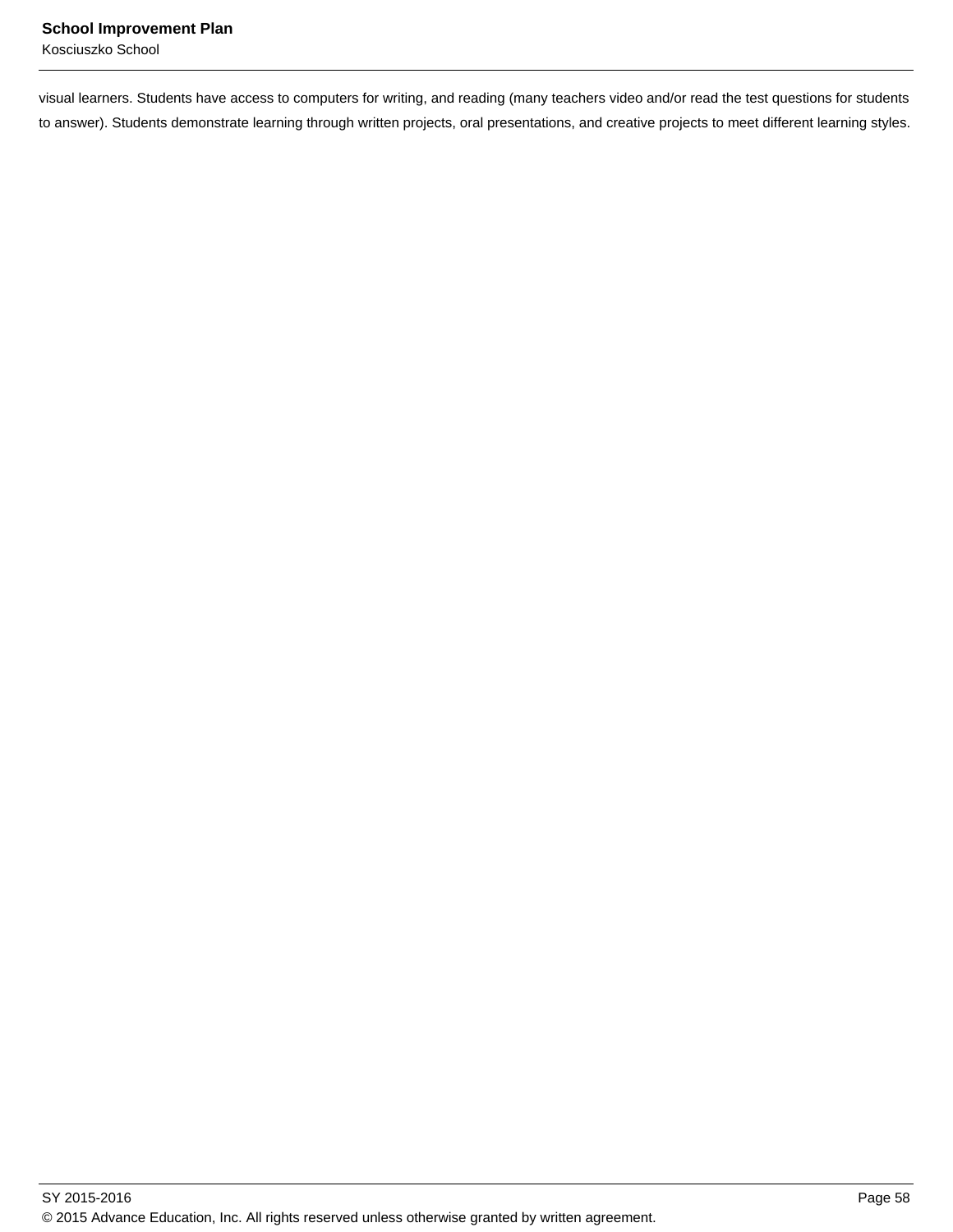visual learners. Students have access to computers for writing, and reading (many teachers video and/or read the test questions for students to answer). Students demonstrate learning through written projects, oral presentations, and creative projects to meet different learning styles.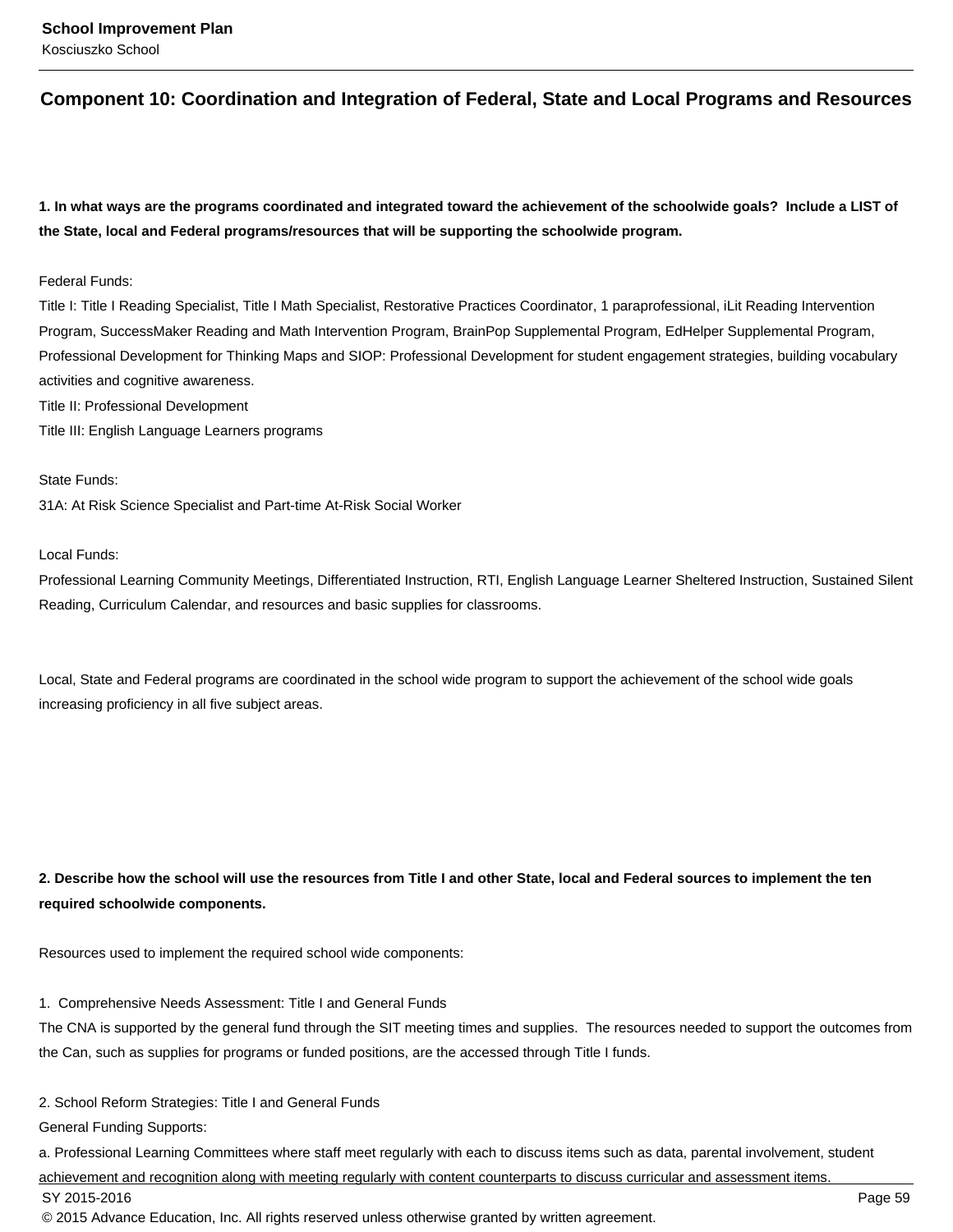## Component 10: Coordination and Integration of Federal, State and Local Programs and Resources

**1. In what ways are the programs coordinated and integrated toward the achievement of the schoolwide goals? Include a LIST of the State, local and Federal programs/resources that will be supporting the schoolwide program.**

Federal Funds:
Title I: Title I Reading Specialist, Title I Math Specialist, Restorative Practices Coordinator, 1 paraprofessional, iLit Reading Intervention Program, SuccessMaker Reading and Math Intervention Program, BrainPop Supplemental Program, EdHelper Supplemental Program, Professional Development for Thinking Maps and SIOP: Professional Development for student engagement strategies, building vocabulary activities and cognitive awareness.
Title II: Professional Development
Title III: English Language Learners programs

State Funds:
31A: At Risk Science Specialist and Part-time At-Risk Social Worker

Local Funds:
Professional Learning Community Meetings, Differentiated Instruction, RTI, English Language Learner Sheltered Instruction, Sustained Silent Reading, Curriculum Calendar, and resources and basic supplies for classrooms.

Local, State and Federal programs are coordinated in the school wide program to support the achievement of the school wide goals increasing proficiency in all five subject areas.

**2. Describe how the school will use the resources from Title I and other State, local and Federal sources to implement the ten required schoolwide components.**

Resources used to implement the required school wide components:

1. Comprehensive Needs Assessment: Title I and General Funds
The CNA is supported by the general fund through the SIT meeting times and supplies. The resources needed to support the outcomes from the Can, such as supplies for programs or funded positions, are the accessed through Title I funds.

2. School Reform Strategies: Title I and General Funds
General Funding Supports:
a. Professional Learning Committees where staff meet regularly with each to discuss items such as data, parental involvement, student achievement and recognition along with meeting regularly with content counterparts to discuss curricular and assessment items.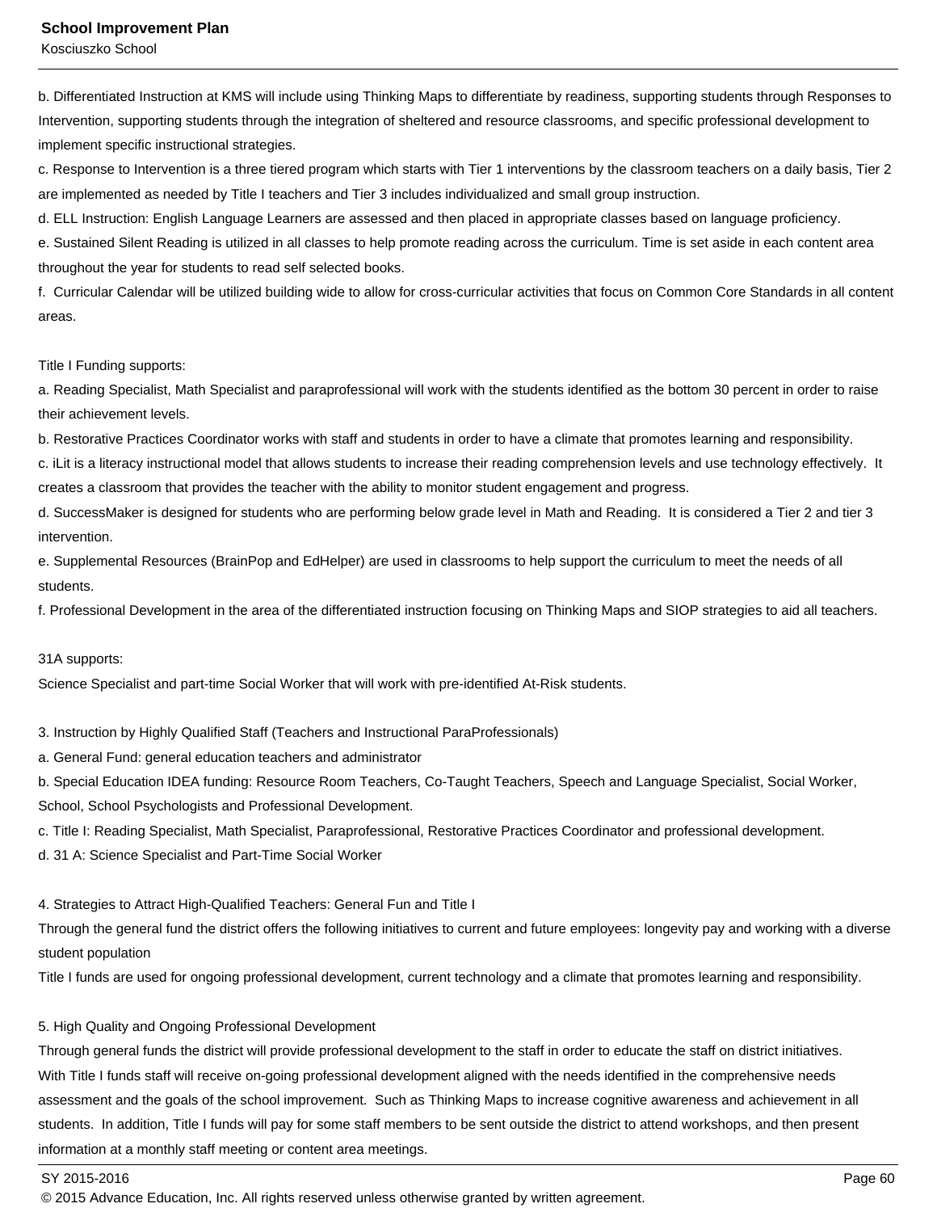b. Differentiated Instruction at KMS will include using Thinking Maps to differentiate by readiness, supporting students through Responses to Intervention, supporting students through the integration of sheltered and resource classrooms, and specific professional development to implement specific instructional strategies.
c. Response to Intervention is a three tiered program which starts with Tier 1 interventions by the classroom teachers on a daily basis, Tier 2 are implemented as needed by Title I teachers and Tier 3 includes individualized and small group instruction.
d. ELL Instruction: English Language Learners are assessed and then placed in appropriate classes based on language proficiency.
e. Sustained Silent Reading is utilized in all classes to help promote reading across the curriculum. Time is set aside in each content area throughout the year for students to read self selected books.
f. Curricular Calendar will be utilized building wide to allow for cross-curricular activities that focus on Common Core Standards in all content areas.

Title I Funding supports:
a. Reading Specialist, Math Specialist and paraprofessional will work with the students identified as the bottom 30 percent in order to raise their achievement levels.
b. Restorative Practices Coordinator works with staff and students in order to have a climate that promotes learning and responsibility.
c. iLit is a literacy instructional model that allows students to increase their reading comprehension levels and use technology effectively. It creates a classroom that provides the teacher with the ability to monitor student engagement and progress.
d. SuccessMaker is designed for students who are performing below grade level in Math and Reading. It is considered a Tier 2 and tier 3 intervention.
e. Supplemental Resources (BrainPop and EdHelper) are used in classrooms to help support the curriculum to meet the needs of all students.
f. Professional Development in the area of the differentiated instruction focusing on Thinking Maps and SIOP strategies to aid all teachers.

31A supports:
Science Specialist and part-time Social Worker that will work with pre-identified At-Risk students.

3. Instruction by Highly Qualified Staff (Teachers and Instructional ParaProfessionals)
a. General Fund: general education teachers and administrator
b. Special Education IDEA funding: Resource Room Teachers, Co-Taught Teachers, Speech and Language Specialist, Social Worker, School, School Psychologists and Professional Development.
c. Title I: Reading Specialist, Math Specialist, Paraprofessional, Restorative Practices Coordinator and professional development.
d. 31 A: Science Specialist and Part-Time Social Worker

4. Strategies to Attract High-Qualified Teachers: General Fun and Title I
Through the general fund the district offers the following initiatives to current and future employees: longevity pay and working with a diverse student population
Title I funds are used for ongoing professional development, current technology and a climate that promotes learning and responsibility.

5. High Quality and Ongoing Professional Development
Through general funds the district will provide professional development to the staff in order to educate the staff on district initiatives.
With Title I funds staff will receive on-going professional development aligned with the needs identified in the comprehensive needs assessment and the goals of the school improvement. Such as Thinking Maps to increase cognitive awareness and achievement in all students. In addition, Title I funds will pay for some staff members to be sent outside the district to attend workshops, and then present information at a monthly staff meeting or content area meetings.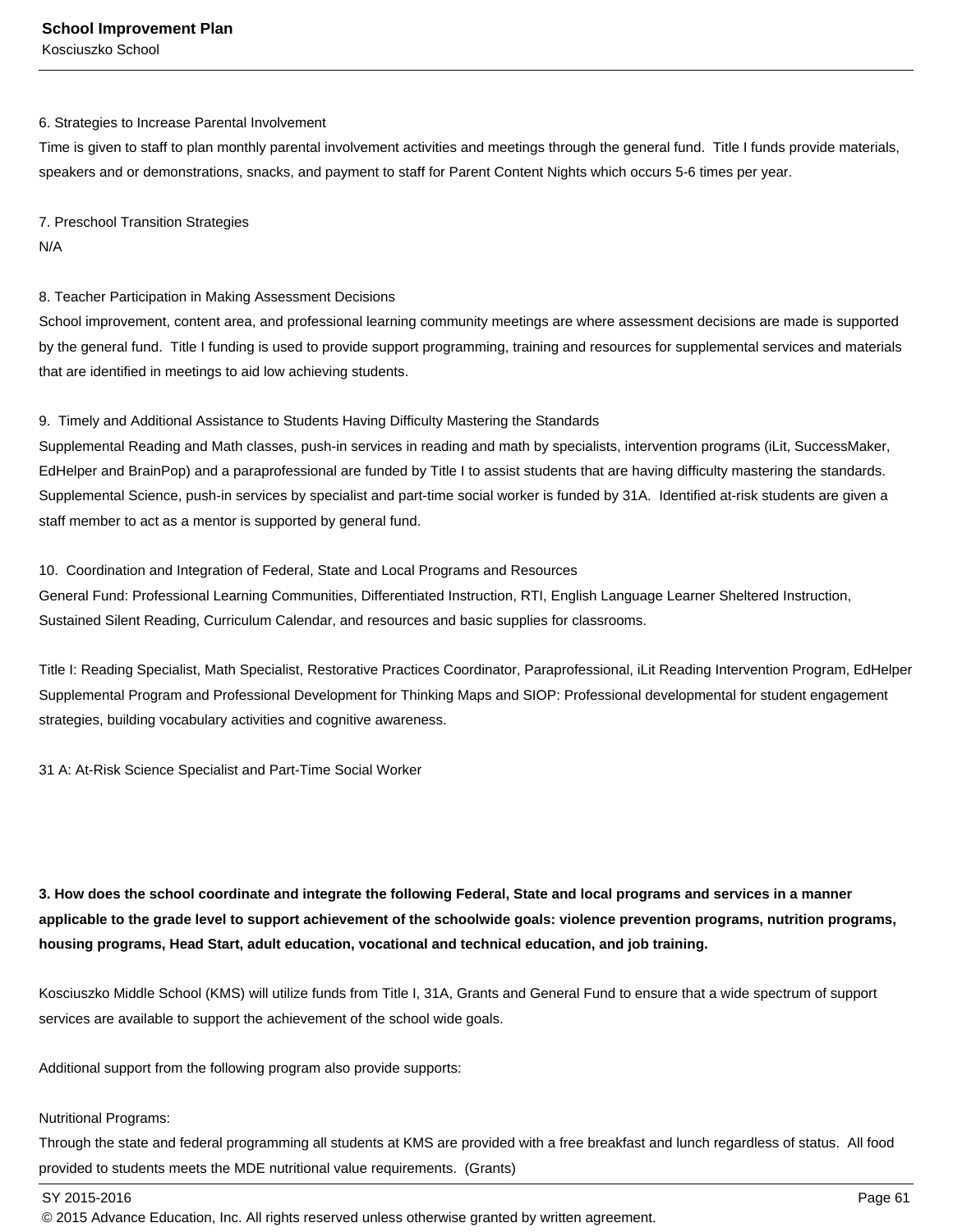6. Strategies to Increase Parental Involvement
Time is given to staff to plan monthly parental involvement activities and meetings through the general fund.  Title I funds provide materials, speakers and or demonstrations, snacks, and payment to staff for Parent Content Nights which occurs 5-6 times per year.

7. Preschool Transition Strategies
N/A

8. Teacher Participation in Making Assessment Decisions
School improvement, content area, and professional learning community meetings are where assessment decisions are made is supported by the general fund.  Title I funding is used to provide support programming, training and resources for supplemental services and materials that are identified in meetings to aid low achieving students.

9.  Timely and Additional Assistance to Students Having Difficulty Mastering the Standards
Supplemental Reading and Math classes, push-in services in reading and math by specialists, intervention programs (iLit, SuccessMaker, EdHelper and BrainPop) and a paraprofessional are funded by Title I to assist students that are having difficulty mastering the standards. Supplemental Science, push-in services by specialist and part-time social worker is funded by 31A.  Identified at-risk students are given a staff member to act as a mentor is supported by general fund.

10.  Coordination and Integration of Federal, State and Local Programs and Resources
General Fund: Professional Learning Communities, Differentiated Instruction, RTI, English Language Learner Sheltered Instruction, Sustained Silent Reading, Curriculum Calendar, and resources and basic supplies for classrooms.

Title I: Reading Specialist, Math Specialist, Restorative Practices Coordinator, Paraprofessional, iLit Reading Intervention Program, EdHelper Supplemental Program and Professional Development for Thinking Maps and SIOP: Professional developmental for student engagement strategies, building vocabulary activities and cognitive awareness.

31 A: At-Risk Science Specialist and Part-Time Social Worker

**3. How does the school coordinate and integrate the following Federal, State and local programs and services in a manner applicable to the grade level to support achievement of the schoolwide goals: violence prevention programs, nutrition programs, housing programs, Head Start, adult education, vocational and technical education, and job training.**

Kosciuszko Middle School (KMS) will utilize funds from Title I, 31A, Grants and General Fund to ensure that a wide spectrum of support services are available to support the achievement of the school wide goals.

Additional support from the following program also provide supports:

Nutritional Programs:
Through the state and federal programming all students at KMS are provided with a free breakfast and lunch regardless of status.  All food provided to students meets the MDE nutritional value requirements.  (Grants)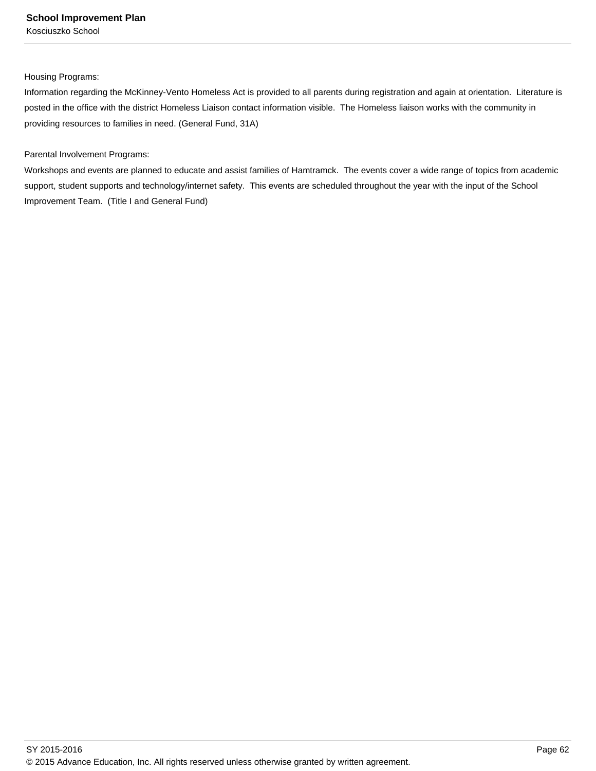Housing Programs:
Information regarding the McKinney-Vento Homeless Act is provided to all parents during registration and again at orientation.  Literature is posted in the office with the district Homeless Liaison contact information visible.  The Homeless liaison works with the community in providing resources to families in need. (General Fund, 31A)

Parental Involvement Programs:
Workshops and events are planned to educate and assist families of Hamtramck.  The events cover a wide range of topics from academic support, student supports and technology/internet safety.  This events are scheduled throughout the year with the input of the School Improvement Team.  (Title I and General Fund)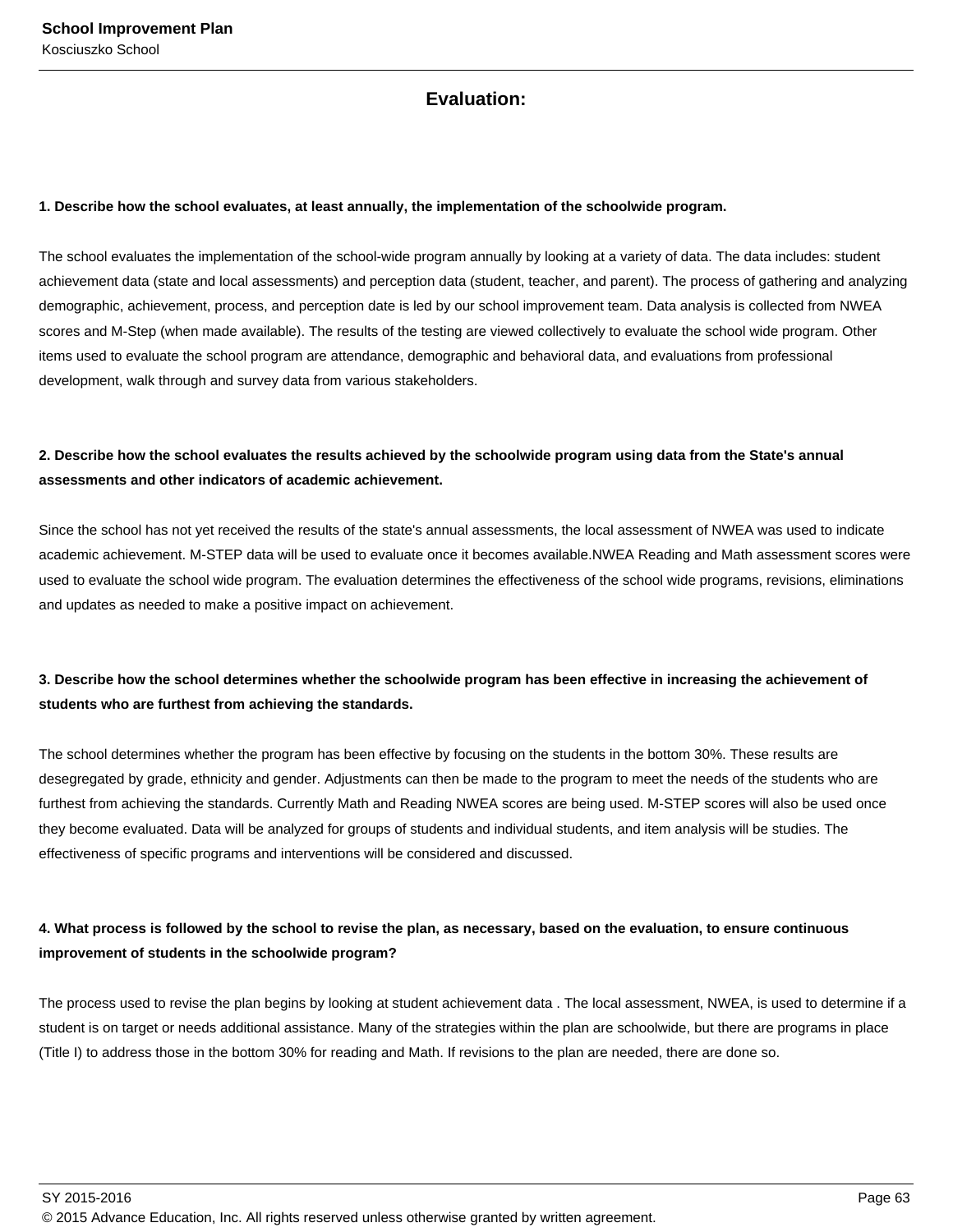## Evaluation:

**1. Describe how the school evaluates, at least annually, the implementation of the schoolwide program.**

The school evaluates the implementation of the school-wide program annually by looking at a variety of data. The data includes: student achievement data (state and local assessments) and perception data (student, teacher, and parent). The process of gathering and analyzing demographic, achievement, process, and perception date is led by our school improvement team. Data analysis is collected from NWEA scores and M-Step (when made available). The results of the testing are viewed collectively to evaluate the school wide program. Other items used to evaluate the school program are attendance, demographic and behavioral data, and evaluations from professional development, walk through and survey data from various stakeholders.

**2. Describe how the school evaluates the results achieved by the schoolwide program using data from the State's annual assessments and other indicators of academic achievement.**

Since the school has not yet received the results of the state's annual assessments, the local assessment of NWEA was used to indicate academic achievement. M-STEP data will be used to evaluate once it becomes available.NWEA Reading and Math assessment scores were used to evaluate the school wide program. The evaluation determines the effectiveness of the school wide programs, revisions, eliminations and updates as needed to make a positive impact on achievement.

**3. Describe how the school determines whether the schoolwide program has been effective in increasing the achievement of students who are furthest from achieving the standards.**

The school determines whether the program has been effective by focusing on the students in the bottom 30%. These results are desegregated by grade, ethnicity and gender. Adjustments can then be made to the program to meet the needs of the students who are furthest from achieving the standards. Currently Math and Reading NWEA scores are being used. M-STEP scores will also be used once they become evaluated. Data will be analyzed for groups of students and individual students, and item analysis will be studies. The effectiveness of specific programs and interventions will be considered and discussed.

**4. What process is followed by the school to revise the plan, as necessary, based on the evaluation, to ensure continuous improvement of students in the schoolwide program?**

The process used to revise the plan begins by looking at student achievement data . The local assessment, NWEA, is used to determine if a student is on target or needs additional assistance. Many of the strategies within the plan are schoolwide, but there are programs in place (Title I) to address those in the bottom 30% for reading and Math. If revisions to the plan are needed, there are done so.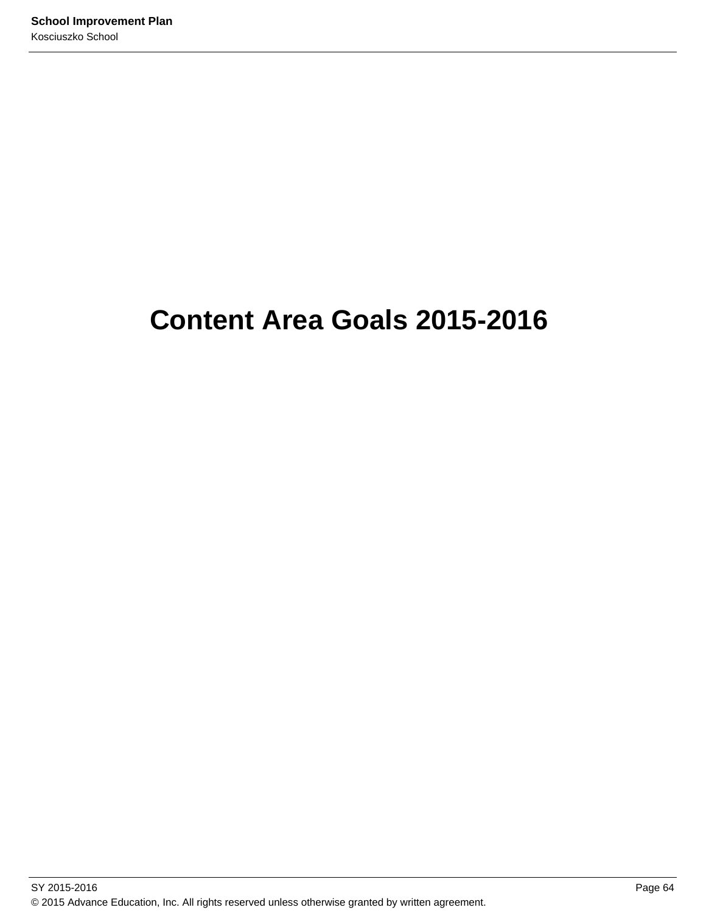# Content Area Goals 2015-2016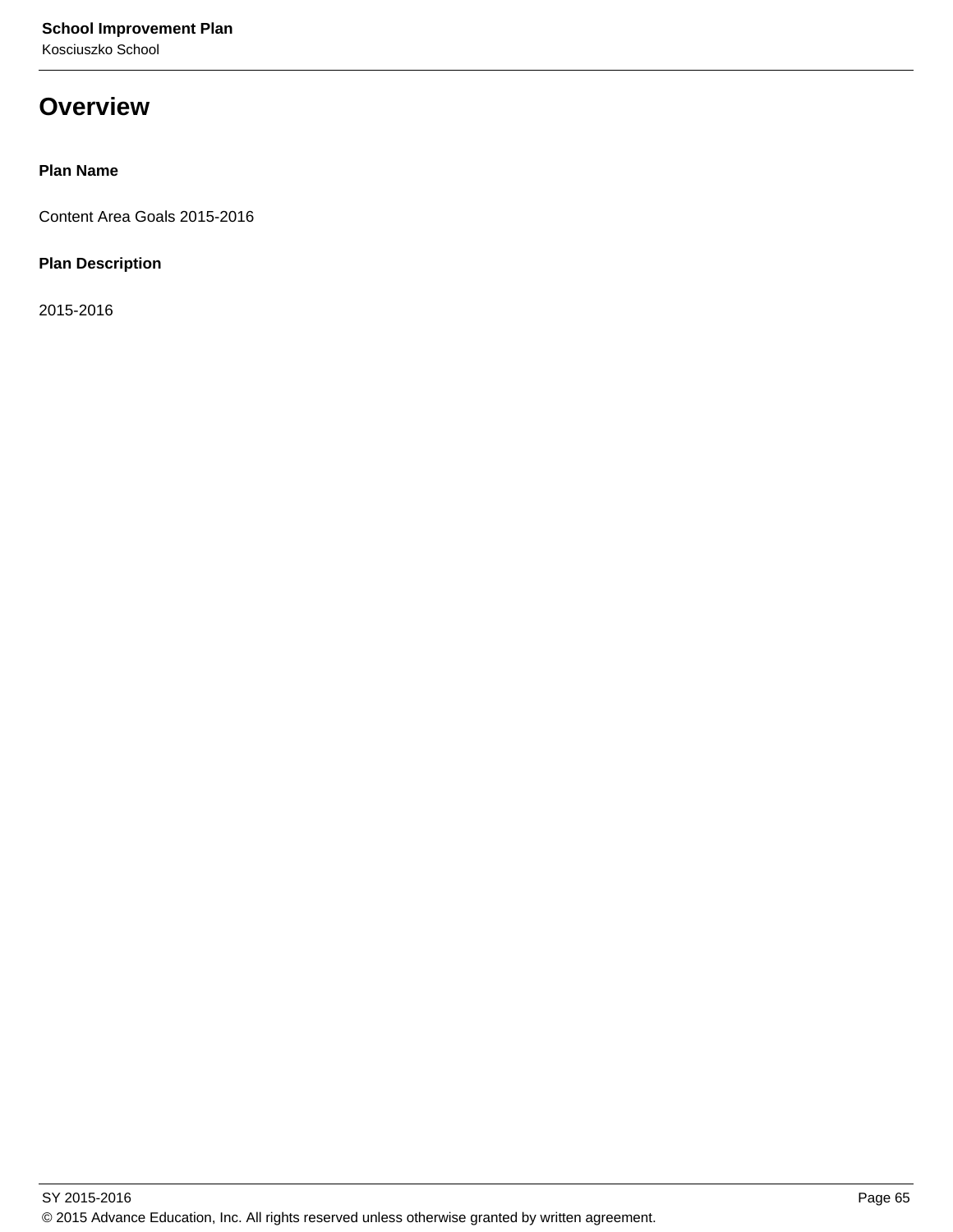# Overview

**Plan Name**

Content Area Goals 2015-2016

**Plan Description**

2015-2016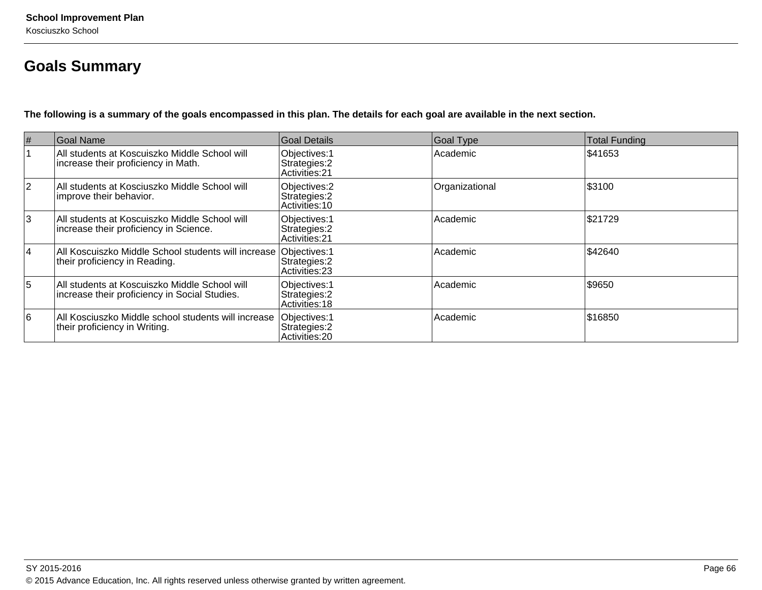## Goals Summary

**The following is a summary of the goals encompassed in this plan. The details for each goal are available in the next section.**

| # | Goal Name | Goal Details | Goal Type | Total Funding |
|---|---|---|---|---|
| 1 | All students at Koscuiszko Middle School will increase their proficiency in Math. | Objectives:1<br>Strategies:2<br>Activities:21 | Academic | $41653 |
| 2 | All students at Kosciuszko Middle School will improve their behavior. | Objectives:2<br>Strategies:2<br>Activities:10 | Organizational | $3100 |
| 3 | All students at Koscuiszko Middle School will increase their proficiency in Science. | Objectives:1<br>Strategies:2<br>Activities:21 | Academic | $21729 |
| 4 | All Koscuiszko Middle School students will increase their proficiency in Reading. | Objectives:1<br>Strategies:2<br>Activities:23 | Academic | $42640 |
| 5 | All students at Koscuiszko Middle School will increase their proficiency in Social Studies. | Objectives:1<br>Strategies:2<br>Activities:18 | Academic | $9650 |
| 6 | All Kosciuszko Middle school students will increase their proficiency in Writing. | Objectives:1<br>Strategies:2<br>Activities:20 | Academic | $16850 |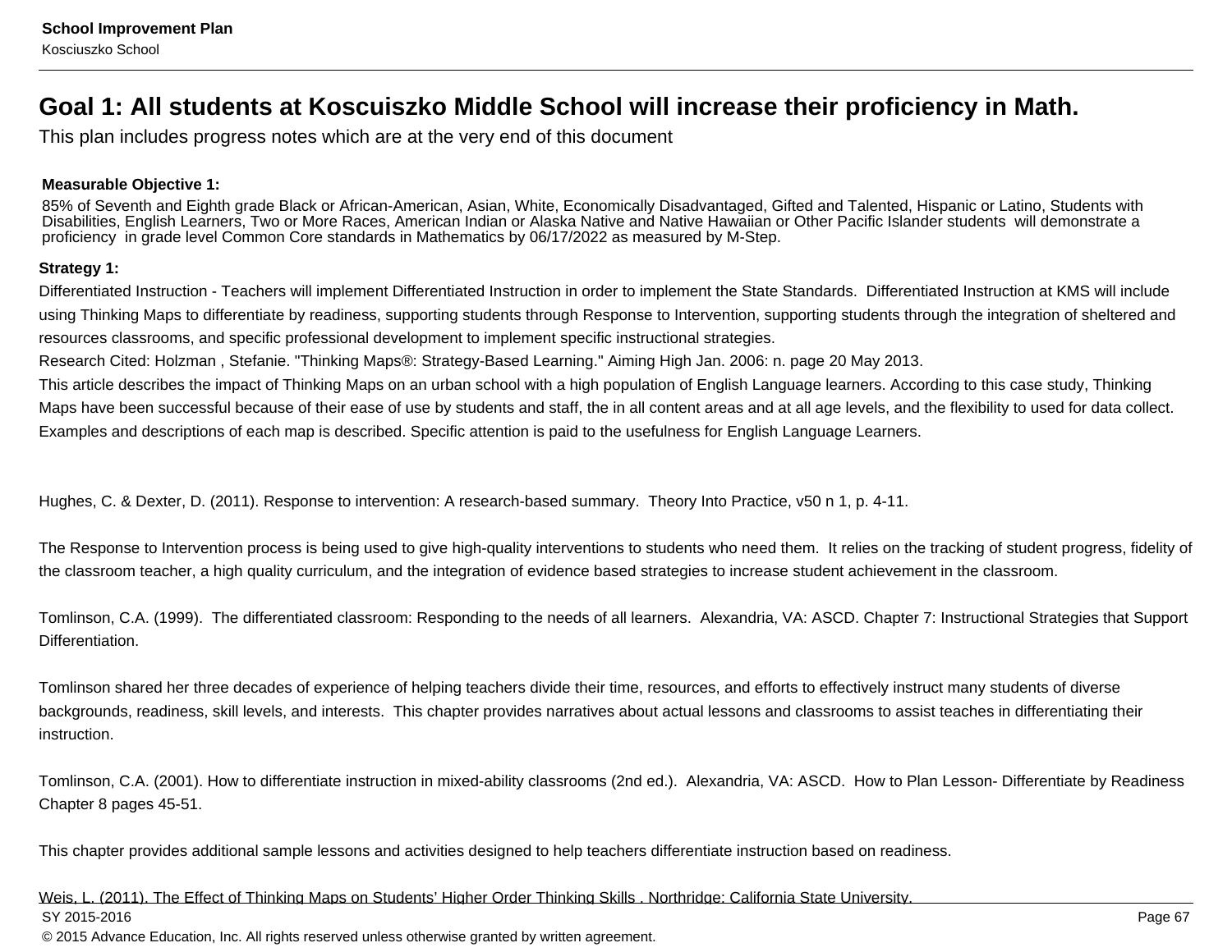## Goal 1: All students at Koscuiszko Middle School will increase their proficiency in Math.

This plan includes progress notes which are at the very end of this document

**Measurable Objective 1:**

85% of Seventh and Eighth grade Black or African-American, Asian, White, Economically Disadvantaged, Gifted and Talented, Hispanic or Latino, Students with Disabilities, English Learners, Two or More Races, American Indian or Alaska Native and Native Hawaiian or Other Pacific Islander students will demonstrate a proficiency in grade level Common Core standards in Mathematics by 06/17/2022 as measured by M-Step.

**Strategy 1:**

Differentiated Instruction - Teachers will implement Differentiated Instruction in order to implement the State Standards. Differentiated Instruction at KMS will include using Thinking Maps to differentiate by readiness, supporting students through Response to Intervention, supporting students through the integration of sheltered and resources classrooms, and specific professional development to implement specific instructional strategies.

Research Cited: Holzman , Stefanie. "Thinking Maps®: Strategy-Based Learning." Aiming High Jan. 2006: n. page 20 May 2013.

This article describes the impact of Thinking Maps on an urban school with a high population of English Language learners. According to this case study, Thinking Maps have been successful because of their ease of use by students and staff, the in all content areas and at all age levels, and the flexibility to used for data collect. Examples and descriptions of each map is described. Specific attention is paid to the usefulness for English Language Learners.

Hughes, C. & Dexter, D. (2011). Response to intervention: A research-based summary. Theory Into Practice, v50 n 1, p. 4-11.

The Response to Intervention process is being used to give high-quality interventions to students who need them. It relies on the tracking of student progress, fidelity of the classroom teacher, a high quality curriculum, and the integration of evidence based strategies to increase student achievement in the classroom.

Tomlinson, C.A. (1999). The differentiated classroom: Responding to the needs of all learners. Alexandria, VA: ASCD. Chapter 7: Instructional Strategies that Support Differentiation.

Tomlinson shared her three decades of experience of helping teachers divide their time, resources, and efforts to effectively instruct many students of diverse backgrounds, readiness, skill levels, and interests. This chapter provides narratives about actual lessons and classrooms to assist teaches in differentiating their instruction.

Tomlinson, C.A. (2001). How to differentiate instruction in mixed-ability classrooms (2nd ed.). Alexandria, VA: ASCD. How to Plan Lesson- Differentiate by Readiness Chapter 8 pages 45-51.

This chapter provides additional sample lessons and activities designed to help teachers differentiate instruction based on readiness.

Weis, L. (2011). The Effect of Thinking Maps on Students' Higher Order Thinking Skills . Northridge: California State University.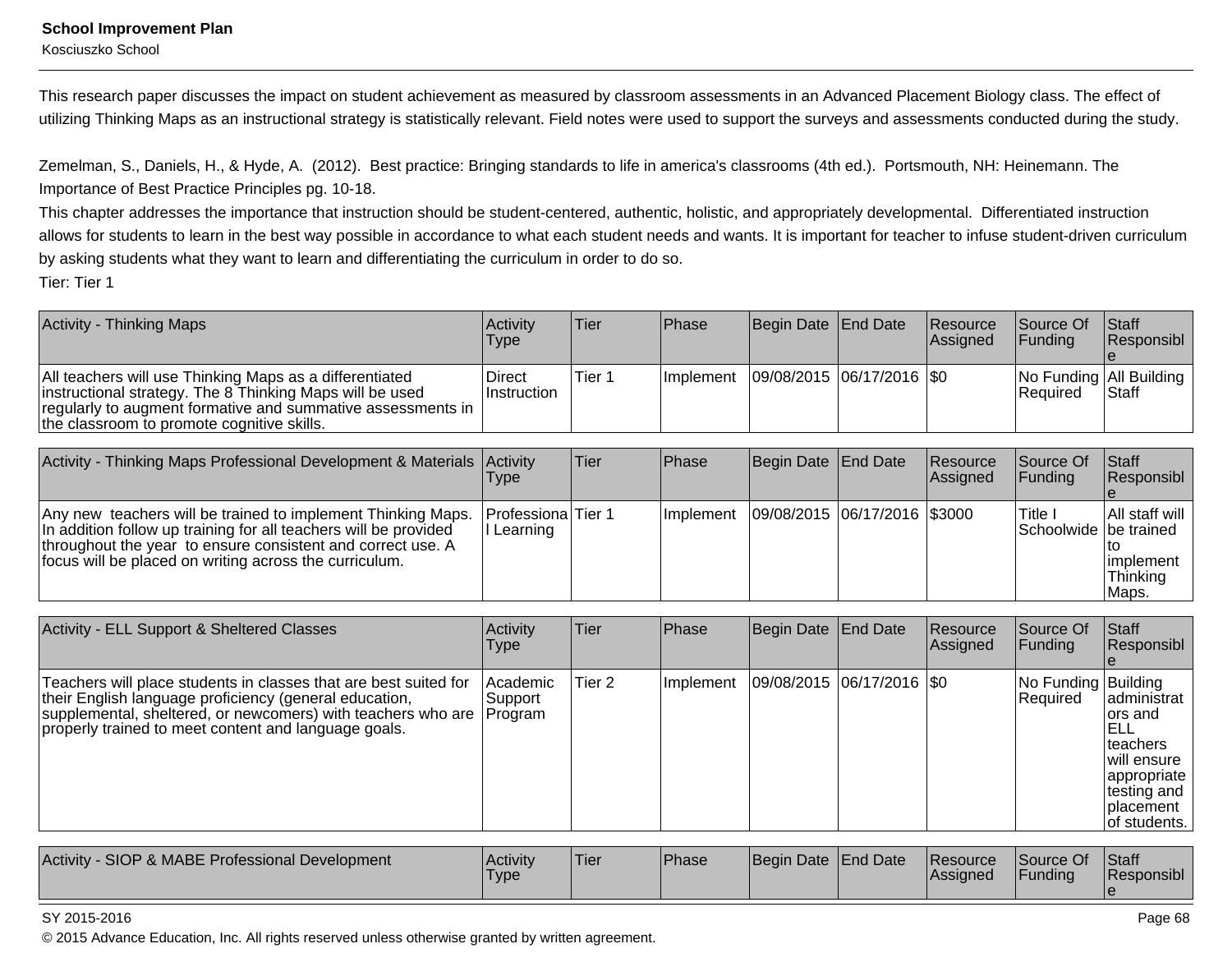This research paper discusses the impact on student achievement as measured by classroom assessments in an Advanced Placement Biology class. The effect of utilizing Thinking Maps as an instructional strategy is statistically relevant. Field notes were used to support the surveys and assessments conducted during the study.

Zemelman, S., Daniels, H., & Hyde, A. (2012). Best practice: Bringing standards to life in america's classrooms (4th ed.). Portsmouth, NH: Heinemann. The Importance of Best Practice Principles pg. 10-18.
This chapter addresses the importance that instruction should be student-centered, authentic, holistic, and appropriately developmental. Differentiated instruction allows for students to learn in the best way possible in accordance to what each student needs and wants. It is important for teacher to infuse student-driven curriculum by asking students what they want to learn and differentiating the curriculum in order to do so.
Tier: Tier 1

| Activity - Thinking Maps | Activity Type | Tier | Phase | Begin Date | End Date | Resource Assigned | Source Of Funding | Staff Responsible |
|---|---|---|---|---|---|---|---|---|
| All teachers will use Thinking Maps as a differentiated instructional strategy. The 8 Thinking Maps will be used regularly to augment formative and summative assessments in the classroom to promote cognitive skills. | Direct Instruction | Tier 1 | Implement | 09/08/2015 | 06/17/2016 | $0 | No Funding Required | All Building Staff |

| Activity - Thinking Maps Professional Development & Materials | Activity Type | Tier | Phase | Begin Date | End Date | Resource Assigned | Source Of Funding | Staff Responsible |
|---|---|---|---|---|---|---|---|---|
| Any new teachers will be trained to implement Thinking Maps. In addition follow up training for all teachers will be provided throughout the year to ensure consistent and correct use. A focus will be placed on writing across the curriculum. | Professional Learning | Tier 1 | Implement | 09/08/2015 | 06/17/2016 | $3000 | Title I Schoolwide | All staff will be trained to implement Thinking Maps. |

| Activity - ELL Support & Sheltered Classes | Activity Type | Tier | Phase | Begin Date | End Date | Resource Assigned | Source Of Funding | Staff Responsible |
|---|---|---|---|---|---|---|---|---|
| Teachers will place students in classes that are best suited for their English language proficiency (general education, supplemental, sheltered, or newcomers) with teachers who are properly trained to meet content and language goals. | Academic Support Program | Tier 2 | Implement | 09/08/2015 | 06/17/2016 | $0 | No Funding Required | Building administrators and ELL teachers will ensure appropriate testing and placement of students. |

| Activity - SIOP & MABE Professional Development | Activity Type | Tier | Phase | Begin Date | End Date | Resource Assigned | Source Of Funding | Staff Responsible |
|---|---|---|---|---|---|---|---|---|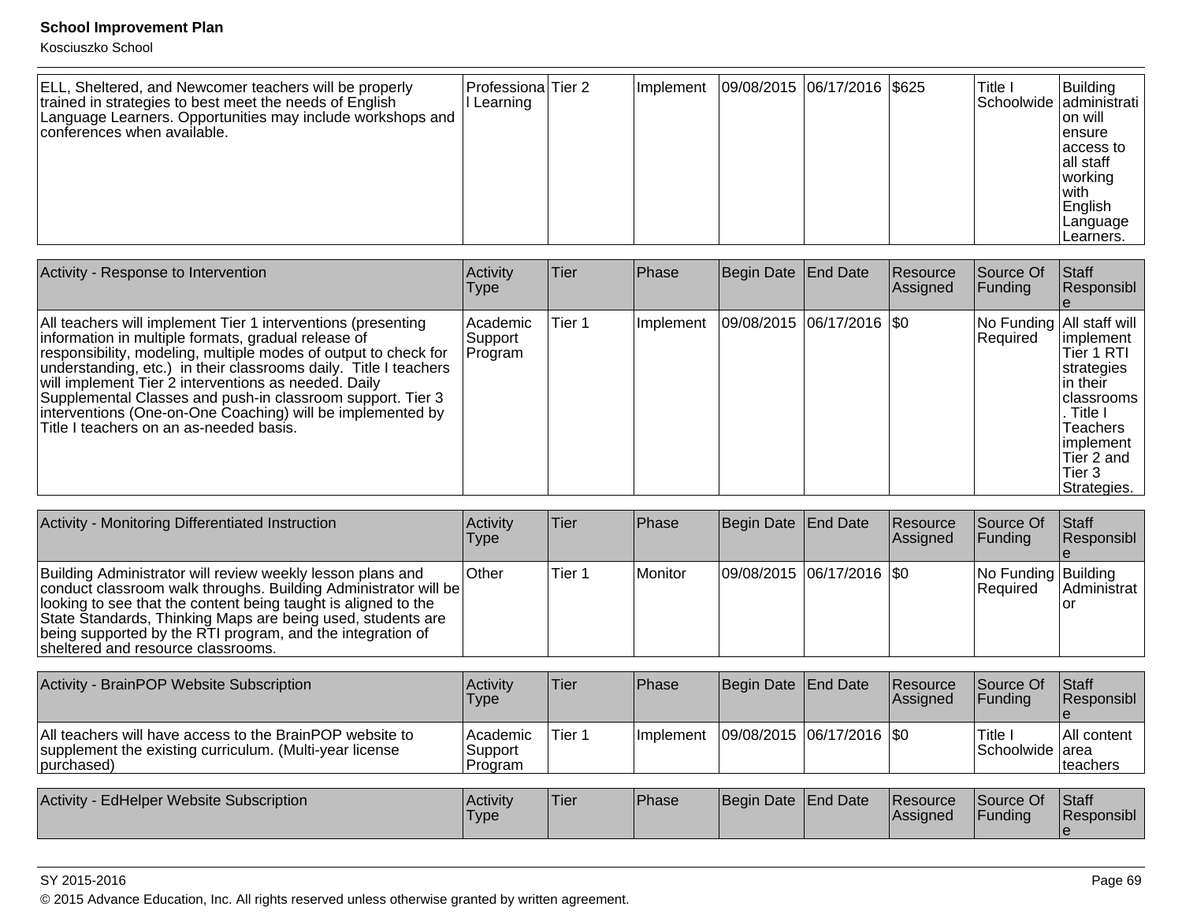| ELL, Sheltered, and Newcomer teachers will be properly trained in strategies to best meet the needs of English Language Learners. Opportunities may include workshops and conferences when available. | Professional Learning | Tier 2 | Implement | 09/08/2015 | 06/17/2016 | $625 | Title I Schoolwide | Building administration will ensure access to all staff working with English Language Learners. |
|---|---|---|---|---|---|---|---|---|

| Activity - Response to Intervention | Activity Type | Tier | Phase | Begin Date | End Date | Resource Assigned | Source Of Funding | Staff Responsible |
|---|---|---|---|---|---|---|---|---|
| All teachers will implement Tier 1 interventions (presenting information in multiple formats, gradual release of responsibility, modeling, multiple modes of output to check for understanding, etc.) in their classrooms daily. Title I teachers will implement Tier 2 interventions as needed. Daily Supplemental Classes and push-in classroom support. Tier 3 interventions (One-on-One Coaching) will be implemented by Title I teachers on an as-needed basis. | Academic Support Program | Tier 1 | Implement | 09/08/2015 | 06/17/2016 | $0 | No Funding Required | All staff will implement Tier 1 RTI strategies in their classrooms. Title I Teachers implement Tier 2 and Tier 3 Strategies. |

| Activity - Monitoring Differentiated Instruction | Activity Type | Tier | Phase | Begin Date | End Date | Resource Assigned | Source Of Funding | Staff Responsible |
|---|---|---|---|---|---|---|---|---|
| Building Administrator will review weekly lesson plans and conduct classroom walk throughs. Building Administrator will be looking to see that the content being taught is aligned to the State Standards, Thinking Maps are being used, students are being supported by the RTI program, and the integration of sheltered and resource classrooms. | Other | Tier 1 | Monitor | 09/08/2015 | 06/17/2016 | $0 | No Funding Required | Building Administrator |

| Activity - BrainPOP Website Subscription | Activity Type | Tier | Phase | Begin Date | End Date | Resource Assigned | Source Of Funding | Staff Responsible |
|---|---|---|---|---|---|---|---|---|
| All teachers will have access to the BrainPOP website to supplement the existing curriculum. (Multi-year license purchased) | Academic Support Program | Tier 1 | Implement | 09/08/2015 | 06/17/2016 | $0 | Title I Schoolwide | All content area teachers |

| Activity - EdHelper Website Subscription | Activity Type | Tier | Phase | Begin Date | End Date | Resource Assigned | Source Of Funding | Staff Responsible |
|---|---|---|---|---|---|---|---|---|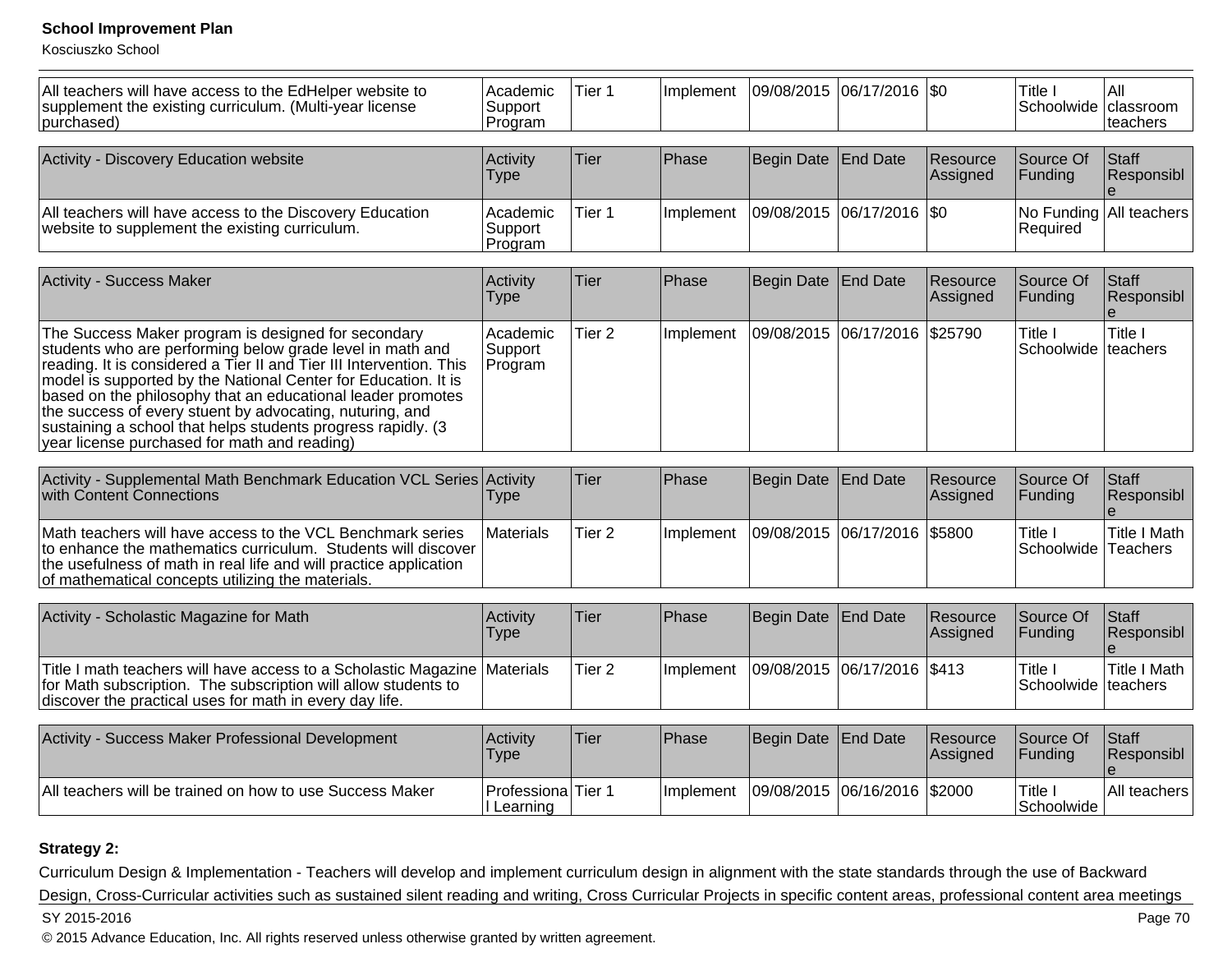| | | | | | | | | |
|---|---|---|---|---|---|---|---|---|
| All teachers will have access to the EdHelper website to supplement the existing curriculum. (Multi-year license purchased) | Academic Support Program | Tier 1 | Implement | 09/08/2015 | 06/17/2016 | $0 | Title I Schoolwide | All classroom teachers |

| Activity - Discovery Education website | Activity Type | Tier | Phase | Begin Date | End Date | Resource Assigned | Source Of Funding | Staff Responsible |
|---|---|---|---|---|---|---|---|---|
| All teachers will have access to the Discovery Education website to supplement the existing curriculum. | Academic Support Program | Tier 1 | Implement | 09/08/2015 | 06/17/2016 | $0 | No Funding Required | All teachers |

| Activity - Success Maker | Activity Type | Tier | Phase | Begin Date | End Date | Resource Assigned | Source Of Funding | Staff Responsible |
|---|---|---|---|---|---|---|---|---|
| The Success Maker program is designed for secondary students who are performing below grade level in math and reading. It is considered a Tier II and Tier III Intervention. This model is supported by the National Center for Education. It is based on the philosophy that an educational leader promotes the success of every stuent by advocating, nuturing, and sustaining a school that helps students progress rapidly. (3 year license purchased for math and reading) | Academic Support Program | Tier 2 | Implement | 09/08/2015 | 06/17/2016 | $25790 | Title I Schoolwide | Title I teachers |

| Activity - Supplemental Math Benchmark Education VCL Series with Content Connections | Activity Type | Tier | Phase | Begin Date | End Date | Resource Assigned | Source Of Funding | Staff Responsible |
|---|---|---|---|---|---|---|---|---|
| Math teachers will have access to the VCL Benchmark series to enhance the mathematics curriculum. Students will discover the usefulness of math in real life and will practice application of mathematical concepts utilizing the materials. | Materials | Tier 2 | Implement | 09/08/2015 | 06/17/2016 | $5800 | Title I Schoolwide | Title I Math Teachers |

| Activity - Scholastic Magazine for Math | Activity Type | Tier | Phase | Begin Date | End Date | Resource Assigned | Source Of Funding | Staff Responsible |
|---|---|---|---|---|---|---|---|---|
| Title I math teachers will have access to a Scholastic Magazine for Math subscription. The subscription will allow students to discover the practical uses for math in every day life. | Materials | Tier 2 | Implement | 09/08/2015 | 06/17/2016 | $413 | Title I Schoolwide | Title I Math teachers |

| Activity - Success Maker Professional Development | Activity Type | Tier | Phase | Begin Date | End Date | Resource Assigned | Source Of Funding | Staff Responsible |
|---|---|---|---|---|---|---|---|---|
| All teachers will be trained on how to use Success Maker | Professional Learning | Tier 1 | Implement | 09/08/2015 | 06/16/2016 | $2000 | Title I Schoolwide | All teachers |

**Strategy 2:**

Curriculum Design & Implementation - Teachers will develop and implement curriculum design in alignment with the state standards through the use of Backward Design, Cross-Curricular activities such as sustained silent reading and writing, Cross Curricular Projects in specific content areas, professional content area meetings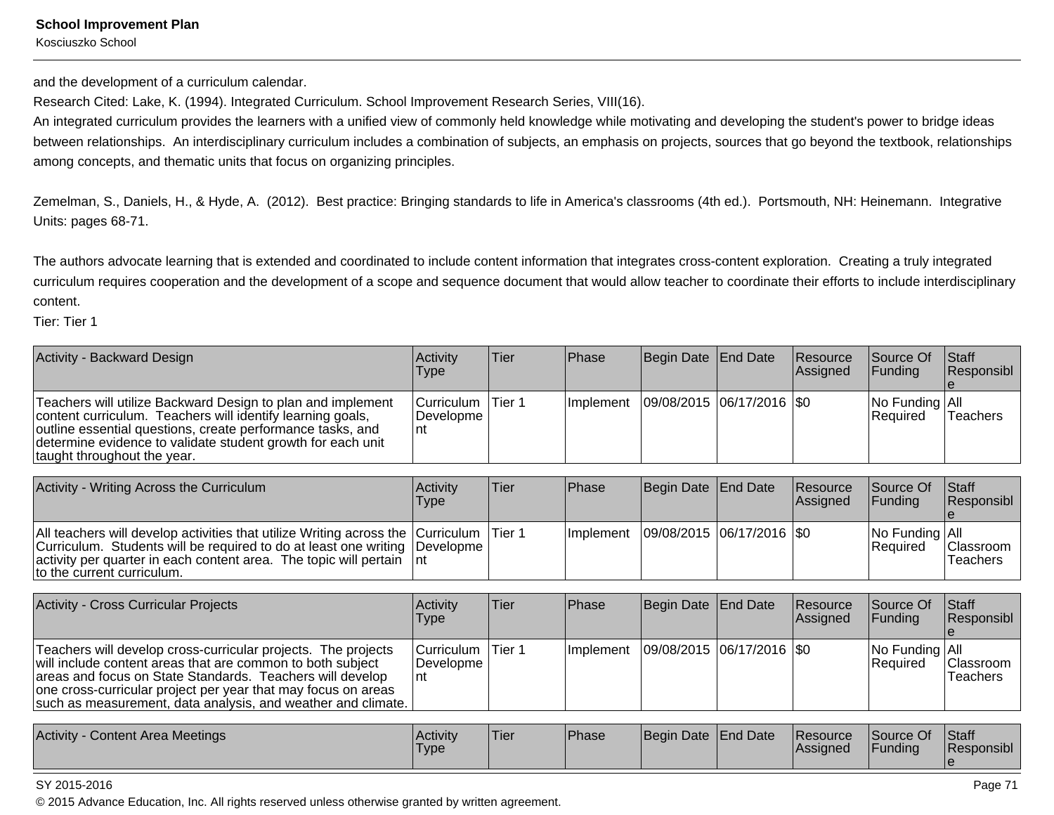and the development of a curriculum calendar.
Research Cited: Lake, K. (1994). Integrated Curriculum. School Improvement Research Series, VIII(16).
An integrated curriculum provides the learners with a unified view of commonly held knowledge while motivating and developing the student's power to bridge ideas between relationships. An interdisciplinary curriculum includes a combination of subjects, an emphasis on projects, sources that go beyond the textbook, relationships among concepts, and thematic units that focus on organizing principles.

Zemelman, S., Daniels, H., & Hyde, A. (2012). Best practice: Bringing standards to life in America's classrooms (4th ed.). Portsmouth, NH: Heinemann. Integrative Units: pages 68-71.

The authors advocate learning that is extended and coordinated to include content information that integrates cross-content exploration. Creating a truly integrated curriculum requires cooperation and the development of a scope and sequence document that would allow teacher to coordinate their efforts to include interdisciplinary content.
Tier: Tier 1

| Activity - Backward Design | Activity Type | Tier | Phase | Begin Date | End Date | Resource Assigned | Source Of Funding | Staff Responsible |
|---|---|---|---|---|---|---|---|---|
| Teachers will utilize Backward Design to plan and implement content curriculum. Teachers will identify learning goals, outline essential questions, create performance tasks, and determine evidence to validate student growth for each unit taught throughout the year. | Curriculum Development | Tier 1 | Implement | 09/08/2015 | 06/17/2016 | $0 | No Funding Required | All Teachers |

| Activity - Writing Across the Curriculum | Activity Type | Tier | Phase | Begin Date | End Date | Resource Assigned | Source Of Funding | Staff Responsible |
|---|---|---|---|---|---|---|---|---|
| All teachers will develop activities that utilize Writing across the Curriculum. Students will be required to do at least one writing activity per quarter in each content area. The topic will pertain to the current curriculum. | Curriculum Development | Tier 1 | Implement | 09/08/2015 | 06/17/2016 | $0 | No Funding Required | All Classroom Teachers |

| Activity - Cross Curricular Projects | Activity Type | Tier | Phase | Begin Date | End Date | Resource Assigned | Source Of Funding | Staff Responsible |
|---|---|---|---|---|---|---|---|---|
| Teachers will develop cross-curricular projects. The projects will include content areas that are common to both subject areas and focus on State Standards. Teachers will develop one cross-curricular project per year that may focus on areas such as measurement, data analysis, and weather and climate. | Curriculum Development | Tier 1 | Implement | 09/08/2015 | 06/17/2016 | $0 | No Funding Required | All Classroom Teachers |

| Activity - Content Area Meetings | Activity Type | Tier | Phase | Begin Date | End Date | Resource Assigned | Source Of Funding | Staff Responsible |
|---|---|---|---|---|---|---|---|---|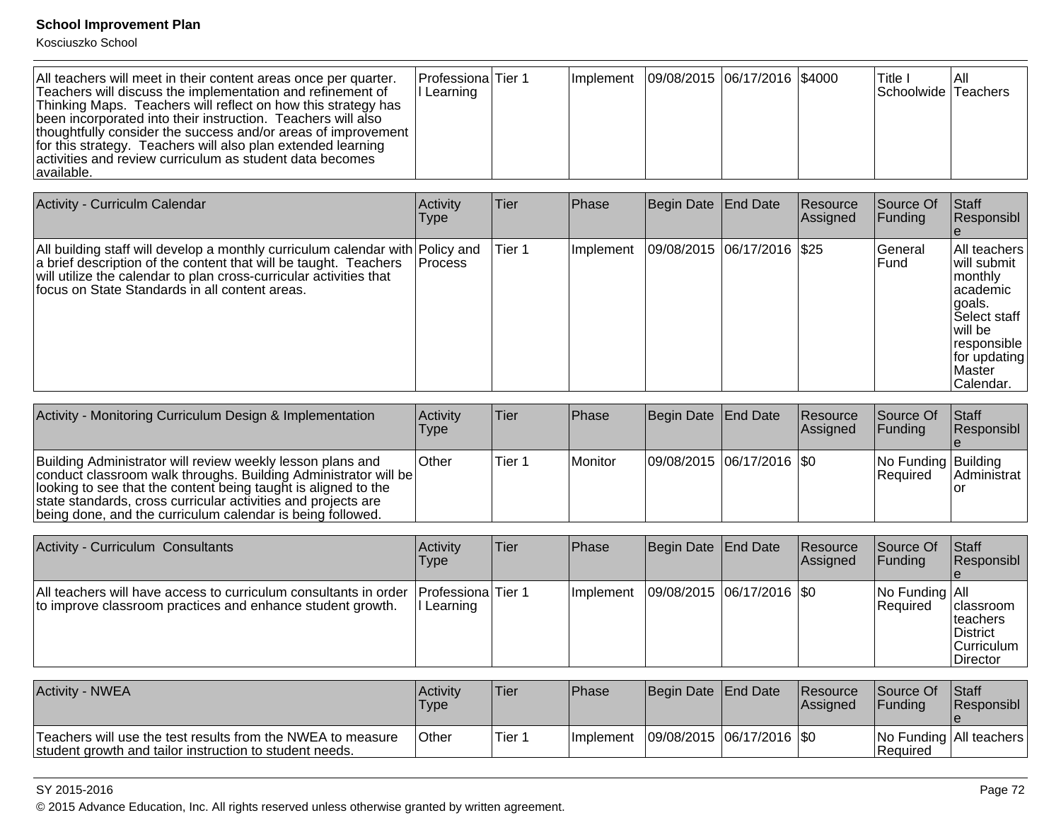| All teachers will meet in their content areas once per quarter. Teachers will discuss the implementation and refinement of Thinking Maps. Teachers will reflect on how this strategy has been incorporated into their instruction. Teachers will also thoughtfully consider the success and/or areas of improvement for this strategy. Teachers will also plan extended learning activities and review curriculum as student data becomes available. | Professional Learning | Tier 1 | Implement | 09/08/2015 | 06/17/2016 | $4000 | Title I Schoolwide | All Teachers |
|---|---|---|---|---|---|---|---|---|

| Activity - Curriculm Calendar | Activity Type | Tier | Phase | Begin Date | End Date | Resource Assigned | Source Of Funding | Staff Responsible |
|---|---|---|---|---|---|---|---|---|
| All building staff will develop a monthly curriculum calendar with a brief description of the content that will be taught. Teachers will utilize the calendar to plan cross-curricular activities that focus on State Standards in all content areas. | Policy and Process | Tier 1 | Implement | 09/08/2015 | 06/17/2016 | $25 | General Fund | All teachers will submit monthly academic goals. Select staff will be responsible for updating Master Calendar. |

| Activity - Monitoring Curriculum Design & Implementation | Activity Type | Tier | Phase | Begin Date | End Date | Resource Assigned | Source Of Funding | Staff Responsible |
|---|---|---|---|---|---|---|---|---|
| Building Administrator will review weekly lesson plans and conduct classroom walk throughs. Building Administrator will be looking to see that the content being taught is aligned to the state standards, cross curricular activities and projects are being done, and the curriculum calendar is being followed. | Other | Tier 1 | Monitor | 09/08/2015 | 06/17/2016 | $0 | No Funding Required | Building Administrator |

| Activity - Curriculum Consultants | Activity Type | Tier | Phase | Begin Date | End Date | Resource Assigned | Source Of Funding | Staff Responsible |
|---|---|---|---|---|---|---|---|---|
| All teachers will have access to curriculum consultants in order to improve classroom practices and enhance student growth. | Professional Learning | Tier 1 | Implement | 09/08/2015 | 06/17/2016 | $0 | No Funding Required | All classroom teachers District Curriculum Director |

| Activity - NWEA | Activity Type | Tier | Phase | Begin Date | End Date | Resource Assigned | Source Of Funding | Staff Responsible |
|---|---|---|---|---|---|---|---|---|
| Teachers will use the test results from the NWEA to measure student growth and tailor instruction to student needs. | Other | Tier 1 | Implement | 09/08/2015 | 06/17/2016 | $0 | No Funding Required | All teachers |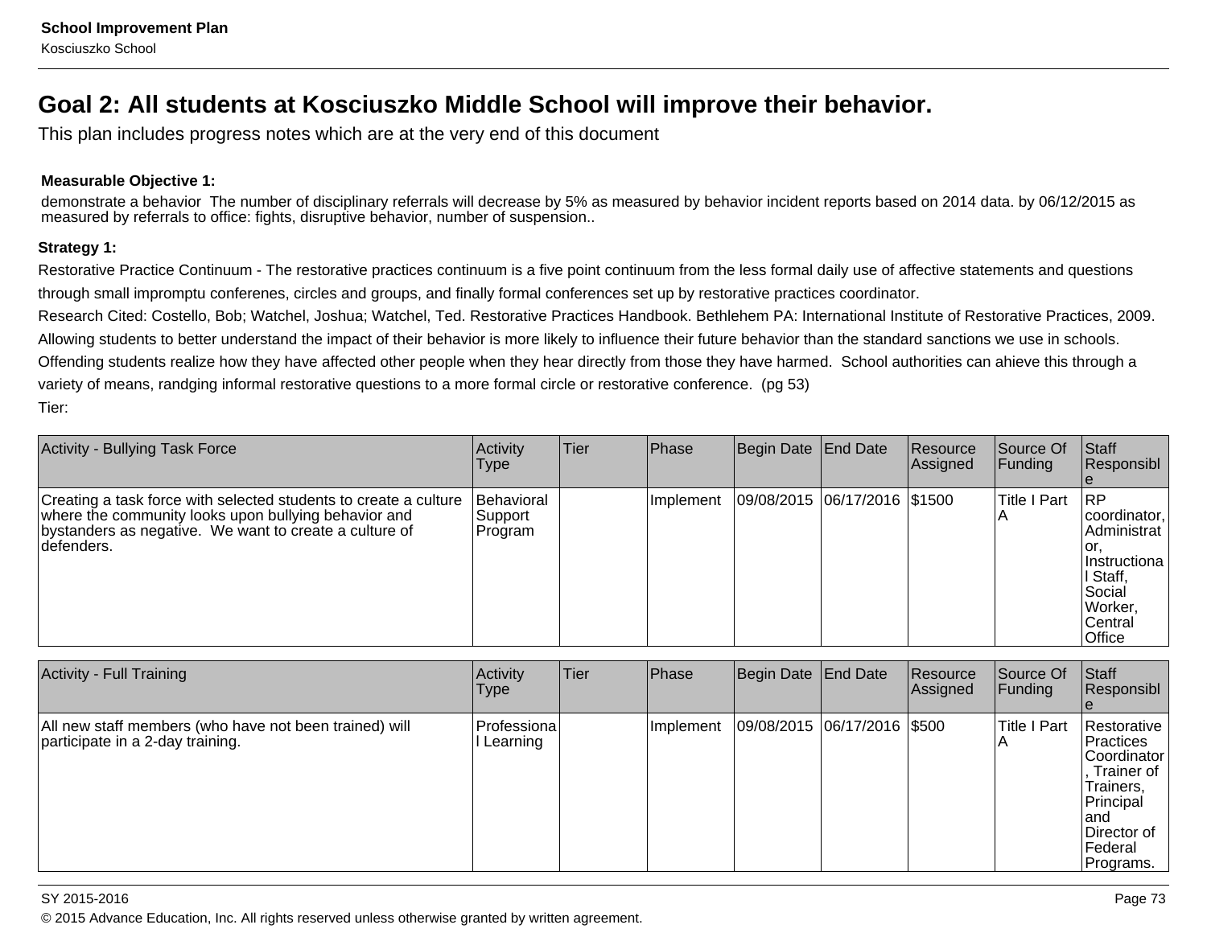## Goal 2: All students at Kosciuszko Middle School will improve their behavior.

This plan includes progress notes which are at the very end of this document

**Measurable Objective 1:**

demonstrate a behavior  The number of disciplinary referrals will decrease by 5% as measured by behavior incident reports based on 2014 data. by 06/12/2015 as measured by referrals to office: fights, disruptive behavior, number of suspension..

**Strategy 1:**

Restorative Practice Continuum - The restorative practices continuum is a five point continuum from the less formal daily use of affective statements and questions through small impromptu conferenes, circles and groups, and finally formal conferences set up by restorative practices coordinator.

Research Cited: Costello, Bob; Watchel, Joshua; Watchel, Ted. Restorative Practices Handbook. Bethlehem PA: International Institute of Restorative Practices, 2009. Allowing students to better understand the impact of their behavior is more likely to influence their future behavior than the standard sanctions we use in schools. Offending students realize how they have affected other people when they hear directly from those they have harmed.  School authorities can ahieve this through a variety of means, randging informal restorative questions to a more formal circle or restorative conference.  (pg 53)

Tier:

| Activity - Bullying Task Force | Activity Type | Tier | Phase | Begin Date | End Date | Resource Assigned | Source Of Funding | Staff Responsible |
|---|---|---|---|---|---|---|---|---|
| Creating a task force with selected students to create a culture where the community looks upon bullying behavior and bystanders as negative.  We want to create a culture of defenders. | Behavioral Support Program | | Implement | 09/08/2015 | 06/17/2016 | $1500 | Title I Part A | RP coordinator, Administrator, Instructional Staff, Social Worker, Central Office |

| Activity - Full Training | Activity Type | Tier | Phase | Begin Date | End Date | Resource Assigned | Source Of Funding | Staff Responsible |
|---|---|---|---|---|---|---|---|---|
| All new staff members (who have not been trained) will participate in a 2-day training. | Professional Learning | | Implement | 09/08/2015 | 06/17/2016 | $500 | Title I Part A | Restorative Practices Coordinator, Trainer of Trainers, Principal and Director of Federal Programs. |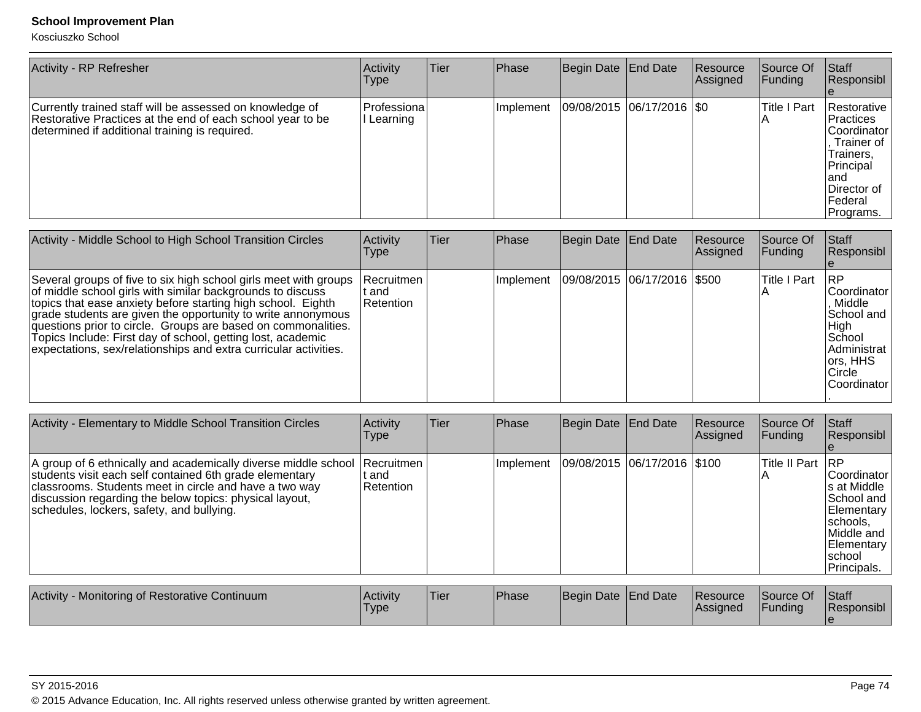| Activity - RP Refresher | Activity Type | Tier | Phase | Begin Date | End Date | Resource Assigned | Source Of Funding | Staff Responsible |
|---|---|---|---|---|---|---|---|---|
| Currently trained staff will be assessed on knowledge of Restorative Practices at the end of each school year to be determined if additional training is required. | Professional Learning | | Implement | 09/08/2015 | 06/17/2016 | $0 | Title I Part A | Restorative Practices Coordinator, Trainer of Trainers, Principal and Director of Federal Programs. |

| Activity - Middle School to High School Transition Circles | Activity Type | Tier | Phase | Begin Date | End Date | Resource Assigned | Source Of Funding | Staff Responsible |
|---|---|---|---|---|---|---|---|---|
| Several groups of five to six high school girls meet with groups of middle school girls with similar backgrounds to discuss topics that ease anxiety before starting high school. Eighth grade students are given the opportunity to write annonymous questions prior to circle. Groups are based on commonalities. Topics Include: First day of school, getting lost, academic expectations, sex/relationships and extra curricular activities. | Recruitment and Retention | | Implement | 09/08/2015 | 06/17/2016 | $500 | Title I Part A | RP Coordinator, Middle School and High School Administrators, HHS Circle Coordinator. |

| Activity - Elementary to Middle School Transition Circles | Activity Type | Tier | Phase | Begin Date | End Date | Resource Assigned | Source Of Funding | Staff Responsible |
|---|---|---|---|---|---|---|---|---|
| A group of 6 ethnically and academically diverse middle school students visit each self contained 6th grade elementary classrooms. Students meet in circle and have a two way discussion regarding the below topics: physical layout, schedules, lockers, safety, and bullying. | Recruitment and Retention | | Implement | 09/08/2015 | 06/17/2016 | $100 | Title II Part A | RP Coordinators at Middle School and Elementary schools, Middle and Elementary school Principals. |

| Activity - Monitoring of Restorative Continuum | Activity Type | Tier | Phase | Begin Date | End Date | Resource Assigned | Source Of Funding | Staff Responsible |
|---|---|---|---|---|---|---|---|---|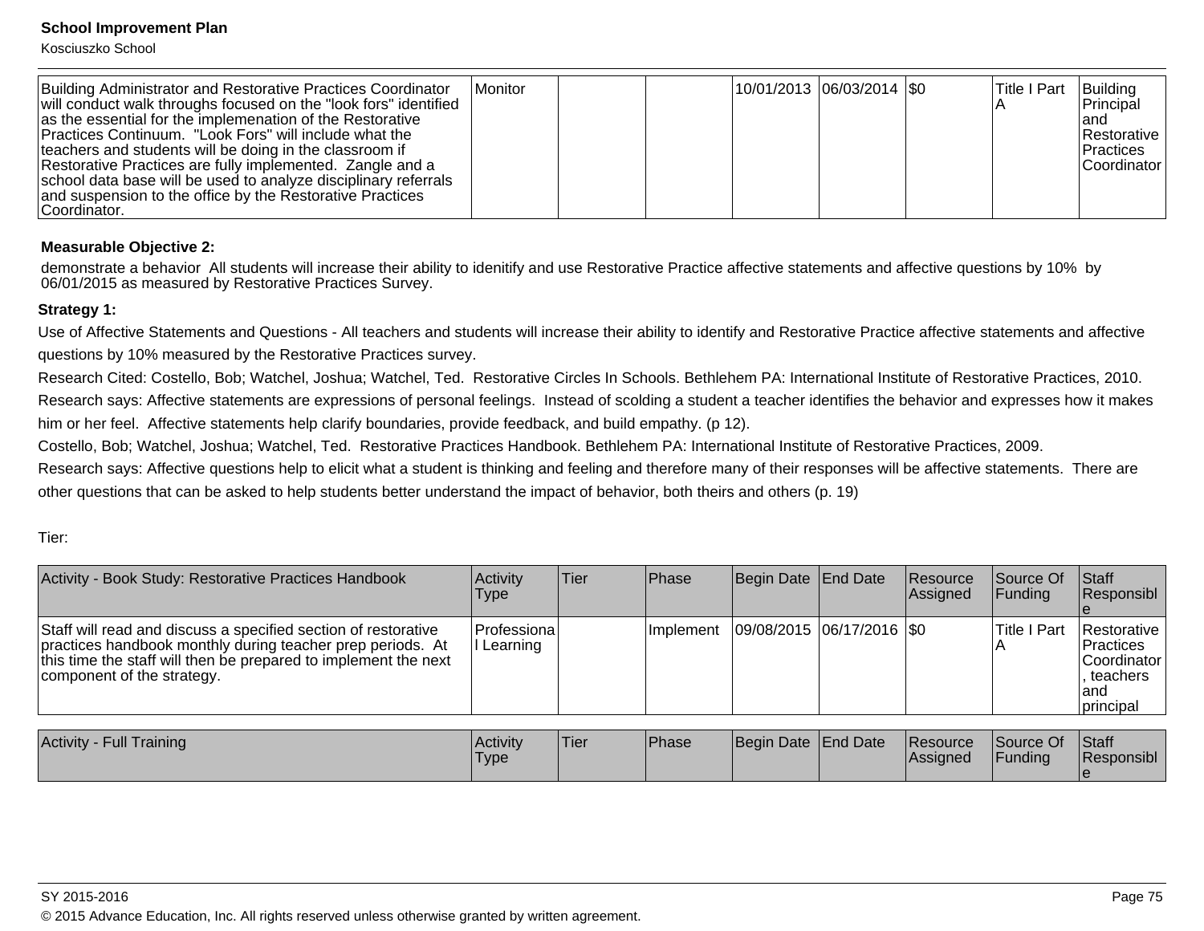| Building Administrator and Restorative Practices Coordinator will conduct walk throughs focused on the "look fors" identified as the essential for the implemenation of the Restorative Practices Continuum. "Look Fors" will include what the teachers and students will be doing in the classroom if Restorative Practices are fully implemented. Zangle and a school data base will be used to analyze disciplinary referrals and suspension to the office by the Restorative Practices Coordinator. | Monitor | | | 10/01/2013 | 06/03/2014 | $0 | Title I Part A | Building Principal and Restorative Practices Coordinator |
|---|---|---|---|---|---|---|---|---|

**Measurable Objective 2:**

demonstrate a behavior All students will increase their ability to idenitify and use Restorative Practice affective statements and affective questions by 10% by 06/01/2015 as measured by Restorative Practices Survey.

**Strategy 1:**

Use of Affective Statements and Questions - All teachers and students will increase their ability to identify and Restorative Practice affective statements and affective questions by 10% measured by the Restorative Practices survey.

Research Cited: Costello, Bob; Watchel, Joshua; Watchel, Ted. Restorative Circles In Schools. Bethlehem PA: International Institute of Restorative Practices, 2010.

Research says: Affective statements are expressions of personal feelings. Instead of scolding a student a teacher identifies the behavior and expresses how it makes him or her feel. Affective statements help clarify boundaries, provide feedback, and build empathy. (p 12).

Costello, Bob; Watchel, Joshua; Watchel, Ted. Restorative Practices Handbook. Bethlehem PA: International Institute of Restorative Practices, 2009.

Research says: Affective questions help to elicit what a student is thinking and feeling and therefore many of their responses will be affective statements. There are other questions that can be asked to help students better understand the impact of behavior, both theirs and others (p. 19)

Tier:

| Activity - Book Study: Restorative Practices Handbook | Activity Type | Tier | Phase | Begin Date | End Date | Resource Assigned | Source Of Funding | Staff Responsible |
|---|---|---|---|---|---|---|---|---|
| Staff will read and discuss a specified section of restorative practices handbook monthly during teacher prep periods. At this time the staff will then be prepared to implement the next component of the strategy. | Professional Learning | | Implement | 09/08/2015 | 06/17/2016 | $0 | Title I Part A | Restorative Practices Coordinator, teachers and principal |

| Activity - Full Training | Activity Type | Tier | Phase | Begin Date | End Date | Resource Assigned | Source Of Funding | Staff Responsible |
|---|---|---|---|---|---|---|---|---|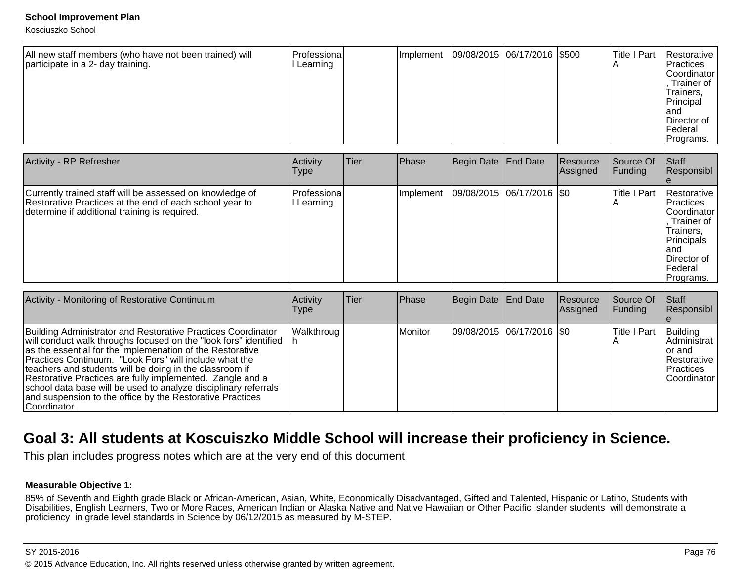| All new staff members (who have not been trained) will participate in a 2- day training. | Professional Learning | | Implement | 09/08/2015 | 06/17/2016 | $500 | Title I Part A | Restorative Practices Coordinator, Trainer of Trainers, Principal and Director of Federal Programs. |
|---|---|---|---|---|---|---|---|---|

| Activity - RP Refresher | Activity Type | Tier | Phase | Begin Date | End Date | Resource Assigned | Source Of Funding | Staff Responsible |
|---|---|---|---|---|---|---|---|---|
| Currently trained staff will be assessed on knowledge of Restorative Practices at the end of each school year to determine if additional training is required. | Professional Learning | | Implement | 09/08/2015 | 06/17/2016 | $0 | Title I Part A | Restorative Practices Coordinator, Trainer of Trainers, Principals and Director of Federal Programs. |

| Activity - Monitoring of Restorative Continuum | Activity Type | Tier | Phase | Begin Date | End Date | Resource Assigned | Source Of Funding | Staff Responsible |
|---|---|---|---|---|---|---|---|---|
| Building Administrator and Restorative Practices Coordinator will conduct walk throughs focused on the "look fors" identified as the essential for the implemenation of the Restorative Practices Continuum. "Look Fors" will include what the teachers and students will be doing in the classroom if Restorative Practices are fully implemented. Zangle and a school data base will be used to analyze disciplinary referrals and suspension to the office by the Restorative Practices Coordinator. | Walkthrough | | Monitor | 09/08/2015 | 06/17/2016 | $0 | Title I Part A | Building Administrator and Restorative Practices Coordinator |

## Goal 3: All students at Koscuiszko Middle School will increase their proficiency in Science.

This plan includes progress notes which are at the very end of this document

**Measurable Objective 1:**

85% of Seventh and Eighth grade Black or African-American, Asian, White, Economically Disadvantaged, Gifted and Talented, Hispanic or Latino, Students with Disabilities, English Learners, Two or More Races, American Indian or Alaska Native and Native Hawaiian or Other Pacific Islander students will demonstrate a proficiency in grade level standards in Science by 06/12/2015 as measured by M-STEP.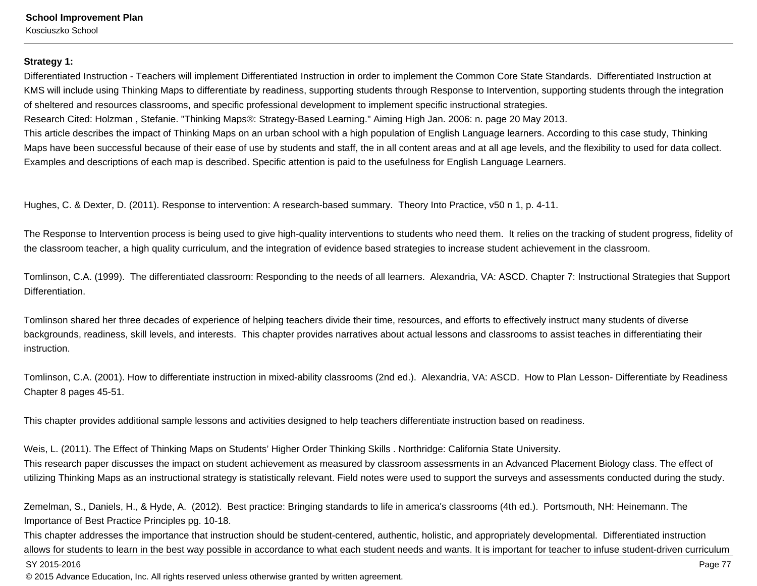**Strategy 1:**

Differentiated Instruction - Teachers will implement Differentiated Instruction in order to implement the Common Core State Standards.  Differentiated Instruction at KMS will include using Thinking Maps to differentiate by readiness, supporting students through Response to Intervention, supporting students through the integration of sheltered and resources classrooms, and specific professional development to implement specific instructional strategies.
Research Cited: Holzman , Stefanie. "Thinking Maps®: Strategy-Based Learning." Aiming High Jan. 2006: n. page 20 May 2013.
This article describes the impact of Thinking Maps on an urban school with a high population of English Language learners. According to this case study, Thinking Maps have been successful because of their ease of use by students and staff, the in all content areas and at all age levels, and the flexibility to used for data collect. Examples and descriptions of each map is described. Specific attention is paid to the usefulness for English Language Learners.

Hughes, C. & Dexter, D. (2011). Response to intervention: A research-based summary.  Theory Into Practice, v50 n 1, p. 4-11.

The Response to Intervention process is being used to give high-quality interventions to students who need them.  It relies on the tracking of student progress, fidelity of the classroom teacher, a high quality curriculum, and the integration of evidence based strategies to increase student achievement in the classroom.

Tomlinson, C.A. (1999).  The differentiated classroom: Responding to the needs of all learners.  Alexandria, VA: ASCD. Chapter 7: Instructional Strategies that Support Differentiation.

Tomlinson shared her three decades of experience of helping teachers divide their time, resources, and efforts to effectively instruct many students of diverse backgrounds, readiness, skill levels, and interests.  This chapter provides narratives about actual lessons and classrooms to assist teaches in differentiating their instruction.

Tomlinson, C.A. (2001). How to differentiate instruction in mixed-ability classrooms (2nd ed.).  Alexandria, VA: ASCD.  How to Plan Lesson- Differentiate by Readiness Chapter 8 pages 45-51.

This chapter provides additional sample lessons and activities designed to help teachers differentiate instruction based on readiness.

Weis, L. (2011). The Effect of Thinking Maps on Students' Higher Order Thinking Skills . Northridge: California State University.
This research paper discusses the impact on student achievement as measured by classroom assessments in an Advanced Placement Biology class. The effect of utilizing Thinking Maps as an instructional strategy is statistically relevant. Field notes were used to support the surveys and assessments conducted during the study.

Zemelman, S., Daniels, H., & Hyde, A.  (2012).  Best practice: Bringing standards to life in america's classrooms (4th ed.).  Portsmouth, NH: Heinemann. The Importance of Best Practice Principles pg. 10-18.
This chapter addresses the importance that instruction should be student-centered, authentic, holistic, and appropriately developmental.  Differentiated instruction allows for students to learn in the best way possible in accordance to what each student needs and wants. It is important for teacher to infuse student-driven curriculum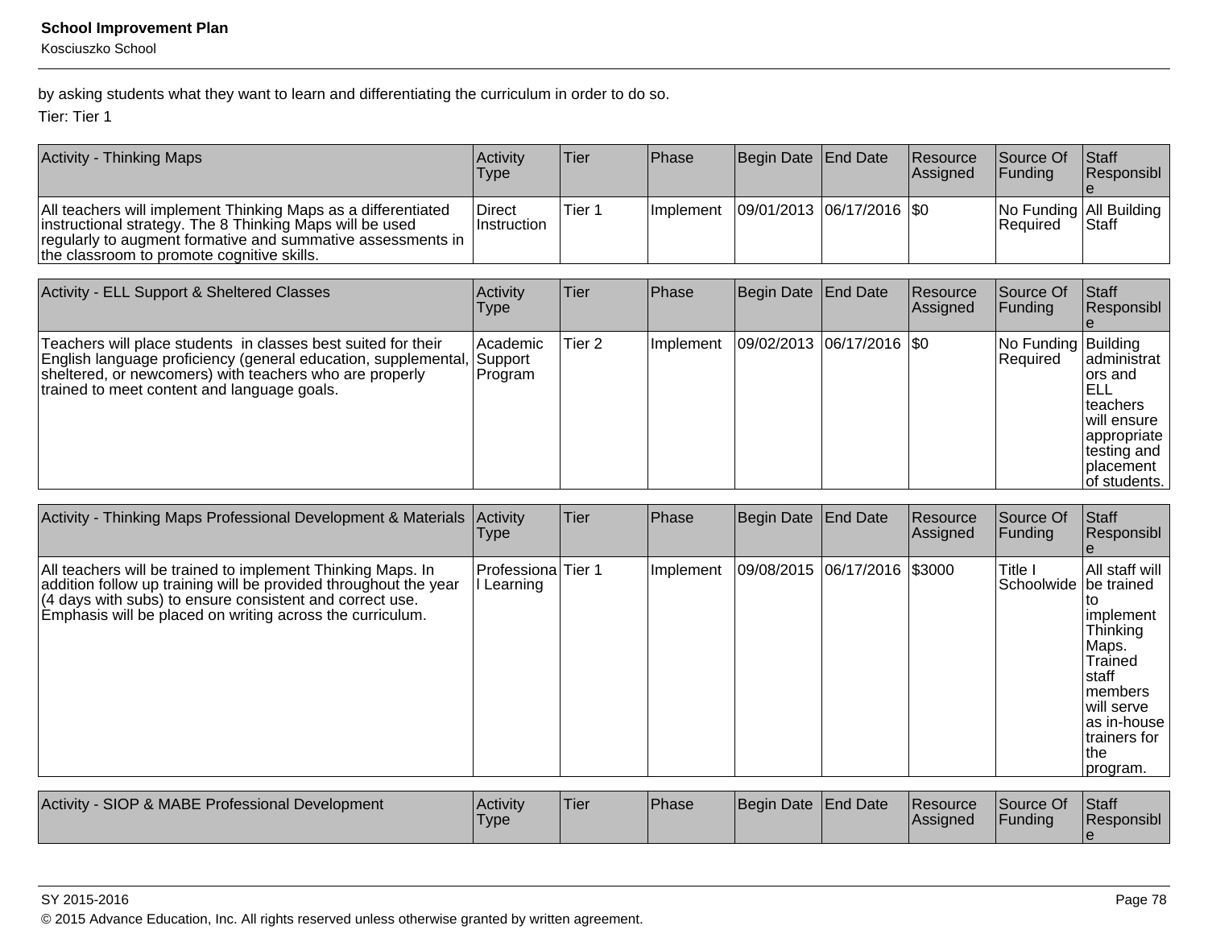by asking students what they want to learn and differentiating the curriculum in order to do so.

Tier: Tier 1

| Activity - Thinking Maps | Activity Type | Tier | Phase | Begin Date | End Date | Resource Assigned | Source Of Funding | Staff Responsible |
|---|---|---|---|---|---|---|---|---|
| All teachers will implement Thinking Maps as a differentiated instructional strategy. The 8 Thinking Maps will be used regularly to augment formative and summative assessments in the classroom to promote cognitive skills. | Direct Instruction | Tier 1 | Implement | 09/01/2013 | 06/17/2016 | $0 | No Funding Required | All Building Staff |

| Activity - ELL Support & Sheltered Classes | Activity Type | Tier | Phase | Begin Date | End Date | Resource Assigned | Source Of Funding | Staff Responsible |
|---|---|---|---|---|---|---|---|---|
| Teachers will place students in classes best suited for their English language proficiency (general education, supplemental, sheltered, or newcomers) with teachers who are properly trained to meet content and language goals. | Academic Support Program | Tier 2 | Implement | 09/02/2013 | 06/17/2016 | $0 | No Funding Required | Building administrators and ELL teachers will ensure appropriate testing and placement of students. |

| Activity - Thinking Maps Professional Development & Materials | Activity Type | Tier | Phase | Begin Date | End Date | Resource Assigned | Source Of Funding | Staff Responsible |
|---|---|---|---|---|---|---|---|---|
| All teachers will be trained to implement Thinking Maps. In addition follow up training will be provided throughout the year (4 days with subs) to ensure consistent and correct use. Emphasis will be placed on writing across the curriculum. | Professional Learning | Tier 1 | Implement | 09/08/2015 | 06/17/2016 | $3000 | Title I Schoolwide | All staff will be trained to implement Thinking Maps. Trained staff members will serve as in-house trainers for the program. |

| Activity - SIOP & MABE Professional Development | Activity Type | Tier | Phase | Begin Date | End Date | Resource Assigned | Source Of Funding | Staff Responsible |
|---|---|---|---|---|---|---|---|---|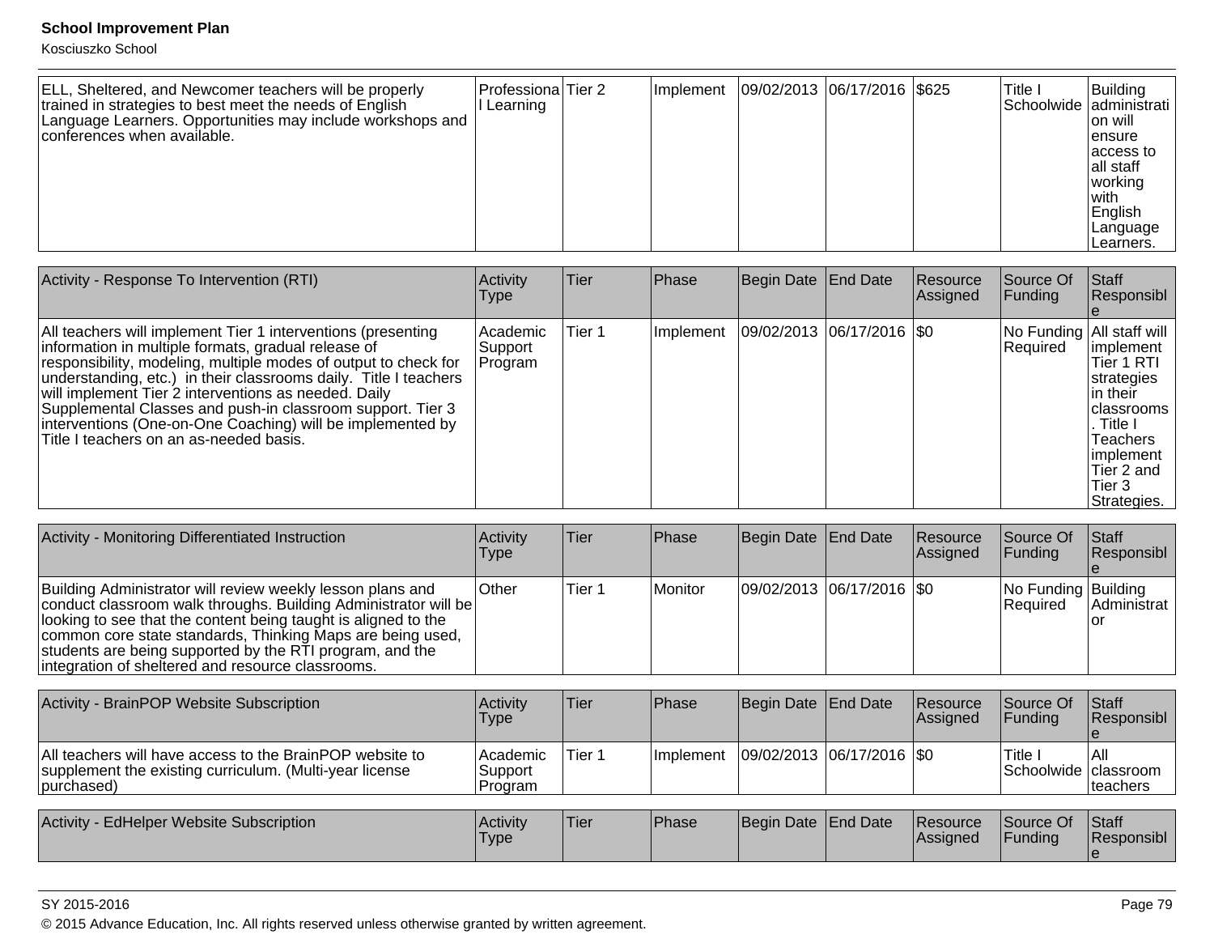| ELL, Sheltered, and Newcomer teachers will be properly trained in strategies to best meet the needs of English Language Learners. Opportunities may include workshops and conferences when available. | Professional Learning | Tier 2 | Implement | 09/02/2013 | 06/17/2016 | $625 | Title I Schoolwide | Building administration will ensure access to all staff working with English Language Learners. |
|---|---|---|---|---|---|---|---|---|

| Activity - Response To Intervention (RTI) | Activity Type | Tier | Phase | Begin Date | End Date | Resource Assigned | Source Of Funding | Staff Responsible |
|---|---|---|---|---|---|---|---|---|
| All teachers will implement Tier 1 interventions (presenting information in multiple formats, gradual release of responsibility, modeling, multiple modes of output to check for understanding, etc.) in their classrooms daily. Title I teachers will implement Tier 2 interventions as needed. Daily Supplemental Classes and push-in classroom support. Tier 3 interventions (One-on-One Coaching) will be implemented by Title I teachers on an as-needed basis. | Academic Support Program | Tier 1 | Implement | 09/02/2013 | 06/17/2016 | $0 | No Funding Required | All staff will implement Tier 1 RTI strategies in their classrooms. Title I Teachers implement Tier 2 and Tier 3 Strategies. |

| Activity - Monitoring Differentiated Instruction | Activity Type | Tier | Phase | Begin Date | End Date | Resource Assigned | Source Of Funding | Staff Responsible |
|---|---|---|---|---|---|---|---|---|
| Building Administrator will review weekly lesson plans and conduct classroom walk throughs. Building Administrator will be looking to see that the content being taught is aligned to the common core state standards, Thinking Maps are being used, students are being supported by the RTI program, and the integration of sheltered and resource classrooms. | Other | Tier 1 | Monitor | 09/02/2013 | 06/17/2016 | $0 | No Funding Required | Building Administrator |

| Activity - BrainPOP Website Subscription | Activity Type | Tier | Phase | Begin Date | End Date | Resource Assigned | Source Of Funding | Staff Responsible |
|---|---|---|---|---|---|---|---|---|
| All teachers will have access to the BrainPOP website to supplement the existing curriculum. (Multi-year license purchased) | Academic Support Program | Tier 1 | Implement | 09/02/2013 | 06/17/2016 | $0 | Title I Schoolwide | All classroom teachers |

| Activity - EdHelper Website Subscription | Activity Type | Tier | Phase | Begin Date | End Date | Resource Assigned | Source Of Funding | Staff Responsible |
|---|---|---|---|---|---|---|---|---|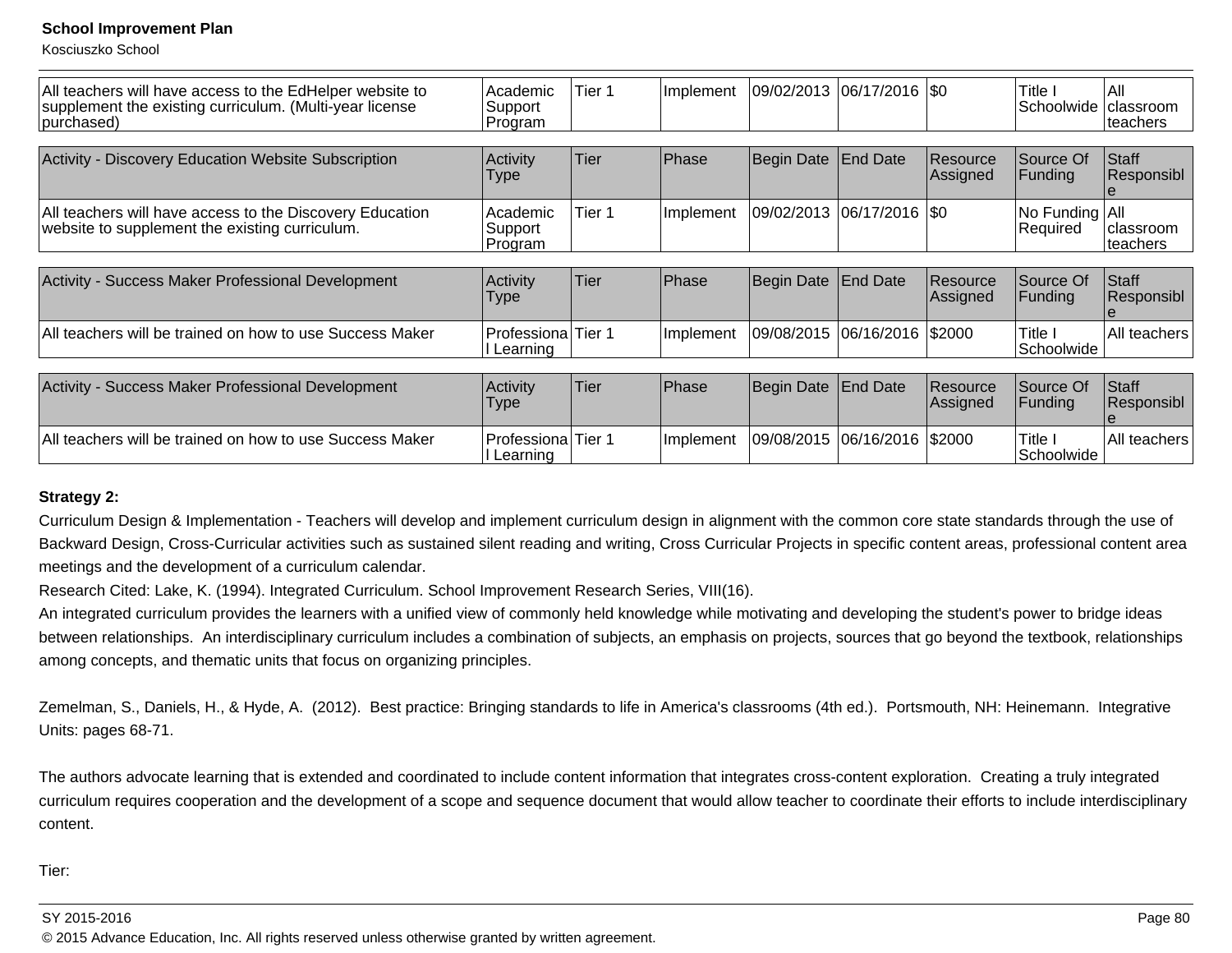| All teachers will have access to the EdHelper website to supplement the existing curriculum. (Multi-year license purchased) | Academic Support Program | Tier 1 | Implement | 09/02/2013 | 06/17/2016 | $0 | Title I Schoolwide | All classroom teachers |
|---|---|---|---|---|---|---|---|---|

| Activity - Discovery Education Website Subscription | Activity Type | Tier | Phase | Begin Date | End Date | Resource Assigned | Source Of Funding | Staff Responsible |
|---|---|---|---|---|---|---|---|---|
| All teachers will have access to the Discovery Education website to supplement the existing curriculum. | Academic Support Program | Tier 1 | Implement | 09/02/2013 | 06/17/2016 | $0 | No Funding Required | All classroom teachers |

| Activity - Success Maker Professional Development | Activity Type | Tier | Phase | Begin Date | End Date | Resource Assigned | Source Of Funding | Staff Responsible |
|---|---|---|---|---|---|---|---|---|
| All teachers will be trained on how to use Success Maker | Professional Learning | Tier 1 | Implement | 09/08/2015 | 06/16/2016 | $2000 | Title I Schoolwide | All teachers |

| Activity - Success Maker Professional Development | Activity Type | Tier | Phase | Begin Date | End Date | Resource Assigned | Source Of Funding | Staff Responsible |
|---|---|---|---|---|---|---|---|---|
| All teachers will be trained on how to use Success Maker | Professional Learning | Tier 1 | Implement | 09/08/2015 | 06/16/2016 | $2000 | Title I Schoolwide | All teachers |

**Strategy 2:**

Curriculum Design & Implementation - Teachers will develop and implement curriculum design in alignment with the common core state standards through the use of Backward Design, Cross-Curricular activities such as sustained silent reading and writing, Cross Curricular Projects in specific content areas, professional content area meetings and the development of a curriculum calendar.

Research Cited: Lake, K. (1994). Integrated Curriculum. School Improvement Research Series, VIII(16).

An integrated curriculum provides the learners with a unified view of commonly held knowledge while motivating and developing the student's power to bridge ideas between relationships. An interdisciplinary curriculum includes a combination of subjects, an emphasis on projects, sources that go beyond the textbook, relationships among concepts, and thematic units that focus on organizing principles.

Zemelman, S., Daniels, H., & Hyde, A. (2012). Best practice: Bringing standards to life in America's classrooms (4th ed.). Portsmouth, NH: Heinemann. Integrative Units: pages 68-71.

The authors advocate learning that is extended and coordinated to include content information that integrates cross-content exploration. Creating a truly integrated curriculum requires cooperation and the development of a scope and sequence document that would allow teacher to coordinate their efforts to include interdisciplinary content.

Tier: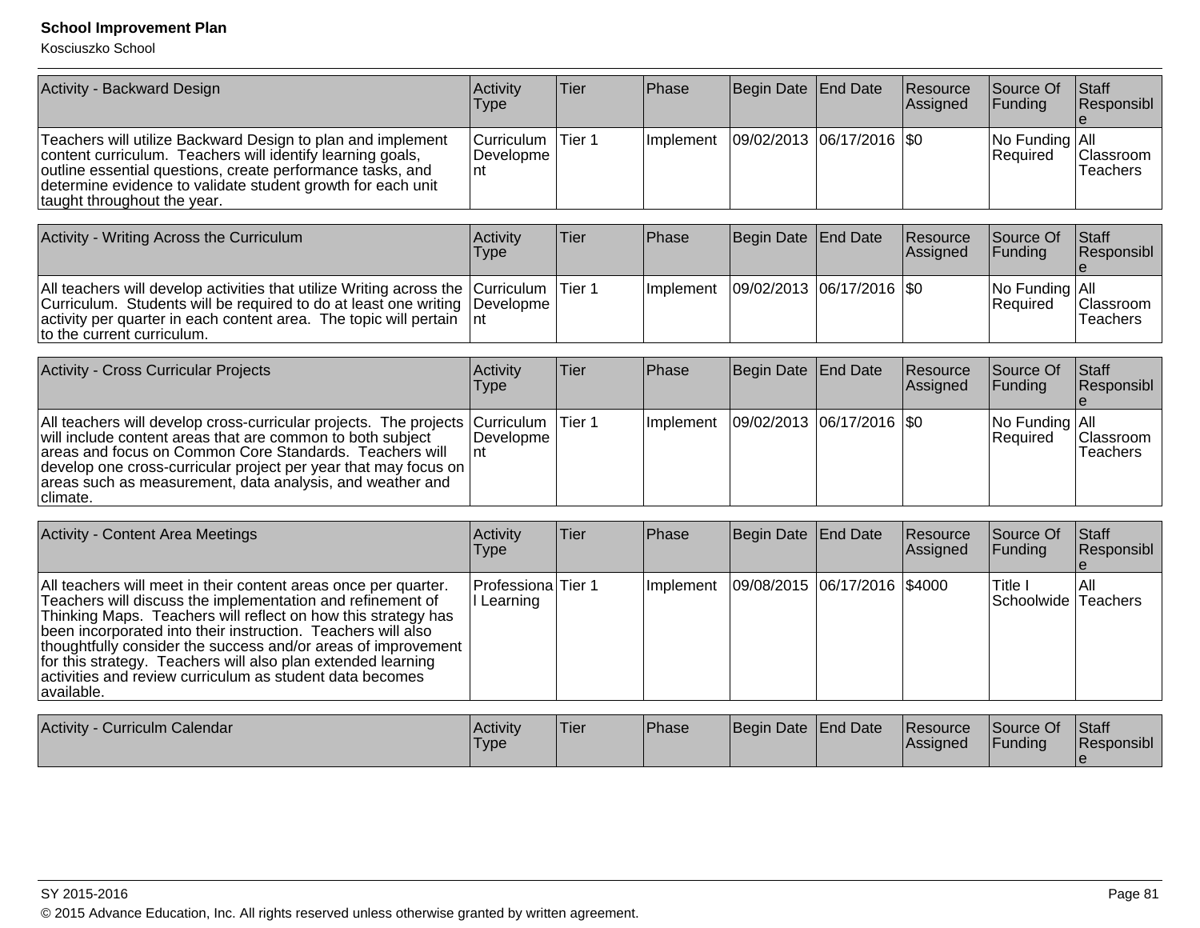| Activity - Backward Design | Activity Type | Tier | Phase | Begin Date | End Date | Resource Assigned | Source Of Funding | Staff Responsible |
|---|---|---|---|---|---|---|---|---|
| Teachers will utilize Backward Design to plan and implement content curriculum. Teachers will identify learning goals, outline essential questions, create performance tasks, and determine evidence to validate student growth for each unit taught throughout the year. | Curriculum Development | Tier 1 | Implement | 09/02/2013 | 06/17/2016 | $0 | No Funding Required | All Classroom Teachers |

| Activity - Writing Across the Curriculum | Activity Type | Tier | Phase | Begin Date | End Date | Resource Assigned | Source Of Funding | Staff Responsible |
|---|---|---|---|---|---|---|---|---|
| All teachers will develop activities that utilize Writing across the Curriculum. Students will be required to do at least one writing activity per quarter in each content area. The topic will pertain to the current curriculum. | Curriculum Development | Tier 1 | Implement | 09/02/2013 | 06/17/2016 | $0 | No Funding Required | All Classroom Teachers |

| Activity - Cross Curricular Projects | Activity Type | Tier | Phase | Begin Date | End Date | Resource Assigned | Source Of Funding | Staff Responsible |
|---|---|---|---|---|---|---|---|---|
| All teachers will develop cross-curricular projects. The projects will include content areas that are common to both subject areas and focus on Common Core Standards. Teachers will develop one cross-curricular project per year that may focus on areas such as measurement, data analysis, and weather and climate. | Curriculum Development | Tier 1 | Implement | 09/02/2013 | 06/17/2016 | $0 | No Funding Required | All Classroom Teachers |

| Activity - Content Area Meetings | Activity Type | Tier | Phase | Begin Date | End Date | Resource Assigned | Source Of Funding | Staff Responsible |
|---|---|---|---|---|---|---|---|---|
| All teachers will meet in their content areas once per quarter. Teachers will discuss the implementation and refinement of Thinking Maps. Teachers will reflect on how this strategy has been incorporated into their instruction. Teachers will also thoughtfully consider the success and/or areas of improvement for this strategy. Teachers will also plan extended learning activities and review curriculum as student data becomes available. | Professional Learning | Tier 1 | Implement | 09/08/2015 | 06/17/2016 | $4000 | Title I Schoolwide | All Teachers |

| Activity - Curriculm Calendar | Activity Type | Tier | Phase | Begin Date | End Date | Resource Assigned | Source Of Funding | Staff Responsible |
|---|---|---|---|---|---|---|---|---|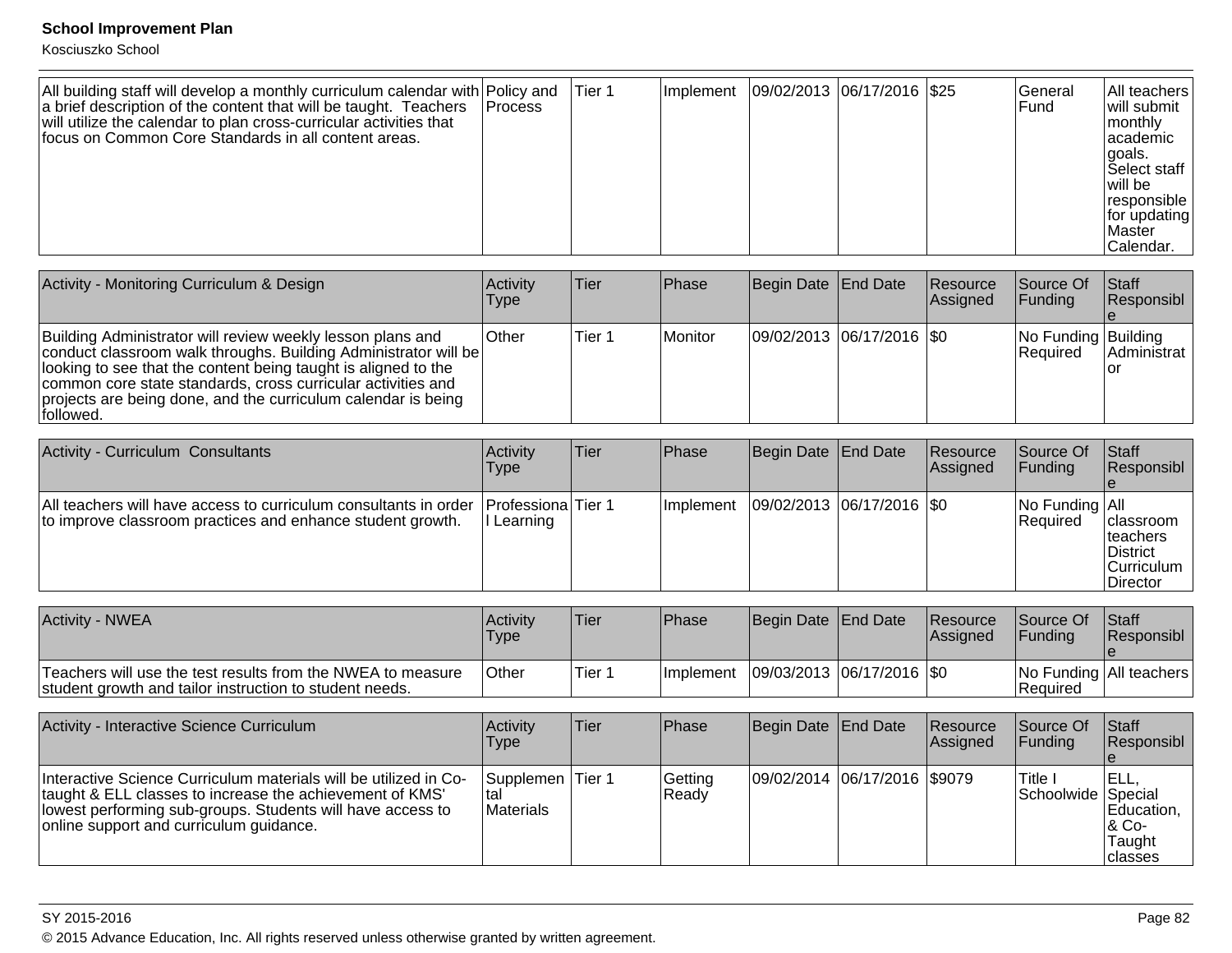| All building staff will develop a monthly curriculum calendar with a brief description of the content that will be taught. Teachers will utilize the calendar to plan cross-curricular activities that focus on Common Core Standards in all content areas. | Policy and Process | Tier 1 | Implement | 09/02/2013 | 06/17/2016 | $25 | General Fund | All teachers will submit monthly academic goals. Select staff will be responsible for updating Master Calendar. |
|---|---|---|---|---|---|---|---|---|

| Activity - Monitoring Curriculum & Design | Activity Type | Tier | Phase | Begin Date | End Date | Resource Assigned | Source Of Funding | Staff Responsible |
|---|---|---|---|---|---|---|---|---|
| Building Administrator will review weekly lesson plans and conduct classroom walk throughs. Building Administrator will be looking to see that the content being taught is aligned to the common core state standards, cross curricular activities and projects are being done, and the curriculum calendar is being followed. | Other | Tier 1 | Monitor | 09/02/2013 | 06/17/2016 | $0 | No Funding Required | Building Administrator |

| Activity - Curriculum Consultants | Activity Type | Tier | Phase | Begin Date | End Date | Resource Assigned | Source Of Funding | Staff Responsible |
|---|---|---|---|---|---|---|---|---|
| All teachers will have access to curriculum consultants in order to improve classroom practices and enhance student growth. | Professional Learning | Tier 1 | Implement | 09/02/2013 | 06/17/2016 | $0 | No Funding Required | All classroom teachers District Curriculum Director |

| Activity - NWEA | Activity Type | Tier | Phase | Begin Date | End Date | Resource Assigned | Source Of Funding | Staff Responsible |
|---|---|---|---|---|---|---|---|---|
| Teachers will use the test results from the NWEA to measure student growth and tailor instruction to student needs. | Other | Tier 1 | Implement | 09/03/2013 | 06/17/2016 | $0 | No Funding Required | All teachers |

| Activity - Interactive Science Curriculum | Activity Type | Tier | Phase | Begin Date | End Date | Resource Assigned | Source Of Funding | Staff Responsible |
|---|---|---|---|---|---|---|---|---|
| Interactive Science Curriculum materials will be utilized in Co-taught & ELL classes to increase the achievement of KMS' lowest performing sub-groups. Students will have access to online support and curriculum guidance. | Supplemental Materials | Tier 1 | Getting Ready | 09/02/2014 | 06/17/2016 | $9079 | Title I Schoolwide | ELL, Special Education, & Co-Taught classes |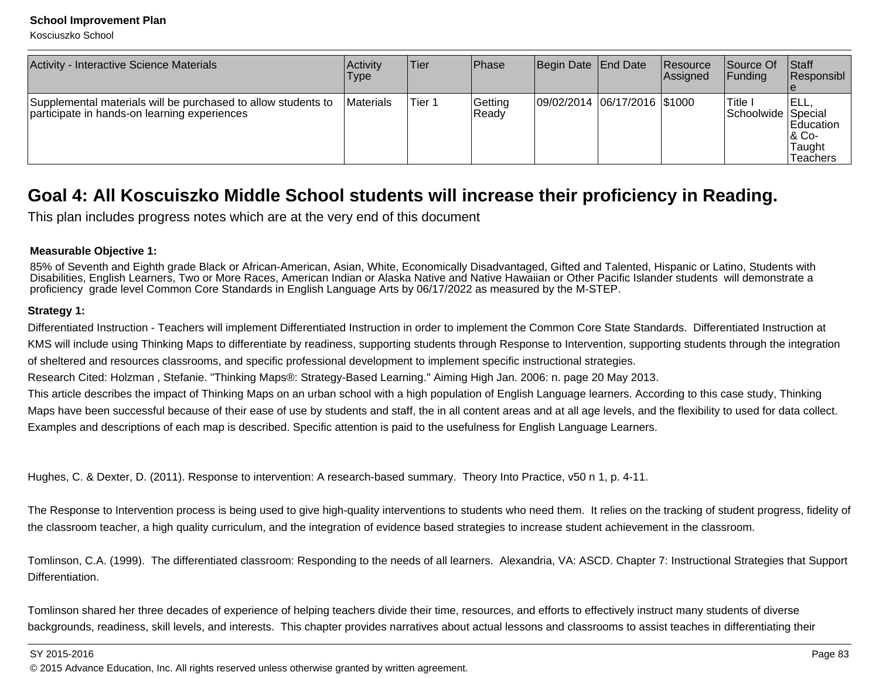| Activity - Interactive Science Materials | Activity Type | Tier | Phase | Begin Date | End Date | Resource Assigned | Source Of Funding | Staff Responsible |
|---|---|---|---|---|---|---|---|---|
| Supplemental materials will be purchased to allow students to participate in hands-on learning experiences | Materials | Tier 1 | Getting Ready | 09/02/2014 | 06/17/2016 | $1000 | Title I Schoolwide | ELL, Special Education & Co-Taught Teachers |

## Goal 4: All Koscuiszko Middle School students will increase their proficiency in Reading.

This plan includes progress notes which are at the very end of this document

**Measurable Objective 1:**

85% of Seventh and Eighth grade Black or African-American, Asian, White, Economically Disadvantaged, Gifted and Talented, Hispanic or Latino, Students with Disabilities, English Learners, Two or More Races, American Indian or Alaska Native and Native Hawaiian or Other Pacific Islander students will demonstrate a proficiency grade level Common Core Standards in English Language Arts by 06/17/2022 as measured by the M-STEP.

**Strategy 1:**

Differentiated Instruction - Teachers will implement Differentiated Instruction in order to implement the Common Core State Standards. Differentiated Instruction at KMS will include using Thinking Maps to differentiate by readiness, supporting students through Response to Intervention, supporting students through the integration of sheltered and resources classrooms, and specific professional development to implement specific instructional strategies.

Research Cited: Holzman , Stefanie. "Thinking Maps®: Strategy-Based Learning." Aiming High Jan. 2006: n. page 20 May 2013.

This article describes the impact of Thinking Maps on an urban school with a high population of English Language learners. According to this case study, Thinking Maps have been successful because of their ease of use by students and staff, the in all content areas and at all age levels, and the flexibility to used for data collect. Examples and descriptions of each map is described. Specific attention is paid to the usefulness for English Language Learners.

Hughes, C. & Dexter, D. (2011). Response to intervention: A research-based summary. Theory Into Practice, v50 n 1, p. 4-11.

The Response to Intervention process is being used to give high-quality interventions to students who need them. It relies on the tracking of student progress, fidelity of the classroom teacher, a high quality curriculum, and the integration of evidence based strategies to increase student achievement in the classroom.

Tomlinson, C.A. (1999). The differentiated classroom: Responding to the needs of all learners. Alexandria, VA: ASCD. Chapter 7: Instructional Strategies that Support Differentiation.

Tomlinson shared her three decades of experience of helping teachers divide their time, resources, and efforts to effectively instruct many students of diverse backgrounds, readiness, skill levels, and interests. This chapter provides narratives about actual lessons and classrooms to assist teaches in differentiating their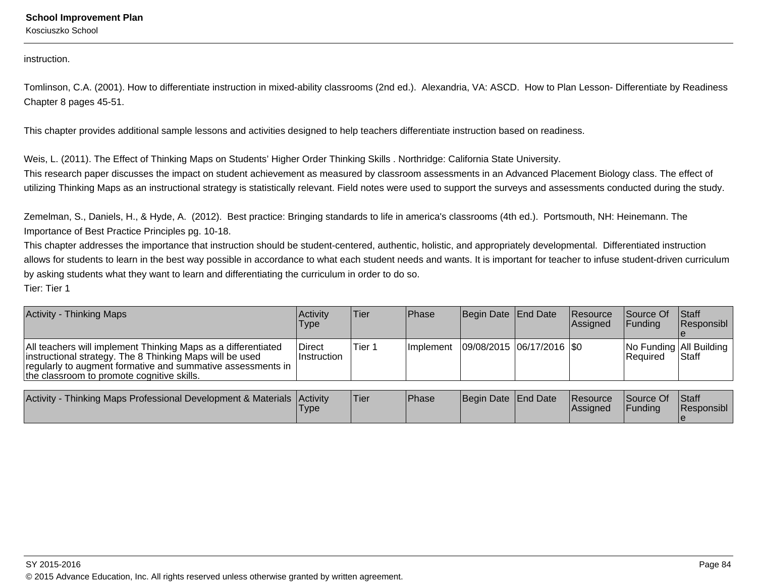instruction.

Tomlinson, C.A. (2001). How to differentiate instruction in mixed-ability classrooms (2nd ed.).  Alexandria, VA: ASCD.  How to Plan Lesson- Differentiate by Readiness Chapter 8 pages 45-51.

This chapter provides additional sample lessons and activities designed to help teachers differentiate instruction based on readiness.

Weis, L. (2011). The Effect of Thinking Maps on Students' Higher Order Thinking Skills . Northridge: California State University.
This research paper discusses the impact on student achievement as measured by classroom assessments in an Advanced Placement Biology class. The effect of utilizing Thinking Maps as an instructional strategy is statistically relevant. Field notes were used to support the surveys and assessments conducted during the study.

Zemelman, S., Daniels, H., & Hyde, A.  (2012).  Best practice: Bringing standards to life in america's classrooms (4th ed.).  Portsmouth, NH: Heinemann. The Importance of Best Practice Principles pg. 10-18.
This chapter addresses the importance that instruction should be student-centered, authentic, holistic, and appropriately developmental.  Differentiated instruction allows for students to learn in the best way possible in accordance to what each student needs and wants. It is important for teacher to infuse student-driven curriculum by asking students what they want to learn and differentiating the curriculum in order to do so.
Tier: Tier 1

| Activity - Thinking Maps | Activity Type | Tier | Phase | Begin Date | End Date | Resource Assigned | Source Of Funding | Staff Responsible |
|---|---|---|---|---|---|---|---|---|
| All teachers will implement Thinking Maps as a differentiated instructional strategy. The 8 Thinking Maps will be used regularly to augment formative and summative assessments in the classroom to promote cognitive skills. | Direct Instruction | Tier 1 | Implement | 09/08/2015 | 06/17/2016 | $0 | No Funding Required | All Building Staff |

| Activity - Thinking Maps Professional Development & Materials | Activity Type | Tier | Phase | Begin Date | End Date | Resource Assigned | Source Of Funding | Staff Responsible |
|---|---|---|---|---|---|---|---|---|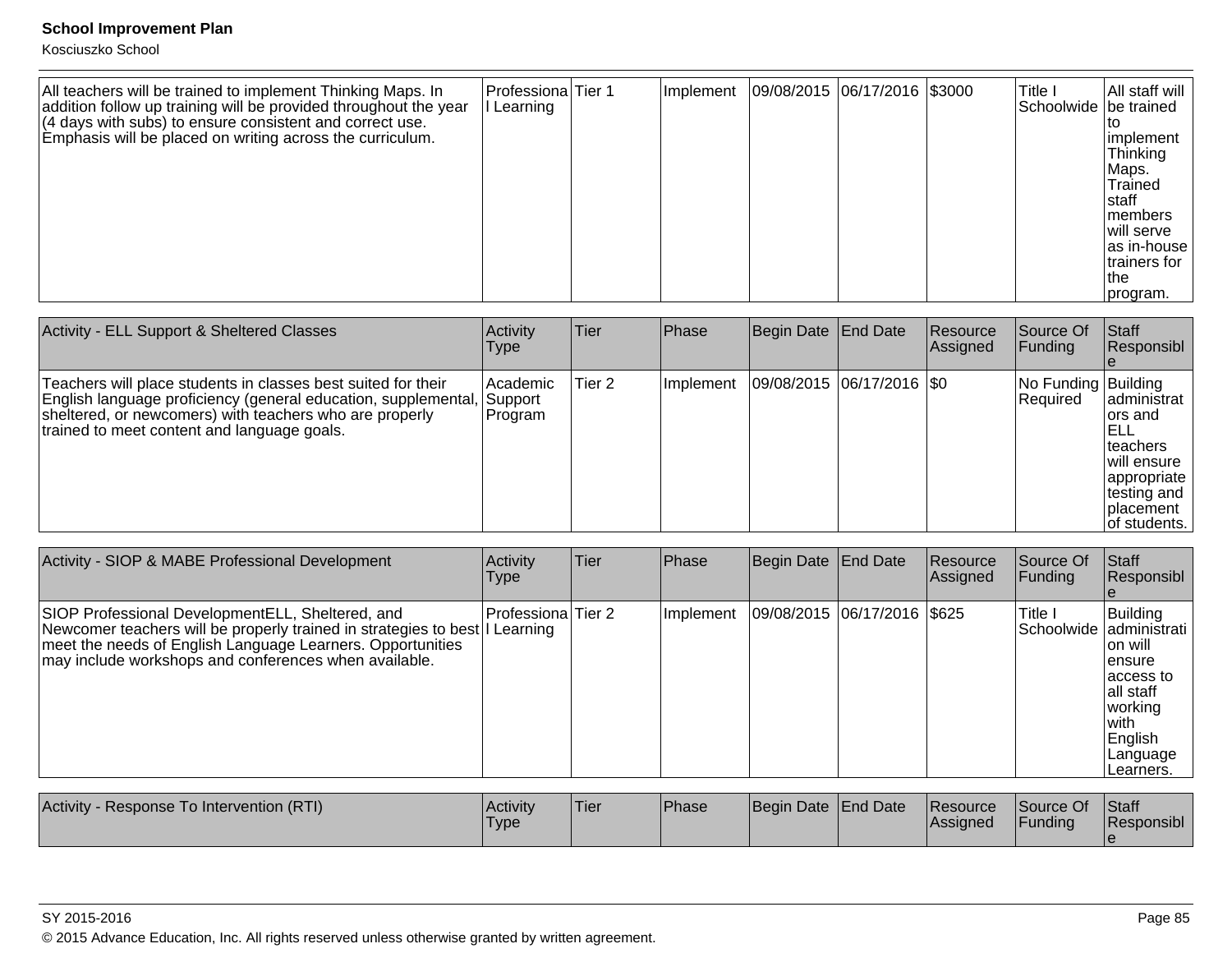| | | | | | | | | |
|---|---|---|---|---|---|---|---|---|
| All teachers will be trained to implement Thinking Maps. In addition follow up training will be provided throughout the year (4 days with subs) to ensure consistent and correct use. Emphasis will be placed on writing across the curriculum. | Professional Learning | Tier 1 | Implement | 09/08/2015 | 06/17/2016 | $3000 | Title I Schoolwide | All staff will be trained to implement Thinking Maps. Trained staff members will serve as in-house trainers for the program. |

| Activity - ELL Support & Sheltered Classes | Activity Type | Tier | Phase | Begin Date | End Date | Resource Assigned | Source Of Funding | Staff Responsible |
|---|---|---|---|---|---|---|---|---|
| Teachers will place students in classes best suited for their English language proficiency (general education, supplemental, sheltered, or newcomers) with teachers who are properly trained to meet content and language goals. | Academic Support Program | Tier 2 | Implement | 09/08/2015 | 06/17/2016 | $0 | No Funding Required | Building administrators and ELL teachers will ensure appropriate testing and placement of students. |

| Activity - SIOP & MABE Professional Development | Activity Type | Tier | Phase | Begin Date | End Date | Resource Assigned | Source Of Funding | Staff Responsible |
|---|---|---|---|---|---|---|---|---|
| SIOP Professional DevelopmentELL, Sheltered, and Newcomer teachers will be properly trained in strategies to best meet the needs of English Language Learners. Opportunities may include workshops and conferences when available. | Professional Learning | Tier 2 | Implement | 09/08/2015 | 06/17/2016 | $625 | Title I Schoolwide | Building administration will ensure access to all staff working with English Language Learners. |

| Activity - Response To Intervention (RTI) | Activity Type | Tier | Phase | Begin Date | End Date | Resource Assigned | Source Of Funding | Staff Responsible |
|---|---|---|---|---|---|---|---|---|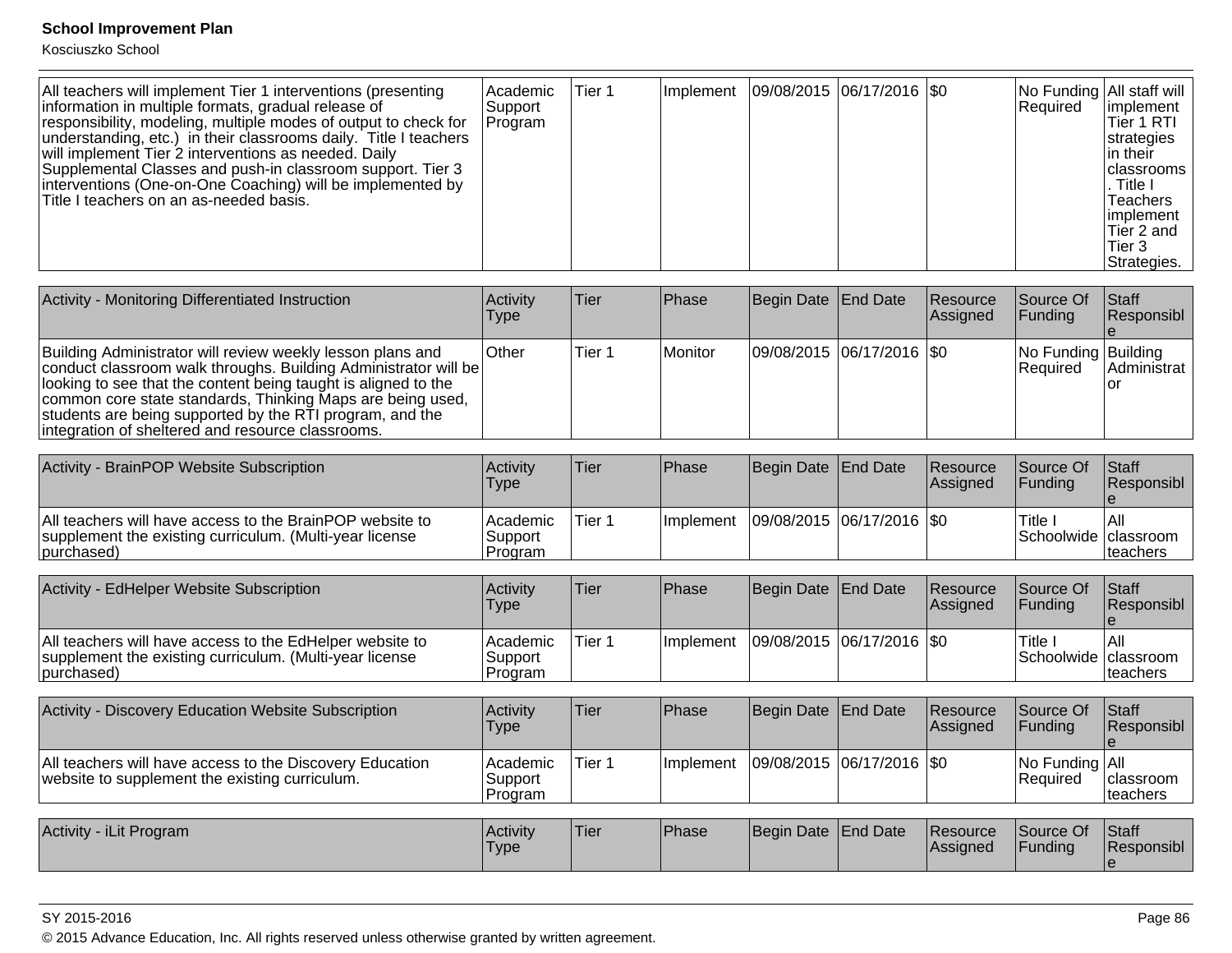| | | | | | | | | |
|---|---|---|---|---|---|---|---|---|
| All teachers will implement Tier 1 interventions (presenting information in multiple formats, gradual release of responsibility, modeling, multiple modes of output to check for understanding, etc.) in their classrooms daily. Title I teachers will implement Tier 2 interventions as needed. Daily Supplemental Classes and push-in classroom support. Tier 3 interventions (One-on-One Coaching) will be implemented by Title I teachers on an as-needed basis. | Academic Support Program | Tier 1 | Implement | 09/08/2015 | 06/17/2016 | $0 | No Funding Required | All staff will implement Tier 1 RTI strategies in their classrooms. Title I Teachers implement Tier 2 and Tier 3 Strategies. |

| Activity - Monitoring Differentiated Instruction | Activity Type | Tier | Phase | Begin Date | End Date | Resource Assigned | Source Of Funding | Staff Responsible |
|---|---|---|---|---|---|---|---|---|
| Building Administrator will review weekly lesson plans and conduct classroom walk throughs. Building Administrator will be looking to see that the content being taught is aligned to the common core state standards, Thinking Maps are being used, students are being supported by the RTI program, and the integration of sheltered and resource classrooms. | Other | Tier 1 | Monitor | 09/08/2015 | 06/17/2016 | $0 | No Funding Required | Building Administrator |

| Activity - BrainPOP Website Subscription | Activity Type | Tier | Phase | Begin Date | End Date | Resource Assigned | Source Of Funding | Staff Responsible |
|---|---|---|---|---|---|---|---|---|
| All teachers will have access to the BrainPOP website to supplement the existing curriculum. (Multi-year license purchased) | Academic Support Program | Tier 1 | Implement | 09/08/2015 | 06/17/2016 | $0 | Title I Schoolwide | All classroom teachers |

| Activity - EdHelper Website Subscription | Activity Type | Tier | Phase | Begin Date | End Date | Resource Assigned | Source Of Funding | Staff Responsible |
|---|---|---|---|---|---|---|---|---|
| All teachers will have access to the EdHelper website to supplement the existing curriculum. (Multi-year license purchased) | Academic Support Program | Tier 1 | Implement | 09/08/2015 | 06/17/2016 | $0 | Title I Schoolwide | All classroom teachers |

| Activity - Discovery Education Website Subscription | Activity Type | Tier | Phase | Begin Date | End Date | Resource Assigned | Source Of Funding | Staff Responsible |
|---|---|---|---|---|---|---|---|---|
| All teachers will have access to the Discovery Education website to supplement the existing curriculum. | Academic Support Program | Tier 1 | Implement | 09/08/2015 | 06/17/2016 | $0 | No Funding Required | All classroom teachers |

| Activity - iLit Program | Activity Type | Tier | Phase | Begin Date | End Date | Resource Assigned | Source Of Funding | Staff Responsible |
|---|---|---|---|---|---|---|---|---|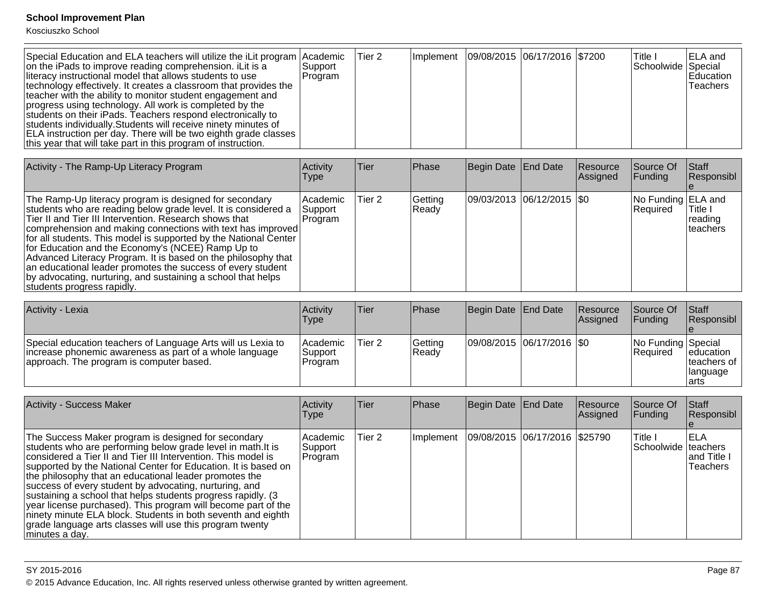| | | | | | | | | |
|---|---|---|---|---|---|---|---|---|
| Special Education and ELA teachers will utilize the iLit program on the iPads to improve reading comprehension. iLit is a literacy instructional model that allows students to use technology effectively. It creates a classroom that provides the teacher with the ability to monitor student engagement and progress using technology. All work is completed by the students on their iPads. Teachers respond electronically to students individually.Students will receive ninety minutes of ELA instruction per day. There will be two eighth grade classes this year that will take part in this program of instruction. | Academic Support Program | Tier 2 | Implement | 09/08/2015 | 06/17/2016 | $7200 | Title I Schoolwide | ELA and Special Education Teachers |

| Activity - The Ramp-Up Literacy Program | Activity Type | Tier | Phase | Begin Date | End Date | Resource Assigned | Source Of Funding | Staff Responsible |
|---|---|---|---|---|---|---|---|---|
| The Ramp-Up literacy program is designed for secondary students who are reading below grade level. It is considered a Tier II and Tier III Intervention. Research shows that comprehension and making connections with text has improved for all students. This model is supported by the National Center for Education and the Economy's (NCEE) Ramp Up to Advanced Literacy Program. It is based on the philosophy that an educational leader promotes the success of every student by advocating, nurturing, and sustaining a school that helps students progress rapidly. | Academic Support Program | Tier 2 | Getting Ready | 09/03/2013 | 06/12/2015 | $0 | No Funding Required | ELA and Title I reading teachers |

| Activity - Lexia | Activity Type | Tier | Phase | Begin Date | End Date | Resource Assigned | Source Of Funding | Staff Responsible |
|---|---|---|---|---|---|---|---|---|
| Special education teachers of Language Arts will us Lexia to increase phonemic awareness as part of a whole language approach. The program is computer based. | Academic Support Program | Tier 2 | Getting Ready | 09/08/2015 | 06/17/2016 | $0 | No Funding Required | Special education teachers of language arts |

| Activity - Success Maker | Activity Type | Tier | Phase | Begin Date | End Date | Resource Assigned | Source Of Funding | Staff Responsible |
|---|---|---|---|---|---|---|---|---|
| The Success Maker program is designed for secondary students who are performing below grade level in math.It is considered a Tier II and Tier III Intervention. This model is supported by the National Center for Education. It is based on the philosophy that an educational leader promotes the success of every student by advocating, nurturing, and sustaining a school that helps students progress rapidly. (3 year license purchased). This program will become part of the ninety minute ELA block. Students in both seventh and eighth grade language arts classes will use this program twenty minutes a day. | Academic Support Program | Tier 2 | Implement | 09/08/2015 | 06/17/2016 | $25790 | Title I Schoolwide | ELA teachers and Title I Teachers |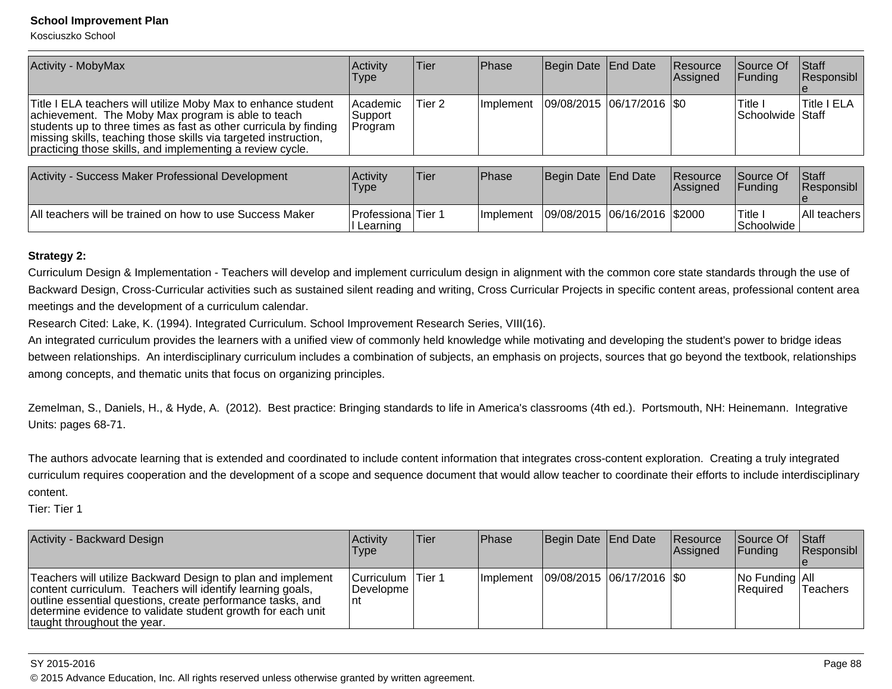| Activity - MobyMax | Activity Type | Tier | Phase | Begin Date | End Date | Resource Assigned | Source Of Funding | Staff Responsible |
|---|---|---|---|---|---|---|---|---|
| Title I ELA teachers will utilize Moby Max to enhance student achievement. The Moby Max program is able to teach students up to three times as fast as other curricula by finding missing skills, teaching those skills via targeted instruction, practicing those skills, and implementing a review cycle. | Academic Support Program | Tier 2 | Implement | 09/08/2015 | 06/17/2016 | $0 | Title I Schoolwide | Title I ELA Staff |

| Activity - Success Maker Professional Development | Activity Type | Tier | Phase | Begin Date | End Date | Resource Assigned | Source Of Funding | Staff Responsible |
|---|---|---|---|---|---|---|---|---|
| All teachers will be trained on how to use Success Maker | Professional Learning | Tier 1 | Implement | 09/08/2015 | 06/16/2016 | $2000 | Title I Schoolwide | All teachers |

**Strategy 2:**

Curriculum Design & Implementation - Teachers will develop and implement curriculum design in alignment with the common core state standards through the use of Backward Design, Cross-Curricular activities such as sustained silent reading and writing, Cross Curricular Projects in specific content areas, professional content area meetings and the development of a curriculum calendar.

Research Cited: Lake, K. (1994). Integrated Curriculum. School Improvement Research Series, VIII(16).

An integrated curriculum provides the learners with a unified view of commonly held knowledge while motivating and developing the student's power to bridge ideas between relationships. An interdisciplinary curriculum includes a combination of subjects, an emphasis on projects, sources that go beyond the textbook, relationships among concepts, and thematic units that focus on organizing principles.

Zemelman, S., Daniels, H., & Hyde, A. (2012). Best practice: Bringing standards to life in America's classrooms (4th ed.). Portsmouth, NH: Heinemann. Integrative Units: pages 68-71.

The authors advocate learning that is extended and coordinated to include content information that integrates cross-content exploration. Creating a truly integrated curriculum requires cooperation and the development of a scope and sequence document that would allow teacher to coordinate their efforts to include interdisciplinary content.

Tier: Tier 1

| Activity - Backward Design | Activity Type | Tier | Phase | Begin Date | End Date | Resource Assigned | Source Of Funding | Staff Responsible |
|---|---|---|---|---|---|---|---|---|
| Teachers will utilize Backward Design to plan and implement content curriculum. Teachers will identify learning goals, outline essential questions, create performance tasks, and determine evidence to validate student growth for each unit taught throughout the year. | Curriculum Development | Tier 1 | Implement | 09/08/2015 | 06/17/2016 | $0 | No Funding Required | All Teachers |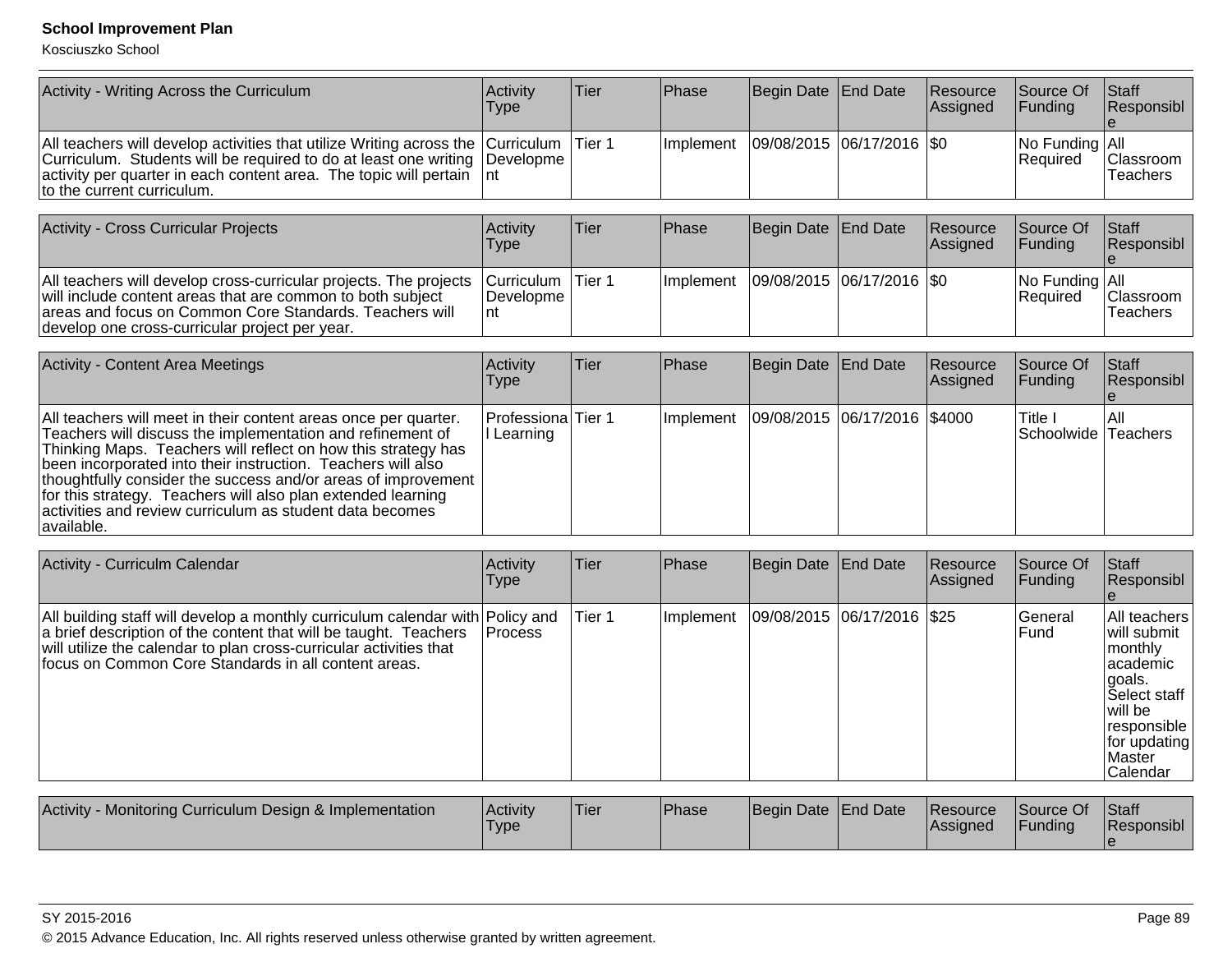| Activity - Writing Across the Curriculum | Activity Type | Tier | Phase | Begin Date | End Date | Resource Assigned | Source Of Funding | Staff Responsible |
|---|---|---|---|---|---|---|---|---|
| All teachers will develop activities that utilize Writing across the Curriculum. Students will be required to do at least one writing activity per quarter in each content area. The topic will pertain to the current curriculum. | Curriculum Development | Tier 1 | Implement | 09/08/2015 | 06/17/2016 | $0 | No Funding Required | All Classroom Teachers |

| Activity - Cross Curricular Projects | Activity Type | Tier | Phase | Begin Date | End Date | Resource Assigned | Source Of Funding | Staff Responsible |
|---|---|---|---|---|---|---|---|---|
| All teachers will develop cross-curricular projects. The projects will include content areas that are common to both subject areas and focus on Common Core Standards. Teachers will develop one cross-curricular project per year. | Curriculum Development | Tier 1 | Implement | 09/08/2015 | 06/17/2016 | $0 | No Funding Required | All Classroom Teachers |

| Activity - Content Area Meetings | Activity Type | Tier | Phase | Begin Date | End Date | Resource Assigned | Source Of Funding | Staff Responsible |
|---|---|---|---|---|---|---|---|---|
| All teachers will meet in their content areas once per quarter. Teachers will discuss the implementation and refinement of Thinking Maps. Teachers will reflect on how this strategy has been incorporated into their instruction. Teachers will also thoughtfully consider the success and/or areas of improvement for this strategy. Teachers will also plan extended learning activities and review curriculum as student data becomes available. | Professional Learning | Tier 1 | Implement | 09/08/2015 | 06/17/2016 | $4000 | Title I Schoolwide | All Teachers |

| Activity - Curriculm Calendar | Activity Type | Tier | Phase | Begin Date | End Date | Resource Assigned | Source Of Funding | Staff Responsible |
|---|---|---|---|---|---|---|---|---|
| All building staff will develop a monthly curriculum calendar with a brief description of the content that will be taught. Teachers will utilize the calendar to plan cross-curricular activities that focus on Common Core Standards in all content areas. | Policy and Process | Tier 1 | Implement | 09/08/2015 | 06/17/2016 | $25 | General Fund | All teachers will submit monthly academic goals. Select staff will be responsible for updating Master Calendar |

| Activity - Monitoring Curriculum Design & Implementation | Activity Type | Tier | Phase | Begin Date | End Date | Resource Assigned | Source Of Funding | Staff Responsible |
|---|---|---|---|---|---|---|---|---|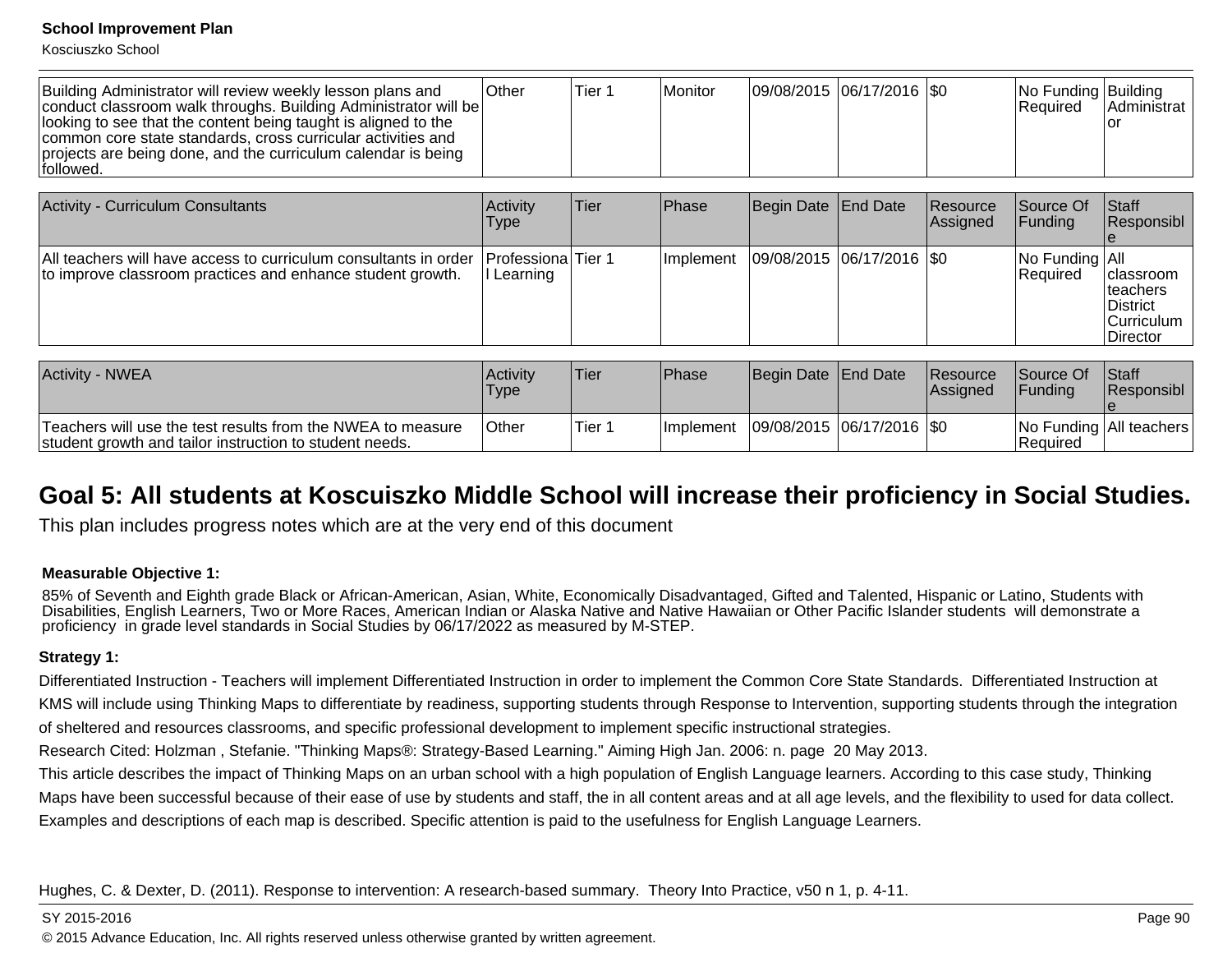| | | | | | | | | |
|---|---|---|---|---|---|---|---|---|
| Building Administrator will review weekly lesson plans and conduct classroom walk throughs. Building Administrator will be looking to see that the content being taught is aligned to the common core state standards, cross curricular activities and projects are being done, and the curriculum calendar is being followed. | Other | Tier 1 | Monitor | 09/08/2015 | 06/17/2016 | $0 | No Funding Required | Building Administrator |

| Activity - Curriculum Consultants | Activity Type | Tier | Phase | Begin Date | End Date | Resource Assigned | Source Of Funding | Staff Responsible |
|---|---|---|---|---|---|---|---|---|
| All teachers will have access to curriculum consultants in order to improve classroom practices and enhance student growth. | Professional Learning | Tier 1 | Implement | 09/08/2015 | 06/17/2016 | $0 | No Funding Required | All classroom teachers District Curriculum Director |

| Activity - NWEA | Activity Type | Tier | Phase | Begin Date | End Date | Resource Assigned | Source Of Funding | Staff Responsible |
|---|---|---|---|---|---|---|---|---|
| Teachers will use the test results from the NWEA to measure student growth and tailor instruction to student needs. | Other | Tier 1 | Implement | 09/08/2015 | 06/17/2016 | $0 | No Funding Required | All teachers |

## Goal 5: All students at Koscuiszko Middle School will increase their proficiency in Social Studies.

This plan includes progress notes which are at the very end of this document

**Measurable Objective 1:**

85% of Seventh and Eighth grade Black or African-American, Asian, White, Economically Disadvantaged, Gifted and Talented, Hispanic or Latino, Students with Disabilities, English Learners, Two or More Races, American Indian or Alaska Native and Native Hawaiian or Other Pacific Islander students will demonstrate a proficiency in grade level standards in Social Studies by 06/17/2022 as measured by M-STEP.

**Strategy 1:**

Differentiated Instruction - Teachers will implement Differentiated Instruction in order to implement the Common Core State Standards. Differentiated Instruction at KMS will include using Thinking Maps to differentiate by readiness, supporting students through Response to Intervention, supporting students through the integration of sheltered and resources classrooms, and specific professional development to implement specific instructional strategies.

Research Cited: Holzman , Stefanie. "Thinking Maps®: Strategy-Based Learning." Aiming High Jan. 2006: n. page 20 May 2013.

This article describes the impact of Thinking Maps on an urban school with a high population of English Language learners. According to this case study, Thinking Maps have been successful because of their ease of use by students and staff, the in all content areas and at all age levels, and the flexibility to used for data collect. Examples and descriptions of each map is described. Specific attention is paid to the usefulness for English Language Learners.

Hughes, C. & Dexter, D. (2011). Response to intervention: A research-based summary. Theory Into Practice, v50 n 1, p. 4-11.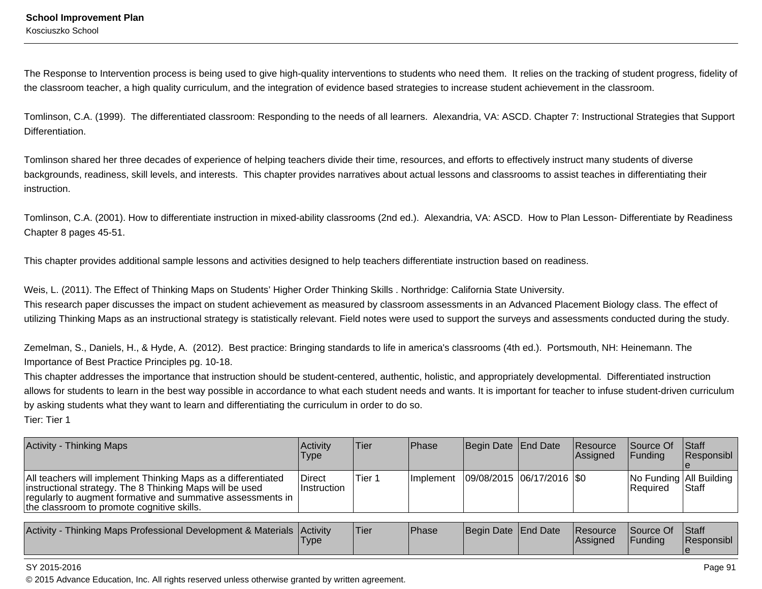The Response to Intervention process is being used to give high-quality interventions to students who need them. It relies on the tracking of student progress, fidelity of the classroom teacher, a high quality curriculum, and the integration of evidence based strategies to increase student achievement in the classroom.

Tomlinson, C.A. (1999). The differentiated classroom: Responding to the needs of all learners. Alexandria, VA: ASCD. Chapter 7: Instructional Strategies that Support Differentiation.

Tomlinson shared her three decades of experience of helping teachers divide their time, resources, and efforts to effectively instruct many students of diverse backgrounds, readiness, skill levels, and interests. This chapter provides narratives about actual lessons and classrooms to assist teaches in differentiating their instruction.

Tomlinson, C.A. (2001). How to differentiate instruction in mixed-ability classrooms (2nd ed.). Alexandria, VA: ASCD. How to Plan Lesson- Differentiate by Readiness Chapter 8 pages 45-51.

This chapter provides additional sample lessons and activities designed to help teachers differentiate instruction based on readiness.

Weis, L. (2011). The Effect of Thinking Maps on Students' Higher Order Thinking Skills . Northridge: California State University.
This research paper discusses the impact on student achievement as measured by classroom assessments in an Advanced Placement Biology class. The effect of utilizing Thinking Maps as an instructional strategy is statistically relevant. Field notes were used to support the surveys and assessments conducted during the study.

Zemelman, S., Daniels, H., & Hyde, A. (2012). Best practice: Bringing standards to life in america's classrooms (4th ed.). Portsmouth, NH: Heinemann. The Importance of Best Practice Principles pg. 10-18.
This chapter addresses the importance that instruction should be student-centered, authentic, holistic, and appropriately developmental. Differentiated instruction allows for students to learn in the best way possible in accordance to what each student needs and wants. It is important for teacher to infuse student-driven curriculum by asking students what they want to learn and differentiating the curriculum in order to do so.
Tier: Tier 1

| Activity - Thinking Maps | Activity Type | Tier | Phase | Begin Date | End Date | Resource Assigned | Source Of Funding | Staff Responsible |
|---|---|---|---|---|---|---|---|---|
| All teachers will implement Thinking Maps as a differentiated instructional strategy. The 8 Thinking Maps will be used regularly to augment formative and summative assessments in the classroom to promote cognitive skills. | Direct Instruction | Tier 1 | Implement | 09/08/2015 | 06/17/2016 | $0 | No Funding Required | All Building Staff |

| Activity - Thinking Maps Professional Development & Materials | Activity Type | Tier | Phase | Begin Date | End Date | Resource Assigned | Source Of Funding | Staff Responsible |
|---|---|---|---|---|---|---|---|---|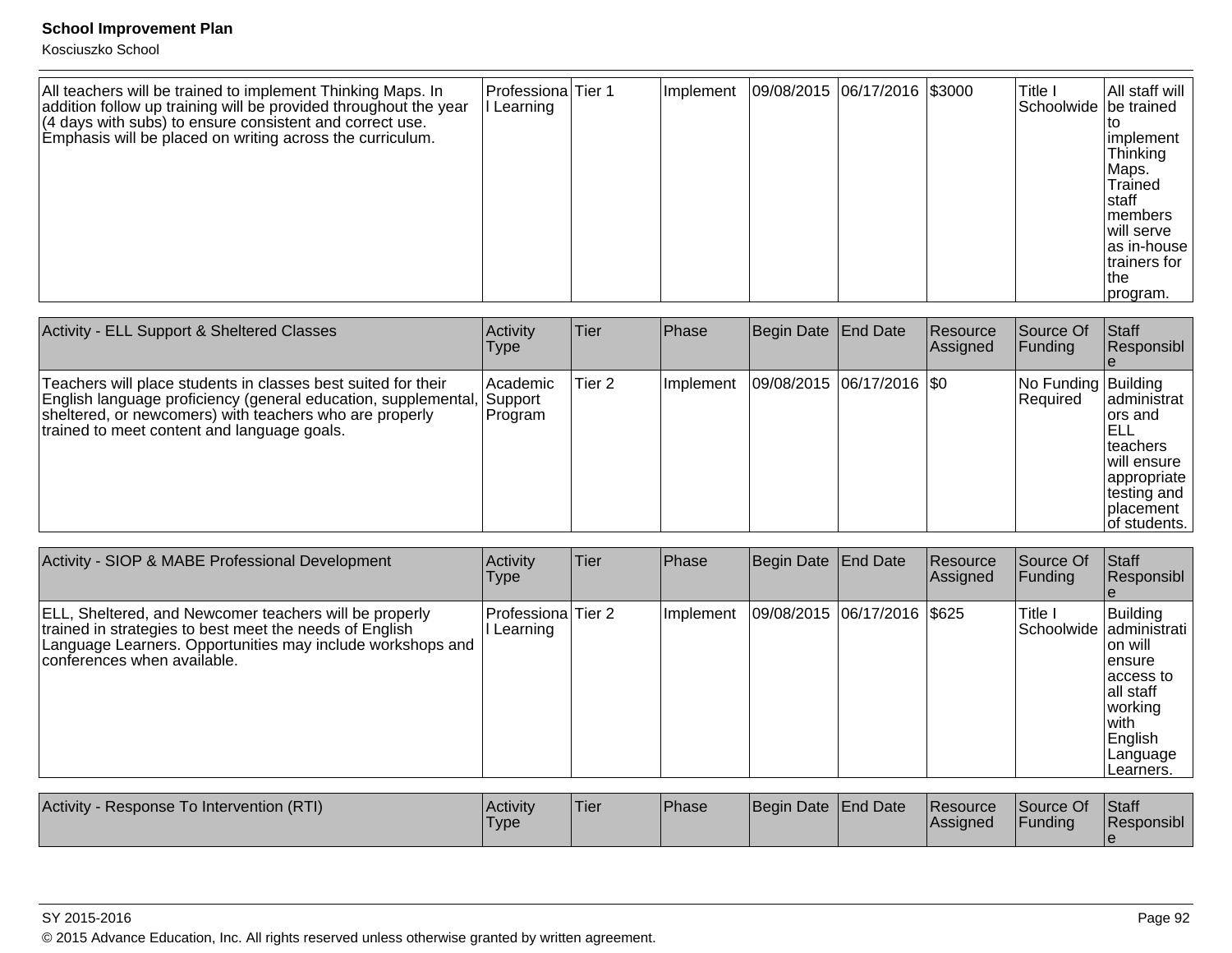| All teachers will be trained to implement Thinking Maps. In addition follow up training will be provided throughout the year (4 days with subs) to ensure consistent and correct use. Emphasis will be placed on writing across the curriculum. | Professional Learning | Tier 1 | Implement | 09/08/2015 | 06/17/2016 | $3000 | Title I Schoolwide | All staff will be trained to implement Thinking Maps. Trained staff members will serve as in-house trainers for the program. |
|---|---|---|---|---|---|---|---|---|

| Activity - ELL Support & Sheltered Classes | Activity Type | Tier | Phase | Begin Date | End Date | Resource Assigned | Source Of Funding | Staff Responsible |
|---|---|---|---|---|---|---|---|---|
| Teachers will place students in classes best suited for their English language proficiency (general education, supplemental, sheltered, or newcomers) with teachers who are properly trained to meet content and language goals. | Academic Support Program | Tier 2 | Implement | 09/08/2015 | 06/17/2016 | $0 | No Funding Required | Building administrators and ELL teachers will ensure appropriate testing and placement of students. |

| Activity - SIOP & MABE Professional Development | Activity Type | Tier | Phase | Begin Date | End Date | Resource Assigned | Source Of Funding | Staff Responsible |
|---|---|---|---|---|---|---|---|---|
| ELL, Sheltered, and Newcomer teachers will be properly trained in strategies to best meet the needs of English Language Learners. Opportunities may include workshops and conferences when available. | Professional Learning | Tier 2 | Implement | 09/08/2015 | 06/17/2016 | $625 | Title I Schoolwide | Building administration will ensure access to all staff working with English Language Learners. |

| Activity - Response To Intervention (RTI) | Activity Type | Tier | Phase | Begin Date | End Date | Resource Assigned | Source Of Funding | Staff Responsible |
|---|---|---|---|---|---|---|---|---|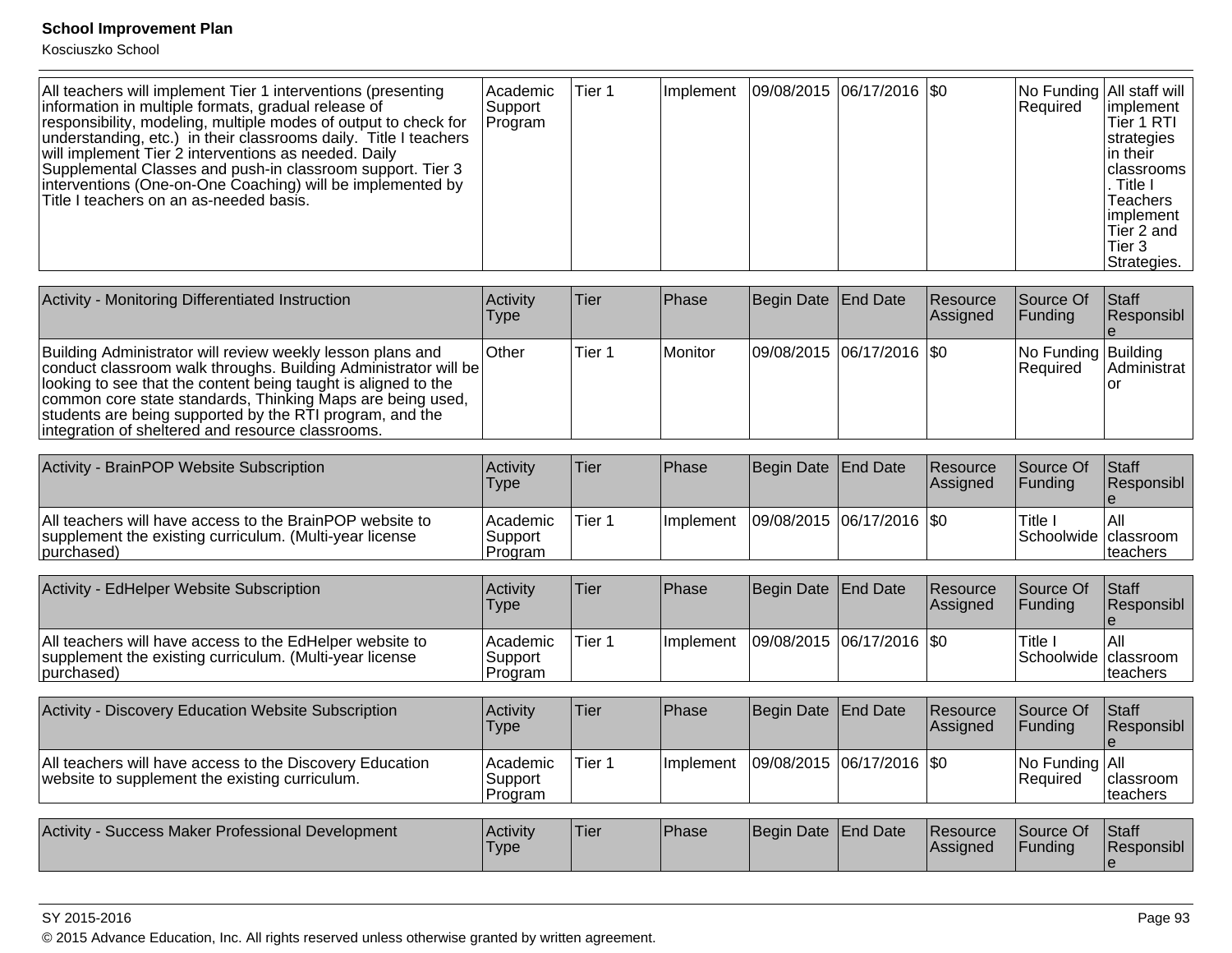| | | | | | | | | |
|---|---|---|---|---|---|---|---|---|
| All teachers will implement Tier 1 interventions (presenting information in multiple formats, gradual release of responsibility, modeling, multiple modes of output to check for understanding, etc.) in their classrooms daily. Title I teachers will implement Tier 2 interventions as needed. Daily Supplemental Classes and push-in classroom support. Tier 3 interventions (One-on-One Coaching) will be implemented by Title I teachers on an as-needed basis. | Academic Support Program | Tier 1 | Implement | 09/08/2015 | 06/17/2016 | $0 | No Funding Required | All staff will implement Tier 1 RTI strategies in their classrooms. Title I Teachers implement Tier 2 and Tier 3 Strategies. |

| Activity - Monitoring Differentiated Instruction | Activity Type | Tier | Phase | Begin Date | End Date | Resource Assigned | Source Of Funding | Staff Responsible |
|---|---|---|---|---|---|---|---|---|
| Building Administrator will review weekly lesson plans and conduct classroom walk throughs. Building Administrator will be looking to see that the content being taught is aligned to the common core state standards, Thinking Maps are being used, students are being supported by the RTI program, and the integration of sheltered and resource classrooms. | Other | Tier 1 | Monitor | 09/08/2015 | 06/17/2016 | $0 | No Funding Required | Building Administrator |

| Activity - BrainPOP Website Subscription | Activity Type | Tier | Phase | Begin Date | End Date | Resource Assigned | Source Of Funding | Staff Responsible |
|---|---|---|---|---|---|---|---|---|
| All teachers will have access to the BrainPOP website to supplement the existing curriculum. (Multi-year license purchased) | Academic Support Program | Tier 1 | Implement | 09/08/2015 | 06/17/2016 | $0 | Title I Schoolwide | All classroom teachers |

| Activity - EdHelper Website Subscription | Activity Type | Tier | Phase | Begin Date | End Date | Resource Assigned | Source Of Funding | Staff Responsible |
|---|---|---|---|---|---|---|---|---|
| All teachers will have access to the EdHelper website to supplement the existing curriculum. (Multi-year license purchased) | Academic Support Program | Tier 1 | Implement | 09/08/2015 | 06/17/2016 | $0 | Title I Schoolwide | All classroom teachers |

| Activity - Discovery Education Website Subscription | Activity Type | Tier | Phase | Begin Date | End Date | Resource Assigned | Source Of Funding | Staff Responsible |
|---|---|---|---|---|---|---|---|---|
| All teachers will have access to the Discovery Education website to supplement the existing curriculum. | Academic Support Program | Tier 1 | Implement | 09/08/2015 | 06/17/2016 | $0 | No Funding Required | All classroom teachers |

| Activity - Success Maker Professional Development | Activity Type | Tier | Phase | Begin Date | End Date | Resource Assigned | Source Of Funding | Staff Responsible |
|---|---|---|---|---|---|---|---|---|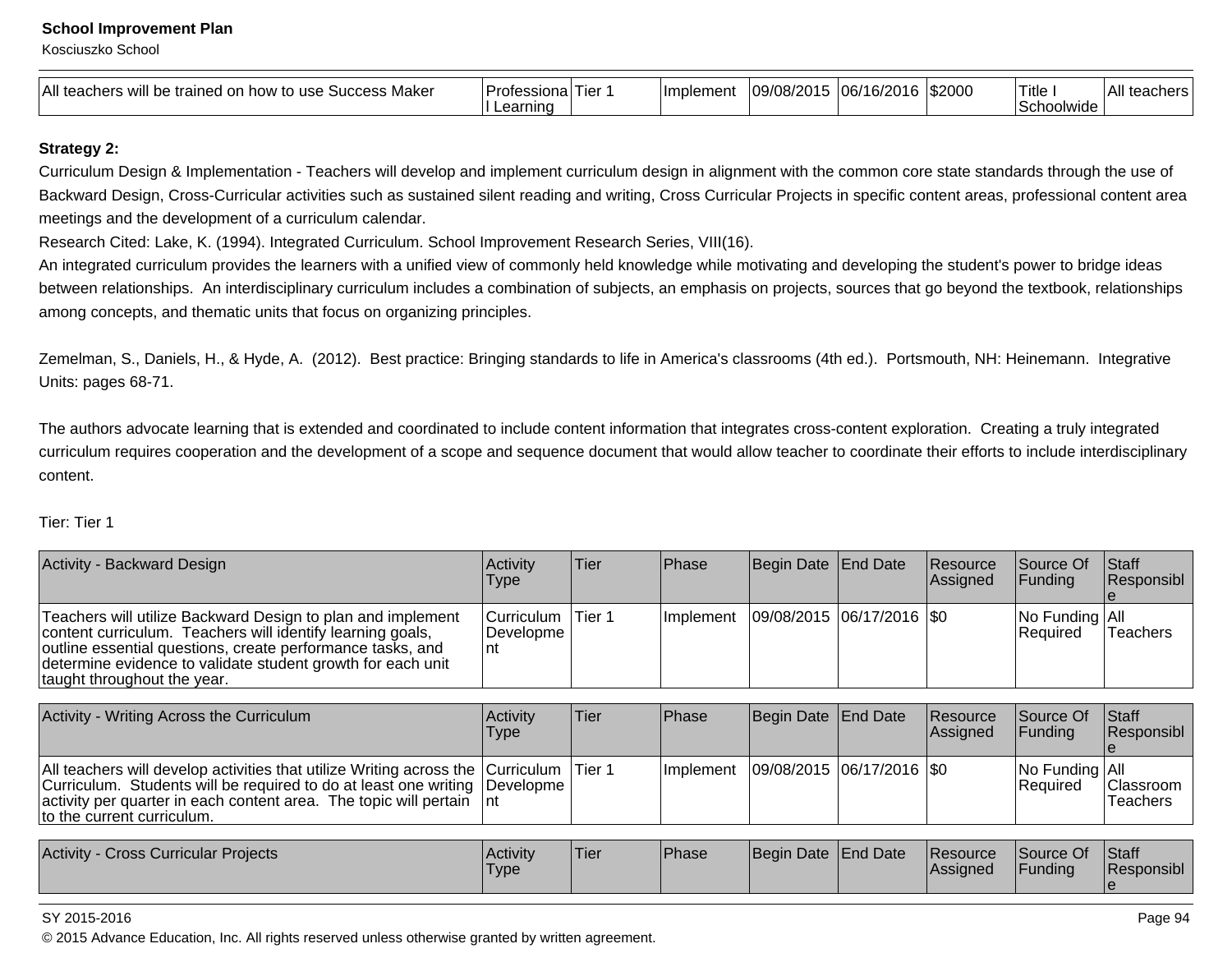| All teachers will be trained on how to use Success Maker | Professional Learning | Tier 1 | Implement | 09/08/2015 | 06/16/2016 | $2000 | Title I Schoolwide | All teachers |
|---|---|---|---|---|---|---|---|---|

**Strategy 2:**

Curriculum Design & Implementation - Teachers will develop and implement curriculum design in alignment with the common core state standards through the use of Backward Design, Cross-Curricular activities such as sustained silent reading and writing, Cross Curricular Projects in specific content areas, professional content area meetings and the development of a curriculum calendar.

Research Cited: Lake, K. (1994). Integrated Curriculum. School Improvement Research Series, VIII(16).

An integrated curriculum provides the learners with a unified view of commonly held knowledge while motivating and developing the student's power to bridge ideas between relationships. An interdisciplinary curriculum includes a combination of subjects, an emphasis on projects, sources that go beyond the textbook, relationships among concepts, and thematic units that focus on organizing principles.

Zemelman, S., Daniels, H., & Hyde, A. (2012). Best practice: Bringing standards to life in America's classrooms (4th ed.). Portsmouth, NH: Heinemann. Integrative Units: pages 68-71.

The authors advocate learning that is extended and coordinated to include content information that integrates cross-content exploration. Creating a truly integrated curriculum requires cooperation and the development of a scope and sequence document that would allow teacher to coordinate their efforts to include interdisciplinary content.

Tier: Tier 1

| Activity - Backward Design | Activity Type | Tier | Phase | Begin Date | End Date | Resource Assigned | Source Of Funding | Staff Responsible |
|---|---|---|---|---|---|---|---|---|
| Teachers will utilize Backward Design to plan and implement content curriculum. Teachers will identify learning goals, outline essential questions, create performance tasks, and determine evidence to validate student growth for each unit taught throughout the year. | Curriculum Development | Tier 1 | Implement | 09/08/2015 | 06/17/2016 | $0 | No Funding Required | All Teachers |

| Activity - Writing Across the Curriculum | Activity Type | Tier | Phase | Begin Date | End Date | Resource Assigned | Source Of Funding | Staff Responsible |
|---|---|---|---|---|---|---|---|---|
| All teachers will develop activities that utilize Writing across the Curriculum. Students will be required to do at least one writing activity per quarter in each content area. The topic will pertain to the current curriculum. | Curriculum Development | Tier 1 | Implement | 09/08/2015 | 06/17/2016 | $0 | No Funding Required | All Classroom Teachers |

| Activity - Cross Curricular Projects | Activity Type | Tier | Phase | Begin Date | End Date | Resource Assigned | Source Of Funding | Staff Responsible |
|---|---|---|---|---|---|---|---|---|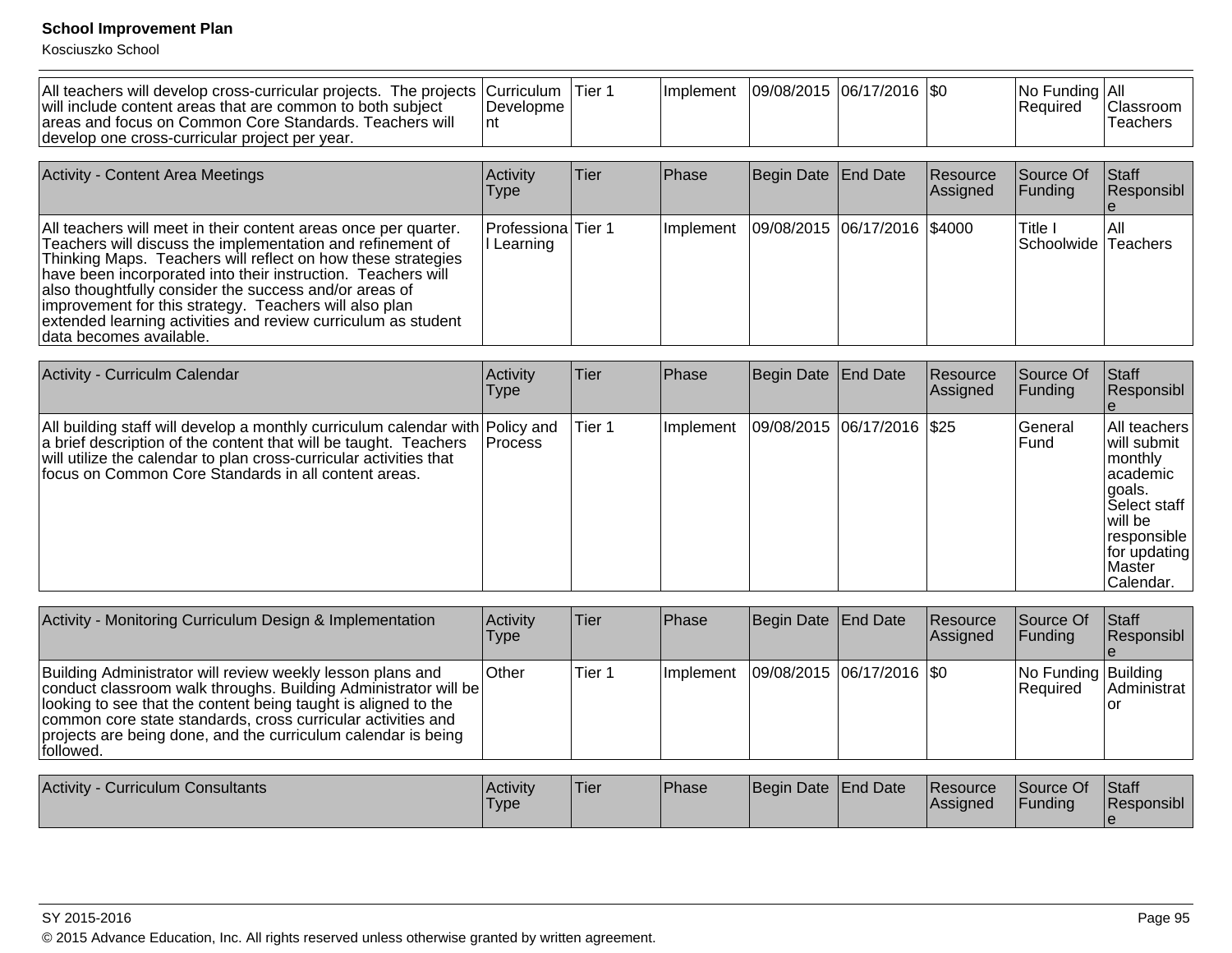| All teachers will develop cross-curricular projects. The projects will include content areas that are common to both subject areas and focus on Common Core Standards. Teachers will develop one cross-curricular project per year. | Curriculum Development | Tier 1 | Implement | 09/08/2015 | 06/17/2016 | $0 | No Funding Required | All Classroom Teachers |
|---|---|---|---|---|---|---|---|---|

| Activity - Content Area Meetings | Activity Type | Tier | Phase | Begin Date | End Date | Resource Assigned | Source Of Funding | Staff Responsible |
|---|---|---|---|---|---|---|---|---|
| All teachers will meet in their content areas once per quarter. Teachers will discuss the implementation and refinement of Thinking Maps. Teachers will reflect on how these strategies have been incorporated into their instruction. Teachers will also thoughtfully consider the success and/or areas of improvement for this strategy. Teachers will also plan extended learning activities and review curriculum as student data becomes available. | Professional Learning | Tier 1 | Implement | 09/08/2015 | 06/17/2016 | $4000 | Title I Schoolwide | All Teachers |

| Activity - Curriculm Calendar | Activity Type | Tier | Phase | Begin Date | End Date | Resource Assigned | Source Of Funding | Staff Responsible |
|---|---|---|---|---|---|---|---|---|
| All building staff will develop a monthly curriculum calendar with a brief description of the content that will be taught. Teachers will utilize the calendar to plan cross-curricular activities that focus on Common Core Standards in all content areas. | Policy and Process | Tier 1 | Implement | 09/08/2015 | 06/17/2016 | $25 | General Fund | All teachers will submit monthly academic goals. Select staff will be responsible for updating Master Calendar. |

| Activity - Monitoring Curriculum Design & Implementation | Activity Type | Tier | Phase | Begin Date | End Date | Resource Assigned | Source Of Funding | Staff Responsible |
|---|---|---|---|---|---|---|---|---|
| Building Administrator will review weekly lesson plans and conduct classroom walk throughs. Building Administrator will be looking to see that the content being taught is aligned to the common core state standards, cross curricular activities and projects are being done, and the curriculum calendar is being followed. | Other | Tier 1 | Implement | 09/08/2015 | 06/17/2016 | $0 | No Funding Required | Building Administrator |

| Activity - Curriculum Consultants | Activity Type | Tier | Phase | Begin Date | End Date | Resource Assigned | Source Of Funding | Staff Responsible |
|---|---|---|---|---|---|---|---|---|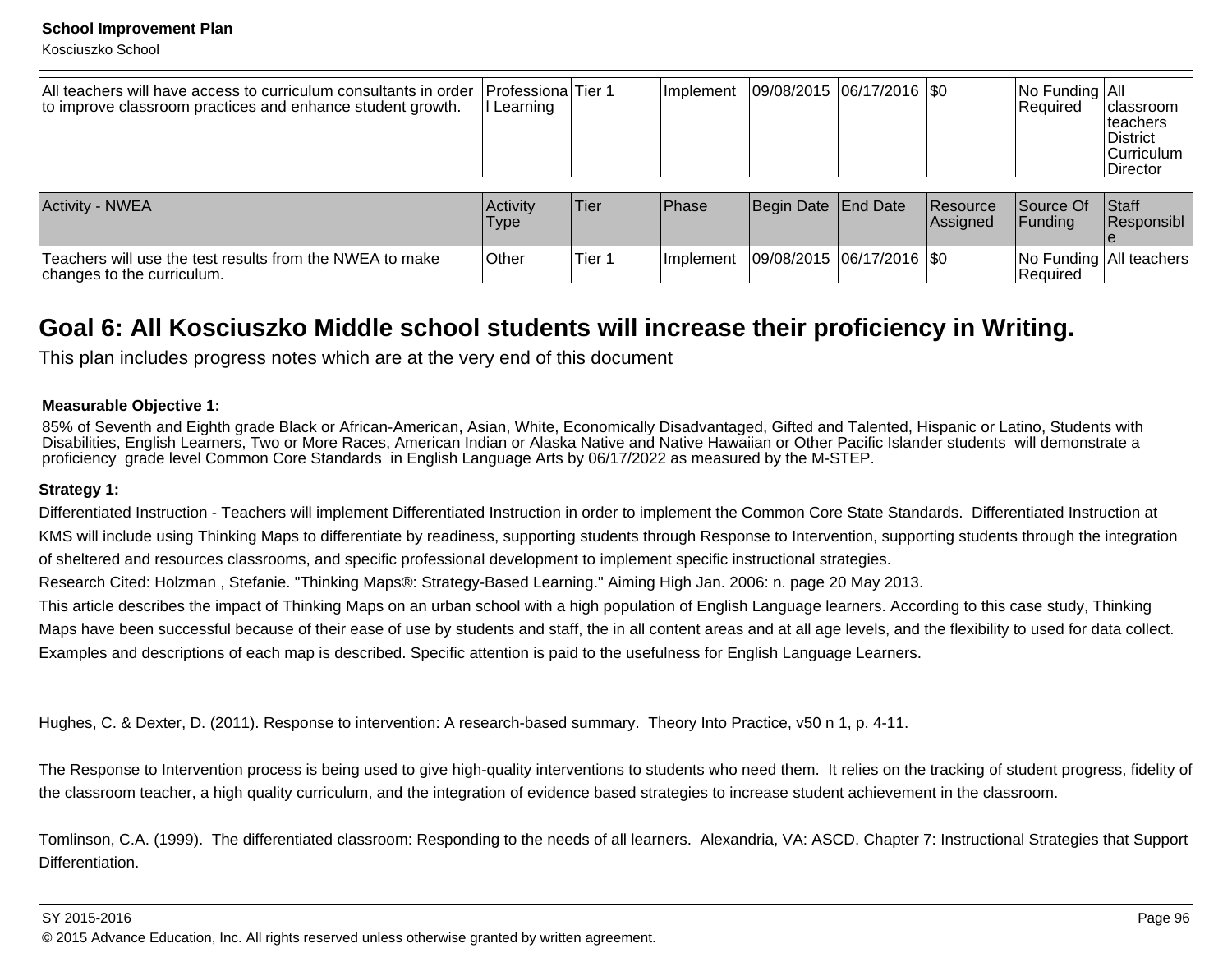| All teachers will have access to curriculum consultants in order to improve classroom practices and enhance student growth. | Professional Learning | Tier 1 | Implement | 09/08/2015 | 06/17/2016 | $0 | No Funding Required | All classroom teachers District Curriculum Director |
|---|---|---|---|---|---|---|---|---|

| Activity - NWEA | Activity Type | Tier | Phase | Begin Date | End Date | Resource Assigned | Source Of Funding | Staff Responsible |
|---|---|---|---|---|---|---|---|---|
| Teachers will use the test results from the NWEA to make changes to the curriculum. | Other | Tier 1 | Implement | 09/08/2015 | 06/17/2016 | $0 | No Funding Required | All teachers |

## Goal 6: All Kosciuszko Middle school students will increase their proficiency in Writing.

This plan includes progress notes which are at the very end of this document

**Measurable Objective 1:**

85% of Seventh and Eighth grade Black or African-American, Asian, White, Economically Disadvantaged, Gifted and Talented, Hispanic or Latino, Students with Disabilities, English Learners, Two or More Races, American Indian or Alaska Native and Native Hawaiian or Other Pacific Islander students will demonstrate a proficiency grade level Common Core Standards in English Language Arts by 06/17/2022 as measured by the M-STEP.

**Strategy 1:**

Differentiated Instruction - Teachers will implement Differentiated Instruction in order to implement the Common Core State Standards. Differentiated Instruction at KMS will include using Thinking Maps to differentiate by readiness, supporting students through Response to Intervention, supporting students through the integration of sheltered and resources classrooms, and specific professional development to implement specific instructional strategies.

Research Cited: Holzman , Stefanie. "Thinking Maps®: Strategy-Based Learning." Aiming High Jan. 2006: n. page 20 May 2013.

This article describes the impact of Thinking Maps on an urban school with a high population of English Language learners. According to this case study, Thinking Maps have been successful because of their ease of use by students and staff, the in all content areas and at all age levels, and the flexibility to used for data collect. Examples and descriptions of each map is described. Specific attention is paid to the usefulness for English Language Learners.

Hughes, C. & Dexter, D. (2011). Response to intervention: A research-based summary. Theory Into Practice, v50 n 1, p. 4-11.

The Response to Intervention process is being used to give high-quality interventions to students who need them. It relies on the tracking of student progress, fidelity of the classroom teacher, a high quality curriculum, and the integration of evidence based strategies to increase student achievement in the classroom.

Tomlinson, C.A. (1999). The differentiated classroom: Responding to the needs of all learners. Alexandria, VA: ASCD. Chapter 7: Instructional Strategies that Support Differentiation.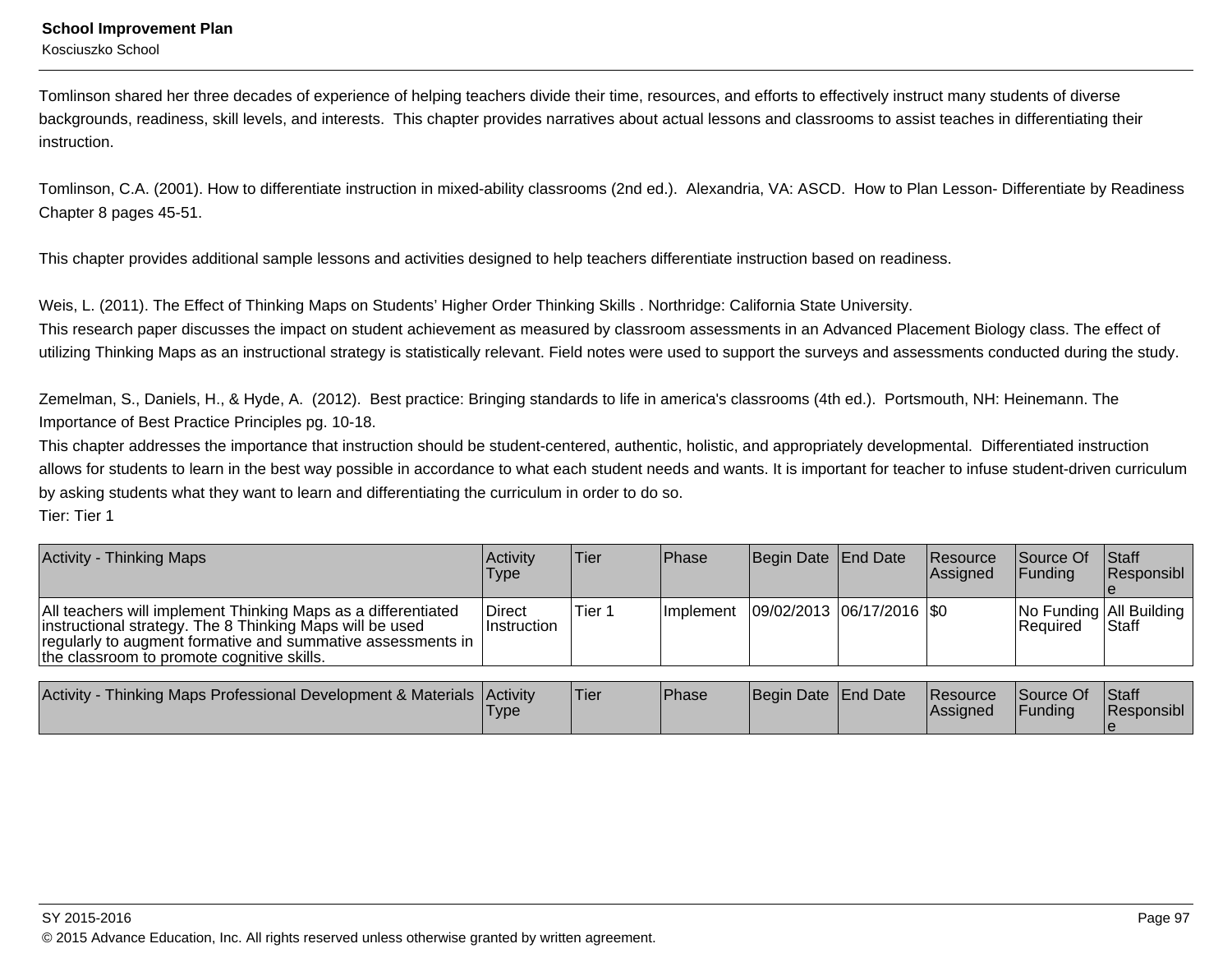Tomlinson shared her three decades of experience of helping teachers divide their time, resources, and efforts to effectively instruct many students of diverse backgrounds, readiness, skill levels, and interests.  This chapter provides narratives about actual lessons and classrooms to assist teaches in differentiating their instruction.

Tomlinson, C.A. (2001). How to differentiate instruction in mixed-ability classrooms (2nd ed.).  Alexandria, VA: ASCD.  How to Plan Lesson- Differentiate by Readiness Chapter 8 pages 45-51.

This chapter provides additional sample lessons and activities designed to help teachers differentiate instruction based on readiness.

Weis, L. (2011). The Effect of Thinking Maps on Students' Higher Order Thinking Skills . Northridge: California State University.
This research paper discusses the impact on student achievement as measured by classroom assessments in an Advanced Placement Biology class. The effect of utilizing Thinking Maps as an instructional strategy is statistically relevant. Field notes were used to support the surveys and assessments conducted during the study.

Zemelman, S., Daniels, H., & Hyde, A.  (2012).  Best practice: Bringing standards to life in america's classrooms (4th ed.).  Portsmouth, NH: Heinemann. The Importance of Best Practice Principles pg. 10-18.
This chapter addresses the importance that instruction should be student-centered, authentic, holistic, and appropriately developmental.  Differentiated instruction allows for students to learn in the best way possible in accordance to what each student needs and wants. It is important for teacher to infuse student-driven curriculum by asking students what they want to learn and differentiating the curriculum in order to do so.
Tier: Tier 1

| Activity - Thinking Maps | Activity Type | Tier | Phase | Begin Date | End Date | Resource Assigned | Source Of Funding | Staff Responsible |
|---|---|---|---|---|---|---|---|---|
| All teachers will implement Thinking Maps as a differentiated instructional strategy. The 8 Thinking Maps will be used regularly to augment formative and summative assessments in the classroom to promote cognitive skills. | Direct Instruction | Tier 1 | Implement | 09/02/2013 | 06/17/2016 | $0 | No Funding Required | All Building Staff |

| Activity - Thinking Maps Professional Development & Materials | Activity Type | Tier | Phase | Begin Date | End Date | Resource Assigned | Source Of Funding | Staff Responsible |
|---|---|---|---|---|---|---|---|---|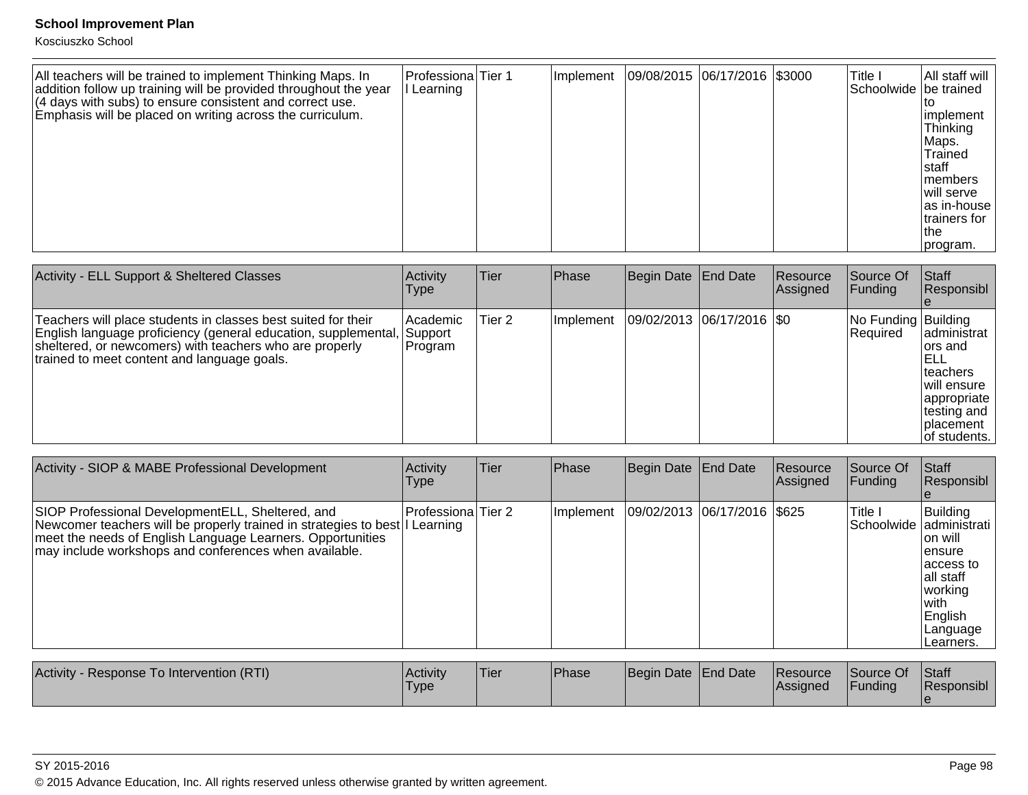| All teachers will be trained to implement Thinking Maps. In addition follow up training will be provided throughout the year (4 days with subs) to ensure consistent and correct use. Emphasis will be placed on writing across the curriculum. | Professional Learning | Tier 1 | Implement | 09/08/2015 | 06/17/2016 | $3000 | Title I Schoolwide | All staff will be trained to implement Thinking Maps. Trained staff members will serve as in-house trainers for the program. |
|---|---|---|---|---|---|---|---|---|

| Activity - ELL Support & Sheltered Classes | Activity Type | Tier | Phase | Begin Date | End Date | Resource Assigned | Source Of Funding | Staff Responsible |
|---|---|---|---|---|---|---|---|---|
| Teachers will place students in classes best suited for their English language proficiency (general education, supplemental, sheltered, or newcomers) with teachers who are properly trained to meet content and language goals. | Academic Support Program | Tier 2 | Implement | 09/02/2013 | 06/17/2016 | $0 | No Funding Required | Building administrators and ELL teachers will ensure appropriate testing and placement of students. |

| Activity - SIOP & MABE Professional Development | Activity Type | Tier | Phase | Begin Date | End Date | Resource Assigned | Source Of Funding | Staff Responsible |
|---|---|---|---|---|---|---|---|---|
| SIOP Professional DevelopmentELL, Sheltered, and Newcomer teachers will be properly trained in strategies to best meet the needs of English Language Learners. Opportunities may include workshops and conferences when available. | Professional Learning | Tier 2 | Implement | 09/02/2013 | 06/17/2016 | $625 | Title I Schoolwide | Building administration will ensure access to all staff working with English Language Learners. |

| Activity - Response To Intervention (RTI) | Activity Type | Tier | Phase | Begin Date | End Date | Resource Assigned | Source Of Funding | Staff Responsible |
|---|---|---|---|---|---|---|---|---|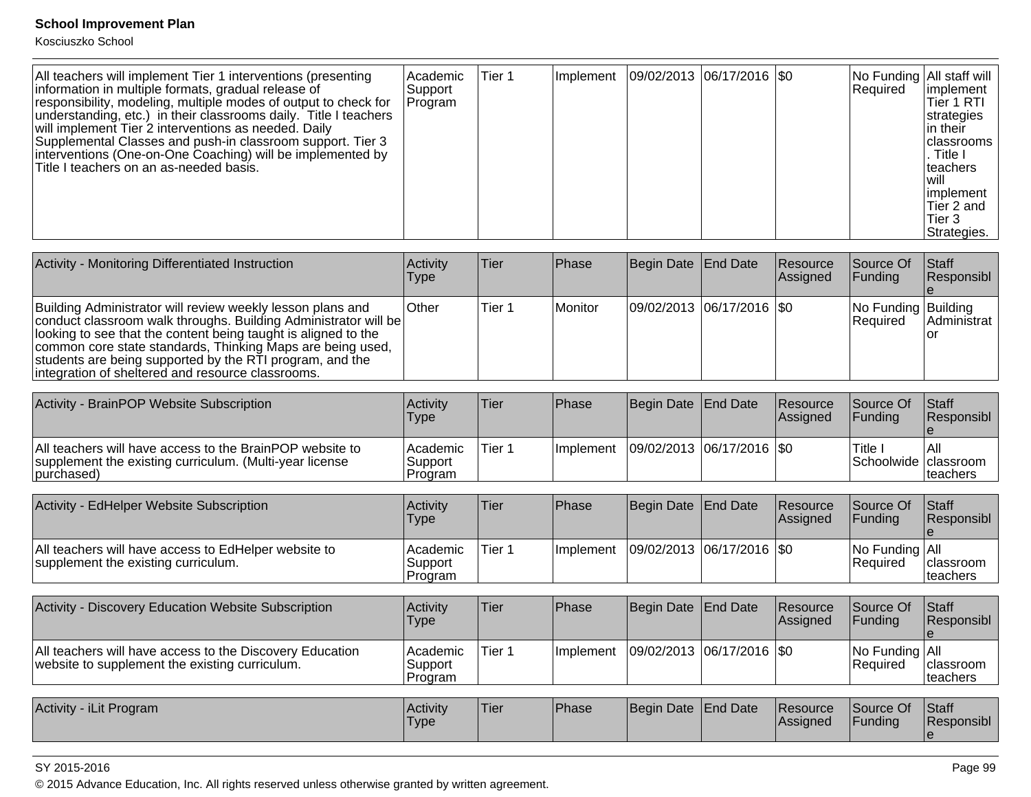| All teachers will implement Tier 1 interventions (presenting information in multiple formats, gradual release of responsibility, modeling, multiple modes of output to check for understanding, etc.) in their classrooms daily. Title I teachers will implement Tier 2 interventions as needed. Daily Supplemental Classes and push-in classroom support. Tier 3 interventions (One-on-One Coaching) will be implemented by Title I teachers on an as-needed basis. | Academic Support Program | Tier 1 | Implement | 09/02/2013 | 06/17/2016 | $0 | No Funding Required | All staff will implement Tier 1 RTI strategies in their classrooms. Title I teachers will implement Tier 2 and Tier 3 Strategies. |
|---|---|---|---|---|---|---|---|---|

| Activity - Monitoring Differentiated Instruction | Activity Type | Tier | Phase | Begin Date | End Date | Resource Assigned | Source Of Funding | Staff Responsible |
|---|---|---|---|---|---|---|---|---|
| Building Administrator will review weekly lesson plans and conduct classroom walk throughs. Building Administrator will be looking to see that the content being taught is aligned to the common core state standards, Thinking Maps are being used, students are being supported by the RTI program, and the integration of sheltered and resource classrooms. | Other | Tier 1 | Monitor | 09/02/2013 | 06/17/2016 | $0 | No Funding Required | Building Administrator |

| Activity - BrainPOP Website Subscription | Activity Type | Tier | Phase | Begin Date | End Date | Resource Assigned | Source Of Funding | Staff Responsible |
|---|---|---|---|---|---|---|---|---|
| All teachers will have access to the BrainPOP website to supplement the existing curriculum. (Multi-year license purchased) | Academic Support Program | Tier 1 | Implement | 09/02/2013 | 06/17/2016 | $0 | Title I Schoolwide | All classroom teachers |

| Activity - EdHelper Website Subscription | Activity Type | Tier | Phase | Begin Date | End Date | Resource Assigned | Source Of Funding | Staff Responsible |
|---|---|---|---|---|---|---|---|---|
| All teachers will have access to EdHelper website to supplement the existing curriculum. | Academic Support Program | Tier 1 | Implement | 09/02/2013 | 06/17/2016 | $0 | No Funding Required | All classroom teachers |

| Activity - Discovery Education Website Subscription | Activity Type | Tier | Phase | Begin Date | End Date | Resource Assigned | Source Of Funding | Staff Responsible |
|---|---|---|---|---|---|---|---|---|
| All teachers will have access to the Discovery Education website to supplement the existing curriculum. | Academic Support Program | Tier 1 | Implement | 09/02/2013 | 06/17/2016 | $0 | No Funding Required | All classroom teachers |

| Activity - iLit Program | Activity Type | Tier | Phase | Begin Date | End Date | Resource Assigned | Source Of Funding | Staff Responsible |
|---|---|---|---|---|---|---|---|---|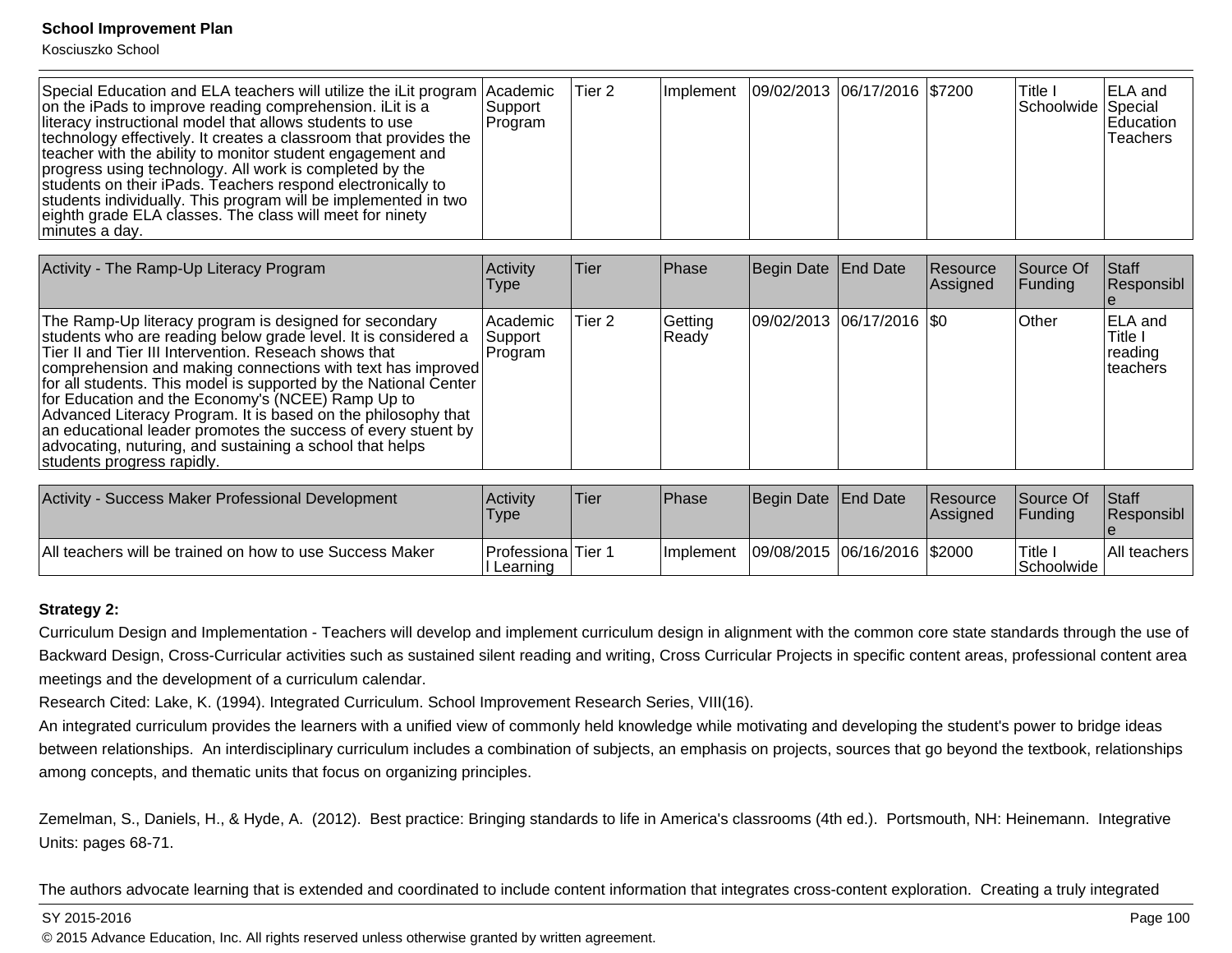| | | | | | | | | |
|---|---|---|---|---|---|---|---|---|
| Special Education and ELA teachers will utilize the iLit program on the iPads to improve reading comprehension. iLit is a literacy instructional model that allows students to use technology effectively. It creates a classroom that provides the teacher with the ability to monitor student engagement and progress using technology. All work is completed by the students on their iPads. Teachers respond electronically to students individually. This program will be implemented in two eighth grade ELA classes. The class will meet for ninety minutes a day. | Academic Support Program | Tier 2 | Implement | 09/02/2013 | 06/17/2016 | $7200 | Title I Schoolwide | ELA and Special Education Teachers |

| Activity - The Ramp-Up Literacy Program | Activity Type | Tier | Phase | Begin Date | End Date | Resource Assigned | Source Of Funding | Staff Responsible |
|---|---|---|---|---|---|---|---|---|
| The Ramp-Up literacy program is designed for secondary students who are reading below grade level. It is considered a Tier II and Tier III Intervention. Reseach shows that comprehension and making connections with text has improved for all students. This model is supported by the National Center for Education and the Economy's (NCEE) Ramp Up to Advanced Literacy Program. It is based on the philosophy that an educational leader promotes the success of every stuent by advocating, nuturing, and sustaining a school that helps students progress rapidly. | Academic Support Program | Tier 2 | Getting Ready | 09/02/2013 | 06/17/2016 | $0 | Other | ELA and Title I reading teachers |

| Activity - Success Maker Professional Development | Activity Type | Tier | Phase | Begin Date | End Date | Resource Assigned | Source Of Funding | Staff Responsible |
|---|---|---|---|---|---|---|---|---|
| All teachers will be trained on how to use Success Maker | Professional Learning | Tier 1 | Implement | 09/08/2015 | 06/16/2016 | $2000 | Title I Schoolwide | All teachers |

**Strategy 2:**

Curriculum Design and Implementation - Teachers will develop and implement curriculum design in alignment with the common core state standards through the use of Backward Design, Cross-Curricular activities such as sustained silent reading and writing, Cross Curricular Projects in specific content areas, professional content area meetings and the development of a curriculum calendar.

Research Cited: Lake, K. (1994). Integrated Curriculum. School Improvement Research Series, VIII(16).

An integrated curriculum provides the learners with a unified view of commonly held knowledge while motivating and developing the student's power to bridge ideas between relationships. An interdisciplinary curriculum includes a combination of subjects, an emphasis on projects, sources that go beyond the textbook, relationships among concepts, and thematic units that focus on organizing principles.

Zemelman, S., Daniels, H., & Hyde, A. (2012). Best practice: Bringing standards to life in America's classrooms (4th ed.). Portsmouth, NH: Heinemann. Integrative Units: pages 68-71.

The authors advocate learning that is extended and coordinated to include content information that integrates cross-content exploration. Creating a truly integrated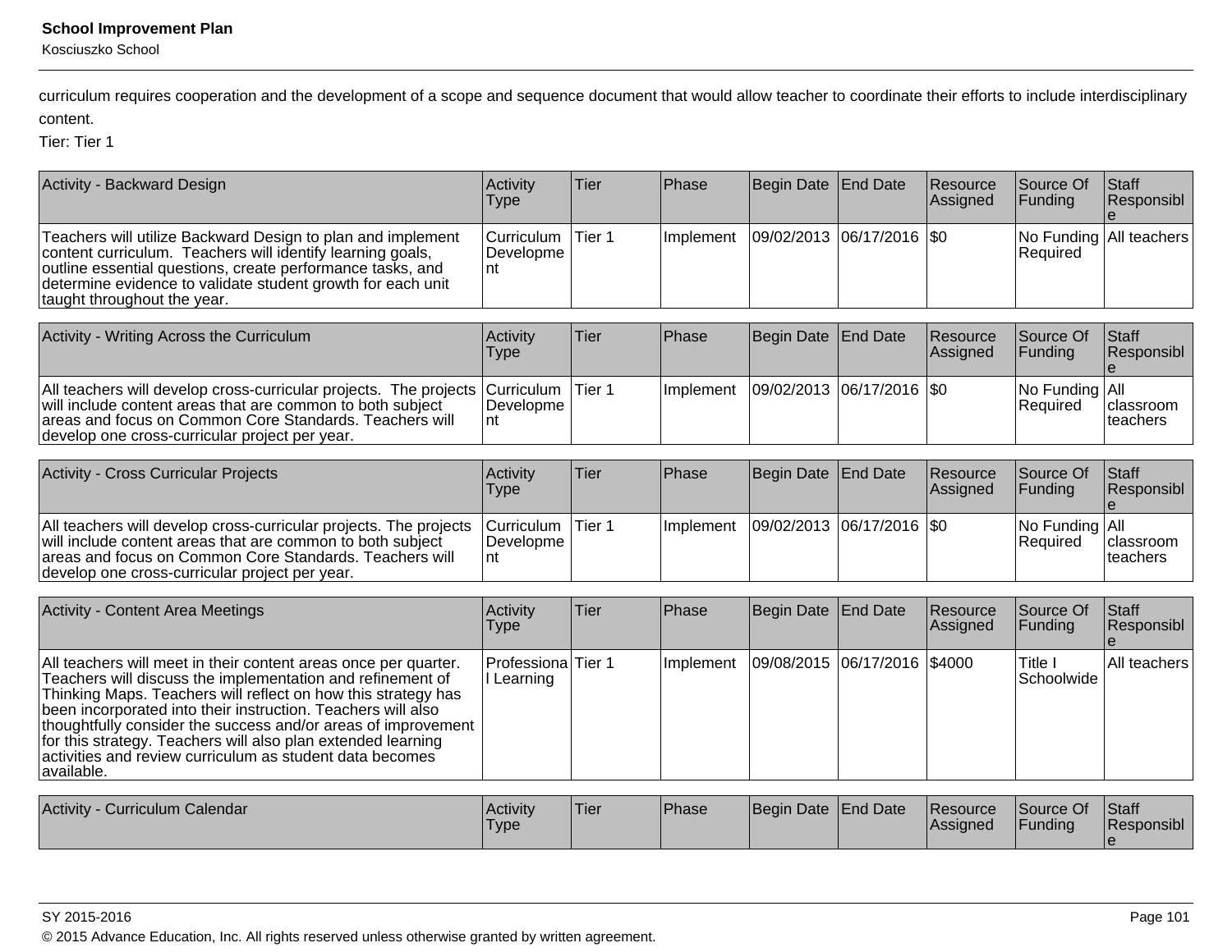curriculum requires cooperation and the development of a scope and sequence document that would allow teacher to coordinate their efforts to include interdisciplinary content.

Tier: Tier 1

| Activity - Backward Design | Activity Type | Tier | Phase | Begin Date | End Date | Resource Assigned | Source Of Funding | Staff Responsible |
|---|---|---|---|---|---|---|---|---|
| Teachers will utilize Backward Design to plan and implement content curriculum. Teachers will identify learning goals, outline essential questions, create performance tasks, and determine evidence to validate student growth for each unit taught throughout the year. | Curriculum Development | Tier 1 | Implement | 09/02/2013 | 06/17/2016 | $0 | No Funding Required | All teachers |

| Activity - Writing Across the Curriculum | Activity Type | Tier | Phase | Begin Date | End Date | Resource Assigned | Source Of Funding | Staff Responsible |
|---|---|---|---|---|---|---|---|---|
| All teachers will develop cross-curricular projects. The projects will include content areas that are common to both subject areas and focus on Common Core Standards. Teachers will develop one cross-curricular project per year. | Curriculum Development | Tier 1 | Implement | 09/02/2013 | 06/17/2016 | $0 | No Funding Required | All classroom teachers |

| Activity - Cross Curricular Projects | Activity Type | Tier | Phase | Begin Date | End Date | Resource Assigned | Source Of Funding | Staff Responsible |
|---|---|---|---|---|---|---|---|---|
| All teachers will develop cross-curricular projects. The projects will include content areas that are common to both subject areas and focus on Common Core Standards. Teachers will develop one cross-curricular project per year. | Curriculum Development | Tier 1 | Implement | 09/02/2013 | 06/17/2016 | $0 | No Funding Required | All classroom teachers |

| Activity - Content Area Meetings | Activity Type | Tier | Phase | Begin Date | End Date | Resource Assigned | Source Of Funding | Staff Responsible |
|---|---|---|---|---|---|---|---|---|
| All teachers will meet in their content areas once per quarter. Teachers will discuss the implementation and refinement of Thinking Maps. Teachers will reflect on how this strategy has been incorporated into their instruction. Teachers will also thoughtfully consider the success and/or areas of improvement for this strategy. Teachers will also plan extended learning activities and review curriculum as student data becomes available. | Professional Learning | Tier 1 | Implement | 09/08/2015 | 06/17/2016 | $4000 | Title I Schoolwide | All teachers |

| Activity - Curriculum Calendar | Activity Type | Tier | Phase | Begin Date | End Date | Resource Assigned | Source Of Funding | Staff Responsible |
|---|---|---|---|---|---|---|---|---|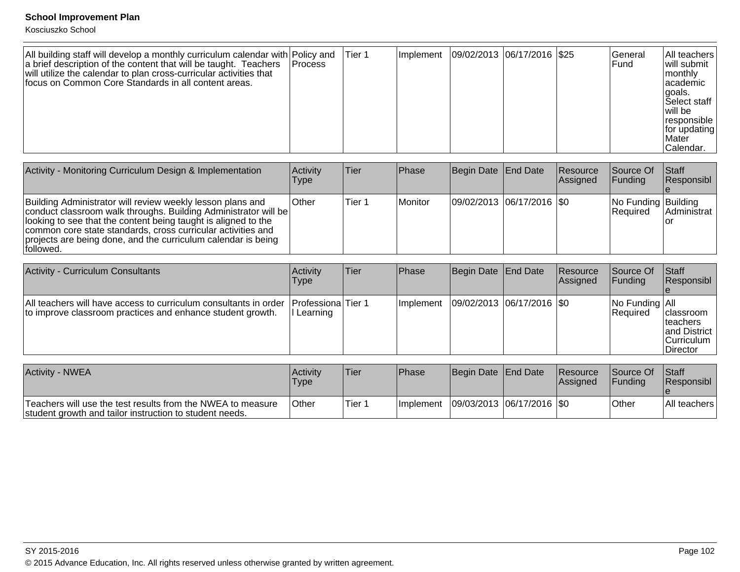| All building staff will develop a monthly curriculum calendar with a brief description of the content that will be taught. Teachers will utilize the calendar to plan cross-curricular activities that focus on Common Core Standards in all content areas. | Policy and Process | Tier 1 | Implement | 09/02/2013 | 06/17/2016 | $25 | General Fund | All teachers will submit monthly academic goals. Select staff will be responsible for updating Mater Calendar. |
|---|---|---|---|---|---|---|---|---|

| Activity - Monitoring Curriculum Design & Implementation | Activity Type | Tier | Phase | Begin Date | End Date | Resource Assigned | Source Of Funding | Staff Responsible |
|---|---|---|---|---|---|---|---|---|
| Building Administrator will review weekly lesson plans and conduct classroom walk throughs. Building Administrator will be looking to see that the content being taught is aligned to the common core state standards, cross curricular activities and projects are being done, and the curriculum calendar is being followed. | Other | Tier 1 | Monitor | 09/02/2013 | 06/17/2016 | $0 | No Funding Required | Building Administrator |

| Activity - Curriculum Consultants | Activity Type | Tier | Phase | Begin Date | End Date | Resource Assigned | Source Of Funding | Staff Responsible |
|---|---|---|---|---|---|---|---|---|
| All teachers will have access to curriculum consultants in order to improve classroom practices and enhance student growth. | Professional Learning | Tier 1 | Implement | 09/02/2013 | 06/17/2016 | $0 | No Funding Required | All classroom teachers and District Curriculum Director |

| Activity - NWEA | Activity Type | Tier | Phase | Begin Date | End Date | Resource Assigned | Source Of Funding | Staff Responsible |
|---|---|---|---|---|---|---|---|---|
| Teachers will use the test results from the NWEA to measure student growth and tailor instruction to student needs. | Other | Tier 1 | Implement | 09/03/2013 | 06/17/2016 | $0 | Other | All teachers |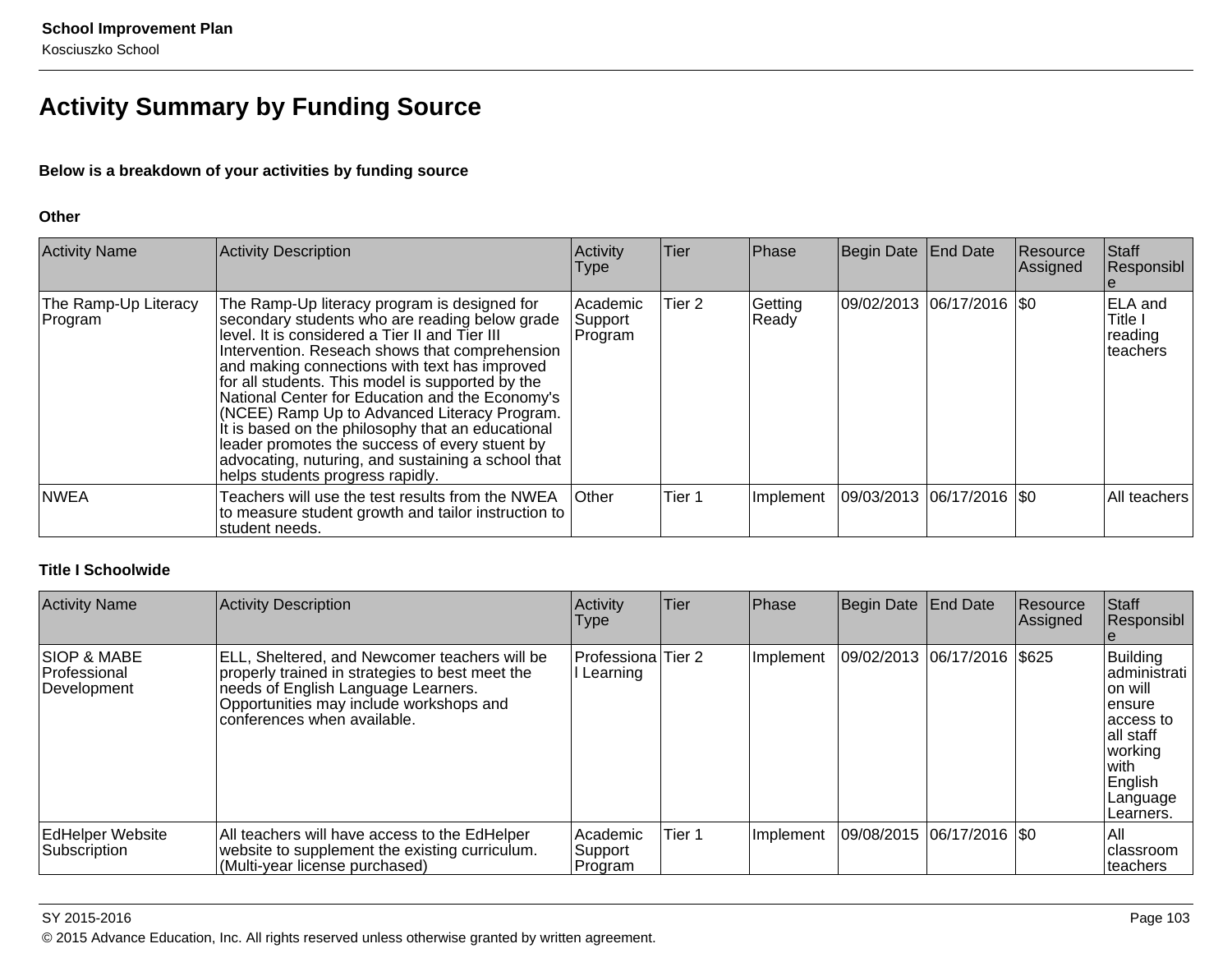## Activity Summary by Funding Source

**Below is a breakdown of your activities by funding source**

### Other

| Activity Name | Activity Description | Activity Type | Tier | Phase | Begin Date | End Date | Resource Assigned | Staff Responsible |
|---|---|---|---|---|---|---|---|---|
| The Ramp-Up Literacy Program | The Ramp-Up literacy program is designed for secondary students who are reading below grade level. It is considered a Tier II and Tier III Intervention. Reseach shows that comprehension and making connections with text has improved for all students. This model is supported by the National Center for Education and the Economy's (NCEE) Ramp Up to Advanced Literacy Program. It is based on the philosophy that an educational leader promotes the success of every stuent by advocating, nuturing, and sustaining a school that helps students progress rapidly. | Academic Support Program | Tier 2 | Getting Ready | 09/02/2013 | 06/17/2016 | $0 | ELA and Title I reading teachers |
| NWEA | Teachers will use the test results from the NWEA to measure student growth and tailor instruction to student needs. | Other | Tier 1 | Implement | 09/03/2013 | 06/17/2016 | $0 | All teachers |

### Title I Schoolwide

| Activity Name | Activity Description | Activity Type | Tier | Phase | Begin Date | End Date | Resource Assigned | Staff Responsible |
|---|---|---|---|---|---|---|---|---|
| SIOP & MABE Professional Development | ELL, Sheltered, and Newcomer teachers will be properly trained in strategies to best meet the needs of English Language Learners. Opportunities may include workshops and conferences when available. | Professional Learning | Tier 2 | Implement | 09/02/2013 | 06/17/2016 | $625 | Building administration will ensure access to all staff working with English Language Learners. |
| EdHelper Website Subscription | All teachers will have access to the EdHelper website to supplement the existing curriculum. (Multi-year license purchased) | Academic Support Program | Tier 1 | Implement | 09/08/2015 | 06/17/2016 | $0 | All classroom teachers |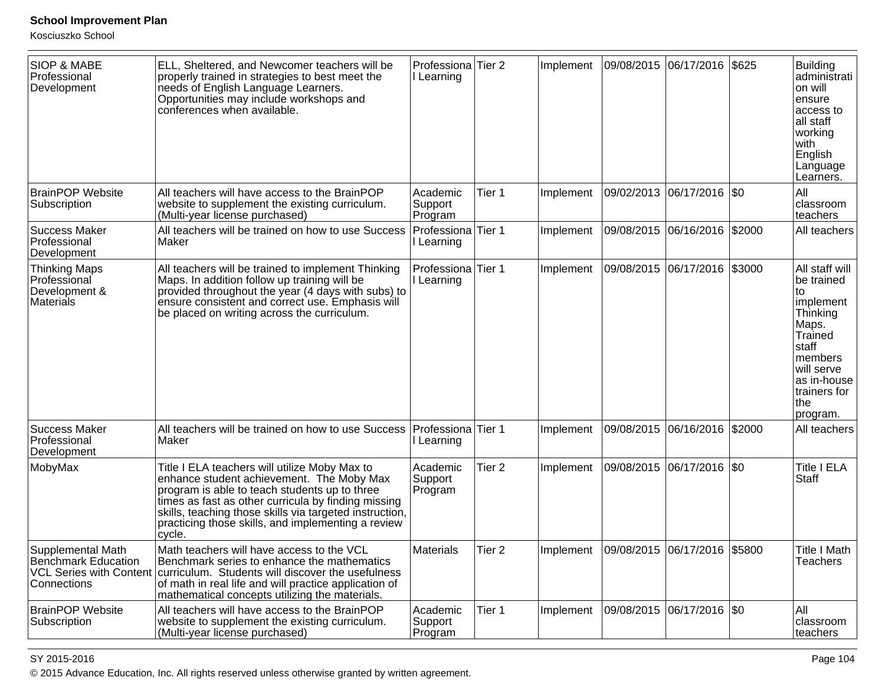| SIOP & MABE Professional Development | ELL, Sheltered, and Newcomer teachers will be properly trained in strategies to best meet the needs of English Language Learners. Opportunities may include workshops and conferences when available. | Professional Learning | Tier 2 | Implement | 09/08/2015 | 06/17/2016 | $625 | Building administration will ensure access to all staff working with English Language Learners. |
|---|---|---|---|---|---|---|---|---|
| BrainPOP Website Subscription | All teachers will have access to the BrainPOP website to supplement the existing curriculum. (Multi-year license purchased) | Academic Support Program | Tier 1 | Implement | 09/02/2013 | 06/17/2016 | $0 | All classroom teachers |
| Success Maker Professional Development | All teachers will be trained on how to use Success Maker | Professional Learning | Tier 1 | Implement | 09/08/2015 | 06/16/2016 | $2000 | All teachers |
| Thinking Maps Professional Development & Materials | All teachers will be trained to implement Thinking Maps. In addition follow up training will be provided throughout the year (4 days with subs) to ensure consistent and correct use. Emphasis will be placed on writing across the curriculum. | Professional Learning | Tier 1 | Implement | 09/08/2015 | 06/17/2016 | $3000 | All staff will be trained to implement Thinking Maps. Trained staff members will serve as in-house trainers for the program. |
| Success Maker Professional Development | All teachers will be trained on how to use Success Maker | Professional Learning | Tier 1 | Implement | 09/08/2015 | 06/16/2016 | $2000 | All teachers |
| MobyMax | Title I ELA teachers will utilize Moby Max to enhance student achievement. The Moby Max program is able to teach students up to three times as fast as other curricula by finding missing skills, teaching those skills via targeted instruction, practicing those skills, and implementing a review cycle. | Academic Support Program | Tier 2 | Implement | 09/08/2015 | 06/17/2016 | $0 | Title I ELA Staff |
| Supplemental Math Benchmark Education VCL Series with Content Connections | Math teachers will have access to the VCL Benchmark series to enhance the mathematics curriculum. Students will discover the usefulness of math in real life and will practice application of mathematical concepts utilizing the materials. | Materials | Tier 2 | Implement | 09/08/2015 | 06/17/2016 | $5800 | Title I Math Teachers |
| BrainPOP Website Subscription | All teachers will have access to the BrainPOP website to supplement the existing curriculum. (Multi-year license purchased) | Academic Support Program | Tier 1 | Implement | 09/08/2015 | 06/17/2016 | $0 | All classroom teachers |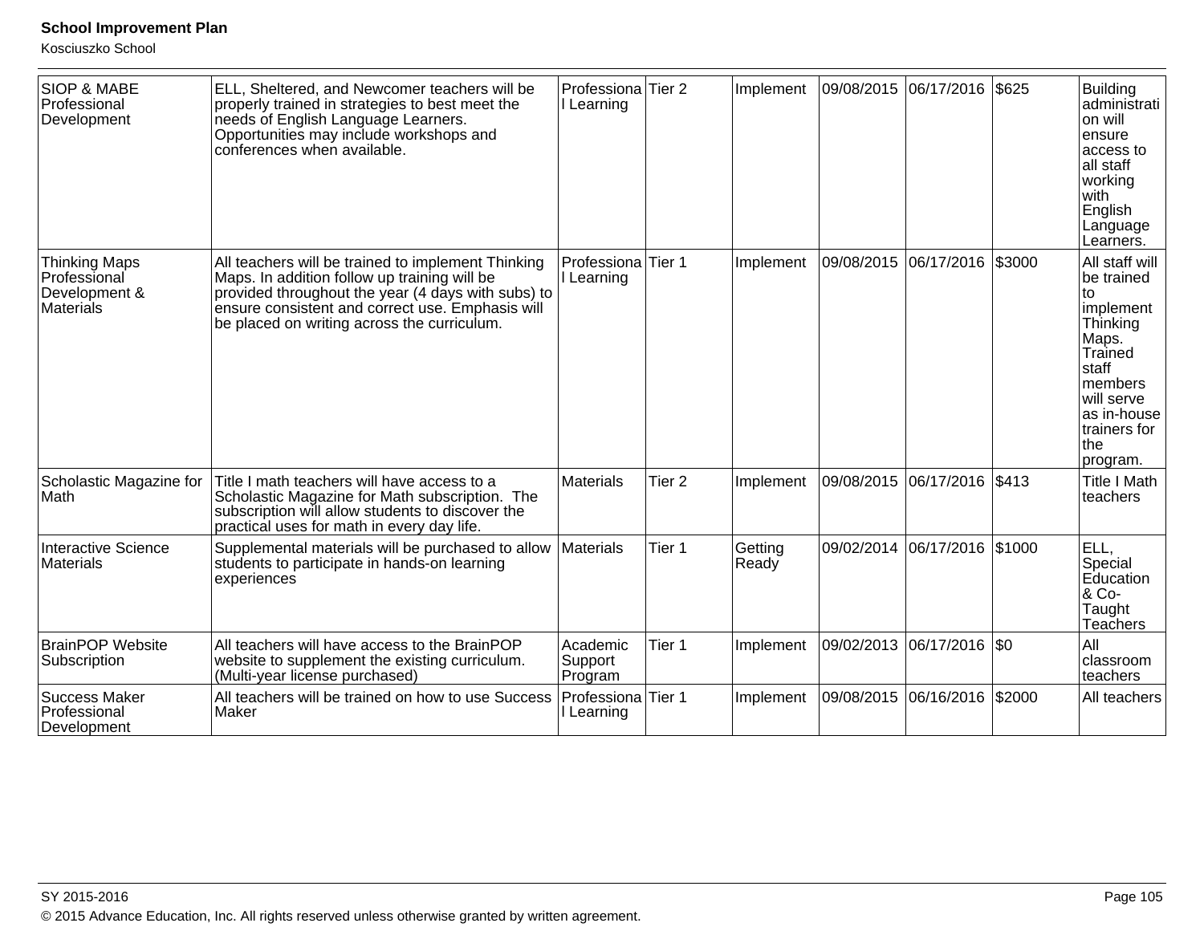| SIOP & MABE Professional Development | ELL, Sheltered, and Newcomer teachers will be properly trained in strategies to best meet the needs of English Language Learners. Opportunities may include workshops and conferences when available. | Professional Learning | Tier 2 | Implement | 09/08/2015 | 06/17/2016 | $625 | Building administration will ensure access to all staff working with English Language Learners. |
|---|---|---|---|---|---|---|---|---|
| Thinking Maps Professional Development & Materials | All teachers will be trained to implement Thinking Maps. In addition follow up training will be provided throughout the year (4 days with subs) to ensure consistent and correct use. Emphasis will be placed on writing across the curriculum. | Professional Learning | Tier 1 | Implement | 09/08/2015 | 06/17/2016 | $3000 | All staff will be trained to implement Thinking Maps. Trained staff members will serve as in-house trainers for the program. |
| Scholastic Magazine for Math | Title I math teachers will have access to a Scholastic Magazine for Math subscription. The subscription will allow students to discover the practical uses for math in every day life. | Materials | Tier 2 | Implement | 09/08/2015 | 06/17/2016 | $413 | Title I Math teachers |
| Interactive Science Materials | Supplemental materials will be purchased to allow students to participate in hands-on learning experiences | Materials | Tier 1 | Getting Ready | 09/02/2014 | 06/17/2016 | $1000 | ELL, Special Education & Co-Taught Teachers |
| BrainPOP Website Subscription | All teachers will have access to the BrainPOP website to supplement the existing curriculum. (Multi-year license purchased) | Academic Support Program | Tier 1 | Implement | 09/02/2013 | 06/17/2016 | $0 | All classroom teachers |
| Success Maker Professional Development | All teachers will be trained on how to use Success Maker | Professional Learning | Tier 1 | Implement | 09/08/2015 | 06/16/2016 | $2000 | All teachers |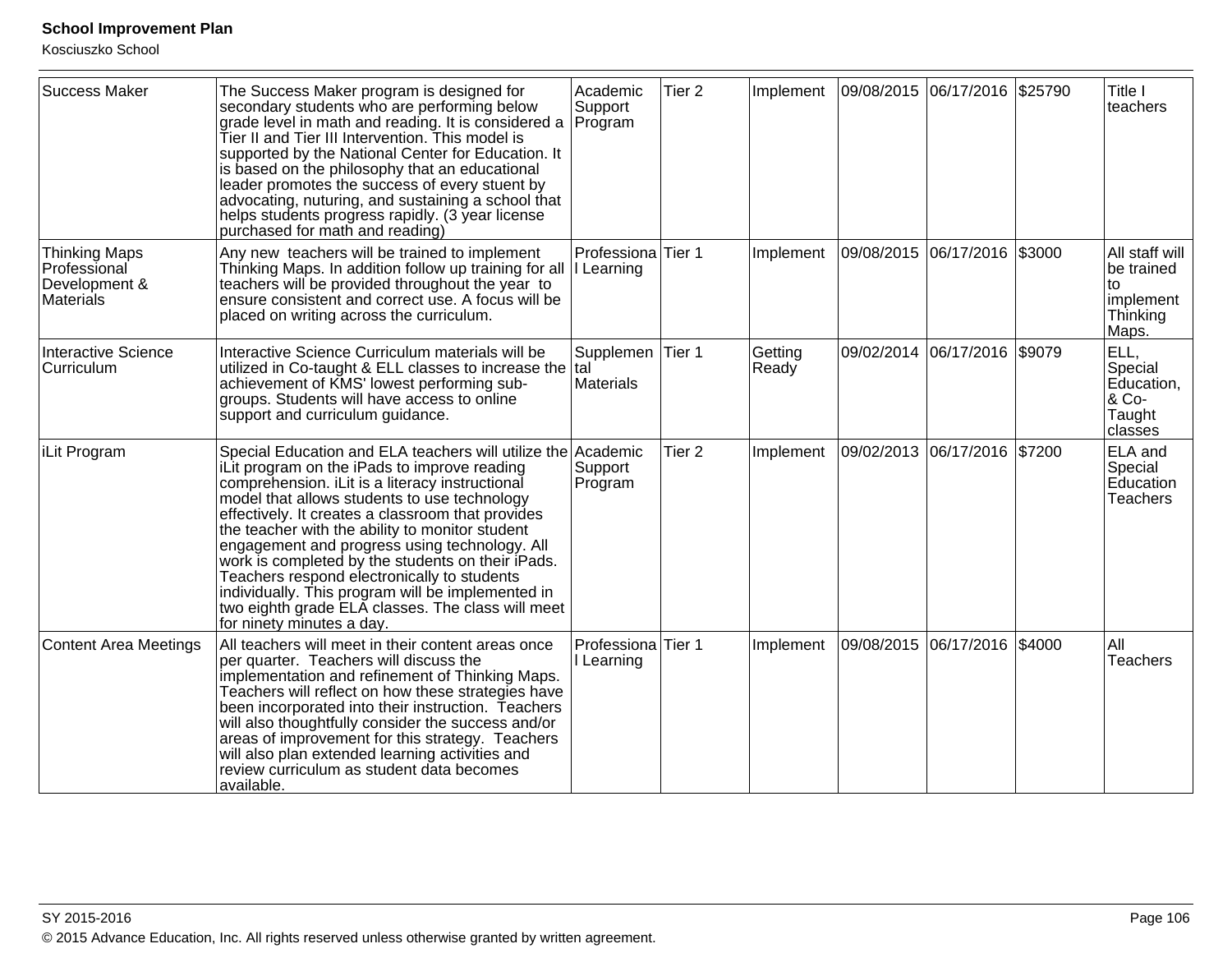| Success Maker | The Success Maker program is designed for secondary students who are performing below grade level in math and reading. It is considered a Tier II and Tier III Intervention. This model is supported by the National Center for Education. It is based on the philosophy that an educational leader promotes the success of every stuent by advocating, nuturing, and sustaining a school that helps students progress rapidly. (3 year license purchased for math and reading) | Academic Support Program | Tier 2 | Implement | 09/08/2015 | 06/17/2016 | $25790 | Title I teachers |
|---|---|---|---|---|---|---|---|---|
| Thinking Maps Professional Development & Materials | Any new teachers will be trained to implement Thinking Maps. In addition follow up training for all teachers will be provided throughout the year to ensure consistent and correct use. A focus will be placed on writing across the curriculum. | Professional Learning | Tier 1 | Implement | 09/08/2015 | 06/17/2016 | $3000 | All staff will be trained to implement Thinking Maps. |
| Interactive Science Curriculum | Interactive Science Curriculum materials will be utilized in Co-taught & ELL classes to increase the achievement of KMS' lowest performing sub-groups. Students will have access to online support and curriculum guidance. | Supplemental Materials | Tier 1 | Getting Ready | 09/02/2014 | 06/17/2016 | $9079 | ELL, Special Education, & Co-Taught classes |
| iLit Program | Special Education and ELA teachers will utilize the iLit program on the iPads to improve reading comprehension. iLit is a literacy instructional model that allows students to use technology effectively. It creates a classroom that provides the teacher with the ability to monitor student engagement and progress using technology. All work is completed by the students on their iPads. Teachers respond electronically to students individually. This program will be implemented in two eighth grade ELA classes. The class will meet for ninety minutes a day. | Academic Support Program | Tier 2 | Implement | 09/02/2013 | 06/17/2016 | $7200 | ELA and Special Education Teachers |
| Content Area Meetings | All teachers will meet in their content areas once per quarter. Teachers will discuss the implementation and refinement of Thinking Maps. Teachers will reflect on how these strategies have been incorporated into their instruction. Teachers will also thoughtfully consider the success and/or areas of improvement for this strategy. Teachers will also plan extended learning activities and review curriculum as student data becomes available. | Professional Learning | Tier 1 | Implement | 09/08/2015 | 06/17/2016 | $4000 | All Teachers |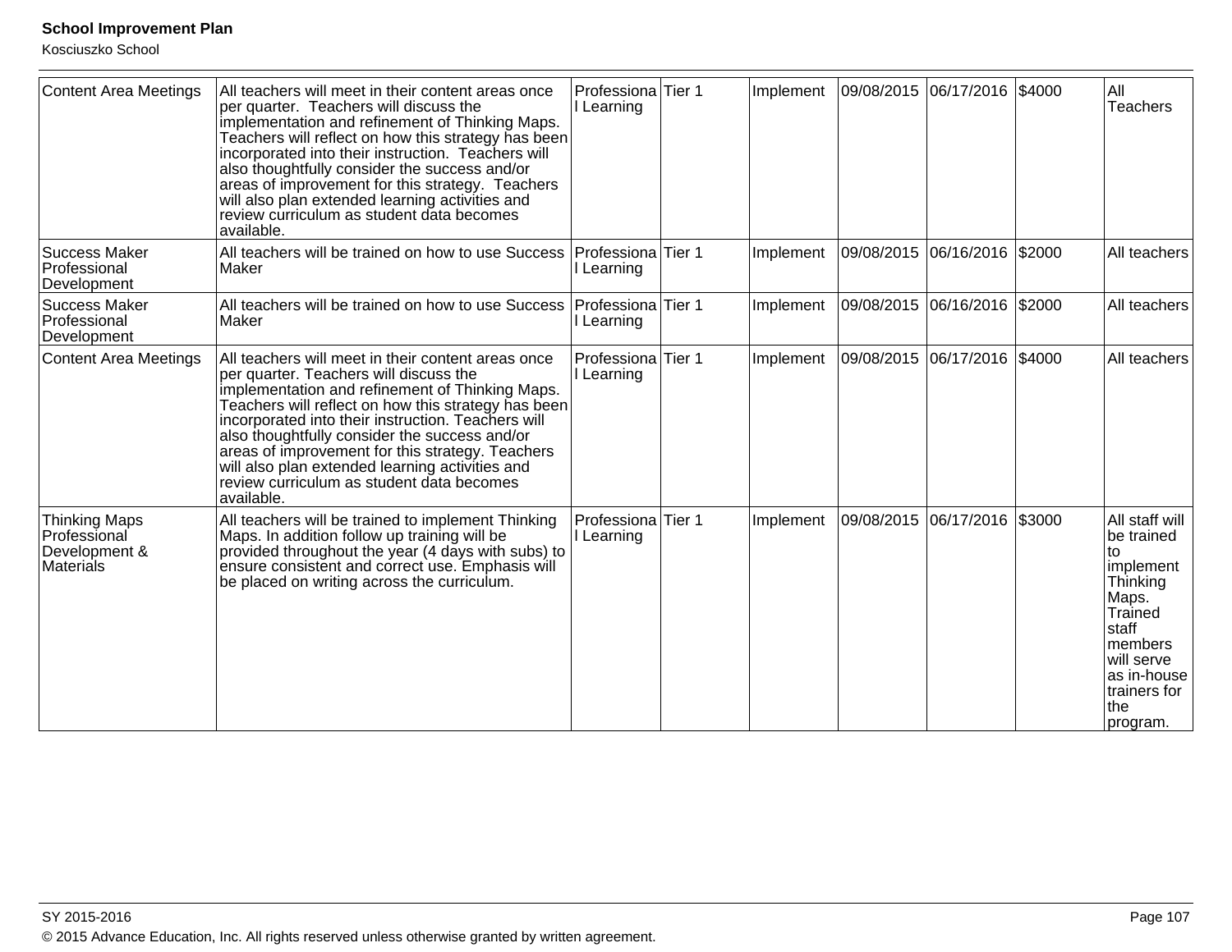| Content Area Meetings | All teachers will meet in their content areas once per quarter. Teachers will discuss the implementation and refinement of Thinking Maps. Teachers will reflect on how this strategy has been incorporated into their instruction. Teachers will also thoughtfully consider the success and/or areas of improvement for this strategy. Teachers will also plan extended learning activities and review curriculum as student data becomes available. | Professional Learning | Tier 1 | Implement | 09/08/2015 | 06/17/2016 | $4000 | All Teachers |
|---|---|---|---|---|---|---|---|---|
| Success Maker Professional Development | All teachers will be trained on how to use Success Maker | Professional Learning | Tier 1 | Implement | 09/08/2015 | 06/16/2016 | $2000 | All teachers |
| Success Maker Professional Development | All teachers will be trained on how to use Success Maker | Professional Learning | Tier 1 | Implement | 09/08/2015 | 06/16/2016 | $2000 | All teachers |
| Content Area Meetings | All teachers will meet in their content areas once per quarter. Teachers will discuss the implementation and refinement of Thinking Maps. Teachers will reflect on how this strategy has been incorporated into their instruction. Teachers will also thoughtfully consider the success and/or areas of improvement for this strategy. Teachers will also plan extended learning activities and review curriculum as student data becomes available. | Professional Learning | Tier 1 | Implement | 09/08/2015 | 06/17/2016 | $4000 | All teachers |
| Thinking Maps Professional Development & Materials | All teachers will be trained to implement Thinking Maps. In addition follow up training will be provided throughout the year (4 days with subs) to ensure consistent and correct use. Emphasis will be placed on writing across the curriculum. | Professional Learning | Tier 1 | Implement | 09/08/2015 | 06/17/2016 | $3000 | All staff will be trained to implement Thinking Maps. Trained staff members will serve as in-house trainers for the program. |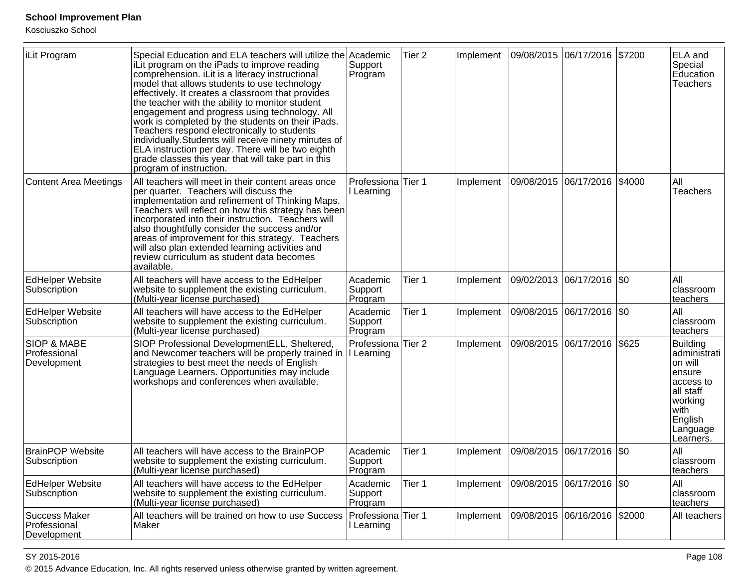| | | | | | | | | |
|---|---|---|---|---|---|---|---|---|
| iLit Program | Special Education and ELA teachers will utilize the iLit program on the iPads to improve reading comprehension. iLit is a literacy instructional model that allows students to use technology effectively. It creates a classroom that provides the teacher with the ability to monitor student engagement and progress using technology. All work is completed by the students on their iPads. Teachers respond electronically to students individually.Students will receive ninety minutes of ELA instruction per day. There will be two eighth grade classes this year that will take part in this program of instruction. | Academic Support Program | Tier 2 | Implement | 09/08/2015 | 06/17/2016 | $7200 | ELA and Special Education Teachers |
| Content Area Meetings | All teachers will meet in their content areas once per quarter. Teachers will discuss the implementation and refinement of Thinking Maps. Teachers will reflect on how this strategy has been incorporated into their instruction. Teachers will also thoughtfully consider the success and/or areas of improvement for this strategy. Teachers will also plan extended learning activities and review curriculum as student data becomes available. | Professional Learning | Tier 1 | Implement | 09/08/2015 | 06/17/2016 | $4000 | All Teachers |
| EdHelper Website Subscription | All teachers will have access to the EdHelper website to supplement the existing curriculum. (Multi-year license purchased) | Academic Support Program | Tier 1 | Implement | 09/02/2013 | 06/17/2016 | $0 | All classroom teachers |
| EdHelper Website Subscription | All teachers will have access to the EdHelper website to supplement the existing curriculum. (Multi-year license purchased) | Academic Support Program | Tier 1 | Implement | 09/08/2015 | 06/17/2016 | $0 | All classroom teachers |
| SIOP & MABE Professional Development | SIOP Professional DevelopmentELL, Sheltered, and Newcomer teachers will be properly trained in strategies to best meet the needs of English Language Learners. Opportunities may include workshops and conferences when available. | Professional Learning | Tier 2 | Implement | 09/08/2015 | 06/17/2016 | $625 | Building administration will ensure access to all staff working with English Language Learners. |
| BrainPOP Website Subscription | All teachers will have access to the BrainPOP website to supplement the existing curriculum. (Multi-year license purchased) | Academic Support Program | Tier 1 | Implement | 09/08/2015 | 06/17/2016 | $0 | All classroom teachers |
| EdHelper Website Subscription | All teachers will have access to the EdHelper website to supplement the existing curriculum. (Multi-year license purchased) | Academic Support Program | Tier 1 | Implement | 09/08/2015 | 06/17/2016 | $0 | All classroom teachers |
| Success Maker Professional Development | All teachers will be trained on how to use Success Maker | Professional Learning | Tier 1 | Implement | 09/08/2015 | 06/16/2016 | $2000 | All teachers |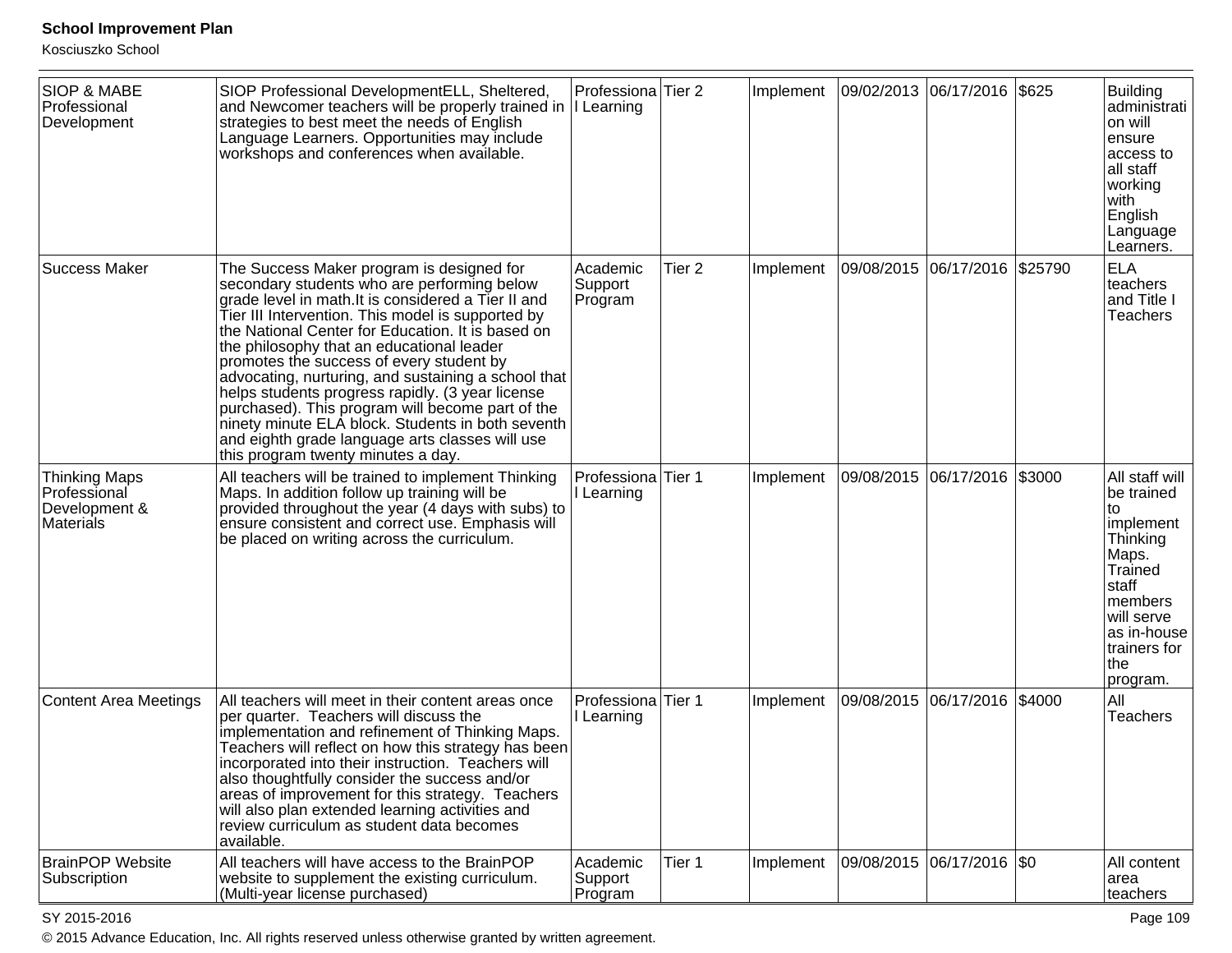| | | | | | | | | |
|---|---|---|---|---|---|---|---|---|
| SIOP & MABE Professional Development | SIOP Professional DevelopmentELL, Sheltered, and Newcomer teachers will be properly trained in strategies to best meet the needs of English Language Learners. Opportunities may include workshops and conferences when available. | Professional Learning | Tier 2 | Implement | 09/02/2013 | 06/17/2016 | $625 | Building administration will ensure access to all staff working with English Language Learners. |
| Success Maker | The Success Maker program is designed for secondary students who are performing below grade level in math.It is considered a Tier II and Tier III Intervention. This model is supported by the National Center for Education. It is based on the philosophy that an educational leader promotes the success of every student by advocating, nurturing, and sustaining a school that helps students progress rapidly. (3 year license purchased). This program will become part of the ninety minute ELA block. Students in both seventh and eighth grade language arts classes will use this program twenty minutes a day. | Academic Support Program | Tier 2 | Implement | 09/08/2015 | 06/17/2016 | $25790 | ELA teachers and Title I Teachers |
| Thinking Maps Professional Development & Materials | All teachers will be trained to implement Thinking Maps. In addition follow up training will be provided throughout the year (4 days with subs) to ensure consistent and correct use. Emphasis will be placed on writing across the curriculum. | Professional Learning | Tier 1 | Implement | 09/08/2015 | 06/17/2016 | $3000 | All staff will be trained to implement Thinking Maps. Trained staff members will serve as in-house trainers for the program. |
| Content Area Meetings | All teachers will meet in their content areas once per quarter. Teachers will discuss the implementation and refinement of Thinking Maps. Teachers will reflect on how this strategy has been incorporated into their instruction. Teachers will also thoughtfully consider the success and/or areas of improvement for this strategy. Teachers will also plan extended learning activities and review curriculum as student data becomes available. | Professional Learning | Tier 1 | Implement | 09/08/2015 | 06/17/2016 | $4000 | All Teachers |
| BrainPOP Website Subscription | All teachers will have access to the BrainPOP website to supplement the existing curriculum. (Multi-year license purchased) | Academic Support Program | Tier 1 | Implement | 09/08/2015 | 06/17/2016 | $0 | All content area teachers |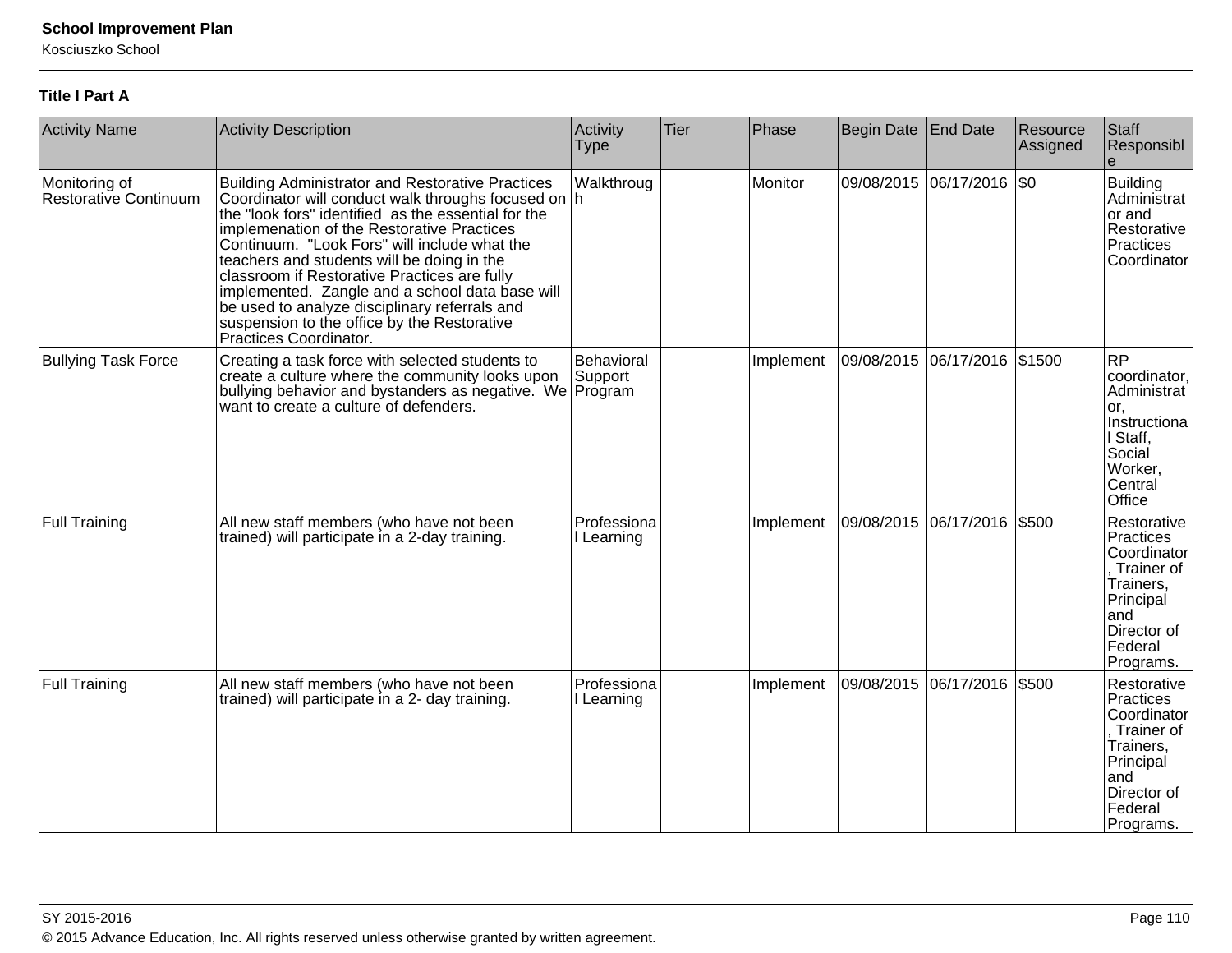**Title I Part A**

| Activity Name | Activity Description | Activity Type | Tier | Phase | Begin Date | End Date | Resource Assigned | Staff Responsible |
|---|---|---|---|---|---|---|---|---|
| Monitoring of Restorative Continuum | Building Administrator and Restorative Practices Coordinator will conduct walk throughs focused on the "look fors" identified as the essential for the implemenation of the Restorative Practices Continuum. "Look Fors" will include what the teachers and students will be doing in the classroom if Restorative Practices are fully implemented. Zangle and a school data base will be used to analyze disciplinary referrals and suspension to the office by the Restorative Practices Coordinator. | Walkthrough | | Monitor | 09/08/2015 | 06/17/2016 | $0 | Building Administrator and Restorative Practices Coordinator |
| Bullying Task Force | Creating a task force with selected students to create a culture where the community looks upon bullying behavior and bystanders as negative. We want to create a culture of defenders. | Behavioral Support Program | | Implement | 09/08/2015 | 06/17/2016 | $1500 | RP coordinator, Administrator, Instructional Staff, Social Worker, Central Office |
| Full Training | All new staff members (who have not been trained) will participate in a 2-day training. | Professional Learning | | Implement | 09/08/2015 | 06/17/2016 | $500 | Restorative Practices Coordinator, Trainer of Trainers, Principal and Director of Federal Programs. |
| Full Training | All new staff members (who have not been trained) will participate in a 2- day training. | Professional Learning | | Implement | 09/08/2015 | 06/17/2016 | $500 | Restorative Practices Coordinator, Trainer of Trainers, Principal and Director of Federal Programs. |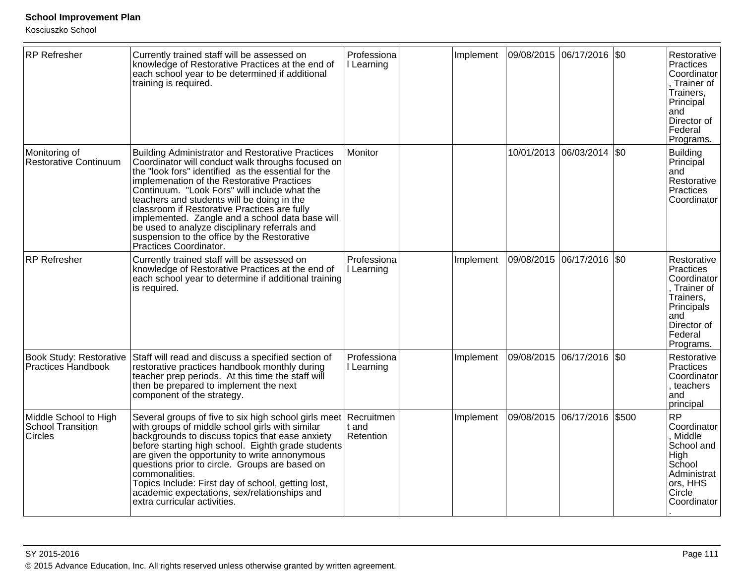| RP Refresher | Currently trained staff will be assessed on knowledge of Restorative Practices at the end of each school year to be determined if additional training is required. | Professional Learning | | Implement | 09/08/2015 | 06/17/2016 | $0 | Restorative Practices Coordinator, Trainer of Trainers, Principal and Director of Federal Programs. |
|---|---|---|---|---|---|---|---|---|
| Monitoring of Restorative Continuum | Building Administrator and Restorative Practices Coordinator will conduct walk throughs focused on the "look fors" identified as the essential for the implemenation of the Restorative Practices Continuum. "Look Fors" will include what the teachers and students will be doing in the classroom if Restorative Practices are fully implemented. Zangle and a school data base will be used to analyze disciplinary referrals and suspension to the office by the Restorative Practices Coordinator. | Monitor | | | 10/01/2013 | 06/03/2014 | $0 | Building Principal and Restorative Practices Coordinator |
| RP Refresher | Currently trained staff will be assessed on knowledge of Restorative Practices at the end of each school year to determine if additional training is required. | Professional Learning | | Implement | 09/08/2015 | 06/17/2016 | $0 | Restorative Practices Coordinator, Trainer of Trainers, Principals and Director of Federal Programs. |
| Book Study: Restorative Practices Handbook | Staff will read and discuss a specified section of restorative practices handbook monthly during teacher prep periods. At this time the staff will then be prepared to implement the next component of the strategy. | Professional Learning | | Implement | 09/08/2015 | 06/17/2016 | $0 | Restorative Practices Coordinator, teachers and principal |
| Middle School to High School Transition Circles | Several groups of five to six high school girls meet with groups of middle school girls with similar backgrounds to discuss topics that ease anxiety before starting high school. Eighth grade students are given the opportunity to write annonymous questions prior to circle. Groups are based on commonalities.<br>Topics Include: First day of school, getting lost, academic expectations, sex/relationships and extra curricular activities. | Recruitment and Retention | | Implement | 09/08/2015 | 06/17/2016 | $500 | RP Coordinator, Middle School and High School Administrators, HHS Circle Coordinator. |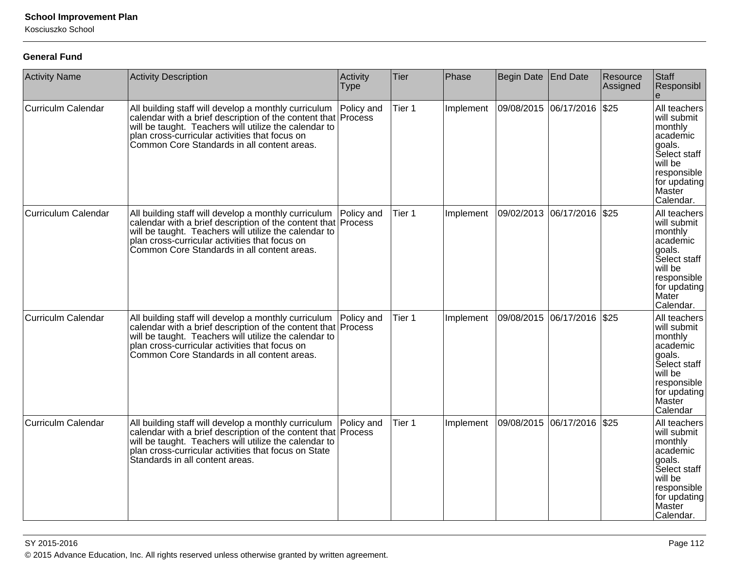### General Fund

| Activity Name | Activity Description | Activity Type | Tier | Phase | Begin Date | End Date | Resource Assigned | Staff Responsible |
|---|---|---|---|---|---|---|---|---|
| Curriculm Calendar | All building staff will develop a monthly curriculum calendar with a brief description of the content that will be taught. Teachers will utilize the calendar to plan cross-curricular activities that focus on Common Core Standards in all content areas. | Policy and Process | Tier 1 | Implement | 09/08/2015 | 06/17/2016 | $25 | All teachers will submit monthly academic goals. Select staff will be responsible for updating Master Calendar. |
| Curriculum Calendar | All building staff will develop a monthly curriculum calendar with a brief description of the content that will be taught. Teachers will utilize the calendar to plan cross-curricular activities that focus on Common Core Standards in all content areas. | Policy and Process | Tier 1 | Implement | 09/02/2013 | 06/17/2016 | $25 | All teachers will submit monthly academic goals. Select staff will be responsible for updating Mater Calendar. |
| Curriculm Calendar | All building staff will develop a monthly curriculum calendar with a brief description of the content that will be taught. Teachers will utilize the calendar to plan cross-curricular activities that focus on Common Core Standards in all content areas. | Policy and Process | Tier 1 | Implement | 09/08/2015 | 06/17/2016 | $25 | All teachers will submit monthly academic goals. Select staff will be responsible for updating Master Calendar |
| Curriculm Calendar | All building staff will develop a monthly curriculum calendar with a brief description of the content that will be taught. Teachers will utilize the calendar to plan cross-curricular activities that focus on State Standards in all content areas. | Policy and Process | Tier 1 | Implement | 09/08/2015 | 06/17/2016 | $25 | All teachers will submit monthly academic goals. Select staff will be responsible for updating Master Calendar. |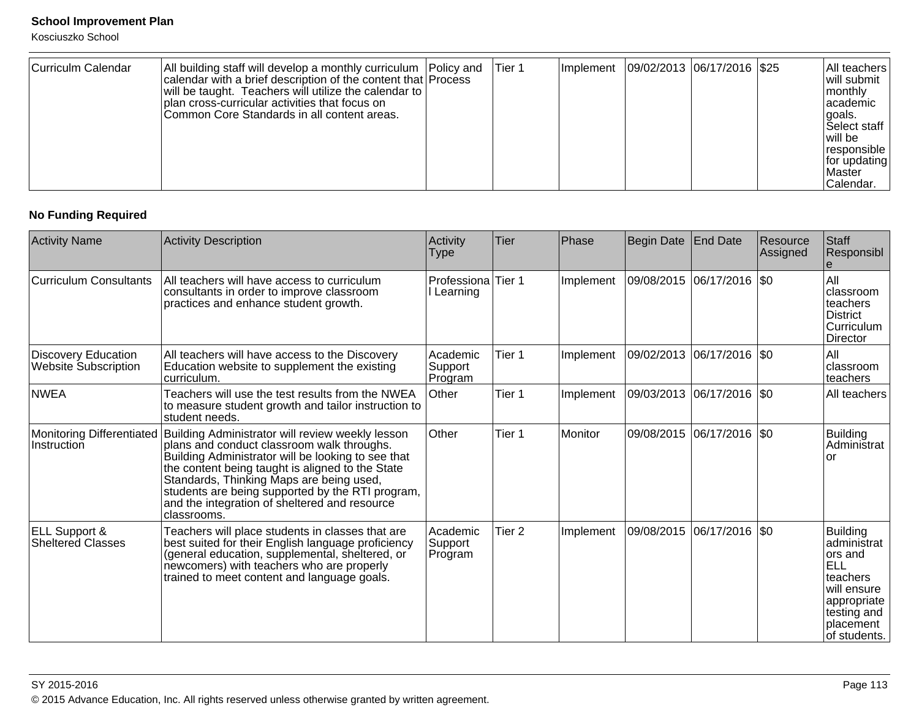| Curriculm Calendar | All building staff will develop a monthly curriculum calendar with a brief description of the content that will be taught. Teachers will utilize the calendar to plan cross-curricular activities that focus on Common Core Standards in all content areas. | Policy and Process | Tier 1 | Implement | 09/02/2013 | 06/17/2016 | $25 | All teachers will submit monthly academic goals. Select staff will be responsible for updating Master Calendar. |
|---|---|---|---|---|---|---|---|---|

**No Funding Required**

| Activity Name | Activity Description | Activity Type | Tier | Phase | Begin Date | End Date | Resource Assigned | Staff Responsible |
|---|---|---|---|---|---|---|---|---|
| Curriculum Consultants | All teachers will have access to curriculum consultants in order to improve classroom practices and enhance student growth. | Professional Learning | Tier 1 | Implement | 09/08/2015 | 06/17/2016 | $0 | All classroom teachers District Curriculum Director |
| Discovery Education Website Subscription | All teachers will have access to the Discovery Education website to supplement the existing curriculum. | Academic Support Program | Tier 1 | Implement | 09/02/2013 | 06/17/2016 | $0 | All classroom teachers |
| NWEA | Teachers will use the test results from the NWEA to measure student growth and tailor instruction to student needs. | Other | Tier 1 | Implement | 09/03/2013 | 06/17/2016 | $0 | All teachers |
| Monitoring Differentiated Instruction | Building Administrator will review weekly lesson plans and conduct classroom walk throughs. Building Administrator will be looking to see that the content being taught is aligned to the State Standards, Thinking Maps are being used, students are being supported by the RTI program, and the integration of sheltered and resource classrooms. | Other | Tier 1 | Monitor | 09/08/2015 | 06/17/2016 | $0 | Building Administrator |
| ELL Support & Sheltered Classes | Teachers will place students in classes that are best suited for their English language proficiency (general education, supplemental, sheltered, or newcomers) with teachers who are properly trained to meet content and language goals. | Academic Support Program | Tier 2 | Implement | 09/08/2015 | 06/17/2016 | $0 | Building administrators and ELL teachers will ensure appropriate testing and placement of students. |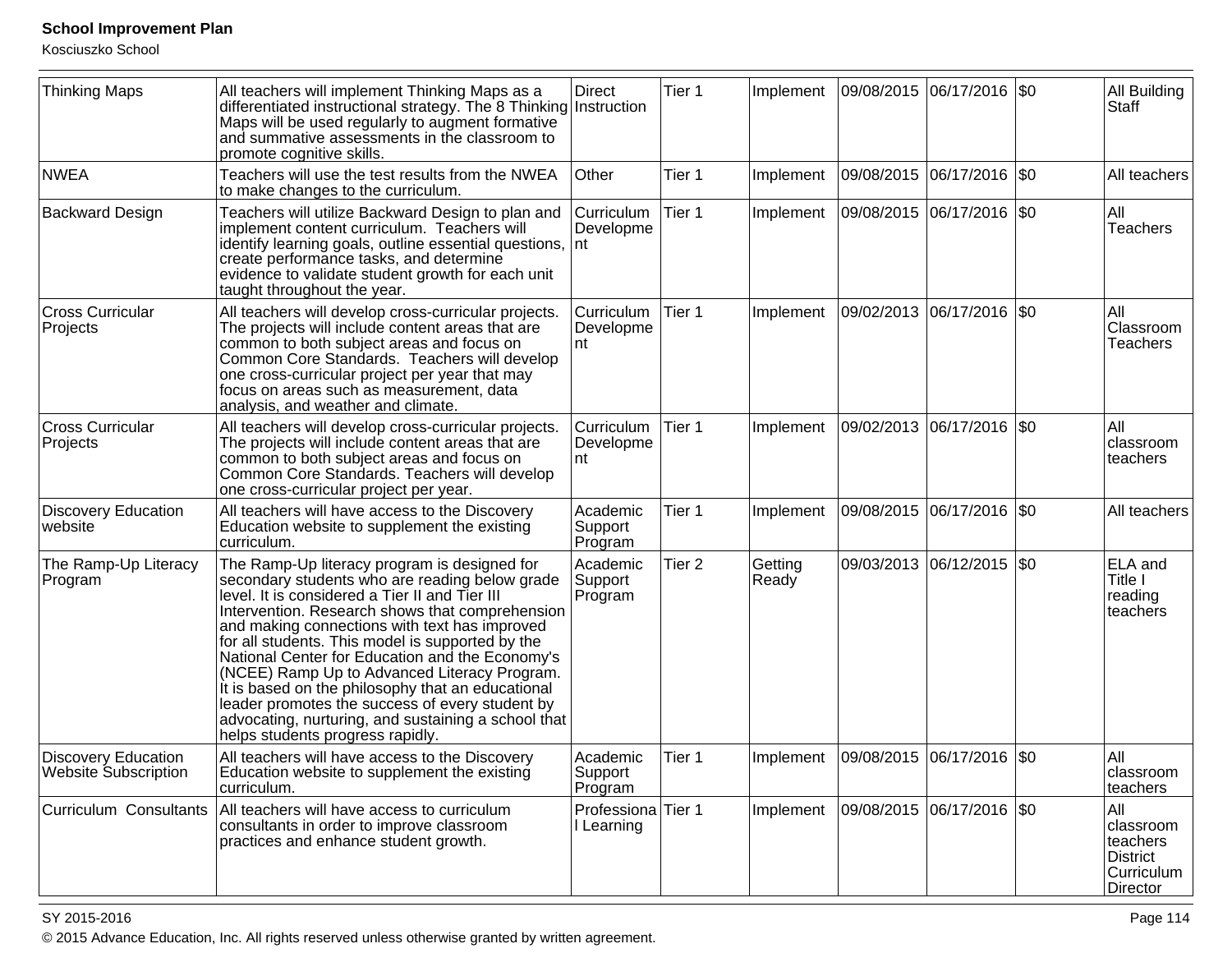| Thinking Maps | All teachers will implement Thinking Maps as a differentiated instructional strategy. The 8 Thinking Maps will be used regularly to augment formative and summative assessments in the classroom to promote cognitive skills. | Direct Instruction | Tier 1 | Implement | 09/08/2015 | 06/17/2016 | $0 | All Building Staff |
|---|---|---|---|---|---|---|---|---|
| NWEA | Teachers will use the test results from the NWEA to make changes to the curriculum. | Other | Tier 1 | Implement | 09/08/2015 | 06/17/2016 | $0 | All teachers |
| Backward Design | Teachers will utilize Backward Design to plan and implement content curriculum. Teachers will identify learning goals, outline essential questions, create performance tasks, and determine evidence to validate student growth for each unit taught throughout the year. | Curriculum Development | Tier 1 | Implement | 09/08/2015 | 06/17/2016 | $0 | All Teachers |
| Cross Curricular Projects | All teachers will develop cross-curricular projects. The projects will include content areas that are common to both subject areas and focus on Common Core Standards. Teachers will develop one cross-curricular project per year that may focus on areas such as measurement, data analysis, and weather and climate. | Curriculum Development | Tier 1 | Implement | 09/02/2013 | 06/17/2016 | $0 | All Classroom Teachers |
| Cross Curricular Projects | All teachers will develop cross-curricular projects. The projects will include content areas that are common to both subject areas and focus on Common Core Standards. Teachers will develop one cross-curricular project per year. | Curriculum Development | Tier 1 | Implement | 09/02/2013 | 06/17/2016 | $0 | All classroom teachers |
| Discovery Education website | All teachers will have access to the Discovery Education website to supplement the existing curriculum. | Academic Support Program | Tier 1 | Implement | 09/08/2015 | 06/17/2016 | $0 | All teachers |
| The Ramp-Up Literacy Program | The Ramp-Up literacy program is designed for secondary students who are reading below grade level. It is considered a Tier II and Tier III Intervention. Research shows that comprehension and making connections with text has improved for all students. This model is supported by the National Center for Education and the Economy's (NCEE) Ramp Up to Advanced Literacy Program. It is based on the philosophy that an educational leader promotes the success of every student by advocating, nurturing, and sustaining a school that helps students progress rapidly. | Academic Support Program | Tier 2 | Getting Ready | 09/03/2013 | 06/12/2015 | $0 | ELA and Title I reading teachers |
| Discovery Education Website Subscription | All teachers will have access to the Discovery Education website to supplement the existing curriculum. | Academic Support Program | Tier 1 | Implement | 09/08/2015 | 06/17/2016 | $0 | All classroom teachers |
| Curriculum Consultants | All teachers will have access to curriculum consultants in order to improve classroom practices and enhance student growth. | Professional Learning | Tier 1 | Implement | 09/08/2015 | 06/17/2016 | $0 | All classroom teachers District Curriculum Director |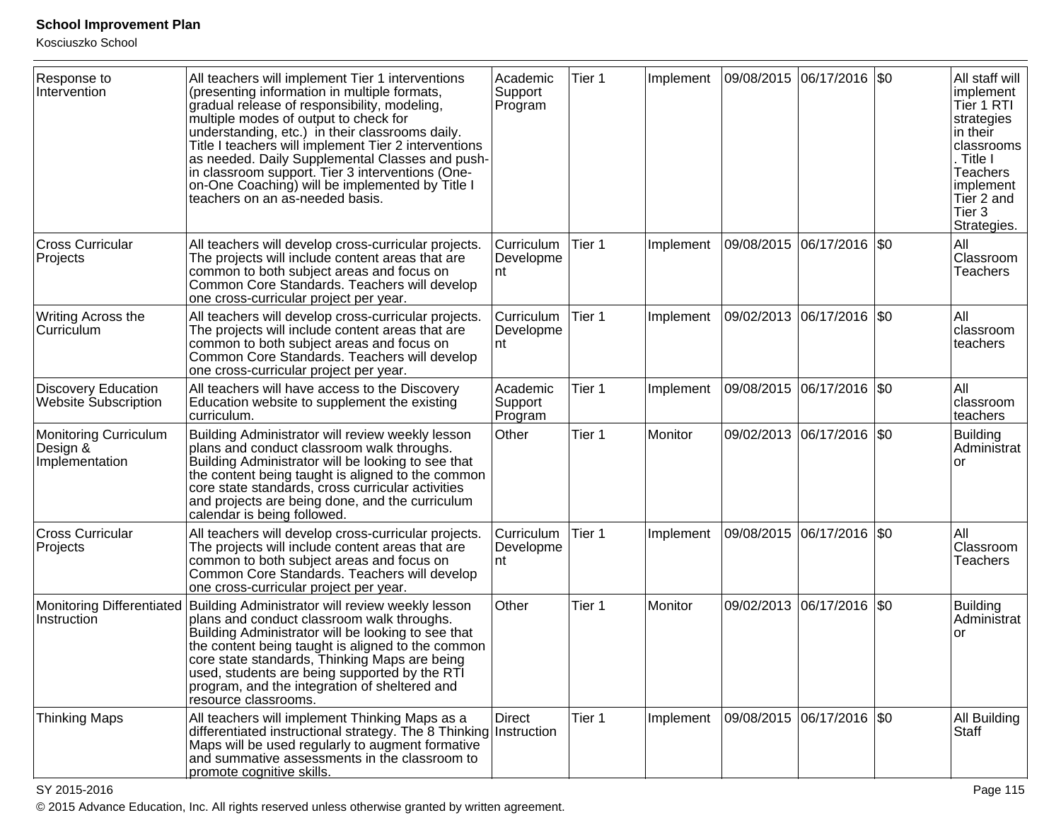| Response to Intervention | All teachers will implement Tier 1 interventions (presenting information in multiple formats, gradual release of responsibility, modeling, multiple modes of output to check for understanding, etc.) in their classrooms daily. Title I teachers will implement Tier 2 interventions as needed. Daily Supplemental Classes and push-in classroom support. Tier 3 interventions (One-on-One Coaching) will be implemented by Title I teachers on an as-needed basis. | Academic Support Program | Tier 1 | Implement | 09/08/2015 | 06/17/2016 | $0 | All staff will implement Tier 1 RTI strategies in their classrooms. Title I Teachers implement Tier 2 and Tier 3 Strategies. |
|---|---|---|---|---|---|---|---|---|
| Cross Curricular Projects | All teachers will develop cross-curricular projects. The projects will include content areas that are common to both subject areas and focus on Common Core Standards. Teachers will develop one cross-curricular project per year. | Curriculum Development | Tier 1 | Implement | 09/08/2015 | 06/17/2016 | $0 | All Classroom Teachers |
| Writing Across the Curriculum | All teachers will develop cross-curricular projects. The projects will include content areas that are common to both subject areas and focus on Common Core Standards. Teachers will develop one cross-curricular project per year. | Curriculum Development | Tier 1 | Implement | 09/02/2013 | 06/17/2016 | $0 | All classroom teachers |
| Discovery Education Website Subscription | All teachers will have access to the Discovery Education website to supplement the existing curriculum. | Academic Support Program | Tier 1 | Implement | 09/08/2015 | 06/17/2016 | $0 | All classroom teachers |
| Monitoring Curriculum Design & Implementation | Building Administrator will review weekly lesson plans and conduct classroom walk throughs. Building Administrator will be looking to see that the content being taught is aligned to the common core state standards, cross curricular activities and projects are being done, and the curriculum calendar is being followed. | Other | Tier 1 | Monitor | 09/02/2013 | 06/17/2016 | $0 | Building Administrator |
| Cross Curricular Projects | All teachers will develop cross-curricular projects. The projects will include content areas that are common to both subject areas and focus on Common Core Standards. Teachers will develop one cross-curricular project per year. | Curriculum Development | Tier 1 | Implement | 09/08/2015 | 06/17/2016 | $0 | All Classroom Teachers |
| Monitoring Differentiated Instruction | Building Administrator will review weekly lesson plans and conduct classroom walk throughs. Building Administrator will be looking to see that the content being taught is aligned to the common core state standards, Thinking Maps are being used, students are being supported by the RTI program, and the integration of sheltered and resource classrooms. | Other | Tier 1 | Monitor | 09/02/2013 | 06/17/2016 | $0 | Building Administrator |
| Thinking Maps | All teachers will implement Thinking Maps as a differentiated instructional strategy. The 8 Thinking Maps will be used regularly to augment formative and summative assessments in the classroom to promote cognitive skills. | Direct Instruction | Tier 1 | Implement | 09/08/2015 | 06/17/2016 | $0 | All Building Staff |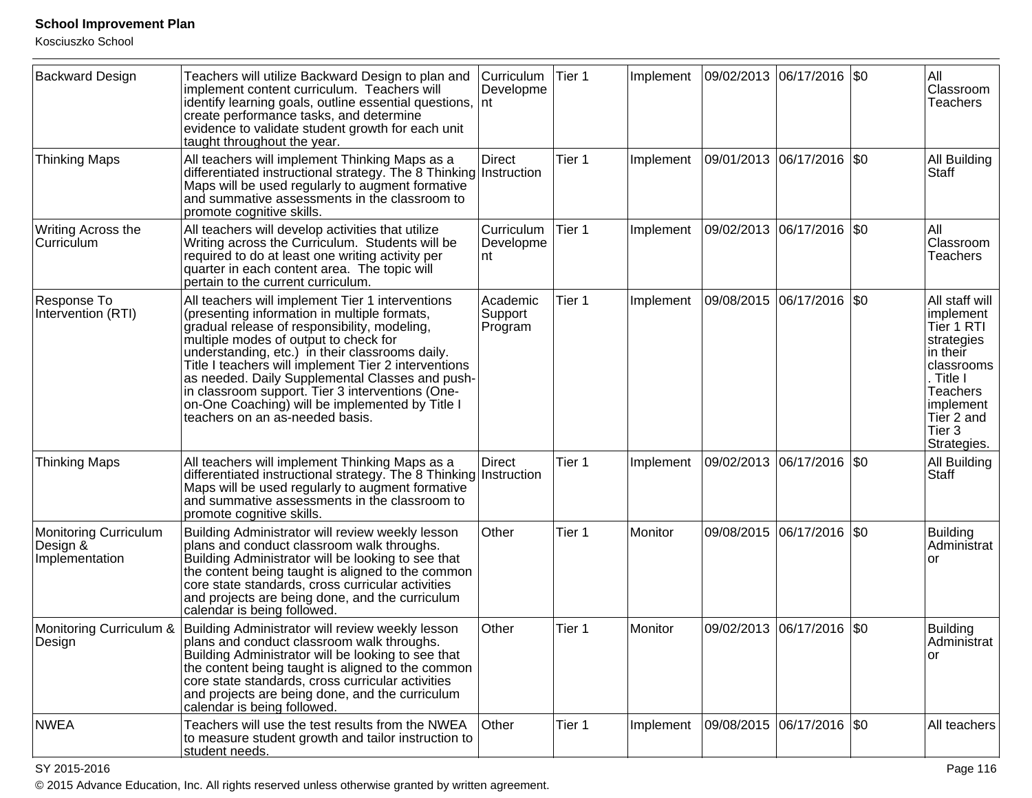| Backward Design | Teachers will utilize Backward Design to plan and implement content curriculum. Teachers will identify learning goals, outline essential questions, create performance tasks, and determine evidence to validate student growth for each unit taught throughout the year. | Curriculum Development | Tier 1 | Implement | 09/02/2013 | 06/17/2016 | $0 | All Classroom Teachers |
|---|---|---|---|---|---|---|---|---|
| Thinking Maps | All teachers will implement Thinking Maps as a differentiated instructional strategy. The 8 Thinking Maps will be used regularly to augment formative and summative assessments in the classroom to promote cognitive skills. | Direct Instruction | Tier 1 | Implement | 09/01/2013 | 06/17/2016 | $0 | All Building Staff |
| Writing Across the Curriculum | All teachers will develop activities that utilize Writing across the Curriculum. Students will be required to do at least one writing activity per quarter in each content area. The topic will pertain to the current curriculum. | Curriculum Development | Tier 1 | Implement | 09/02/2013 | 06/17/2016 | $0 | All Classroom Teachers |
| Response To Intervention (RTI) | All teachers will implement Tier 1 interventions (presenting information in multiple formats, gradual release of responsibility, modeling, multiple modes of output to check for understanding, etc.) in their classrooms daily. Title I teachers will implement Tier 2 interventions as needed. Daily Supplemental Classes and push-in classroom support. Tier 3 interventions (One-on-One Coaching) will be implemented by Title I teachers on an as-needed basis. | Academic Support Program | Tier 1 | Implement | 09/08/2015 | 06/17/2016 | $0 | All staff will implement Tier 1 RTI strategies in their classrooms. Title I Teachers implement Tier 2 and Tier 3 Strategies. |
| Thinking Maps | All teachers will implement Thinking Maps as a differentiated instructional strategy. The 8 Thinking Maps will be used regularly to augment formative and summative assessments in the classroom to promote cognitive skills. | Direct Instruction | Tier 1 | Implement | 09/02/2013 | 06/17/2016 | $0 | All Building Staff |
| Monitoring Curriculum Design & Implementation | Building Administrator will review weekly lesson plans and conduct classroom walk throughs. Building Administrator will be looking to see that the content being taught is aligned to the common core state standards, cross curricular activities and projects are being done, and the curriculum calendar is being followed. | Other | Tier 1 | Monitor | 09/08/2015 | 06/17/2016 | $0 | Building Administrator |
| Monitoring Curriculum & Design | Building Administrator will review weekly lesson plans and conduct classroom walk throughs. Building Administrator will be looking to see that the content being taught is aligned to the common core state standards, cross curricular activities and projects are being done, and the curriculum calendar is being followed. | Other | Tier 1 | Monitor | 09/02/2013 | 06/17/2016 | $0 | Building Administrator |
| NWEA | Teachers will use the test results from the NWEA to measure student growth and tailor instruction to student needs. | Other | Tier 1 | Implement | 09/08/2015 | 06/17/2016 | $0 | All teachers |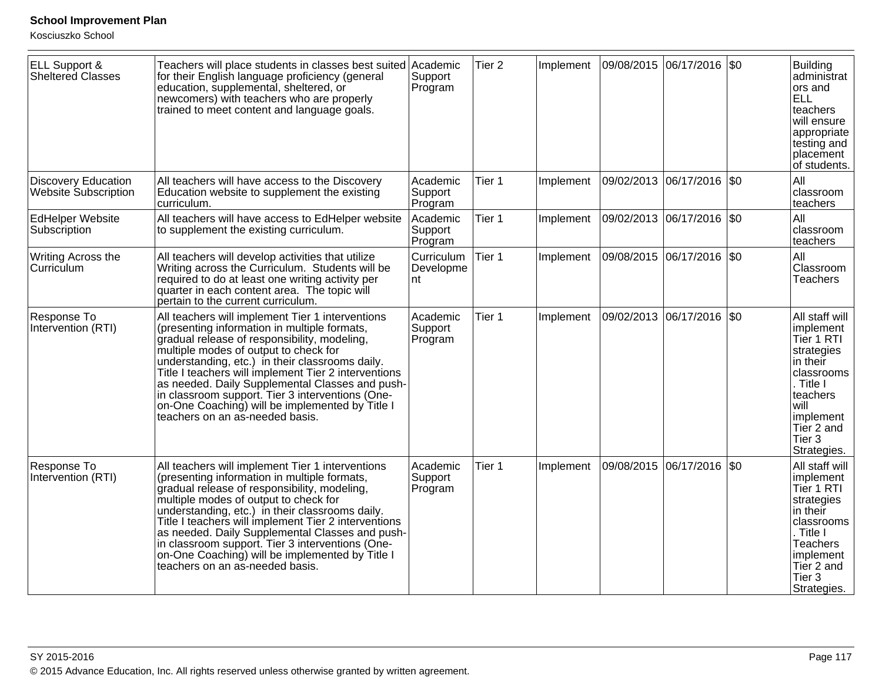| | | | | | | | | |
|---|---|---|---|---|---|---|---|---|
| ELL Support & Sheltered Classes | Teachers will place students in classes best suited for their English language proficiency (general education, supplemental, sheltered, or newcomers) with teachers who are properly trained to meet content and language goals. | Academic Support Program | Tier 2 | Implement | 09/08/2015 | 06/17/2016 | $0 | Building administrators and ELL teachers will ensure appropriate testing and placement of students. |
| Discovery Education Website Subscription | All teachers will have access to the Discovery Education website to supplement the existing curriculum. | Academic Support Program | Tier 1 | Implement | 09/02/2013 | 06/17/2016 | $0 | All classroom teachers |
| EdHelper Website Subscription | All teachers will have access to EdHelper website to supplement the existing curriculum. | Academic Support Program | Tier 1 | Implement | 09/02/2013 | 06/17/2016 | $0 | All classroom teachers |
| Writing Across the Curriculum | All teachers will develop activities that utilize Writing across the Curriculum. Students will be required to do at least one writing activity per quarter in each content area. The topic will pertain to the current curriculum. | Curriculum Development | Tier 1 | Implement | 09/08/2015 | 06/17/2016 | $0 | All Classroom Teachers |
| Response To Intervention (RTI) | All teachers will implement Tier 1 interventions (presenting information in multiple formats, gradual release of responsibility, modeling, multiple modes of output to check for understanding, etc.) in their classrooms daily. Title I teachers will implement Tier 2 interventions as needed. Daily Supplemental Classes and push-in classroom support. Tier 3 interventions (One-on-One Coaching) will be implemented by Title I teachers on an as-needed basis. | Academic Support Program | Tier 1 | Implement | 09/02/2013 | 06/17/2016 | $0 | All staff will implement Tier 1 RTI strategies in their classrooms. Title I teachers will implement Tier 2 and Tier 3 Strategies. |
| Response To Intervention (RTI) | All teachers will implement Tier 1 interventions (presenting information in multiple formats, gradual release of responsibility, modeling, multiple modes of output to check for understanding, etc.) in their classrooms daily. Title I teachers will implement Tier 2 interventions as needed. Daily Supplemental Classes and push-in classroom support. Tier 3 interventions (One-on-One Coaching) will be implemented by Title I teachers on an as-needed basis. | Academic Support Program | Tier 1 | Implement | 09/08/2015 | 06/17/2016 | $0 | All staff will implement Tier 1 RTI strategies in their classrooms. Title I Teachers implement Tier 2 and Tier 3 Strategies. |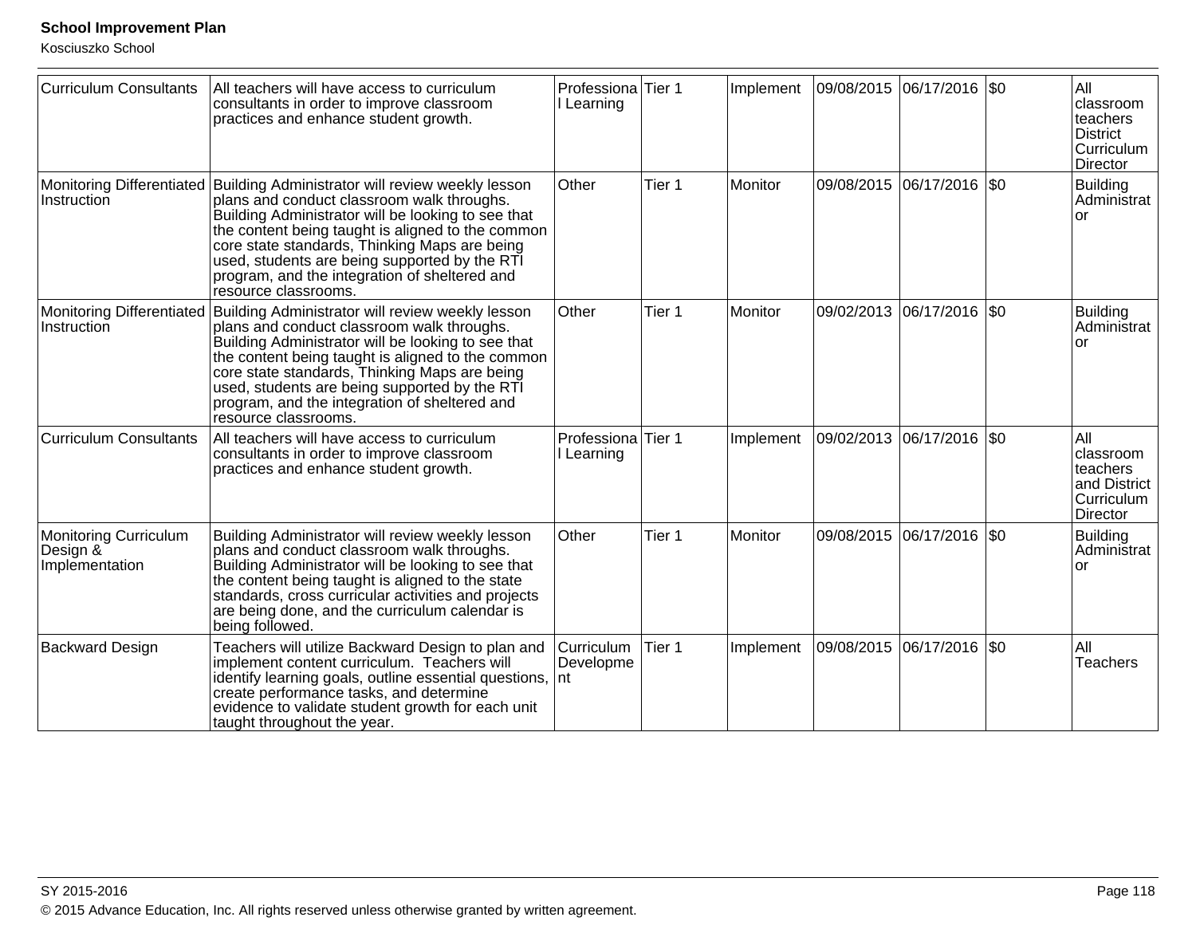| Curriculum Consultants | All teachers will have access to curriculum consultants in order to improve classroom practices and enhance student growth. | Professional Learning | Tier 1 | Implement | 09/08/2015 | 06/17/2016 | $0 | All classroom teachers District Curriculum Director |
|---|---|---|---|---|---|---|---|---|
| Monitoring Differentiated Instruction | Building Administrator will review weekly lesson plans and conduct classroom walk throughs. Building Administrator will be looking to see that the content being taught is aligned to the common core state standards, Thinking Maps are being used, students are being supported by the RTI program, and the integration of sheltered and resource classrooms. | Other | Tier 1 | Monitor | 09/08/2015 | 06/17/2016 | $0 | Building Administrator |
| Monitoring Differentiated Instruction | Building Administrator will review weekly lesson plans and conduct classroom walk throughs. Building Administrator will be looking to see that the content being taught is aligned to the common core state standards, Thinking Maps are being used, students are being supported by the RTI program, and the integration of sheltered and resource classrooms. | Other | Tier 1 | Monitor | 09/02/2013 | 06/17/2016 | $0 | Building Administrator |
| Curriculum Consultants | All teachers will have access to curriculum consultants in order to improve classroom practices and enhance student growth. | Professional Learning | Tier 1 | Implement | 09/02/2013 | 06/17/2016 | $0 | All classroom teachers and District Curriculum Director |
| Monitoring Curriculum Design & Implementation | Building Administrator will review weekly lesson plans and conduct classroom walk throughs. Building Administrator will be looking to see that the content being taught is aligned to the state standards, cross curricular activities and projects are being done, and the curriculum calendar is being followed. | Other | Tier 1 | Monitor | 09/08/2015 | 06/17/2016 | $0 | Building Administrator |
| Backward Design | Teachers will utilize Backward Design to plan and implement content curriculum. Teachers will identify learning goals, outline essential questions, create performance tasks, and determine evidence to validate student growth for each unit taught throughout the year. | Curriculum Development | Tier 1 | Implement | 09/08/2015 | 06/17/2016 | $0 | All Teachers |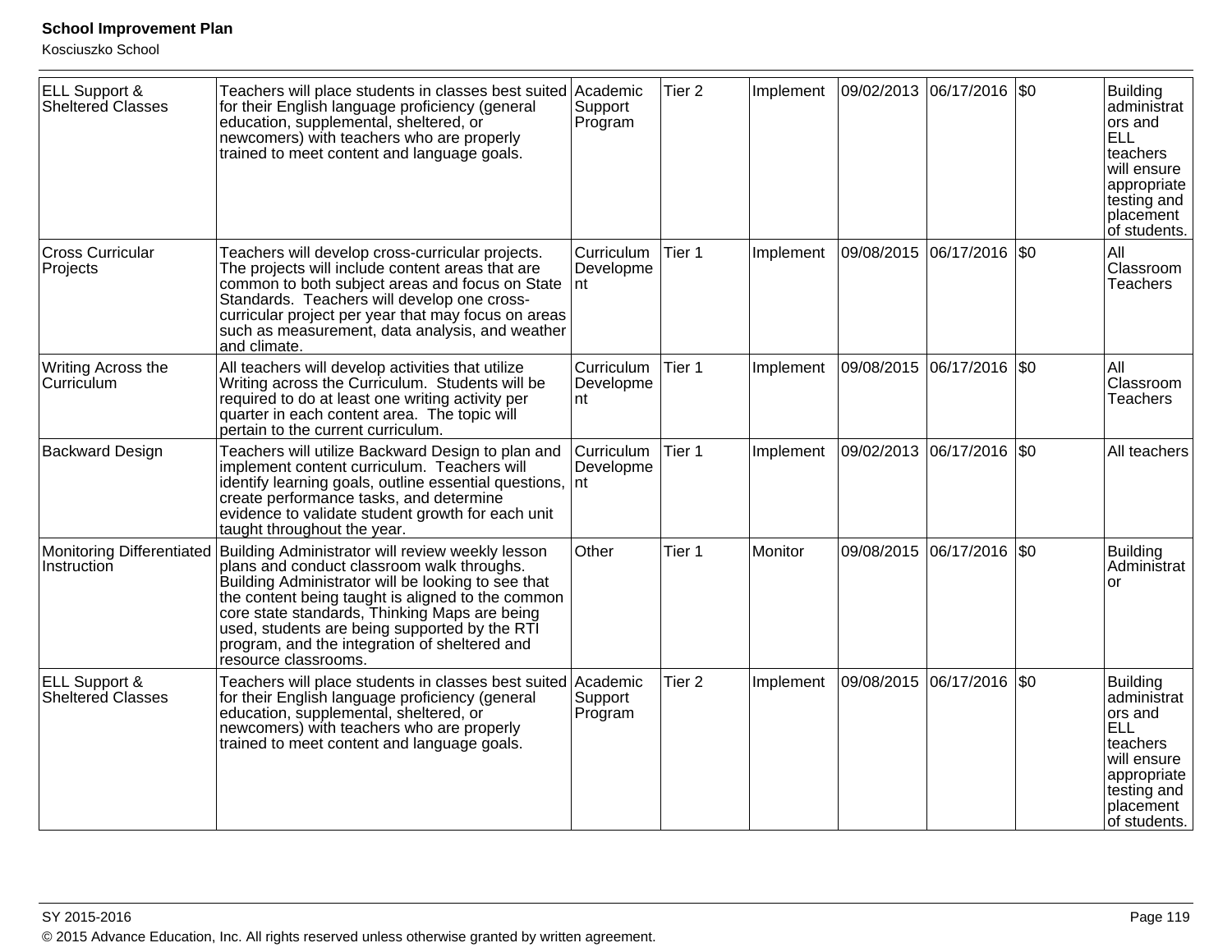| ELL Support & Sheltered Classes | Teachers will place students in classes best suited for their English language proficiency (general education, supplemental, sheltered, or newcomers) with teachers who are properly trained to meet content and language goals. | Academic Support Program | Tier 2 | Implement | 09/02/2013 | 06/17/2016 | $0 | Building administrators and ELL teachers will ensure appropriate testing and placement of students. |
|---|---|---|---|---|---|---|---|---|
| Cross Curricular Projects | Teachers will develop cross-curricular projects. The projects will include content areas that are common to both subject areas and focus on State Standards. Teachers will develop one cross-curricular project per year that may focus on areas such as measurement, data analysis, and weather and climate. | Curriculum Development | Tier 1 | Implement | 09/08/2015 | 06/17/2016 | $0 | All Classroom Teachers |
| Writing Across the Curriculum | All teachers will develop activities that utilize Writing across the Curriculum. Students will be required to do at least one writing activity per quarter in each content area. The topic will pertain to the current curriculum. | Curriculum Development | Tier 1 | Implement | 09/08/2015 | 06/17/2016 | $0 | All Classroom Teachers |
| Backward Design | Teachers will utilize Backward Design to plan and implement content curriculum. Teachers will identify learning goals, outline essential questions, create performance tasks, and determine evidence to validate student growth for each unit taught throughout the year. | Curriculum Development | Tier 1 | Implement | 09/02/2013 | 06/17/2016 | $0 | All teachers |
| Monitoring Differentiated Instruction | Building Administrator will review weekly lesson plans and conduct classroom walk throughs. Building Administrator will be looking to see that the content being taught is aligned to the common core state standards, Thinking Maps are being used, students are being supported by the RTI program, and the integration of sheltered and resource classrooms. | Other | Tier 1 | Monitor | 09/08/2015 | 06/17/2016 | $0 | Building Administrator |
| ELL Support & Sheltered Classes | Teachers will place students in classes best suited for their English language proficiency (general education, supplemental, sheltered, or newcomers) with teachers who are properly trained to meet content and language goals. | Academic Support Program | Tier 2 | Implement | 09/08/2015 | 06/17/2016 | $0 | Building administrators and ELL teachers will ensure appropriate testing and placement of students. |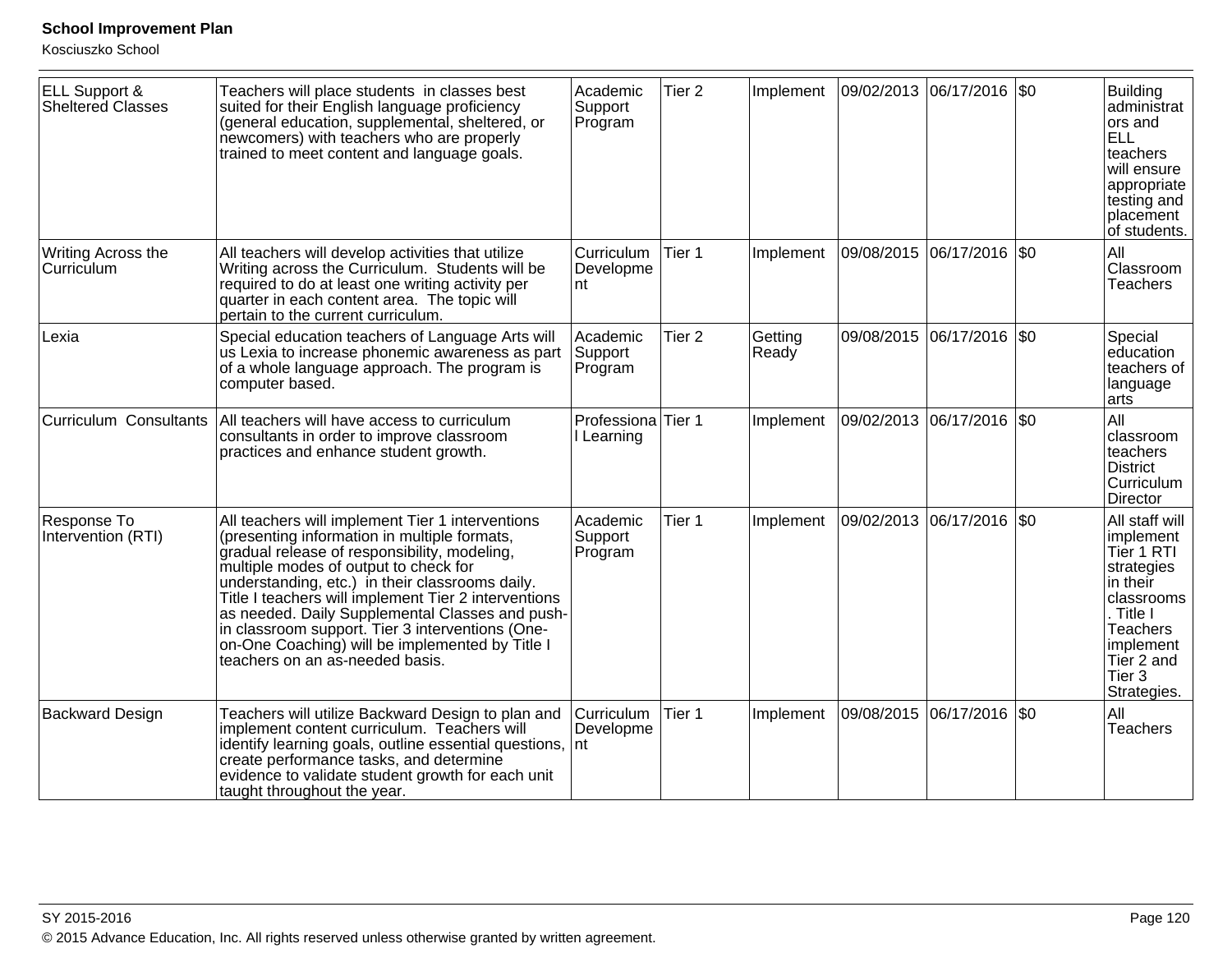| | | | | | | | | |
|---|---|---|---|---|---|---|---|---|
| ELL Support & Sheltered Classes | Teachers will place students in classes best suited for their English language proficiency (general education, supplemental, sheltered, or newcomers) with teachers who are properly trained to meet content and language goals. | Academic Support Program | Tier 2 | Implement | 09/02/2013 | 06/17/2016 | $0 | Building administrators and ELL teachers will ensure appropriate testing and placement of students. |
| Writing Across the Curriculum | All teachers will develop activities that utilize Writing across the Curriculum. Students will be required to do at least one writing activity per quarter in each content area. The topic will pertain to the current curriculum. | Curriculum Development | Tier 1 | Implement | 09/08/2015 | 06/17/2016 | $0 | All Classroom Teachers |
| Lexia | Special education teachers of Language Arts will us Lexia to increase phonemic awareness as part of a whole language approach. The program is computer based. | Academic Support Program | Tier 2 | Getting Ready | 09/08/2015 | 06/17/2016 | $0 | Special education teachers of language arts |
| Curriculum Consultants | All teachers will have access to curriculum consultants in order to improve classroom practices and enhance student growth. | Professional Learning | Tier 1 | Implement | 09/02/2013 | 06/17/2016 | $0 | All classroom teachers District Curriculum Director |
| Response To Intervention (RTI) | All teachers will implement Tier 1 interventions (presenting information in multiple formats, gradual release of responsibility, modeling, multiple modes of output to check for understanding, etc.) in their classrooms daily. Title I teachers will implement Tier 2 interventions as needed. Daily Supplemental Classes and push-in classroom support. Tier 3 interventions (One-on-One Coaching) will be implemented by Title I teachers on an as-needed basis. | Academic Support Program | Tier 1 | Implement | 09/02/2013 | 06/17/2016 | $0 | All staff will implement Tier 1 RTI strategies in their classrooms. Title I Teachers implement Tier 2 and Tier 3 Strategies. |
| Backward Design | Teachers will utilize Backward Design to plan and implement content curriculum. Teachers will identify learning goals, outline essential questions, create performance tasks, and determine evidence to validate student growth for each unit taught throughout the year. | Curriculum Development | Tier 1 | Implement | 09/08/2015 | 06/17/2016 | $0 | All Teachers |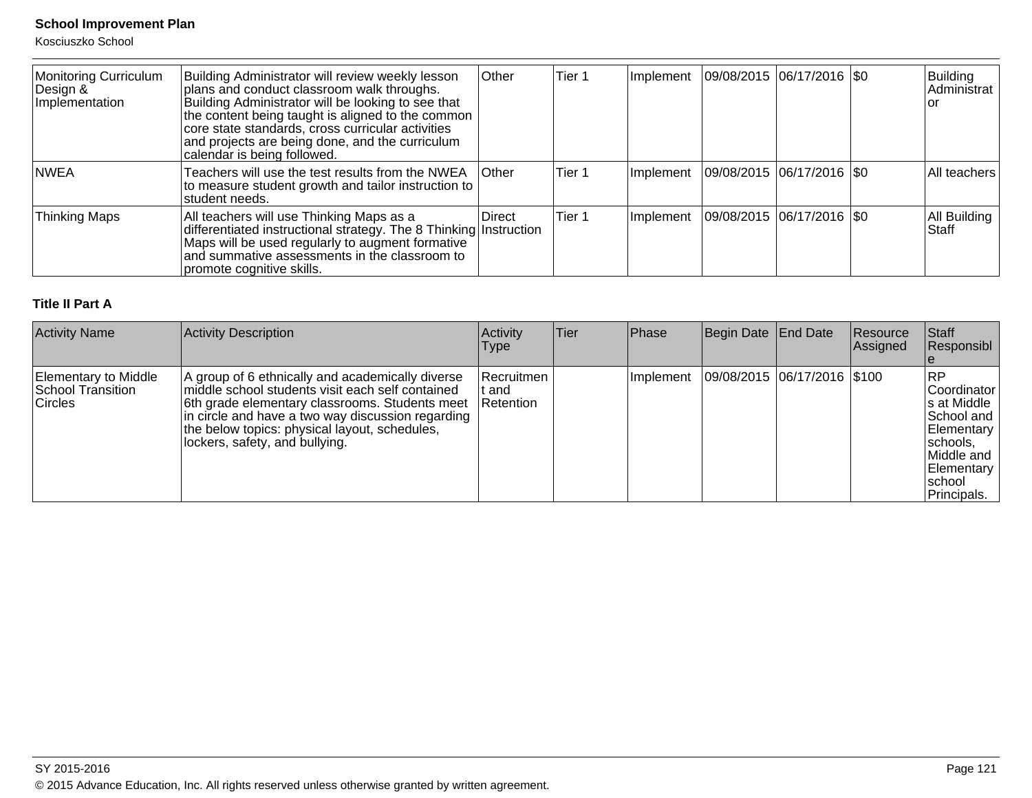| Monitoring Curriculum Design & Implementation | Building Administrator will review weekly lesson plans and conduct classroom walk throughs. Building Administrator will be looking to see that the content being taught is aligned to the common core state standards, cross curricular activities and projects are being done, and the curriculum calendar is being followed. | Other | Tier 1 | Implement | 09/08/2015 | 06/17/2016 | $0 | Building Administrator |
|---|---|---|---|---|---|---|---|---|
| NWEA | Teachers will use the test results from the NWEA to measure student growth and tailor instruction to student needs. | Other | Tier 1 | Implement | 09/08/2015 | 06/17/2016 | $0 | All teachers |
| Thinking Maps | All teachers will use Thinking Maps as a differentiated instructional strategy. The 8 Thinking Maps will be used regularly to augment formative and summative assessments in the classroom to promote cognitive skills. | Direct Instruction | Tier 1 | Implement | 09/08/2015 | 06/17/2016 | $0 | All Building Staff |

**Title II Part A**

| Activity Name | Activity Description | Activity Type | Tier | Phase | Begin Date | End Date | Resource Assigned | Staff Responsible |
|---|---|---|---|---|---|---|---|---|
| Elementary to Middle School Transition Circles | A group of 6 ethnically and academically diverse middle school students visit each self contained 6th grade elementary classrooms. Students meet in circle and have a two way discussion regarding the below topics: physical layout, schedules, lockers, safety, and bullying. | Recruitment and Retention | | Implement | 09/08/2015 | 06/17/2016 | $100 | RP Coordinators at Middle School and Elementary schools, Middle and Elementary school Principals. |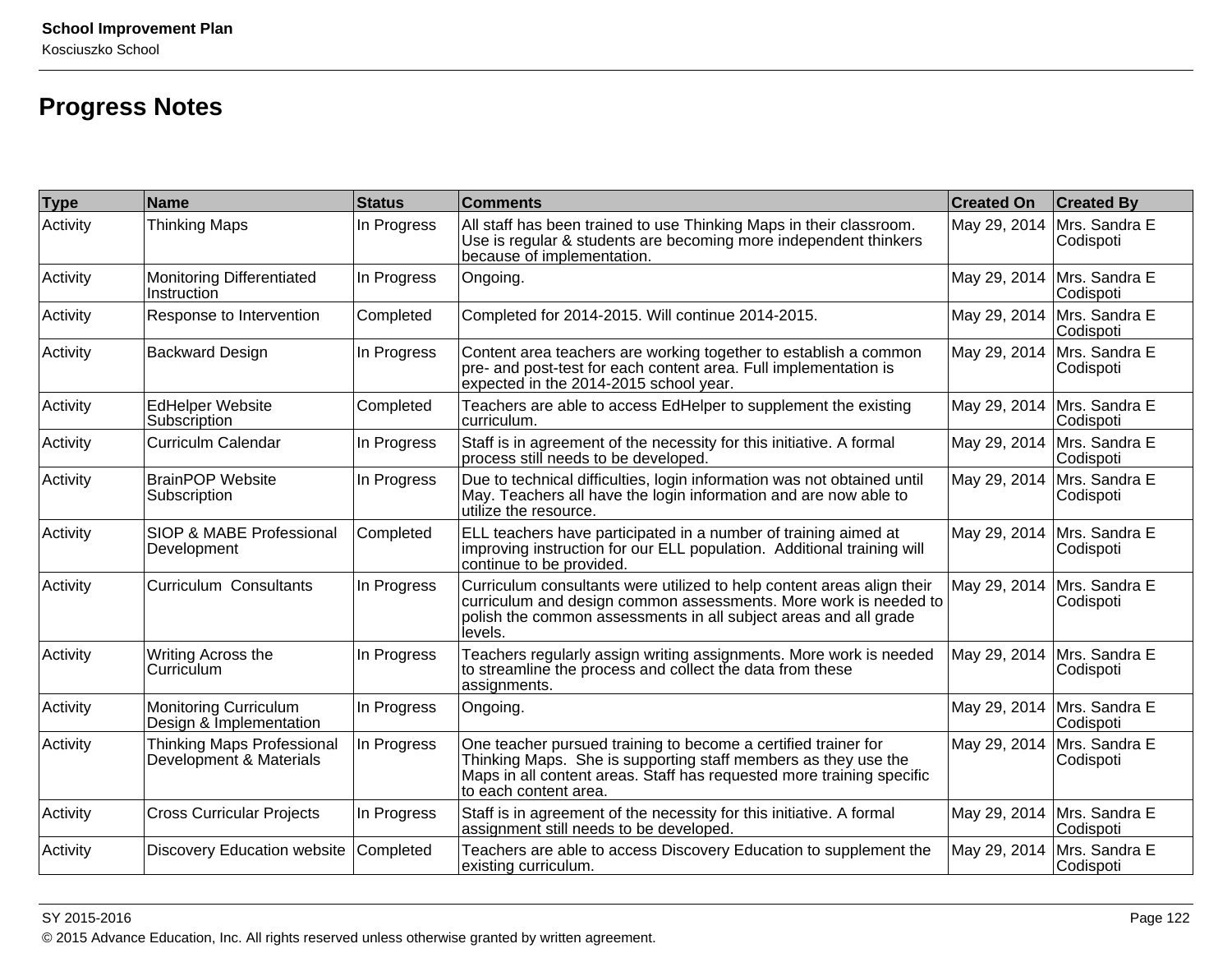## Progress Notes

| Type | Name | Status | Comments | Created On | Created By |
|---|---|---|---|---|---|
| Activity | Thinking Maps | In Progress | All staff has been trained to use Thinking Maps in their classroom. Use is regular & students are becoming more independent thinkers because of implementation. | May 29, 2014 | Mrs. Sandra E Codispoti |
| Activity | Monitoring Differentiated Instruction | In Progress | Ongoing. | May 29, 2014 | Mrs. Sandra E Codispoti |
| Activity | Response to Intervention | Completed | Completed for 2014-2015. Will continue 2014-2015. | May 29, 2014 | Mrs. Sandra E Codispoti |
| Activity | Backward Design | In Progress | Content area teachers are working together to establish a common pre- and post-test for each content area. Full implementation is expected in the 2014-2015 school year. | May 29, 2014 | Mrs. Sandra E Codispoti |
| Activity | EdHelper Website Subscription | Completed | Teachers are able to access EdHelper to supplement the existing curriculum. | May 29, 2014 | Mrs. Sandra E Codispoti |
| Activity | Curriculm Calendar | In Progress | Staff is in agreement of the necessity for this initiative. A formal process still needs to be developed. | May 29, 2014 | Mrs. Sandra E Codispoti |
| Activity | BrainPOP Website Subscription | In Progress | Due to technical difficulties, login information was not obtained until May. Teachers all have the login information and are now able to utilize the resource. | May 29, 2014 | Mrs. Sandra E Codispoti |
| Activity | SIOP & MABE Professional Development | Completed | ELL teachers have participated in a number of training aimed at improving instruction for our ELL population. Additional training will continue to be provided. | May 29, 2014 | Mrs. Sandra E Codispoti |
| Activity | Curriculum Consultants | In Progress | Curriculum consultants were utilized to help content areas align their curriculum and design common assessments. More work is needed to polish the common assessments in all subject areas and all grade levels. | May 29, 2014 | Mrs. Sandra E Codispoti |
| Activity | Writing Across the Curriculum | In Progress | Teachers regularly assign writing assignments. More work is needed to streamline the process and collect the data from these assignments. | May 29, 2014 | Mrs. Sandra E Codispoti |
| Activity | Monitoring Curriculum Design & Implementation | In Progress | Ongoing. | May 29, 2014 | Mrs. Sandra E Codispoti |
| Activity | Thinking Maps Professional Development & Materials | In Progress | One teacher pursued training to become a certified trainer for Thinking Maps. She is supporting staff members as they use the Maps in all content areas. Staff has requested more training specific to each content area. | May 29, 2014 | Mrs. Sandra E Codispoti |
| Activity | Cross Curricular Projects | In Progress | Staff is in agreement of the necessity for this initiative. A formal assignment still needs to be developed. | May 29, 2014 | Mrs. Sandra E Codispoti |
| Activity | Discovery Education website | Completed | Teachers are able to access Discovery Education to supplement the existing curriculum. | May 29, 2014 | Mrs. Sandra E Codispoti |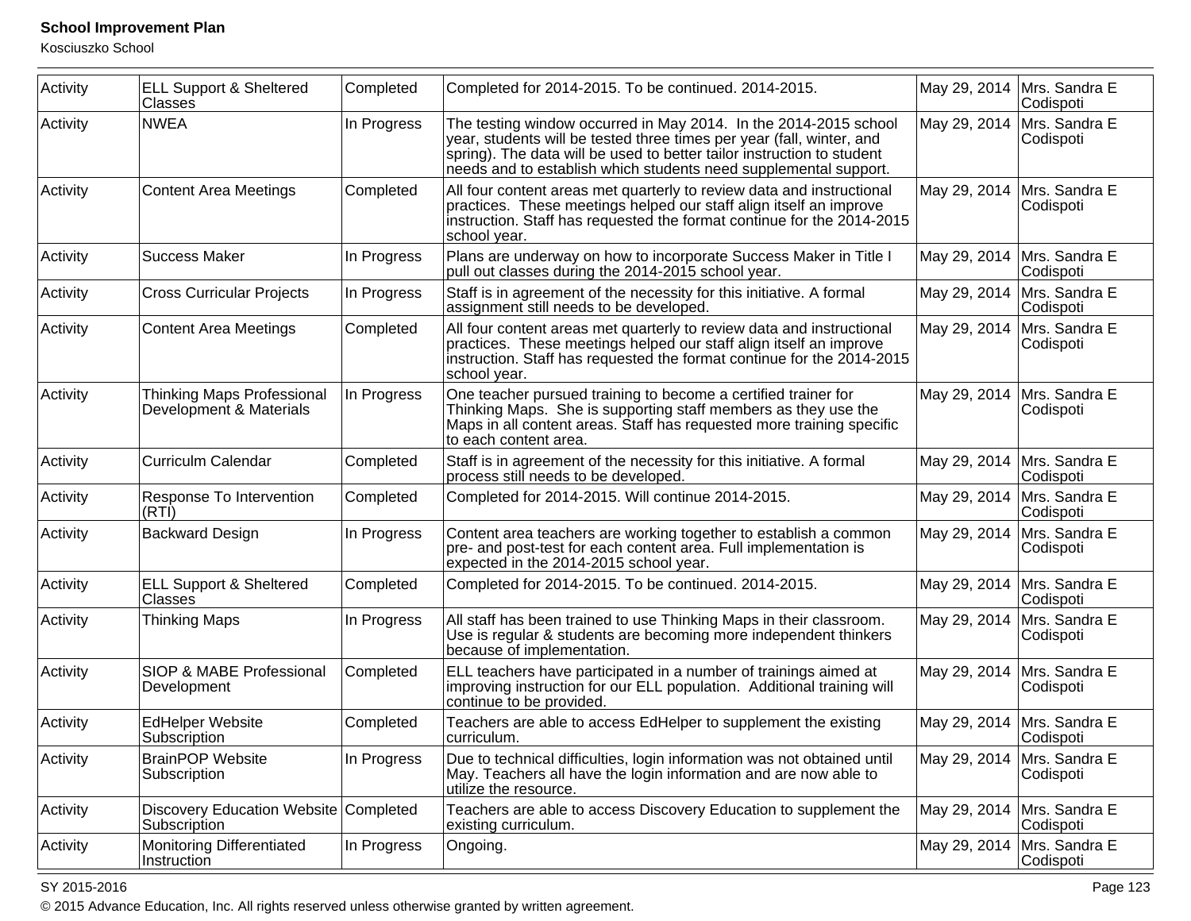| Activity | ELL Support & Sheltered Classes | Completed | Completed for 2014-2015. To be continued. 2014-2015. | May 29, 2014 | Mrs. Sandra E Codispoti |
|---|---|---|---|---|---|
| Activity | NWEA | In Progress | The testing window occurred in May 2014. In the 2014-2015 school year, students will be tested three times per year (fall, winter, and spring). The data will be used to better tailor instruction to student needs and to establish which students need supplemental support. | May 29, 2014 | Mrs. Sandra E Codispoti |
| Activity | Content Area Meetings | Completed | All four content areas met quarterly to review data and instructional practices. These meetings helped our staff align itself an improve instruction. Staff has requested the format continue for the 2014-2015 school year. | May 29, 2014 | Mrs. Sandra E Codispoti |
| Activity | Success Maker | In Progress | Plans are underway on how to incorporate Success Maker in Title I pull out classes during the 2014-2015 school year. | May 29, 2014 | Mrs. Sandra E Codispoti |
| Activity | Cross Curricular Projects | In Progress | Staff is in agreement of the necessity for this initiative. A formal assignment still needs to be developed. | May 29, 2014 | Mrs. Sandra E Codispoti |
| Activity | Content Area Meetings | Completed | All four content areas met quarterly to review data and instructional practices. These meetings helped our staff align itself an improve instruction. Staff has requested the format continue for the 2014-2015 school year. | May 29, 2014 | Mrs. Sandra E Codispoti |
| Activity | Thinking Maps Professional Development & Materials | In Progress | One teacher pursued training to become a certified trainer for Thinking Maps. She is supporting staff members as they use the Maps in all content areas. Staff has requested more training specific to each content area. | May 29, 2014 | Mrs. Sandra E Codispoti |
| Activity | Curriculm Calendar | Completed | Staff is in agreement of the necessity for this initiative. A formal process still needs to be developed. | May 29, 2014 | Mrs. Sandra E Codispoti |
| Activity | Response To Intervention (RTI) | Completed | Completed for 2014-2015. Will continue 2014-2015. | May 29, 2014 | Mrs. Sandra E Codispoti |
| Activity | Backward Design | In Progress | Content area teachers are working together to establish a common pre- and post-test for each content area. Full implementation is expected in the 2014-2015 school year. | May 29, 2014 | Mrs. Sandra E Codispoti |
| Activity | ELL Support & Sheltered Classes | Completed | Completed for 2014-2015. To be continued. 2014-2015. | May 29, 2014 | Mrs. Sandra E Codispoti |
| Activity | Thinking Maps | In Progress | All staff has been trained to use Thinking Maps in their classroom. Use is regular & students are becoming more independent thinkers because of implementation. | May 29, 2014 | Mrs. Sandra E Codispoti |
| Activity | SIOP & MABE Professional Development | Completed | ELL teachers have participated in a number of trainings aimed at improving instruction for our ELL population. Additional training will continue to be provided. | May 29, 2014 | Mrs. Sandra E Codispoti |
| Activity | EdHelper Website Subscription | Completed | Teachers are able to access EdHelper to supplement the existing curriculum. | May 29, 2014 | Mrs. Sandra E Codispoti |
| Activity | BrainPOP Website Subscription | In Progress | Due to technical difficulties, login information was not obtained until May. Teachers all have the login information and are now able to utilize the resource. | May 29, 2014 | Mrs. Sandra E Codispoti |
| Activity | Discovery Education Website Subscription | Completed | Teachers are able to access Discovery Education to supplement the existing curriculum. | May 29, 2014 | Mrs. Sandra E Codispoti |
| Activity | Monitoring Differentiated Instruction | In Progress | Ongoing. | May 29, 2014 | Mrs. Sandra E Codispoti |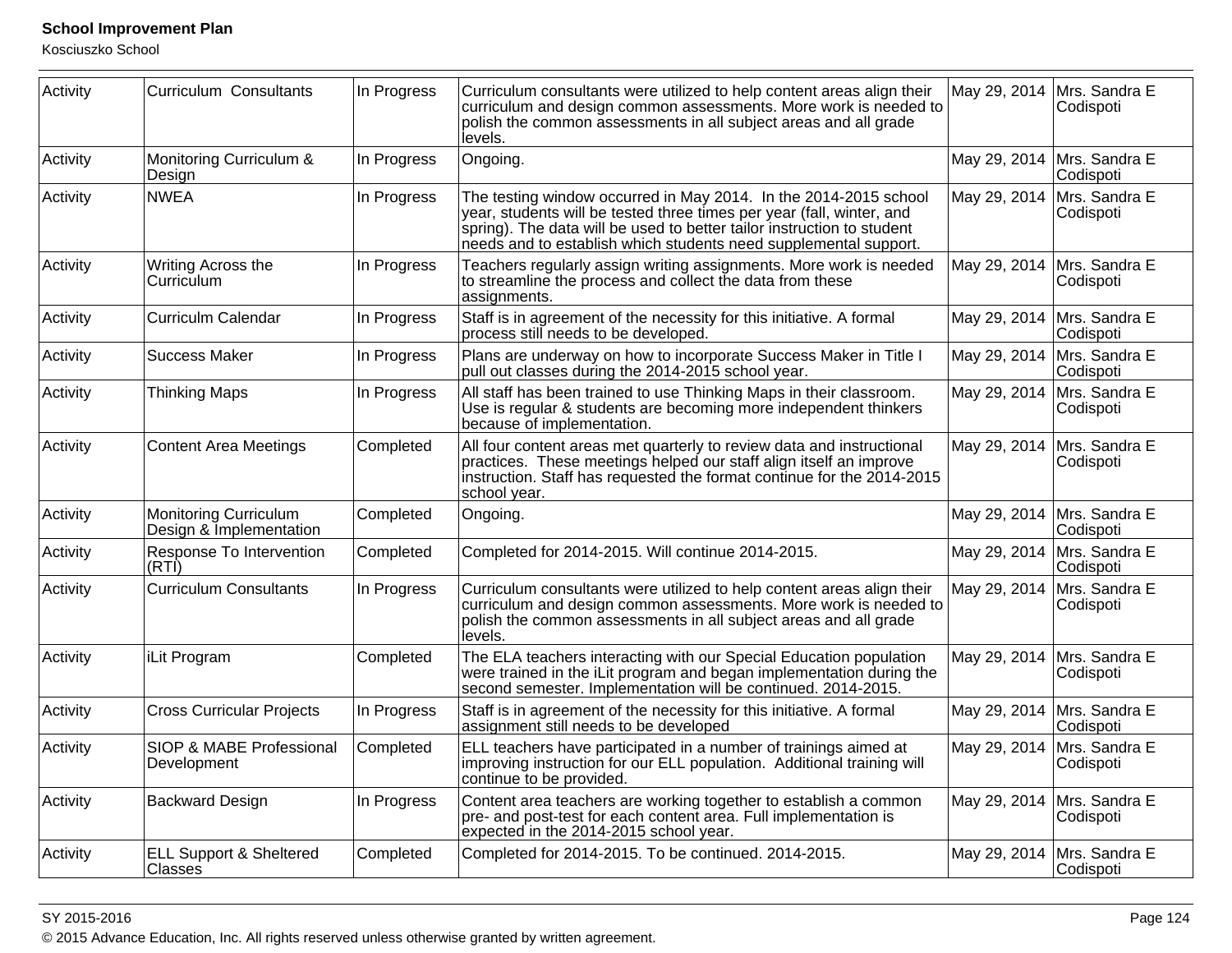| Activity | Curriculum  Consultants | In Progress | Curriculum consultants were utilized to help content areas align their curriculum and design common assessments. More work is needed to polish the common assessments in all subject areas and all grade levels. | May 29, 2014 | Mrs. Sandra E Codispoti |
|---|---|---|---|---|---|
| Activity | Monitoring Curriculum & Design | In Progress | Ongoing. | May 29, 2014 | Mrs. Sandra E Codispoti |
| Activity | NWEA | In Progress | The testing window occurred in May 2014.  In the 2014-2015 school year, students will be tested three times per year (fall, winter, and spring). The data will be used to better tailor instruction to student needs and to establish which students need supplemental support. | May 29, 2014 | Mrs. Sandra E Codispoti |
| Activity | Writing Across the Curriculum | In Progress | Teachers regularly assign writing assignments. More work is needed to streamline the process and collect the data from these assignments. | May 29, 2014 | Mrs. Sandra E Codispoti |
| Activity | Curriculm Calendar | In Progress | Staff is in agreement of the necessity for this initiative. A formal process still needs to be developed. | May 29, 2014 | Mrs. Sandra E Codispoti |
| Activity | Success Maker | In Progress | Plans are underway on how to incorporate Success Maker in Title I pull out classes during the 2014-2015 school year. | May 29, 2014 | Mrs. Sandra E Codispoti |
| Activity | Thinking Maps | In Progress | All staff has been trained to use Thinking Maps in their classroom. Use is regular & students are becoming more independent thinkers because of implementation. | May 29, 2014 | Mrs. Sandra E Codispoti |
| Activity | Content Area Meetings | Completed | All four content areas met quarterly to review data and instructional practices.  These meetings helped our staff align itself an improve instruction. Staff has requested the format continue for the 2014-2015 school year. | May 29, 2014 | Mrs. Sandra E Codispoti |
| Activity | Monitoring Curriculum Design & Implementation | Completed | Ongoing. | May 29, 2014 | Mrs. Sandra E Codispoti |
| Activity | Response To Intervention (RTI) | Completed | Completed for 2014-2015. Will continue 2014-2015. | May 29, 2014 | Mrs. Sandra E Codispoti |
| Activity | Curriculum Consultants | In Progress | Curriculum consultants were utilized to help content areas align their curriculum and design common assessments. More work is needed to polish the common assessments in all subject areas and all grade levels. | May 29, 2014 | Mrs. Sandra E Codispoti |
| Activity | iLit Program | Completed | The ELA teachers interacting with our Special Education population were trained in the iLit program and began implementation during the second semester. Implementation will be continued. 2014-2015. | May 29, 2014 | Mrs. Sandra E Codispoti |
| Activity | Cross Curricular Projects | In Progress | Staff is in agreement of the necessity for this initiative. A formal assignment still needs to be developed | May 29, 2014 | Mrs. Sandra E Codispoti |
| Activity | SIOP & MABE Professional Development | Completed | ELL teachers have participated in a number of trainings aimed at improving instruction for our ELL population.  Additional training will continue to be provided. | May 29, 2014 | Mrs. Sandra E Codispoti |
| Activity | Backward Design | In Progress | Content area teachers are working together to establish a common pre- and post-test for each content area. Full implementation is expected in the 2014-2015 school year. | May 29, 2014 | Mrs. Sandra E Codispoti |
| Activity | ELL Support & Sheltered Classes | Completed | Completed for 2014-2015. To be continued. 2014-2015. | May 29, 2014 | Mrs. Sandra E Codispoti |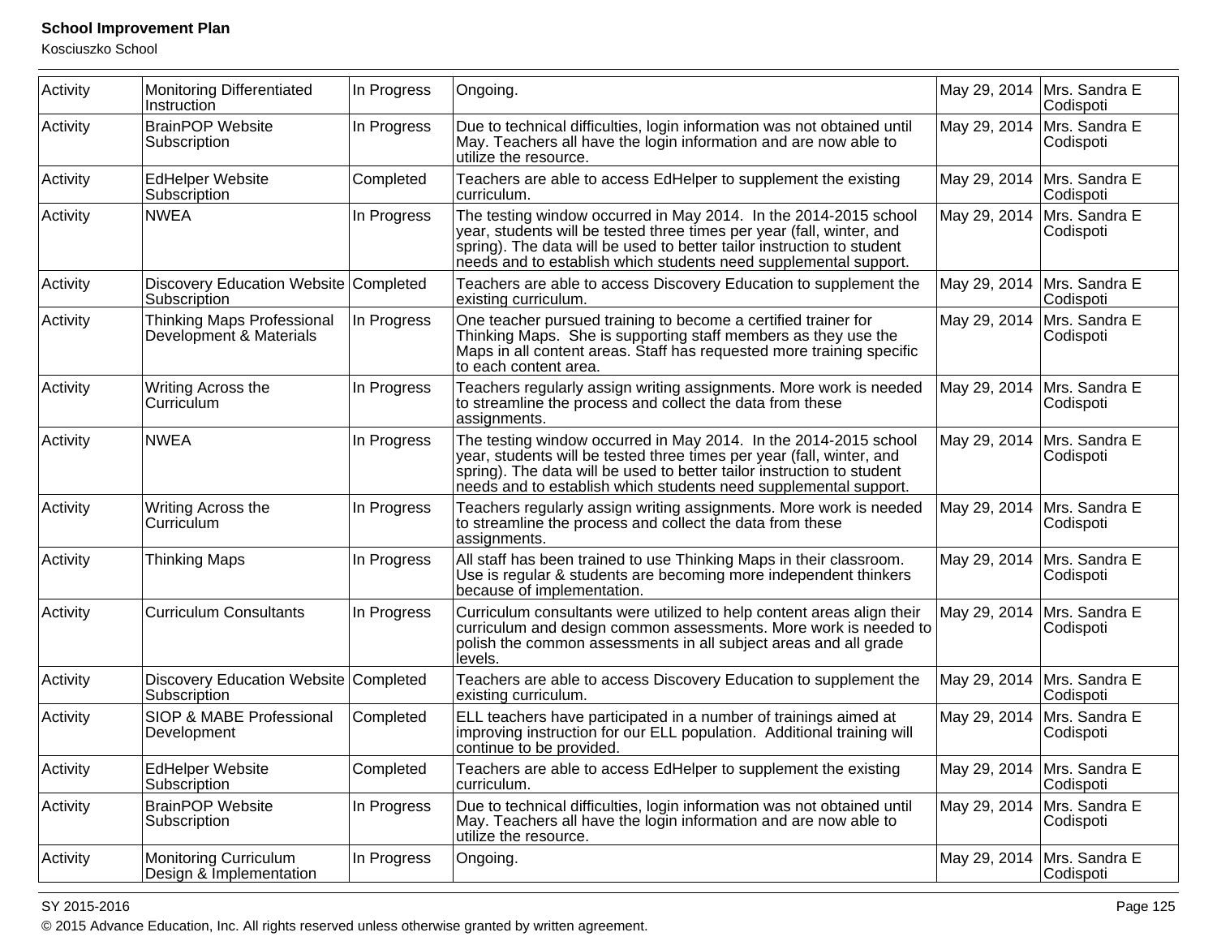| Activity | Monitoring Differentiated Instruction | In Progress | Ongoing. | May 29, 2014 | Mrs. Sandra E Codispoti |
|---|---|---|---|---|---|
| Activity | BrainPOP Website Subscription | In Progress | Due to technical difficulties, login information was not obtained until May. Teachers all have the login information and are now able to utilize the resource. | May 29, 2014 | Mrs. Sandra E Codispoti |
| Activity | EdHelper Website Subscription | Completed | Teachers are able to access EdHelper to supplement the existing curriculum. | May 29, 2014 | Mrs. Sandra E Codispoti |
| Activity | NWEA | In Progress | The testing window occurred in May 2014. In the 2014-2015 school year, students will be tested three times per year (fall, winter, and spring). The data will be used to better tailor instruction to student needs and to establish which students need supplemental support. | May 29, 2014 | Mrs. Sandra E Codispoti |
| Activity | Discovery Education Website Subscription | Completed | Teachers are able to access Discovery Education to supplement the existing curriculum. | May 29, 2014 | Mrs. Sandra E Codispoti |
| Activity | Thinking Maps Professional Development & Materials | In Progress | One teacher pursued training to become a certified trainer for Thinking Maps. She is supporting staff members as they use the Maps in all content areas. Staff has requested more training specific to each content area. | May 29, 2014 | Mrs. Sandra E Codispoti |
| Activity | Writing Across the Curriculum | In Progress | Teachers regularly assign writing assignments. More work is needed to streamline the process and collect the data from these assignments. | May 29, 2014 | Mrs. Sandra E Codispoti |
| Activity | NWEA | In Progress | The testing window occurred in May 2014. In the 2014-2015 school year, students will be tested three times per year (fall, winter, and spring). The data will be used to better tailor instruction to student needs and to establish which students need supplemental support. | May 29, 2014 | Mrs. Sandra E Codispoti |
| Activity | Writing Across the Curriculum | In Progress | Teachers regularly assign writing assignments. More work is needed to streamline the process and collect the data from these assignments. | May 29, 2014 | Mrs. Sandra E Codispoti |
| Activity | Thinking Maps | In Progress | All staff has been trained to use Thinking Maps in their classroom. Use is regular & students are becoming more independent thinkers because of implementation. | May 29, 2014 | Mrs. Sandra E Codispoti |
| Activity | Curriculum Consultants | In Progress | Curriculum consultants were utilized to help content areas align their curriculum and design common assessments. More work is needed to polish the common assessments in all subject areas and all grade levels. | May 29, 2014 | Mrs. Sandra E Codispoti |
| Activity | Discovery Education Website Subscription | Completed | Teachers are able to access Discovery Education to supplement the existing curriculum. | May 29, 2014 | Mrs. Sandra E Codispoti |
| Activity | SIOP & MABE Professional Development | Completed | ELL teachers have participated in a number of trainings aimed at improving instruction for our ELL population. Additional training will continue to be provided. | May 29, 2014 | Mrs. Sandra E Codispoti |
| Activity | EdHelper Website Subscription | Completed | Teachers are able to access EdHelper to supplement the existing curriculum. | May 29, 2014 | Mrs. Sandra E Codispoti |
| Activity | BrainPOP Website Subscription | In Progress | Due to technical difficulties, login information was not obtained until May. Teachers all have the login information and are now able to utilize the resource. | May 29, 2014 | Mrs. Sandra E Codispoti |
| Activity | Monitoring Curriculum Design & Implementation | In Progress | Ongoing. | May 29, 2014 | Mrs. Sandra E Codispoti |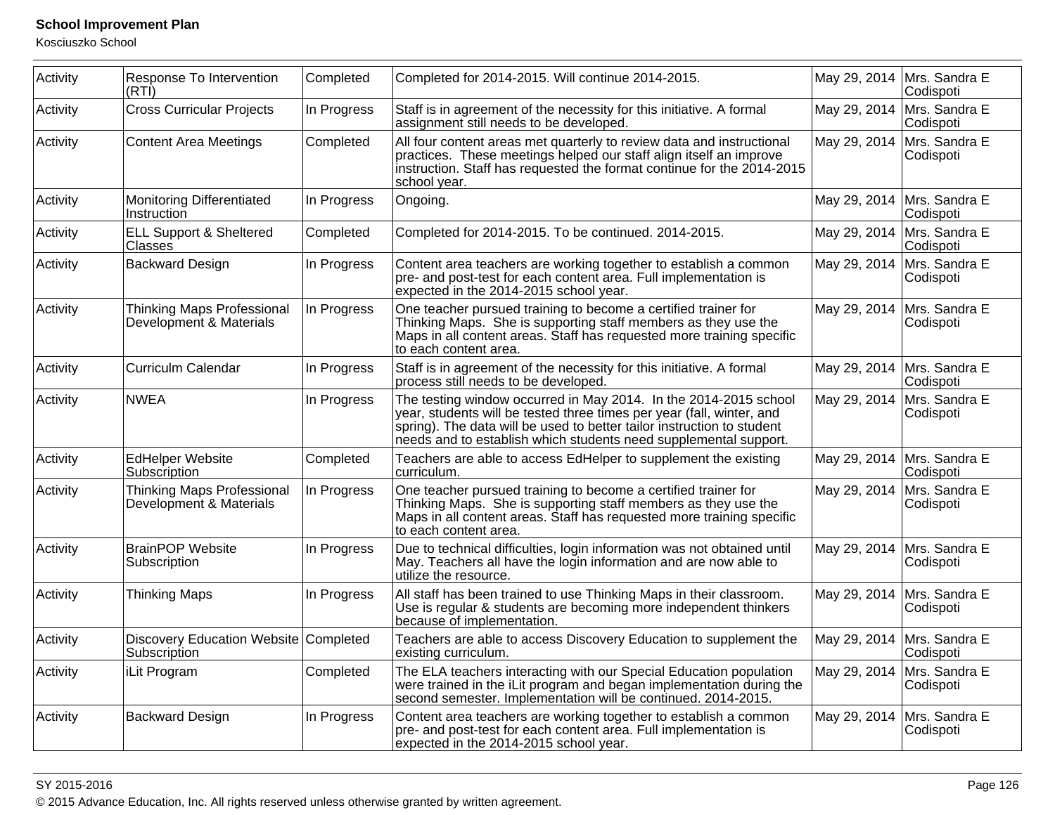| Activity | Response To Intervention (RTI) | Completed | Completed for 2014-2015. Will continue 2014-2015. | May 29, 2014 | Mrs. Sandra E Codispoti |
|---|---|---|---|---|---|
| Activity | Cross Curricular Projects | In Progress | Staff is in agreement of the necessity for this initiative. A formal assignment still needs to be developed. | May 29, 2014 | Mrs. Sandra E Codispoti |
| Activity | Content Area Meetings | Completed | All four content areas met quarterly to review data and instructional practices. These meetings helped our staff align itself an improve instruction. Staff has requested the format continue for the 2014-2015 school year. | May 29, 2014 | Mrs. Sandra E Codispoti |
| Activity | Monitoring Differentiated Instruction | In Progress | Ongoing. | May 29, 2014 | Mrs. Sandra E Codispoti |
| Activity | ELL Support & Sheltered Classes | Completed | Completed for 2014-2015. To be continued. 2014-2015. | May 29, 2014 | Mrs. Sandra E Codispoti |
| Activity | Backward Design | In Progress | Content area teachers are working together to establish a common pre- and post-test for each content area. Full implementation is expected in the 2014-2015 school year. | May 29, 2014 | Mrs. Sandra E Codispoti |
| Activity | Thinking Maps Professional Development & Materials | In Progress | One teacher pursued training to become a certified trainer for Thinking Maps. She is supporting staff members as they use the Maps in all content areas. Staff has requested more training specific to each content area. | May 29, 2014 | Mrs. Sandra E Codispoti |
| Activity | Curriculm Calendar | In Progress | Staff is in agreement of the necessity for this initiative. A formal process still needs to be developed. | May 29, 2014 | Mrs. Sandra E Codispoti |
| Activity | NWEA | In Progress | The testing window occurred in May 2014. In the 2014-2015 school year, students will be tested three times per year (fall, winter, and spring). The data will be used to better tailor instruction to student needs and to establish which students need supplemental support. | May 29, 2014 | Mrs. Sandra E Codispoti |
| Activity | EdHelper Website Subscription | Completed | Teachers are able to access EdHelper to supplement the existing curriculum. | May 29, 2014 | Mrs. Sandra E Codispoti |
| Activity | Thinking Maps Professional Development & Materials | In Progress | One teacher pursued training to become a certified trainer for Thinking Maps. She is supporting staff members as they use the Maps in all content areas. Staff has requested more training specific to each content area. | May 29, 2014 | Mrs. Sandra E Codispoti |
| Activity | BrainPOP Website Subscription | In Progress | Due to technical difficulties, login information was not obtained until May. Teachers all have the login information and are now able to utilize the resource. | May 29, 2014 | Mrs. Sandra E Codispoti |
| Activity | Thinking Maps | In Progress | All staff has been trained to use Thinking Maps in their classroom. Use is regular & students are becoming more independent thinkers because of implementation. | May 29, 2014 | Mrs. Sandra E Codispoti |
| Activity | Discovery Education Website Subscription | Completed | Teachers are able to access Discovery Education to supplement the existing curriculum. | May 29, 2014 | Mrs. Sandra E Codispoti |
| Activity | iLit Program | Completed | The ELA teachers interacting with our Special Education population were trained in the iLit program and began implementation during the second semester. Implementation will be continued. 2014-2015. | May 29, 2014 | Mrs. Sandra E Codispoti |
| Activity | Backward Design | In Progress | Content area teachers are working together to establish a common pre- and post-test for each content area. Full implementation is expected in the 2014-2015 school year. | May 29, 2014 | Mrs. Sandra E Codispoti |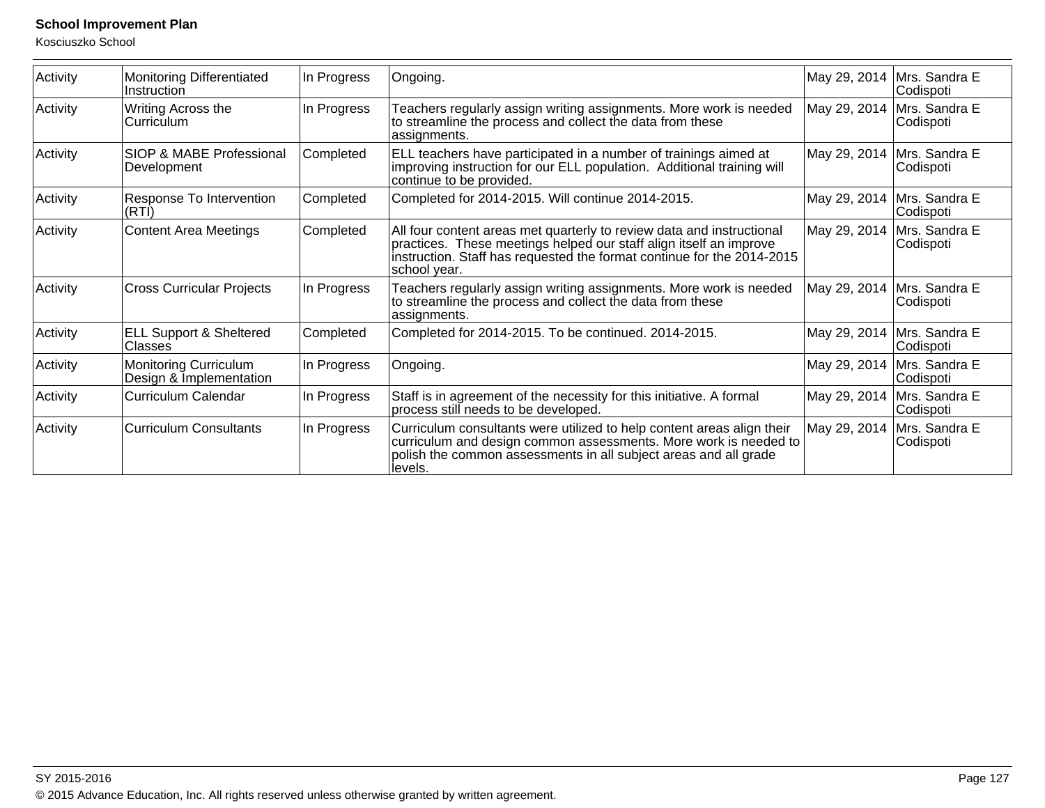| | | | | | |
|---|---|---|---|---|---|
| Activity | Monitoring Differentiated Instruction | In Progress | Ongoing. | May 29, 2014 | Mrs. Sandra E Codispoti |
| Activity | Writing Across the Curriculum | In Progress | Teachers regularly assign writing assignments. More work is needed to streamline the process and collect the data from these assignments. | May 29, 2014 | Mrs. Sandra E Codispoti |
| Activity | SIOP & MABE Professional Development | Completed | ELL teachers have participated in a number of trainings aimed at improving instruction for our ELL population. Additional training will continue to be provided. | May 29, 2014 | Mrs. Sandra E Codispoti |
| Activity | Response To Intervention (RTI) | Completed | Completed for 2014-2015. Will continue 2014-2015. | May 29, 2014 | Mrs. Sandra E Codispoti |
| Activity | Content Area Meetings | Completed | All four content areas met quarterly to review data and instructional practices. These meetings helped our staff align itself an improve instruction. Staff has requested the format continue for the 2014-2015 school year. | May 29, 2014 | Mrs. Sandra E Codispoti |
| Activity | Cross Curricular Projects | In Progress | Teachers regularly assign writing assignments. More work is needed to streamline the process and collect the data from these assignments. | May 29, 2014 | Mrs. Sandra E Codispoti |
| Activity | ELL Support & Sheltered Classes | Completed | Completed for 2014-2015. To be continued. 2014-2015. | May 29, 2014 | Mrs. Sandra E Codispoti |
| Activity | Monitoring Curriculum Design & Implementation | In Progress | Ongoing. | May 29, 2014 | Mrs. Sandra E Codispoti |
| Activity | Curriculum Calendar | In Progress | Staff is in agreement of the necessity for this initiative. A formal process still needs to be developed. | May 29, 2014 | Mrs. Sandra E Codispoti |
| Activity | Curriculum Consultants | In Progress | Curriculum consultants were utilized to help content areas align their curriculum and design common assessments. More work is needed to polish the common assessments in all subject areas and all grade levels. | May 29, 2014 | Mrs. Sandra E Codispoti |